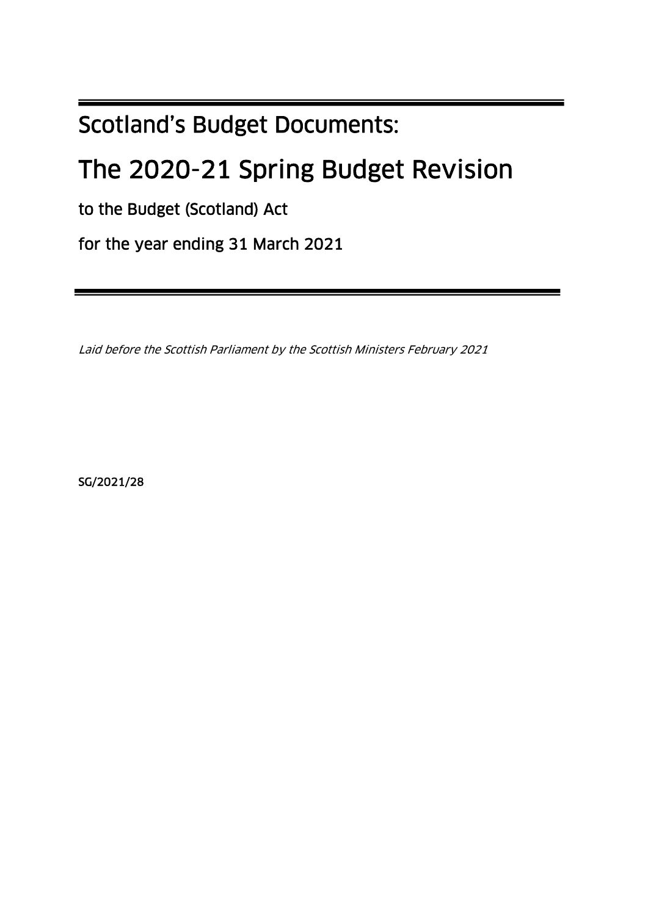# Scotland's Budget Documents:

# The 2020-21 Spring Budget Revision

**to the Budget (Scotland) Act**

**for the year ending 31 March 2021**

*Laid before the Scottish Parliament by the Scottish Ministers February 2021*

**SG/2021/28**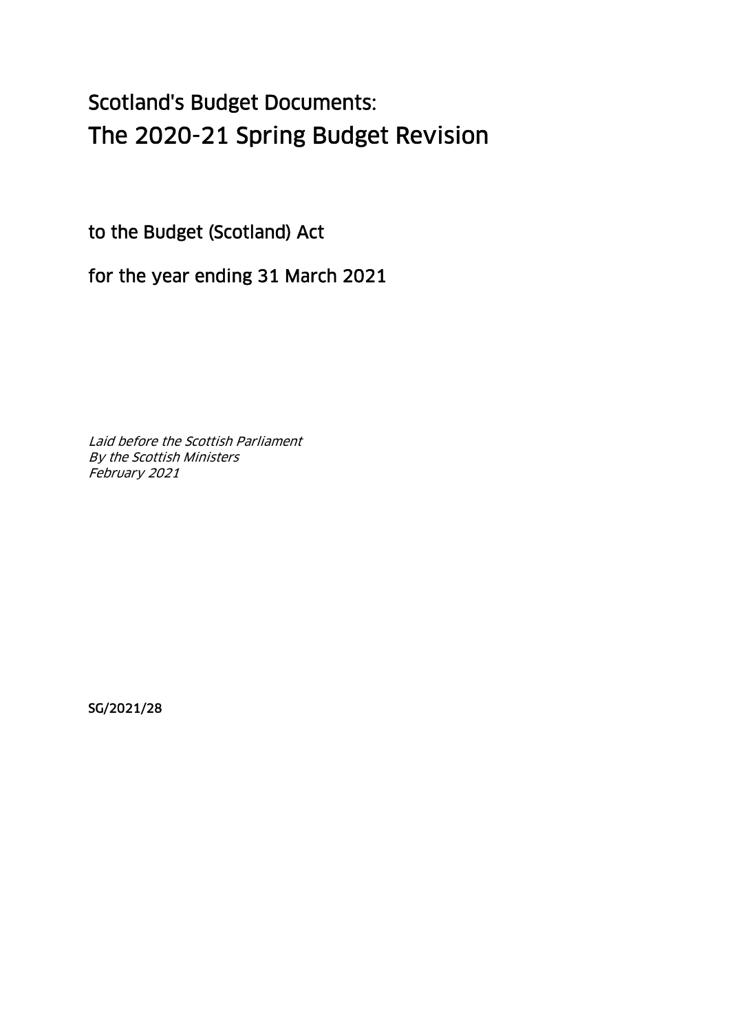# Scotland's Budget Documents:
# The 2020-21 Spring Budget Revision

to the Budget (Scotland) Act

for the year ending 31 March 2021

*Laid before the Scottish Parliament*
*By the Scottish Ministers*
*February 2021*

SG/2021/28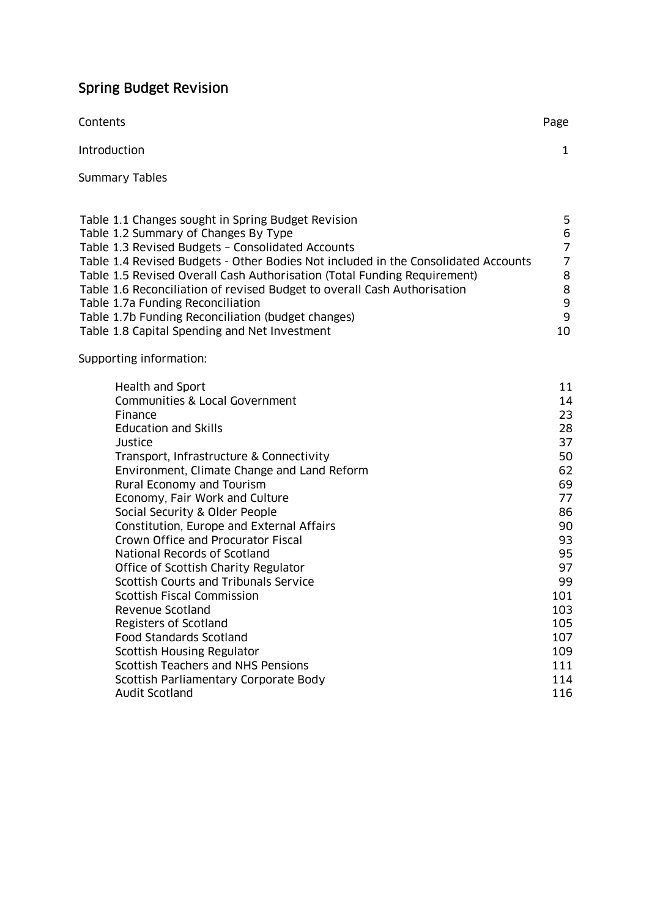## Spring Budget Revision

| Contents | Page |
|---|---|
| Introduction | 1 |
| Summary Tables | |
| Table 1.1 Changes sought in Spring Budget Revision | 5 |
| Table 1.2 Summary of Changes By Type | 6 |
| Table 1.3 Revised Budgets – Consolidated Accounts | 7 |
| Table 1.4 Revised Budgets - Other Bodies Not included in the Consolidated Accounts | 7 |
| Table 1.5 Revised Overall Cash Authorisation (Total Funding Requirement) | 8 |
| Table 1.6 Reconciliation of revised Budget to overall Cash Authorisation | 8 |
| Table 1.7a Funding Reconciliation | 9 |
| Table 1.7b Funding Reconciliation (budget changes) | 9 |
| Table 1.8 Capital Spending and Net Investment | 10 |
| Supporting information: | |
| Health and Sport | 11 |
| Communities & Local Government | 14 |
| Finance | 23 |
| Education and Skills | 28 |
| Justice | 37 |
| Transport, Infrastructure & Connectivity | 50 |
| Environment, Climate Change and Land Reform | 62 |
| Rural Economy and Tourism | 69 |
| Economy, Fair Work and Culture | 77 |
| Social Security & Older People | 86 |
| Constitution, Europe and External Affairs | 90 |
| Crown Office and Procurator Fiscal | 93 |
| National Records of Scotland | 95 |
| Office of Scottish Charity Regulator | 97 |
| Scottish Courts and Tribunals Service | 99 |
| Scottish Fiscal Commission | 101 |
| Revenue Scotland | 103 |
| Registers of Scotland | 105 |
| Food Standards Scotland | 107 |
| Scottish Housing Regulator | 109 |
| Scottish Teachers and NHS Pensions | 111 |
| Scottish Parliamentary Corporate Body | 114 |
| Audit Scotland | 116 |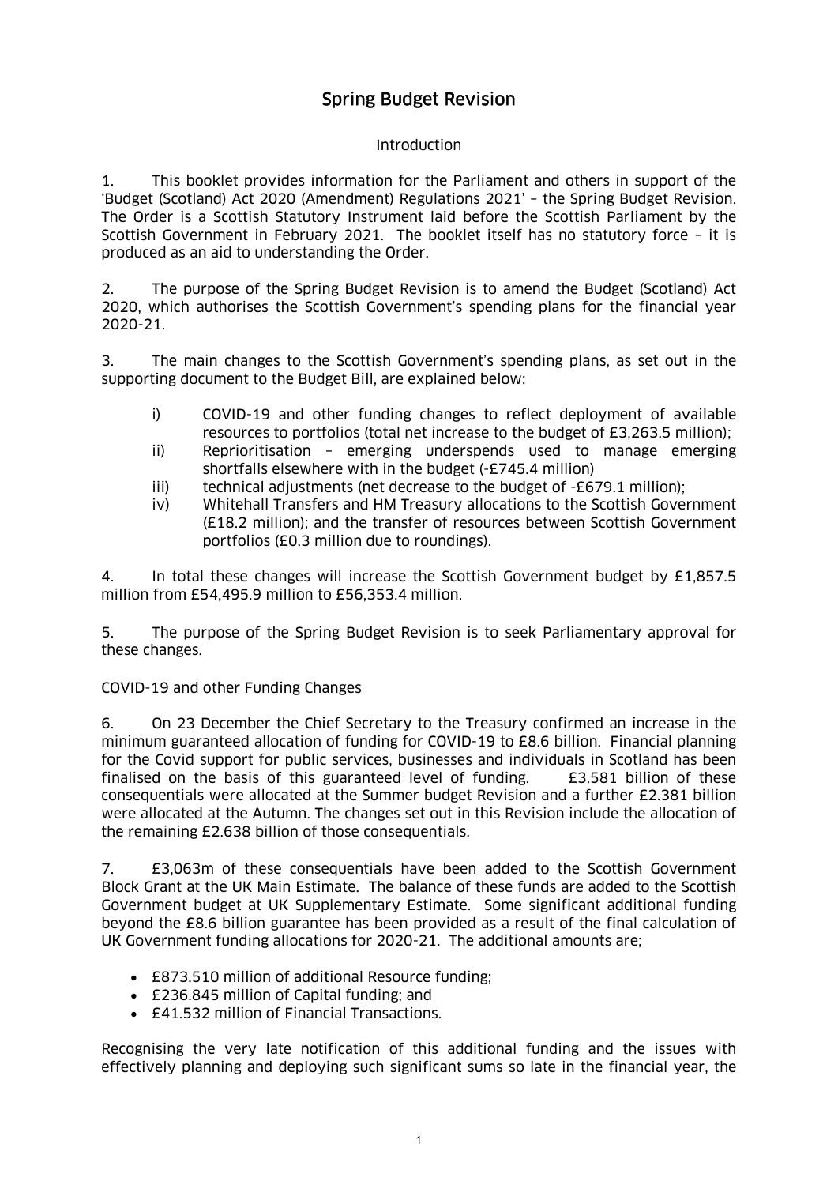# Spring Budget Revision

## Introduction

1. This booklet provides information for the Parliament and others in support of the 'Budget (Scotland) Act 2020 (Amendment) Regulations 2021' – the Spring Budget Revision. The Order is a Scottish Statutory Instrument laid before the Scottish Parliament by the Scottish Government in February 2021. The booklet itself has no statutory force – it is produced as an aid to understanding the Order.

2. The purpose of the Spring Budget Revision is to amend the Budget (Scotland) Act 2020, which authorises the Scottish Government's spending plans for the financial year 2020-21.

3. The main changes to the Scottish Government's spending plans, as set out in the supporting document to the Budget Bill, are explained below:

   i) COVID-19 and other funding changes to reflect deployment of available resources to portfolios (total net increase to the budget of £3,263.5 million);
   ii) Reprioritisation – emerging underspends used to manage emerging shortfalls elsewhere with in the budget (-£745.4 million)
   iii) technical adjustments (net decrease to the budget of -£679.1 million);
   iv) Whitehall Transfers and HM Treasury allocations to the Scottish Government (£18.2 million); and the transfer of resources between Scottish Government portfolios (£0.3 million due to roundings).

4. In total these changes will increase the Scottish Government budget by £1,857.5 million from £54,495.9 million to £56,353.4 million.

5. The purpose of the Spring Budget Revision is to seek Parliamentary approval for these changes.

### COVID-19 and other Funding Changes

6. On 23 December the Chief Secretary to the Treasury confirmed an increase in the minimum guaranteed allocation of funding for COVID-19 to £8.6 billion. Financial planning for the Covid support for public services, businesses and individuals in Scotland has been finalised on the basis of this guaranteed level of funding. £3.581 billion of these consequentials were allocated at the Summer budget Revision and a further £2.381 billion were allocated at the Autumn. The changes set out in this Revision include the allocation of the remaining £2.638 billion of those consequentials.

7. £3,063m of these consequentials have been added to the Scottish Government Block Grant at the UK Main Estimate. The balance of these funds are added to the Scottish Government budget at UK Supplementary Estimate. Some significant additional funding beyond the £8.6 billion guarantee has been provided as a result of the final calculation of UK Government funding allocations for 2020-21. The additional amounts are;

- £873.510 million of additional Resource funding;
- £236.845 million of Capital funding; and
- £41.532 million of Financial Transactions.

Recognising the very late notification of this additional funding and the issues with effectively planning and deploying such significant sums so late in the financial year, the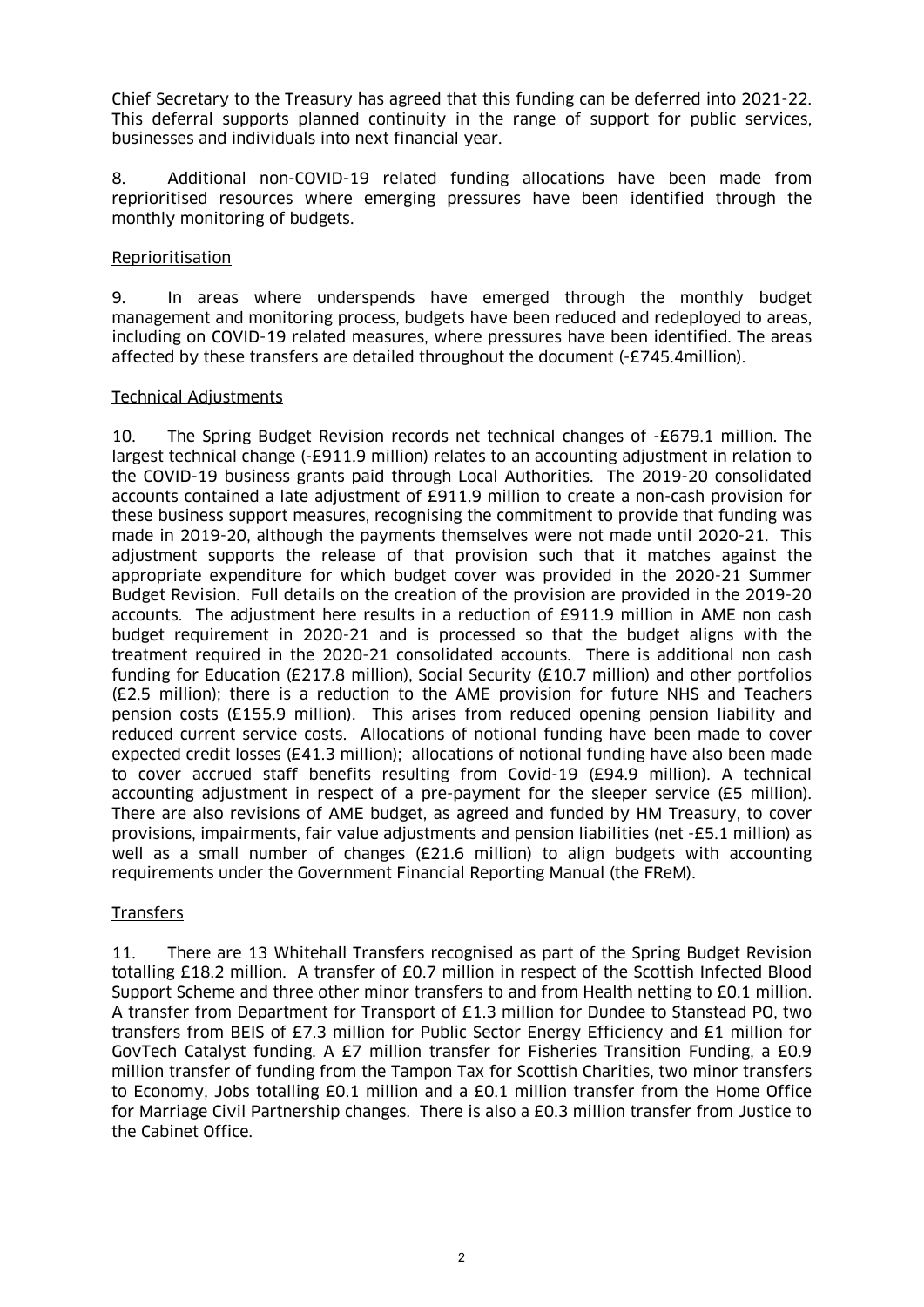Chief Secretary to the Treasury has agreed that this funding can be deferred into 2021-22. This deferral supports planned continuity in the range of support for public services, businesses and individuals into next financial year.

8. Additional non-COVID-19 related funding allocations have been made from reprioritised resources where emerging pressures have been identified through the monthly monitoring of budgets.

## Reprioritisation

9. In areas where underspends have emerged through the monthly budget management and monitoring process, budgets have been reduced and redeployed to areas, including on COVID-19 related measures, where pressures have been identified. The areas affected by these transfers are detailed throughout the document (-£745.4million).

## Technical Adjustments

10. The Spring Budget Revision records net technical changes of -£679.1 million. The largest technical change (-£911.9 million) relates to an accounting adjustment in relation to the COVID-19 business grants paid through Local Authorities. The 2019-20 consolidated accounts contained a late adjustment of £911.9 million to create a non-cash provision for these business support measures, recognising the commitment to provide that funding was made in 2019-20, although the payments themselves were not made until 2020-21. This adjustment supports the release of that provision such that it matches against the appropriate expenditure for which budget cover was provided in the 2020-21 Summer Budget Revision. Full details on the creation of the provision are provided in the 2019-20 accounts. The adjustment here results in a reduction of £911.9 million in AME non cash budget requirement in 2020-21 and is processed so that the budget aligns with the treatment required in the 2020-21 consolidated accounts. There is additional non cash funding for Education (£217.8 million), Social Security (£10.7 million) and other portfolios (£2.5 million); there is a reduction to the AME provision for future NHS and Teachers pension costs (£155.9 million). This arises from reduced opening pension liability and reduced current service costs. Allocations of notional funding have been made to cover expected credit losses (£41.3 million); allocations of notional funding have also been made to cover accrued staff benefits resulting from Covid-19 (£94.9 million). A technical accounting adjustment in respect of a pre-payment for the sleeper service (£5 million). There are also revisions of AME budget, as agreed and funded by HM Treasury, to cover provisions, impairments, fair value adjustments and pension liabilities (net -£5.1 million) as well as a small number of changes (£21.6 million) to align budgets with accounting requirements under the Government Financial Reporting Manual (the FReM).

## Transfers

11. There are 13 Whitehall Transfers recognised as part of the Spring Budget Revision totalling £18.2 million. A transfer of £0.7 million in respect of the Scottish Infected Blood Support Scheme and three other minor transfers to and from Health netting to £0.1 million. A transfer from Department for Transport of £1.3 million for Dundee to Stanstead PO, two transfers from BEIS of £7.3 million for Public Sector Energy Efficiency and £1 million for GovTech Catalyst funding. A £7 million transfer for Fisheries Transition Funding, a £0.9 million transfer of funding from the Tampon Tax for Scottish Charities, two minor transfers to Economy, Jobs totalling £0.1 million and a £0.1 million transfer from the Home Office for Marriage Civil Partnership changes. There is also a £0.3 million transfer from Justice to the Cabinet Office.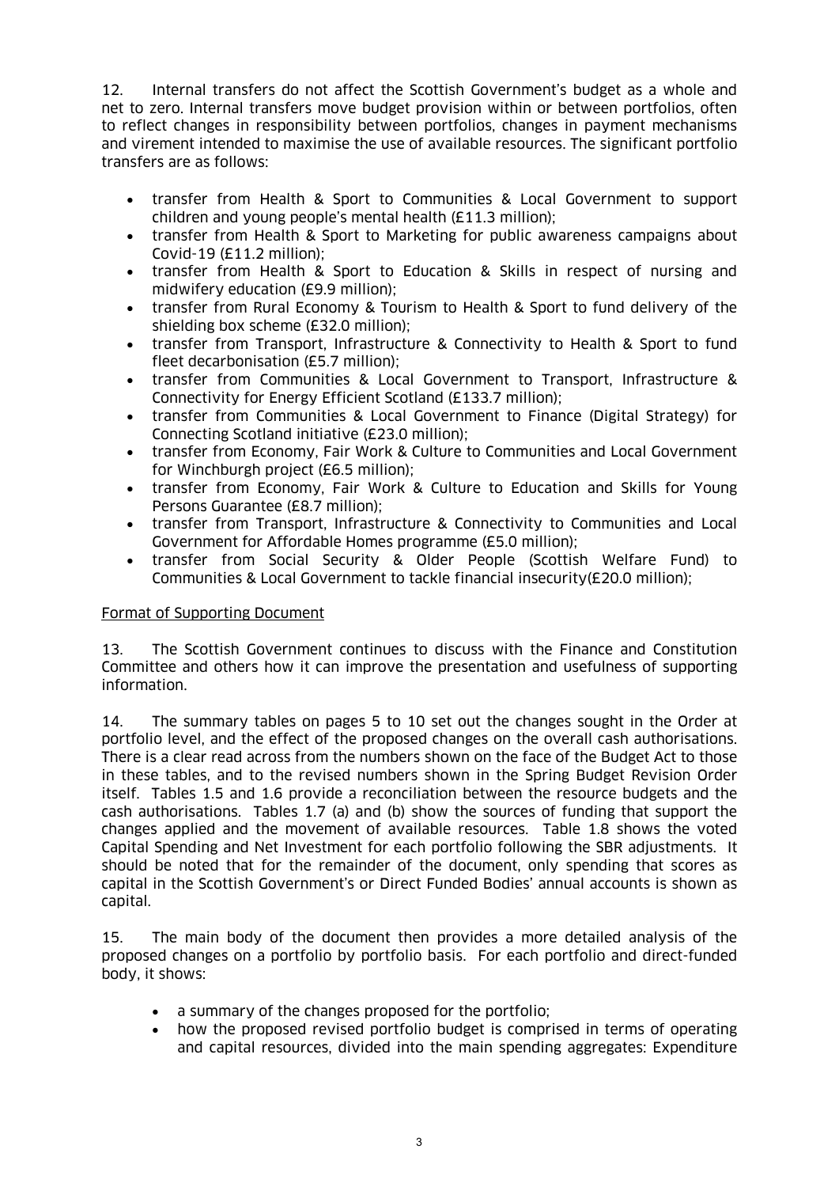12. Internal transfers do not affect the Scottish Government's budget as a whole and net to zero. Internal transfers move budget provision within or between portfolios, often to reflect changes in responsibility between portfolios, changes in payment mechanisms and virement intended to maximise the use of available resources. The significant portfolio transfers are as follows:

- transfer from Health & Sport to Communities & Local Government to support children and young people's mental health (£11.3 million);
- transfer from Health & Sport to Marketing for public awareness campaigns about Covid-19 (£11.2 million);
- transfer from Health & Sport to Education & Skills in respect of nursing and midwifery education (£9.9 million);
- transfer from Rural Economy & Tourism to Health & Sport to fund delivery of the shielding box scheme (£32.0 million);
- transfer from Transport, Infrastructure & Connectivity to Health & Sport to fund fleet decarbonisation (£5.7 million);
- transfer from Communities & Local Government to Transport, Infrastructure & Connectivity for Energy Efficient Scotland (£133.7 million);
- transfer from Communities & Local Government to Finance (Digital Strategy) for Connecting Scotland initiative (£23.0 million);
- transfer from Economy, Fair Work & Culture to Communities and Local Government for Winchburgh project (£6.5 million);
- transfer from Economy, Fair Work & Culture to Education and Skills for Young Persons Guarantee (£8.7 million);
- transfer from Transport, Infrastructure & Connectivity to Communities and Local Government for Affordable Homes programme (£5.0 million);
- transfer from Social Security & Older People (Scottish Welfare Fund) to Communities & Local Government to tackle financial insecurity(£20.0 million);

Format of Supporting Document

13. The Scottish Government continues to discuss with the Finance and Constitution Committee and others how it can improve the presentation and usefulness of supporting information.

14. The summary tables on pages 5 to 10 set out the changes sought in the Order at portfolio level, and the effect of the proposed changes on the overall cash authorisations. There is a clear read across from the numbers shown on the face of the Budget Act to those in these tables, and to the revised numbers shown in the Spring Budget Revision Order itself. Tables 1.5 and 1.6 provide a reconciliation between the resource budgets and the cash authorisations. Tables 1.7 (a) and (b) show the sources of funding that support the changes applied and the movement of available resources. Table 1.8 shows the voted Capital Spending and Net Investment for each portfolio following the SBR adjustments. It should be noted that for the remainder of the document, only spending that scores as capital in the Scottish Government's or Direct Funded Bodies' annual accounts is shown as capital.

15. The main body of the document then provides a more detailed analysis of the proposed changes on a portfolio by portfolio basis. For each portfolio and direct-funded body, it shows:

- a summary of the changes proposed for the portfolio;
- how the proposed revised portfolio budget is comprised in terms of operating and capital resources, divided into the main spending aggregates: Expenditure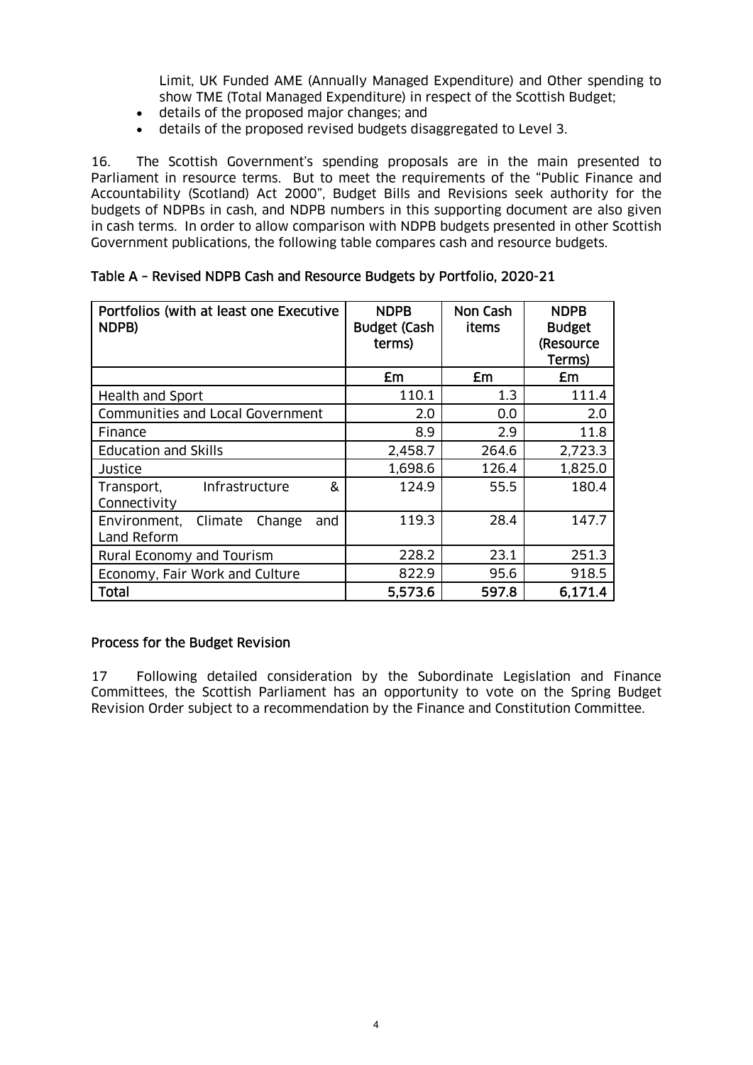Limit, UK Funded AME (Annually Managed Expenditure) and Other spending to show TME (Total Managed Expenditure) in respect of the Scottish Budget;

- details of the proposed major changes; and
- details of the proposed revised budgets disaggregated to Level 3.

16. The Scottish Government's spending proposals are in the main presented to Parliament in resource terms. But to meet the requirements of the "Public Finance and Accountability (Scotland) Act 2000", Budget Bills and Revisions seek authority for the budgets of NDPBs in cash, and NDPB numbers in this supporting document are also given in cash terms. In order to allow comparison with NDPB budgets presented in other Scottish Government publications, the following table compares cash and resource budgets.

**Table A – Revised NDPB Cash and Resource Budgets by Portfolio, 2020-21**

| Portfolios (with at least one Executive NDPB) | NDPB Budget (Cash terms) | Non Cash items | NDPB Budget (Resource Terms) |
|---|---|---|---|
| | £m | £m | £m |
| Health and Sport | 110.1 | 1.3 | 111.4 |
| Communities and Local Government | 2.0 | 0.0 | 2.0 |
| Finance | 8.9 | 2.9 | 11.8 |
| Education and Skills | 2,458.7 | 264.6 | 2,723.3 |
| Justice | 1,698.6 | 126.4 | 1,825.0 |
| Transport, Infrastructure & Connectivity | 124.9 | 55.5 | 180.4 |
| Environment, Climate Change and Land Reform | 119.3 | 28.4 | 147.7 |
| Rural Economy and Tourism | 228.2 | 23.1 | 251.3 |
| Economy, Fair Work and Culture | 822.9 | 95.6 | 918.5 |
| **Total** | **5,573.6** | **597.8** | **6,171.4** |

## Process for the Budget Revision

17 Following detailed consideration by the Subordinate Legislation and Finance Committees, the Scottish Parliament has an opportunity to vote on the Spring Budget Revision Order subject to a recommendation by the Finance and Constitution Committee.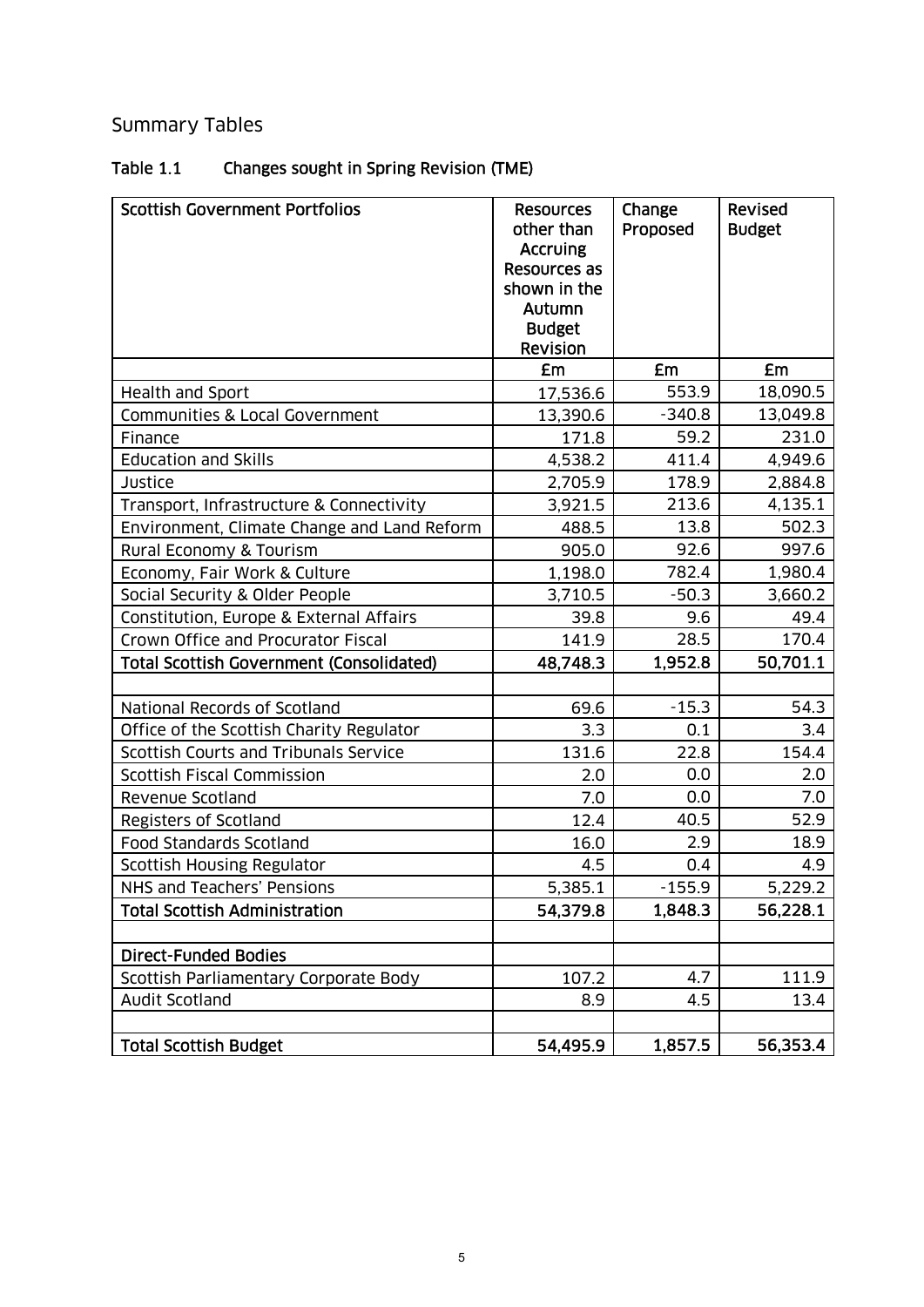## Summary Tables

### Table 1.1 Changes sought in Spring Revision (TME)

| Scottish Government Portfolios | Resources other than Accruing Resources as shown in the Autumn Budget Revision | Change Proposed | Revised Budget |
|---|---|---|---|
| | £m | £m | £m |
| Health and Sport | 17,536.6 | 553.9 | 18,090.5 |
| Communities & Local Government | 13,390.6 | -340.8 | 13,049.8 |
| Finance | 171.8 | 59.2 | 231.0 |
| Education and Skills | 4,538.2 | 411.4 | 4,949.6 |
| Justice | 2,705.9 | 178.9 | 2,884.8 |
| Transport, Infrastructure & Connectivity | 3,921.5 | 213.6 | 4,135.1 |
| Environment, Climate Change and Land Reform | 488.5 | 13.8 | 502.3 |
| Rural Economy & Tourism | 905.0 | 92.6 | 997.6 |
| Economy, Fair Work & Culture | 1,198.0 | 782.4 | 1,980.4 |
| Social Security & Older People | 3,710.5 | -50.3 | 3,660.2 |
| Constitution, Europe & External Affairs | 39.8 | 9.6 | 49.4 |
| Crown Office and Procurator Fiscal | 141.9 | 28.5 | 170.4 |
| **Total Scottish Government (Consolidated)** | **48,748.3** | **1,952.8** | **50,701.1** |
| | | | |
| National Records of Scotland | 69.6 | -15.3 | 54.3 |
| Office of the Scottish Charity Regulator | 3.3 | 0.1 | 3.4 |
| Scottish Courts and Tribunals Service | 131.6 | 22.8 | 154.4 |
| Scottish Fiscal Commission | 2.0 | 0.0 | 2.0 |
| Revenue Scotland | 7.0 | 0.0 | 7.0 |
| Registers of Scotland | 12.4 | 40.5 | 52.9 |
| Food Standards Scotland | 16.0 | 2.9 | 18.9 |
| Scottish Housing Regulator | 4.5 | 0.4 | 4.9 |
| NHS and Teachers' Pensions | 5,385.1 | -155.9 | 5,229.2 |
| **Total Scottish Administration** | **54,379.8** | **1,848.3** | **56,228.1** |
| | | | |
| **Direct-Funded Bodies** | | | |
| Scottish Parliamentary Corporate Body | 107.2 | 4.7 | 111.9 |
| Audit Scotland | 8.9 | 4.5 | 13.4 |
| | | | |
| **Total Scottish Budget** | **54,495.9** | **1,857.5** | **56,353.4** |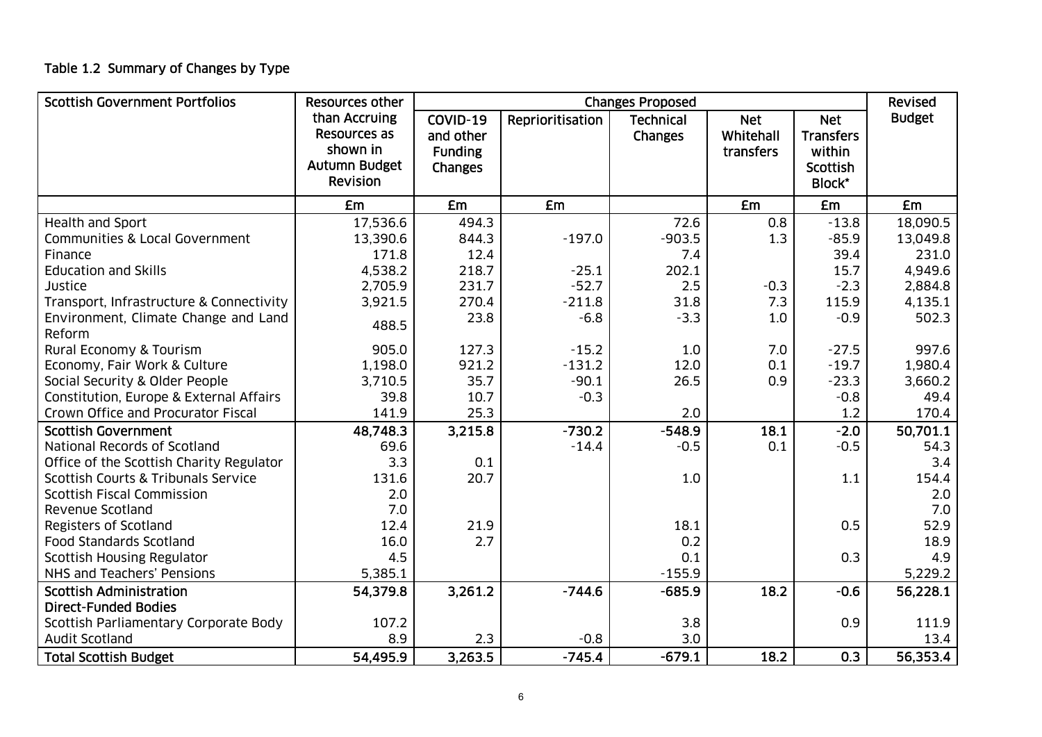### Table 1.2 Summary of Changes by Type

| Scottish Government Portfolios | Resources other than Accruing Resources as shown in Autumn Budget Revision | Changes Proposed | | | | | Revised Budget |
|---|---|---|---|---|---|---|---|
| | | COVID-19 and other Funding Changes | Reprioritisation | Technical Changes | Net Whitehall transfers | Net Transfers within Scottish Block* | |
| | £m | £m | £m | | £m | £m | £m |
| Health and Sport | 17,536.6 | 494.3 | | 72.6 | 0.8 | -13.8 | 18,090.5 |
| Communities & Local Government | 13,390.6 | 844.3 | -197.0 | -903.5 | 1.3 | -85.9 | 13,049.8 |
| Finance | 171.8 | 12.4 | | 7.4 | | 39.4 | 231.0 |
| Education and Skills | 4,538.2 | 218.7 | -25.1 | 202.1 | | 15.7 | 4,949.6 |
| Justice | 2,705.9 | 231.7 | -52.7 | 2.5 | -0.3 | -2.3 | 2,884.8 |
| Transport, Infrastructure & Connectivity | 3,921.5 | 270.4 | -211.8 | 31.8 | 7.3 | 115.9 | 4,135.1 |
| Environment, Climate Change and Land Reform | 488.5 | 23.8 | -6.8 | -3.3 | 1.0 | -0.9 | 502.3 |
| Rural Economy & Tourism | 905.0 | 127.3 | -15.2 | 1.0 | 7.0 | -27.5 | 997.6 |
| Economy, Fair Work & Culture | 1,198.0 | 921.2 | -131.2 | 12.0 | 0.1 | -19.7 | 1,980.4 |
| Social Security & Older People | 3,710.5 | 35.7 | -90.1 | 26.5 | 0.9 | -23.3 | 3,660.2 |
| Constitution, Europe & External Affairs | 39.8 | 10.7 | -0.3 | | | -0.8 | 49.4 |
| Crown Office and Procurator Fiscal | 141.9 | 25.3 | | 2.0 | | 1.2 | 170.4 |
| **Scottish Government** | **48,748.3** | **3,215.8** | **-730.2** | **-548.9** | **18.1** | **-2.0** | **50,701.1** |
| National Records of Scotland | 69.6 | | -14.4 | -0.5 | 0.1 | -0.5 | 54.3 |
| Office of the Scottish Charity Regulator | 3.3 | 0.1 | | | | | 3.4 |
| Scottish Courts & Tribunals Service | 131.6 | 20.7 | | 1.0 | | 1.1 | 154.4 |
| Scottish Fiscal Commission | 2.0 | | | | | | 2.0 |
| Revenue Scotland | 7.0 | | | | | | 7.0 |
| Registers of Scotland | 12.4 | 21.9 | | 18.1 | | 0.5 | 52.9 |
| Food Standards Scotland | 16.0 | 2.7 | | 0.2 | | | 18.9 |
| Scottish Housing Regulator | 4.5 | | | 0.1 | | 0.3 | 4.9 |
| NHS and Teachers' Pensions | 5,385.1 | | | -155.9 | | | 5,229.2 |
| **Scottish Administration** | **54,379.8** | **3,261.2** | **-744.6** | **-685.9** | **18.2** | **-0.6** | **56,228.1** |
| **Direct-Funded Bodies** | | | | | | | |
| Scottish Parliamentary Corporate Body | 107.2 | | | 3.8 | | 0.9 | 111.9 |
| Audit Scotland | 8.9 | 2.3 | -0.8 | 3.0 | | | 13.4 |
| **Total Scottish Budget** | **54,495.9** | **3,263.5** | **-745.4** | **-679.1** | **18.2** | **0.3** | **56,353.4** |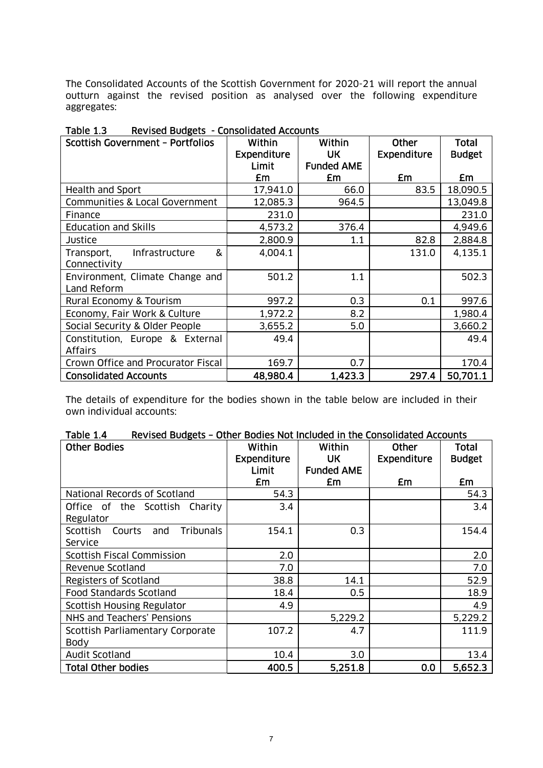The Consolidated Accounts of the Scottish Government for 2020-21 will report the annual outturn against the revised position as analysed over the following expenditure aggregates:

**Table 1.3 Revised Budgets - Consolidated Accounts**

| Scottish Government – Portfolios | Within Expenditure Limit £m | Within UK Funded AME £m | Other Expenditure £m | Total Budget £m |
|---|---|---|---|---|
| Health and Sport | 17,941.0 | 66.0 | 83.5 | 18,090.5 |
| Communities & Local Government | 12,085.3 | 964.5 | | 13,049.8 |
| Finance | 231.0 | | | 231.0 |
| Education and Skills | 4,573.2 | 376.4 | | 4,949.6 |
| Justice | 2,800.9 | 1.1 | 82.8 | 2,884.8 |
| Transport, Infrastructure & Connectivity | 4,004.1 | | 131.0 | 4,135.1 |
| Environment, Climate Change and Land Reform | 501.2 | 1.1 | | 502.3 |
| Rural Economy & Tourism | 997.2 | 0.3 | 0.1 | 997.6 |
| Economy, Fair Work & Culture | 1,972.2 | 8.2 | | 1,980.4 |
| Social Security & Older People | 3,655.2 | 5.0 | | 3,660.2 |
| Constitution, Europe & External Affairs | 49.4 | | | 49.4 |
| Crown Office and Procurator Fiscal | 169.7 | 0.7 | | 170.4 |
| **Consolidated Accounts** | **48,980.4** | **1,423.3** | **297.4** | **50,701.1** |

The details of expenditure for the bodies shown in the table below are included in their own individual accounts:

**Table 1.4 Revised Budgets – Other Bodies Not Included in the Consolidated Accounts**

| Other Bodies | Within Expenditure Limit £m | Within UK Funded AME £m | Other Expenditure £m | Total Budget £m |
|---|---|---|---|---|
| National Records of Scotland | 54.3 | | | 54.3 |
| Office of the Scottish Charity Regulator | 3.4 | | | 3.4 |
| Scottish Courts and Tribunals Service | 154.1 | 0.3 | | 154.4 |
| Scottish Fiscal Commission | 2.0 | | | 2.0 |
| Revenue Scotland | 7.0 | | | 7.0 |
| Registers of Scotland | 38.8 | 14.1 | | 52.9 |
| Food Standards Scotland | 18.4 | 0.5 | | 18.9 |
| Scottish Housing Regulator | 4.9 | | | 4.9 |
| NHS and Teachers' Pensions | | 5,229.2 | | 5,229.2 |
| Scottish Parliamentary Corporate Body | 107.2 | 4.7 | | 111.9 |
| Audit Scotland | 10.4 | 3.0 | | 13.4 |
| **Total Other bodies** | **400.5** | **5,251.8** | **0.0** | **5,652.3** |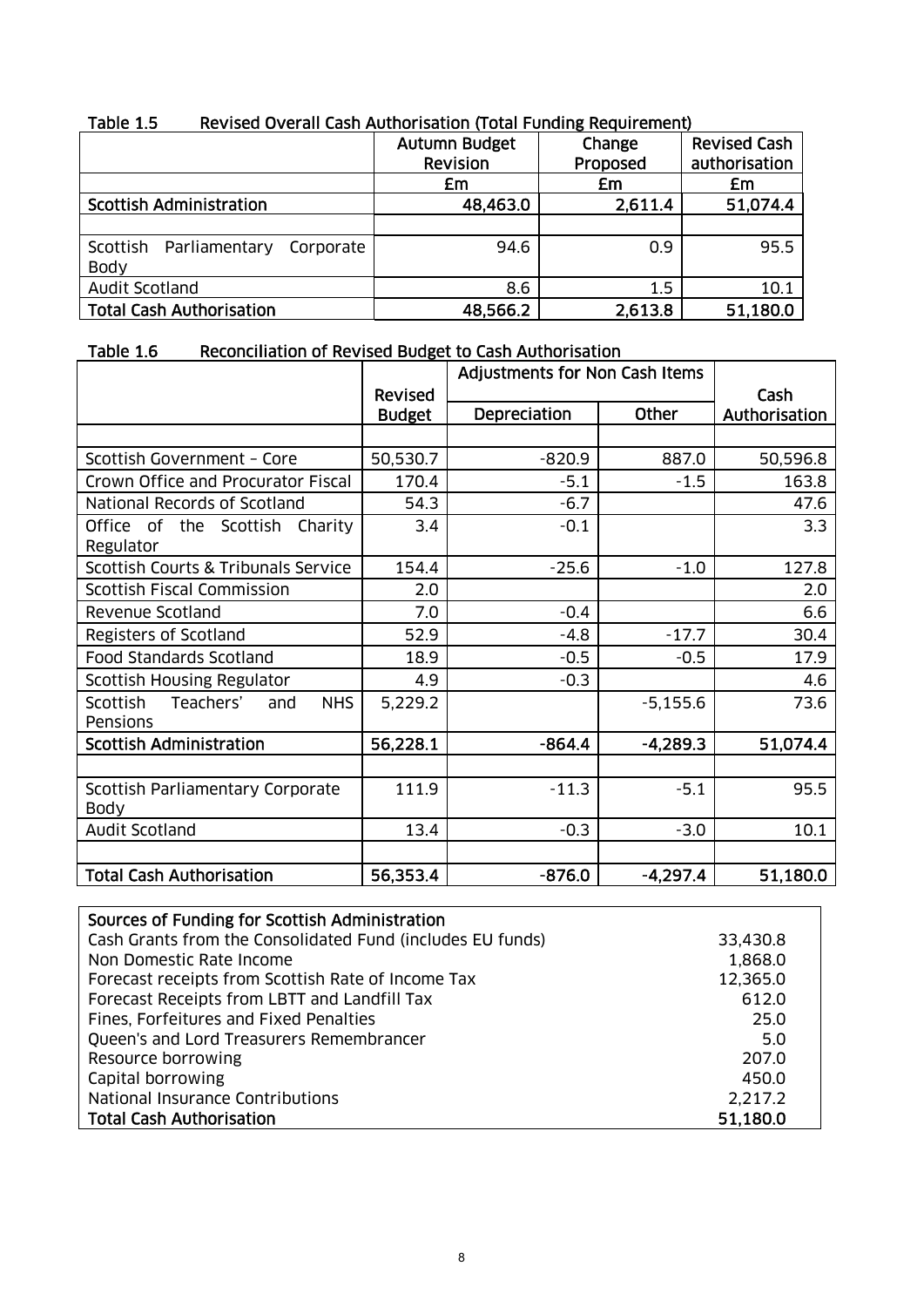Table 1.5 Revised Overall Cash Authorisation (Total Funding Requirement)

| | Autumn Budget Revision | Change Proposed | Revised Cash authorisation |
|---|---|---|---|
| | £m | £m | £m |
| **Scottish Administration** | **48,463.0** | **2,611.4** | **51,074.4** |
| | | | |
| Scottish Parliamentary Corporate Body | 94.6 | 0.9 | 95.5 |
| Audit Scotland | 8.6 | 1.5 | 10.1 |
| **Total Cash Authorisation** | **48,566.2** | **2,613.8** | **51,180.0** |

Table 1.6 Reconciliation of Revised Budget to Cash Authorisation

| | Revised Budget | Adjustments for Non Cash Items | | Cash Authorisation |
|---|---|---|---|---|
| | | Depreciation | Other | |
| | | | | |
| Scottish Government – Core | 50,530.7 | -820.9 | 887.0 | 50,596.8 |
| Crown Office and Procurator Fiscal | 170.4 | -5.1 | -1.5 | 163.8 |
| National Records of Scotland | 54.3 | -6.7 | | 47.6 |
| Office of the Scottish Charity Regulator | 3.4 | -0.1 | | 3.3 |
| Scottish Courts & Tribunals Service | 154.4 | -25.6 | -1.0 | 127.8 |
| Scottish Fiscal Commission | 2.0 | | | 2.0 |
| Revenue Scotland | 7.0 | -0.4 | | 6.6 |
| Registers of Scotland | 52.9 | -4.8 | -17.7 | 30.4 |
| Food Standards Scotland | 18.9 | -0.5 | -0.5 | 17.9 |
| Scottish Housing Regulator | 4.9 | -0.3 | | 4.6 |
| Scottish Teachers' and NHS Pensions | 5,229.2 | | -5,155.6 | 73.6 |
| **Scottish Administration** | **56,228.1** | **-864.4** | **-4,289.3** | **51,074.4** |
| | | | | |
| Scottish Parliamentary Corporate Body | 111.9 | -11.3 | -5.1 | 95.5 |
| Audit Scotland | 13.4 | -0.3 | -3.0 | 10.1 |
| | | | | |
| **Total Cash Authorisation** | **56,353.4** | **-876.0** | **-4,297.4** | **51,180.0** |

| **Sources of Funding for Scottish Administration** | |
|---|---|
| Cash Grants from the Consolidated Fund (includes EU funds) | 33,430.8 |
| Non Domestic Rate Income | 1,868.0 |
| Forecast receipts from Scottish Rate of Income Tax | 12,365.0 |
| Forecast Receipts from LBTT and Landfill Tax | 612.0 |
| Fines, Forfeitures and Fixed Penalties | 25.0 |
| Queen's and Lord Treasurers Remembrancer | 5.0 |
| Resource borrowing | 207.0 |
| Capital borrowing | 450.0 |
| National Insurance Contributions | 2,217.2 |
| **Total Cash Authorisation** | **51,180.0** |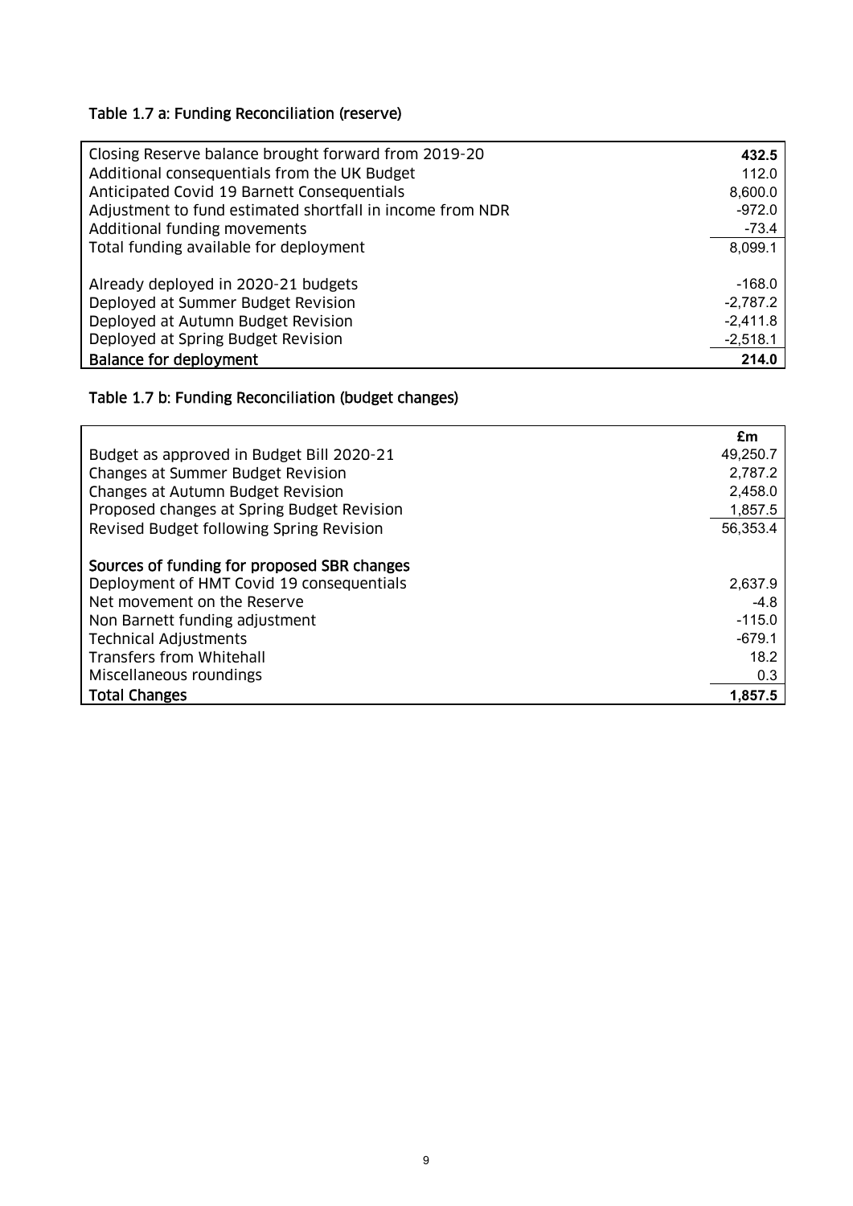### Table 1.7 a: Funding Reconciliation (reserve)

| | |
|---|---|
| Closing Reserve balance brought forward from 2019-20 | **432.5** |
| Additional consequentials from the UK Budget | 112.0 |
| Anticipated Covid 19 Barnett Consequentials | 8,600.0 |
| Adjustment to fund estimated shortfall in income from NDR | -972.0 |
| Additional funding movements | -73.4 |
| Total funding available for deployment | 8,099.1 |
| Already deployed in 2020-21 budgets | -168.0 |
| Deployed at Summer Budget Revision | -2,787.2 |
| Deployed at Autumn Budget Revision | -2,411.8 |
| Deployed at Spring Budget Revision | -2,518.1 |
| **Balance for deployment** | **214.0** |

### Table 1.7 b: Funding Reconciliation (budget changes)

| | £m |
|---|---|
| Budget as approved in Budget Bill 2020-21 | 49,250.7 |
| Changes at Summer Budget Revision | 2,787.2 |
| Changes at Autumn Budget Revision | 2,458.0 |
| Proposed changes at Spring Budget Revision | 1,857.5 |
| Revised Budget following Spring Revision | 56,353.4 |
| **Sources of funding for proposed SBR changes** | |
| Deployment of HMT Covid 19 consequentials | 2,637.9 |
| Net movement on the Reserve | -4.8 |
| Non Barnett funding adjustment | -115.0 |
| Technical Adjustments | -679.1 |
| Transfers from Whitehall | 18.2 |
| Miscellaneous roundings | 0.3 |
| **Total Changes** | **1,857.5** |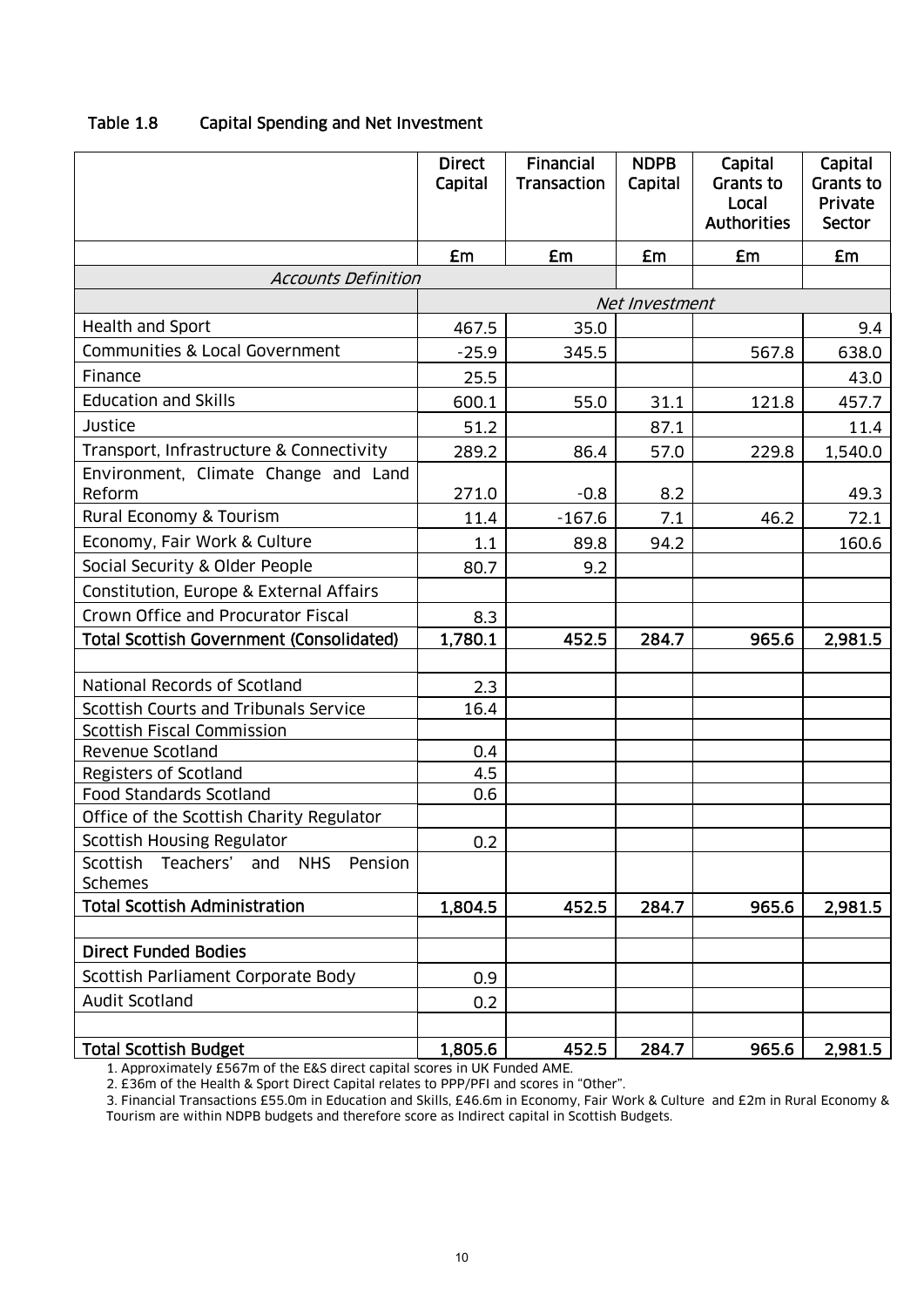Table 1.8 Capital Spending and Net Investment

| | Direct Capital | Financial Transaction | NDPB Capital | Capital Grants to Local Authorities | Capital Grants to Private Sector |
|---|---|---|---|---|---|
| | £m | £m | £m | £m | £m |
| *Accounts Definition* | | | | | |
| | *Net Investment* | | | | |
| Health and Sport | 467.5 | 35.0 | | | 9.4 |
| Communities & Local Government | -25.9 | 345.5 | | 567.8 | 638.0 |
| Finance | 25.5 | | | | 43.0 |
| Education and Skills | 600.1 | 55.0 | 31.1 | 121.8 | 457.7 |
| Justice | 51.2 | | 87.1 | | 11.4 |
| Transport, Infrastructure & Connectivity | 289.2 | 86.4 | 57.0 | 229.8 | 1,540.0 |
| Environment, Climate Change and Land Reform | 271.0 | -0.8 | 8.2 | | 49.3 |
| Rural Economy & Tourism | 11.4 | -167.6 | 7.1 | 46.2 | 72.1 |
| Economy, Fair Work & Culture | 1.1 | 89.8 | 94.2 | | 160.6 |
| Social Security & Older People | 80.7 | 9.2 | | | |
| Constitution, Europe & External Affairs | | | | | |
| Crown Office and Procurator Fiscal | 8.3 | | | | |
| **Total Scottish Government (Consolidated)** | **1,780.1** | **452.5** | **284.7** | **965.6** | **2,981.5** |
| | | | | | |
| National Records of Scotland | 2.3 | | | | |
| Scottish Courts and Tribunals Service | 16.4 | | | | |
| Scottish Fiscal Commission | | | | | |
| Revenue Scotland | 0.4 | | | | |
| Registers of Scotland | 4.5 | | | | |
| Food Standards Scotland | 0.6 | | | | |
| Office of the Scottish Charity Regulator | | | | | |
| Scottish Housing Regulator | 0.2 | | | | |
| Scottish Teachers' and NHS Pension Schemes | | | | | |
| **Total Scottish Administration** | **1,804.5** | **452.5** | **284.7** | **965.6** | **2,981.5** |
| | | | | | |
| **Direct Funded Bodies** | | | | | |
| Scottish Parliament Corporate Body | 0.9 | | | | |
| Audit Scotland | 0.2 | | | | |
| | | | | | |
| **Total Scottish Budget** | **1,805.6** | **452.5** | **284.7** | **965.6** | **2,981.5** |

1. Approximately £567m of the E&S direct capital scores in UK Funded AME.
2. £36m of the Health & Sport Direct Capital relates to PPP/PFI and scores in "Other".
3. Financial Transactions £55.0m in Education and Skills, £46.6m in Economy, Fair Work & Culture and £2m in Rural Economy & Tourism are within NDPB budgets and therefore score as Indirect capital in Scottish Budgets.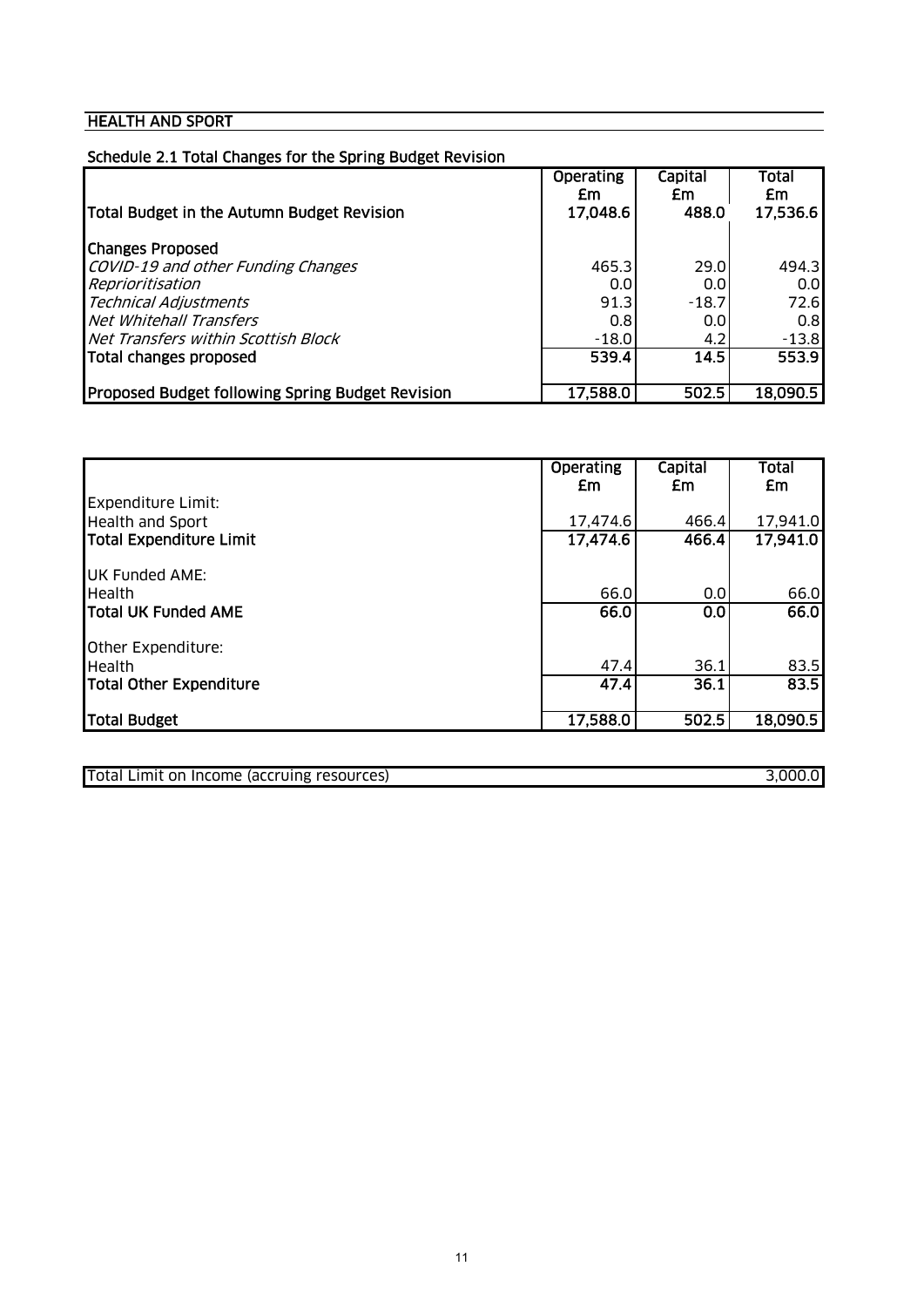## HEALTH AND SPORT

### Schedule 2.1 Total Changes for the Spring Budget Revision

| | Operating £m | Capital £m | Total £m |
|---|---|---|---|
| **Total Budget in the Autumn Budget Revision** | **17,048.6** | **488.0** | **17,536.6** |
| **Changes Proposed** | | | |
| *COVID-19 and other Funding Changes* | 465.3 | 29.0 | 494.3 |
| *Reprioritisation* | 0.0 | 0.0 | 0.0 |
| *Technical Adjustments* | 91.3 | -18.7 | 72.6 |
| *Net Whitehall Transfers* | 0.8 | 0.0 | 0.8 |
| *Net Transfers within Scottish Block* | -18.0 | 4.2 | -13.8 |
| **Total changes proposed** | **539.4** | **14.5** | **553.9** |
| **Proposed Budget following Spring Budget Revision** | **17,588.0** | **502.5** | **18,090.5** |

| | Operating £m | Capital £m | Total £m |
|---|---|---|---|
| Expenditure Limit: | | | |
| Health and Sport | 17,474.6 | 466.4 | 17,941.0 |
| **Total Expenditure Limit** | **17,474.6** | **466.4** | **17,941.0** |
| UK Funded AME: | | | |
| Health | 66.0 | 0.0 | 66.0 |
| **Total UK Funded AME** | **66.0** | **0.0** | **66.0** |
| Other Expenditure: | | | |
| Health | 47.4 | 36.1 | 83.5 |
| **Total Other Expenditure** | **47.4** | **36.1** | **83.5** |
| **Total Budget** | **17,588.0** | **502.5** | **18,090.5** |

| | |
|---|---|
| Total Limit on Income (accruing resources) | 3,000.0 |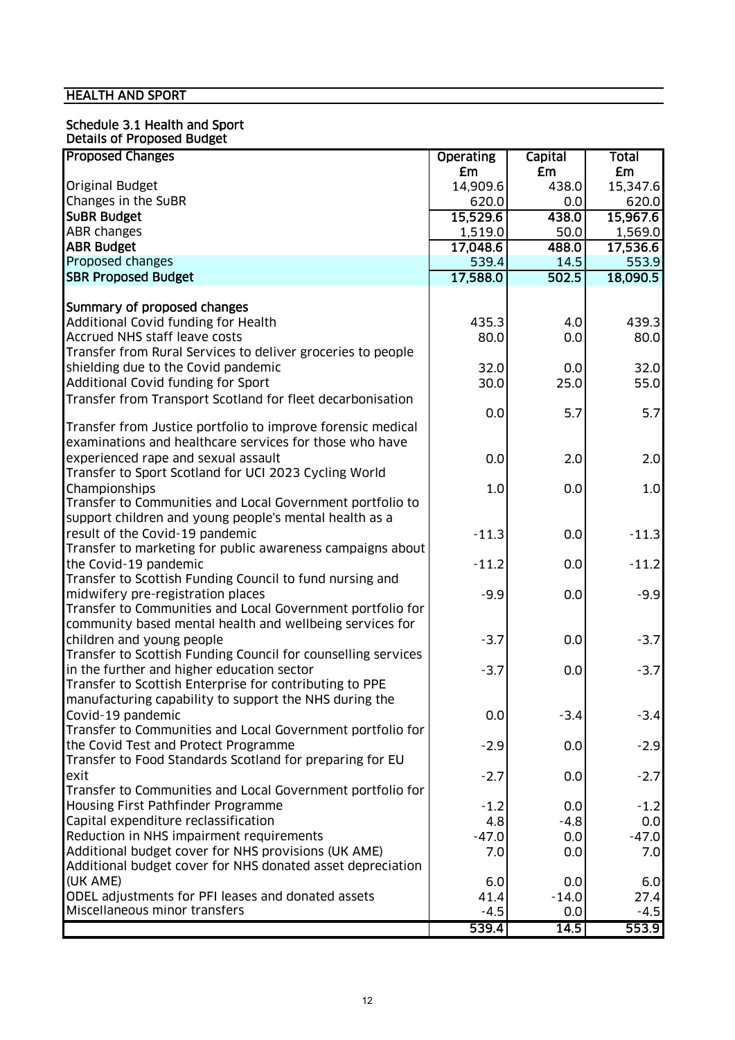## HEALTH AND SPORT

### Schedule 3.1 Health and Sport

Details of Proposed Budget

| Proposed Changes | Operating £m | Capital £m | Total £m |
|---|---|---|---|
| Original Budget | 14,909.6 | 438.0 | 15,347.6 |
| Changes in the SuBR | 620.0 | 0.0 | 620.0 |
| **SuBR Budget** | **15,529.6** | **438.0** | **15,967.6** |
| ABR changes | 1,519.0 | 50.0 | 1,569.0 |
| **ABR Budget** | **17,048.6** | **488.0** | **17,536.6** |
| Proposed changes | 539.4 | 14.5 | 553.9 |
| **SBR Proposed Budget** | **17,588.0** | **502.5** | **18,090.5** |
| | | | |
| **Summary of proposed changes** | | | |
| Additional Covid funding for Health | 435.3 | 4.0 | 439.3 |
| Accrued NHS staff leave costs | 80.0 | 0.0 | 80.0 |
| Transfer from Rural Services to deliver groceries to people shielding due to the Covid pandemic | 32.0 | 0.0 | 32.0 |
| Additional Covid funding for Sport | 30.0 | 25.0 | 55.0 |
| Transfer from Transport Scotland for fleet decarbonisation | 0.0 | 5.7 | 5.7 |
| Transfer from Justice portfolio to improve forensic medical examinations and healthcare services for those who have experienced rape and sexual assault | 0.0 | 2.0 | 2.0 |
| Transfer to Sport Scotland for UCI 2023 Cycling World Championships | 1.0 | 0.0 | 1.0 |
| Transfer to Communities and Local Government portfolio to support children and young people's mental health as a result of the Covid-19 pandemic | -11.3 | 0.0 | -11.3 |
| Transfer to marketing for public awareness campaigns about the Covid-19 pandemic | -11.2 | 0.0 | -11.2 |
| Transfer to Scottish Funding Council to fund nursing and midwifery pre-registration places | -9.9 | 0.0 | -9.9 |
| Transfer to Communities and Local Government portfolio for community based mental health and wellbeing services for children and young people | -3.7 | 0.0 | -3.7 |
| Transfer to Scottish Funding Council for counselling services in the further and higher education sector | -3.7 | 0.0 | -3.7 |
| Transfer to Scottish Enterprise for contributing to PPE manufacturing capability to support the NHS during the Covid-19 pandemic | 0.0 | -3.4 | -3.4 |
| Transfer to Communities and Local Government portfolio for the Covid Test and Protect Programme | -2.9 | 0.0 | -2.9 |
| Transfer to Food Standards Scotland for preparing for EU exit | -2.7 | 0.0 | -2.7 |
| Transfer to Communities and Local Government portfolio for Housing First Pathfinder Programme | -1.2 | 0.0 | -1.2 |
| Capital expenditure reclassification | 4.8 | -4.8 | 0.0 |
| Reduction in NHS impairment requirements | -47.0 | 0.0 | -47.0 |
| Additional budget cover for NHS provisions (UK AME) | 7.0 | 0.0 | 7.0 |
| Additional budget cover for NHS donated asset depreciation (UK AME) | 6.0 | 0.0 | 6.0 |
| ODEL adjustments for PFI leases and donated assets | 41.4 | -14.0 | 27.4 |
| Miscellaneous minor transfers | -4.5 | 0.0 | -4.5 |
| | **539.4** | **14.5** | **553.9** |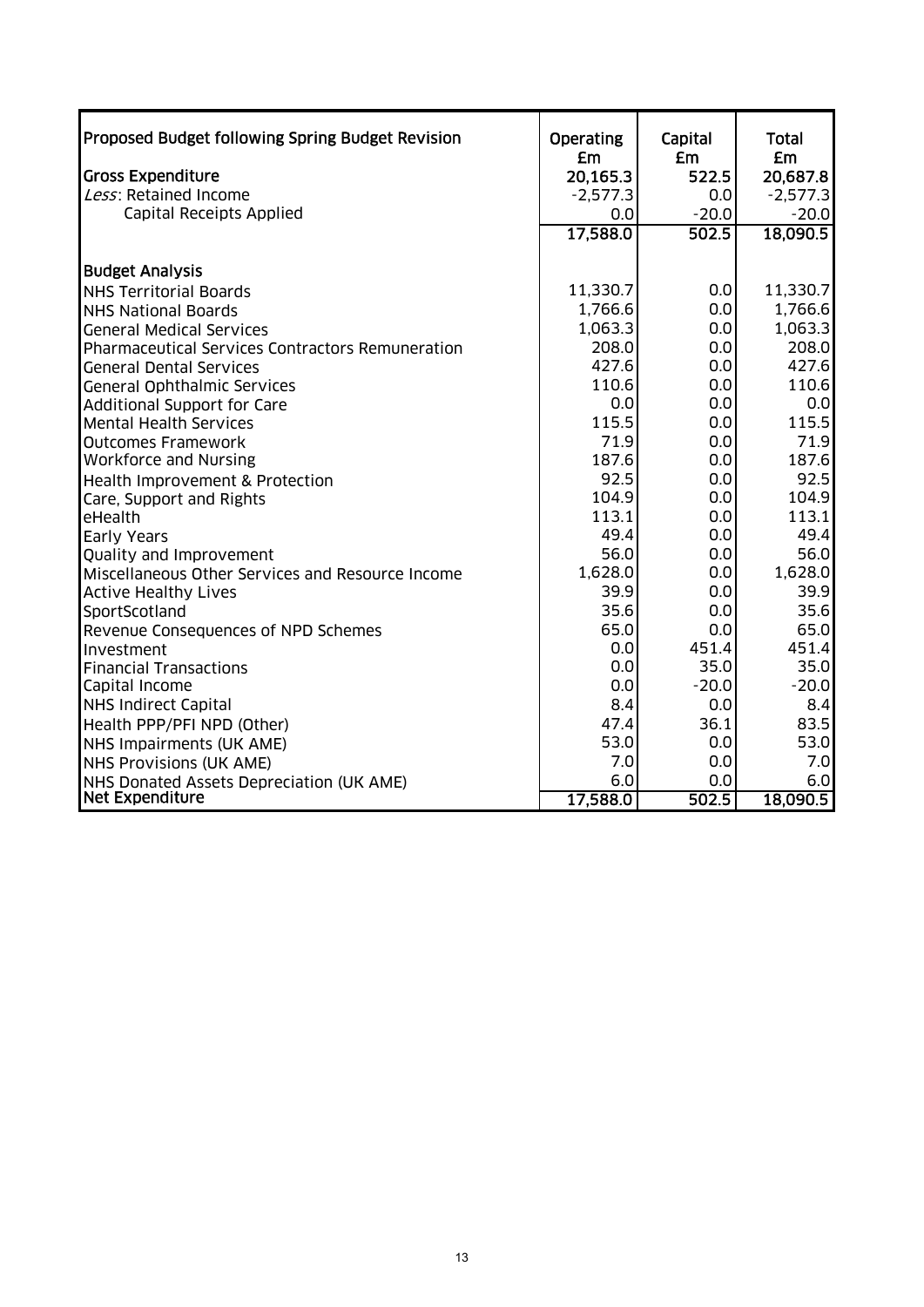| Proposed Budget following Spring Budget Revision | Operating £m | Capital £m | Total £m |
|---|---|---|---|
| **Gross Expenditure** | 20,165.3 | 522.5 | 20,687.8 |
| *Less*: Retained Income | -2,577.3 | 0.0 | -2,577.3 |
| Capital Receipts Applied | 0.0 | -20.0 | -20.0 |
| | 17,588.0 | 502.5 | 18,090.5 |
| **Budget Analysis** | | | |
| NHS Territorial Boards | 11,330.7 | 0.0 | 11,330.7 |
| NHS National Boards | 1,766.6 | 0.0 | 1,766.6 |
| General Medical Services | 1,063.3 | 0.0 | 1,063.3 |
| Pharmaceutical Services Contractors Remuneration | 208.0 | 0.0 | 208.0 |
| General Dental Services | 427.6 | 0.0 | 427.6 |
| General Ophthalmic Services | 110.6 | 0.0 | 110.6 |
| Additional Support for Care | 0.0 | 0.0 | 0.0 |
| Mental Health Services | 115.5 | 0.0 | 115.5 |
| Outcomes Framework | 71.9 | 0.0 | 71.9 |
| Workforce and Nursing | 187.6 | 0.0 | 187.6 |
| Health Improvement & Protection | 92.5 | 0.0 | 92.5 |
| Care, Support and Rights | 104.9 | 0.0 | 104.9 |
| eHealth | 113.1 | 0.0 | 113.1 |
| Early Years | 49.4 | 0.0 | 49.4 |
| Quality and Improvement | 56.0 | 0.0 | 56.0 |
| Miscellaneous Other Services and Resource Income | 1,628.0 | 0.0 | 1,628.0 |
| Active Healthy Lives | 39.9 | 0.0 | 39.9 |
| SportScotland | 35.6 | 0.0 | 35.6 |
| Revenue Consequences of NPD Schemes | 65.0 | 0.0 | 65.0 |
| Investment | 0.0 | 451.4 | 451.4 |
| Financial Transactions | 0.0 | 35.0 | 35.0 |
| Capital Income | 0.0 | -20.0 | -20.0 |
| NHS Indirect Capital | 8.4 | 0.0 | 8.4 |
| Health PPP/PFI NPD (Other) | 47.4 | 36.1 | 83.5 |
| NHS Impairments (UK AME) | 53.0 | 0.0 | 53.0 |
| NHS Provisions (UK AME) | 7.0 | 0.0 | 7.0 |
| NHS Donated Assets Depreciation (UK AME) | 6.0 | 0.0 | 6.0 |
| **Net Expenditure** | 17,588.0 | 502.5 | 18,090.5 |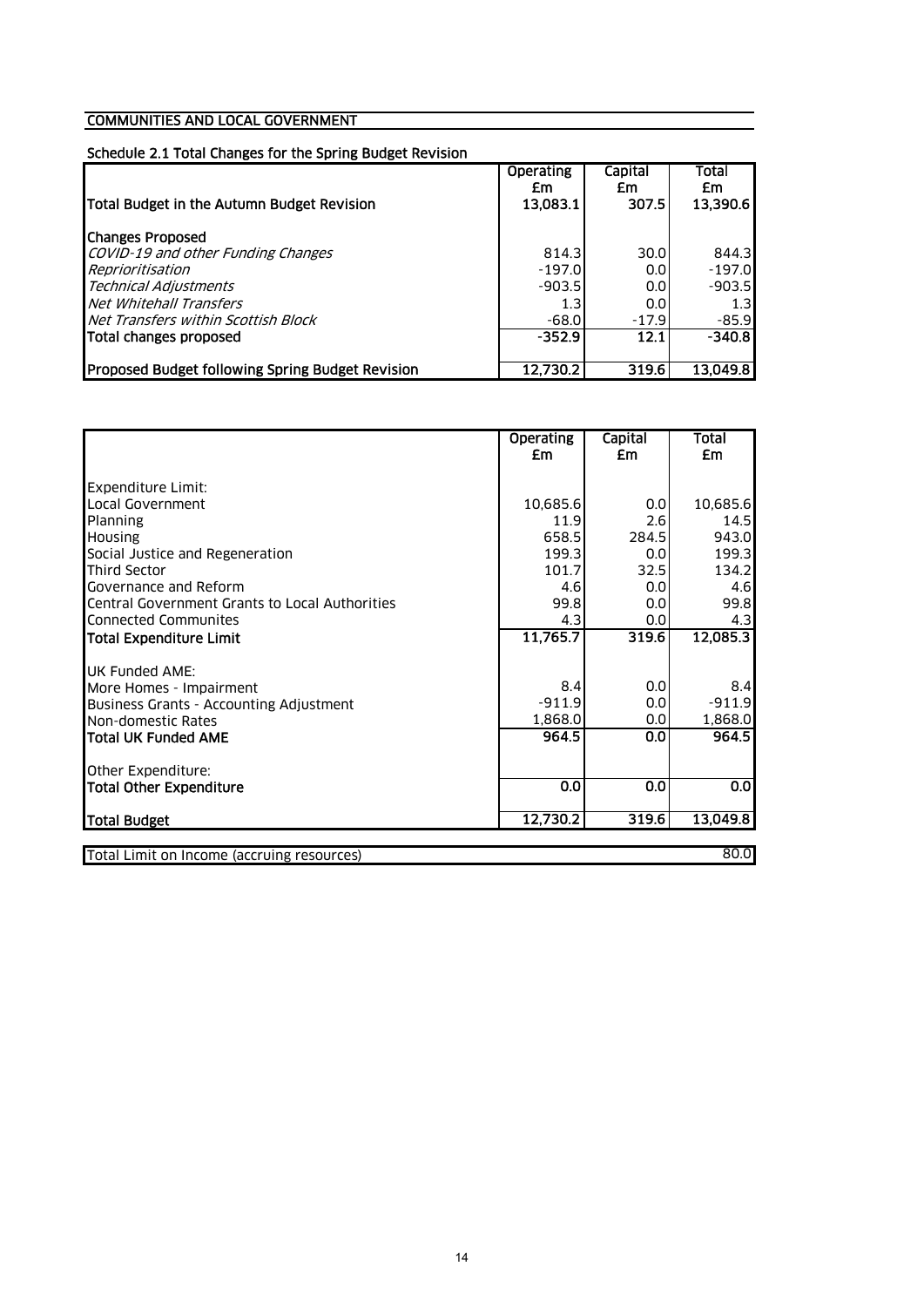## COMMUNITIES AND LOCAL GOVERNMENT

### Schedule 2.1 Total Changes for the Spring Budget Revision

| | Operating £m | Capital £m | Total £m |
|---|---|---|---|
| **Total Budget in the Autumn Budget Revision** | **13,083.1** | **307.5** | **13,390.6** |
| **Changes Proposed** | | | |
| *COVID-19 and other Funding Changes* | 814.3 | 30.0 | 844.3 |
| *Reprioritisation* | -197.0 | 0.0 | -197.0 |
| *Technical Adjustments* | -903.5 | 0.0 | -903.5 |
| *Net Whitehall Transfers* | 1.3 | 0.0 | 1.3 |
| *Net Transfers within Scottish Block* | -68.0 | -17.9 | -85.9 |
| **Total changes proposed** | **-352.9** | **12.1** | **-340.8** |
| **Proposed Budget following Spring Budget Revision** | **12,730.2** | **319.6** | **13,049.8** |

| | Operating £m | Capital £m | Total £m |
|---|---|---|---|
| Expenditure Limit: | | | |
| Local Government | 10,685.6 | 0.0 | 10,685.6 |
| Planning | 11.9 | 2.6 | 14.5 |
| Housing | 658.5 | 284.5 | 943.0 |
| Social Justice and Regeneration | 199.3 | 0.0 | 199.3 |
| Third Sector | 101.7 | 32.5 | 134.2 |
| Governance and Reform | 4.6 | 0.0 | 4.6 |
| Central Government Grants to Local Authorities | 99.8 | 0.0 | 99.8 |
| Connected Communites | 4.3 | 0.0 | 4.3 |
| **Total Expenditure Limit** | **11,765.7** | **319.6** | **12,085.3** |
| UK Funded AME: | | | |
| More Homes - Impairment | 8.4 | 0.0 | 8.4 |
| Business Grants - Accounting Adjustment | -911.9 | 0.0 | -911.9 |
| Non-domestic Rates | 1,868.0 | 0.0 | 1,868.0 |
| **Total UK Funded AME** | **964.5** | **0.0** | **964.5** |
| Other Expenditure: | | | |
| **Total Other Expenditure** | **0.0** | **0.0** | **0.0** |
| **Total Budget** | **12,730.2** | **319.6** | **13,049.8** |

| | |
|---|---|
| Total Limit on Income (accruing resources) | 80.0 |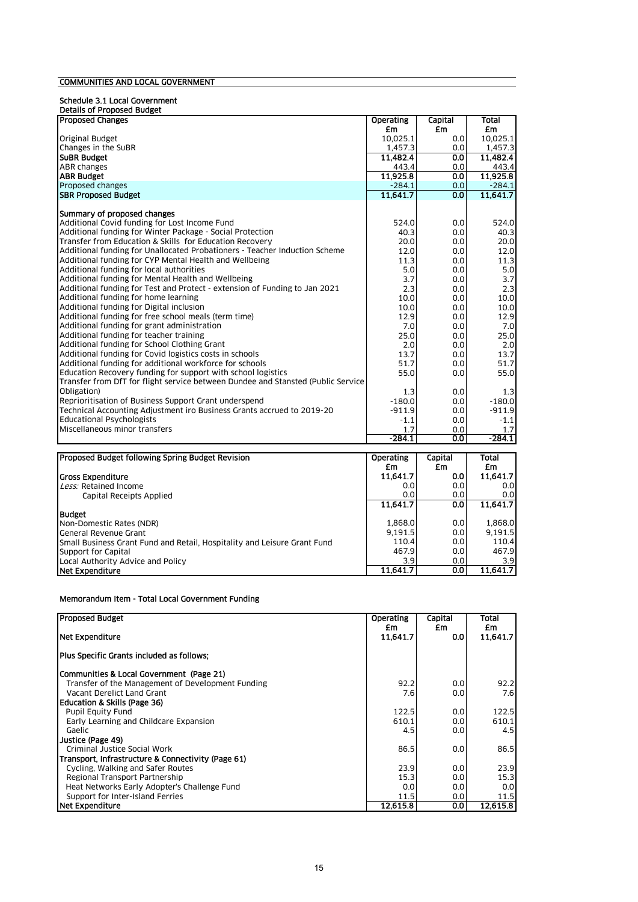## COMMUNITIES AND LOCAL GOVERNMENT

### Schedule 3.1 Local Government

**Details of Proposed Budget**

| Proposed Changes | Operating £m | Capital £m | Total £m |
|---|---|---|---|
| Original Budget | 10,025.1 | 0.0 | 10,025.1 |
| Changes in the SuBR | 1,457.3 | 0.0 | 1,457.3 |
| **SuBR Budget** | **11,482.4** | **0.0** | **11,482.4** |
| ABR changes | 443.4 | 0.0 | 443.4 |
| **ABR Budget** | **11,925.8** | **0.0** | **11,925.8** |
| Proposed changes | -284.1 | 0.0 | -284.1 |
| **SBR Proposed Budget** | **11,641.7** | **0.0** | **11,641.7** |
| | | | |
| **Summary of proposed changes** | | | |
| Additional Covid funding for Lost Income Fund | 524.0 | 0.0 | 524.0 |
| Additional funding for Winter Package - Social Protection | 40.3 | 0.0 | 40.3 |
| Transfer from Education & Skills for Education Recovery | 20.0 | 0.0 | 20.0 |
| Additional funding for Unallocated Probationers - Teacher Induction Scheme | 12.0 | 0.0 | 12.0 |
| Additional funding for CYP Mental Health and Wellbeing | 11.3 | 0.0 | 11.3 |
| Additional funding for local authorities | 5.0 | 0.0 | 5.0 |
| Additional funding for Mental Health and Wellbeing | 3.7 | 0.0 | 3.7 |
| Additional funding for Test and Protect - extension of Funding to Jan 2021 | 2.3 | 0.0 | 2.3 |
| Additional funding for home learning | 10.0 | 0.0 | 10.0 |
| Additional funding for Digital inclusion | 10.0 | 0.0 | 10.0 |
| Additional funding for free school meals (term time) | 12.9 | 0.0 | 12.9 |
| Additional funding for grant administration | 7.0 | 0.0 | 7.0 |
| Additional funding for teacher training | 25.0 | 0.0 | 25.0 |
| Additional funding for School Clothing Grant | 2.0 | 0.0 | 2.0 |
| Additional funding for Covid logistics costs in schools | 13.7 | 0.0 | 13.7 |
| Additional funding for additional workforce for schools | 51.7 | 0.0 | 51.7 |
| Education Recovery funding for support with school logistics | 55.0 | 0.0 | 55.0 |
| Transfer from DfT for flight service between Dundee and Stansted (Public Service Obligation) | 1.3 | 0.0 | 1.3 |
| Reprioritisation of Business Support Grant underspend | -180.0 | 0.0 | -180.0 |
| Technical Accounting Adjustment iro Business Grants accrued to 2019-20 | -911.9 | 0.0 | -911.9 |
| Educational Psychologists | -1.1 | 0.0 | -1.1 |
| Miscellaneous minor transfers | 1.7 | 0.0 | 1.7 |
| | **-284.1** | **0.0** | **-284.1** |

| Proposed Budget following Spring Budget Revision | Operating £m | Capital £m | Total £m |
|---|---|---|---|
| **Gross Expenditure** | 11,641.7 | 0.0 | 11,641.7 |
| *Less:* Retained Income | 0.0 | 0.0 | 0.0 |
| Capital Receipts Applied | 0.0 | 0.0 | 0.0 |
| | **11,641.7** | **0.0** | **11,641.7** |
| **Budget** | | | |
| Non-Domestic Rates (NDR) | 1,868.0 | 0.0 | 1,868.0 |
| General Revenue Grant | 9,191.5 | 0.0 | 9,191.5 |
| Small Business Grant Fund and Retail, Hospitality and Leisure Grant Fund | 110.4 | 0.0 | 110.4 |
| Support for Capital | 467.9 | 0.0 | 467.9 |
| Local Authority Advice and Policy | 3.9 | 0.0 | 3.9 |
| **Net Expenditure** | **11,641.7** | **0.0** | **11,641.7** |

### Memorandum Item - Total Local Government Funding

| Proposed Budget | Operating £m | Capital £m | Total £m |
|---|---|---|---|
| **Net Expenditure** | **11,641.7** | **0.0** | **11,641.7** |
| | | | |
| **Plus Specific Grants included as follows;** | | | |
| | | | |
| **Communities & Local Government (Page 21)** | | | |
| Transfer of the Management of Development Funding | 92.2 | 0.0 | 92.2 |
| Vacant Derelict Land Grant | 7.6 | 0.0 | 7.6 |
| **Education & Skills (Page 36)** | | | |
| Pupil Equity Fund | 122.5 | 0.0 | 122.5 |
| Early Learning and Childcare Expansion | 610.1 | 0.0 | 610.1 |
| Gaelic | 4.5 | 0.0 | 4.5 |
| **Justice (Page 49)** | | | |
| Criminal Justice Social Work | 86.5 | 0.0 | 86.5 |
| **Transport, Infrastructure & Connectivity (Page 61)** | | | |
| Cycling, Walking and Safer Routes | 23.9 | 0.0 | 23.9 |
| Regional Transport Partnership | 15.3 | 0.0 | 15.3 |
| Heat Networks Early Adopter's Challenge Fund | 0.0 | 0.0 | 0.0 |
| Support for Inter-Island Ferries | 11.5 | 0.0 | 11.5 |
| **Net Expenditure** | **12,615.8** | **0.0** | **12,615.8** |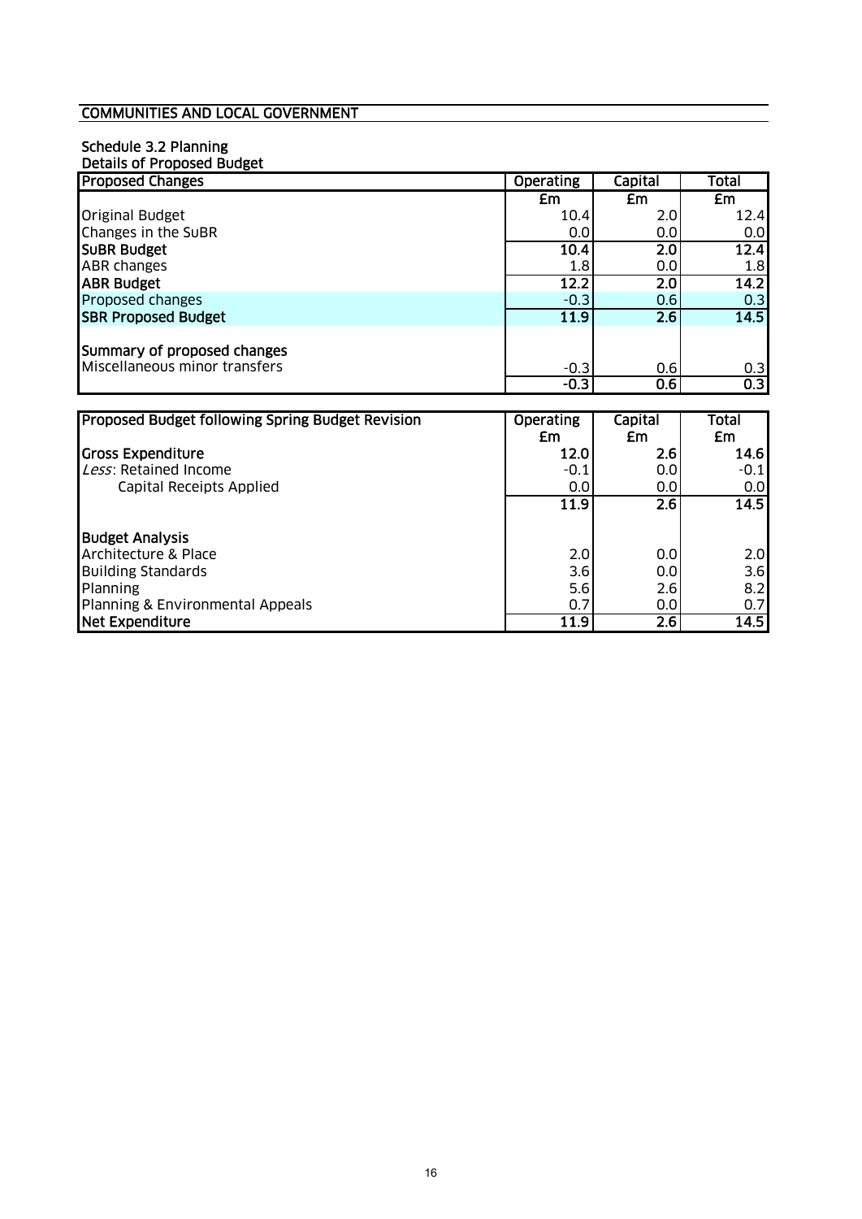## COMMUNITIES AND LOCAL GOVERNMENT

### Schedule 3.2 Planning

**Details of Proposed Budget**

| Proposed Changes | Operating | Capital | Total |
|---|---|---|---|
| | £m | £m | £m |
| Original Budget | 10.4 | 2.0 | 12.4 |
| Changes in the SuBR | 0.0 | 0.0 | 0.0 |
| **SuBR Budget** | **10.4** | **2.0** | **12.4** |
| ABR changes | 1.8 | 0.0 | 1.8 |
| **ABR Budget** | **12.2** | **2.0** | **14.2** |
| Proposed changes | -0.3 | 0.6 | 0.3 |
| **SBR Proposed Budget** | **11.9** | **2.6** | **14.5** |
| | | | |
| **Summary of proposed changes** | | | |
| Miscellaneous minor transfers | -0.3 | 0.6 | 0.3 |
| | **-0.3** | **0.6** | **0.3** |

| Proposed Budget following Spring Budget Revision | Operating £m | Capital £m | Total £m |
|---|---|---|---|
| **Gross Expenditure** | **12.0** | **2.6** | **14.6** |
| *Less*: Retained Income | -0.1 | 0.0 | -0.1 |
| Capital Receipts Applied | 0.0 | 0.0 | 0.0 |
| | **11.9** | **2.6** | **14.5** |
| | | | |
| **Budget Analysis** | | | |
| Architecture & Place | 2.0 | 0.0 | 2.0 |
| Building Standards | 3.6 | 0.0 | 3.6 |
| Planning | 5.6 | 2.6 | 8.2 |
| Planning & Environmental Appeals | 0.7 | 0.0 | 0.7 |
| **Net Expenditure** | **11.9** | **2.6** | **14.5** |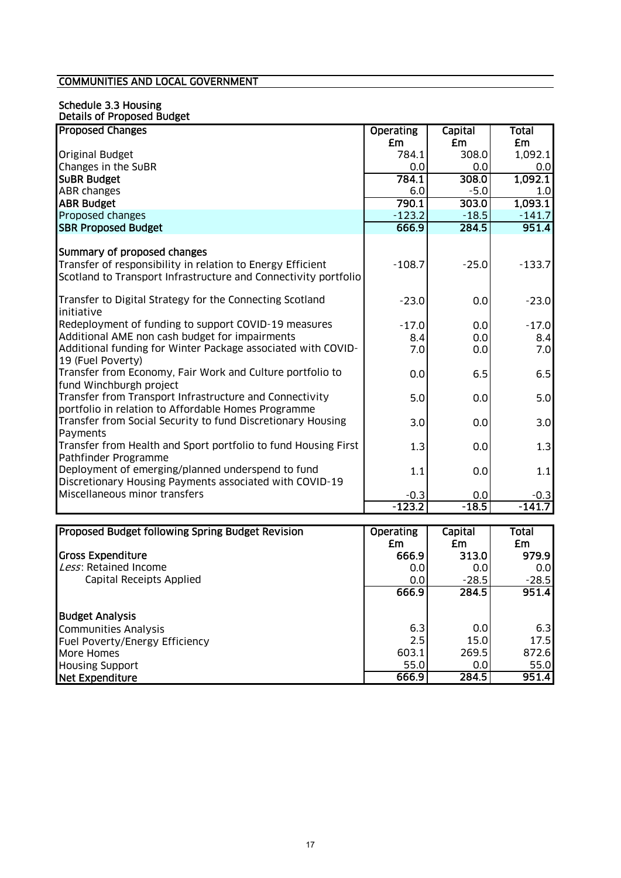## COMMUNITIES AND LOCAL GOVERNMENT

### Schedule 3.3 Housing

**Details of Proposed Budget**

| Proposed Changes | Operating £m | Capital £m | Total £m |
|---|---|---|---|
| Original Budget | 784.1 | 308.0 | 1,092.1 |
| Changes in the SuBR | 0.0 | 0.0 | 0.0 |
| **SuBR Budget** | **784.1** | **308.0** | **1,092.1** |
| ABR changes | 6.0 | -5.0 | 1.0 |
| **ABR Budget** | **790.1** | **303.0** | **1,093.1** |
| Proposed changes | -123.2 | -18.5 | -141.7 |
| **SBR Proposed Budget** | **666.9** | **284.5** | **951.4** |
| | | | |
| **Summary of proposed changes** | | | |
| Transfer of responsibility in relation to Energy Efficient Scotland to Transport Infrastructure and Connectivity portfolio | -108.7 | -25.0 | -133.7 |
| Transfer to Digital Strategy for the Connecting Scotland initiative | -23.0 | 0.0 | -23.0 |
| Redeployment of funding to support COVID-19 measures | -17.0 | 0.0 | -17.0 |
| Additional AME non cash budget for impairments | 8.4 | 0.0 | 8.4 |
| Additional funding for Winter Package associated with COVID-19 (Fuel Poverty) | 7.0 | 0.0 | 7.0 |
| Transfer from Economy, Fair Work and Culture portfolio to fund Winchburgh project | 0.0 | 6.5 | 6.5 |
| Transfer from Transport Infrastructure and Connectivity portfolio in relation to Affordable Homes Programme | 5.0 | 0.0 | 5.0 |
| Transfer from Social Security to fund Discretionary Housing Payments | 3.0 | 0.0 | 3.0 |
| Transfer from Health and Sport portfolio to fund Housing First Pathfinder Programme | 1.3 | 0.0 | 1.3 |
| Deployment of emerging/planned underspend to fund Discretionary Housing Payments associated with COVID-19 | 1.1 | 0.0 | 1.1 |
| Miscellaneous minor transfers | -0.3 | 0.0 | -0.3 |
| | -123.2 | -18.5 | -141.7 |

| Proposed Budget following Spring Budget Revision | Operating £m | Capital £m | Total £m |
|---|---|---|---|
| **Gross Expenditure** | 666.9 | 313.0 | 979.9 |
| *Less*: Retained Income | 0.0 | 0.0 | 0.0 |
| Capital Receipts Applied | 0.0 | -28.5 | -28.5 |
| | 666.9 | 284.5 | 951.4 |
| | | | |
| **Budget Analysis** | | | |
| Communities Analysis | 6.3 | 0.0 | 6.3 |
| Fuel Poverty/Energy Efficiency | 2.5 | 15.0 | 17.5 |
| More Homes | 603.1 | 269.5 | 872.6 |
| Housing Support | 55.0 | 0.0 | 55.0 |
| **Net Expenditure** | 666.9 | 284.5 | 951.4 |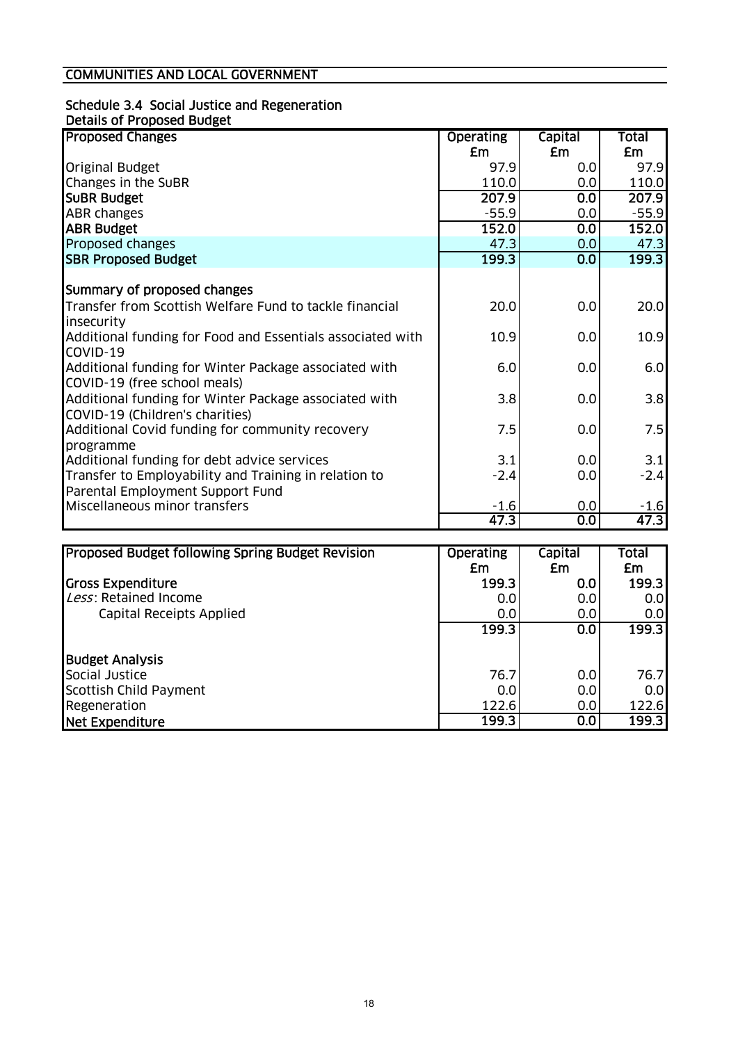## COMMUNITIES AND LOCAL GOVERNMENT

### Schedule 3.4 Social Justice and Regeneration

Details of Proposed Budget

| Proposed Changes | Operating £m | Capital £m | Total £m |
|---|---|---|---|
| Original Budget | 97.9 | 0.0 | 97.9 |
| Changes in the SuBR | 110.0 | 0.0 | 110.0 |
| **SuBR Budget** | **207.9** | **0.0** | **207.9** |
| ABR changes | -55.9 | 0.0 | -55.9 |
| **ABR Budget** | **152.0** | **0.0** | **152.0** |
| Proposed changes | 47.3 | 0.0 | 47.3 |
| **SBR Proposed Budget** | **199.3** | **0.0** | **199.3** |
| | | | |
| **Summary of proposed changes** | | | |
| Transfer from Scottish Welfare Fund to tackle financial insecurity | 20.0 | 0.0 | 20.0 |
| Additional funding for Food and Essentials associated with COVID-19 | 10.9 | 0.0 | 10.9 |
| Additional funding for Winter Package associated with COVID-19 (free school meals) | 6.0 | 0.0 | 6.0 |
| Additional funding for Winter Package associated with COVID-19 (Children's charities) | 3.8 | 0.0 | 3.8 |
| Additional Covid funding for community recovery programme | 7.5 | 0.0 | 7.5 |
| Additional funding for debt advice services | 3.1 | 0.0 | 3.1 |
| Transfer to Employability and Training in relation to Parental Employment Support Fund | -2.4 | 0.0 | -2.4 |
| Miscellaneous minor transfers | -1.6 | 0.0 | -1.6 |
| | 47.3 | 0.0 | 47.3 |

| Proposed Budget following Spring Budget Revision | Operating £m | Capital £m | Total £m |
|---|---|---|---|
| **Gross Expenditure** | 199.3 | 0.0 | 199.3 |
| *Less*: Retained Income | 0.0 | 0.0 | 0.0 |
| Capital Receipts Applied | 0.0 | 0.0 | 0.0 |
| | 199.3 | 0.0 | 199.3 |
| | | | |
| **Budget Analysis** | | | |
| Social Justice | 76.7 | 0.0 | 76.7 |
| Scottish Child Payment | 0.0 | 0.0 | 0.0 |
| Regeneration | 122.6 | 0.0 | 122.6 |
| **Net Expenditure** | 199.3 | 0.0 | 199.3 |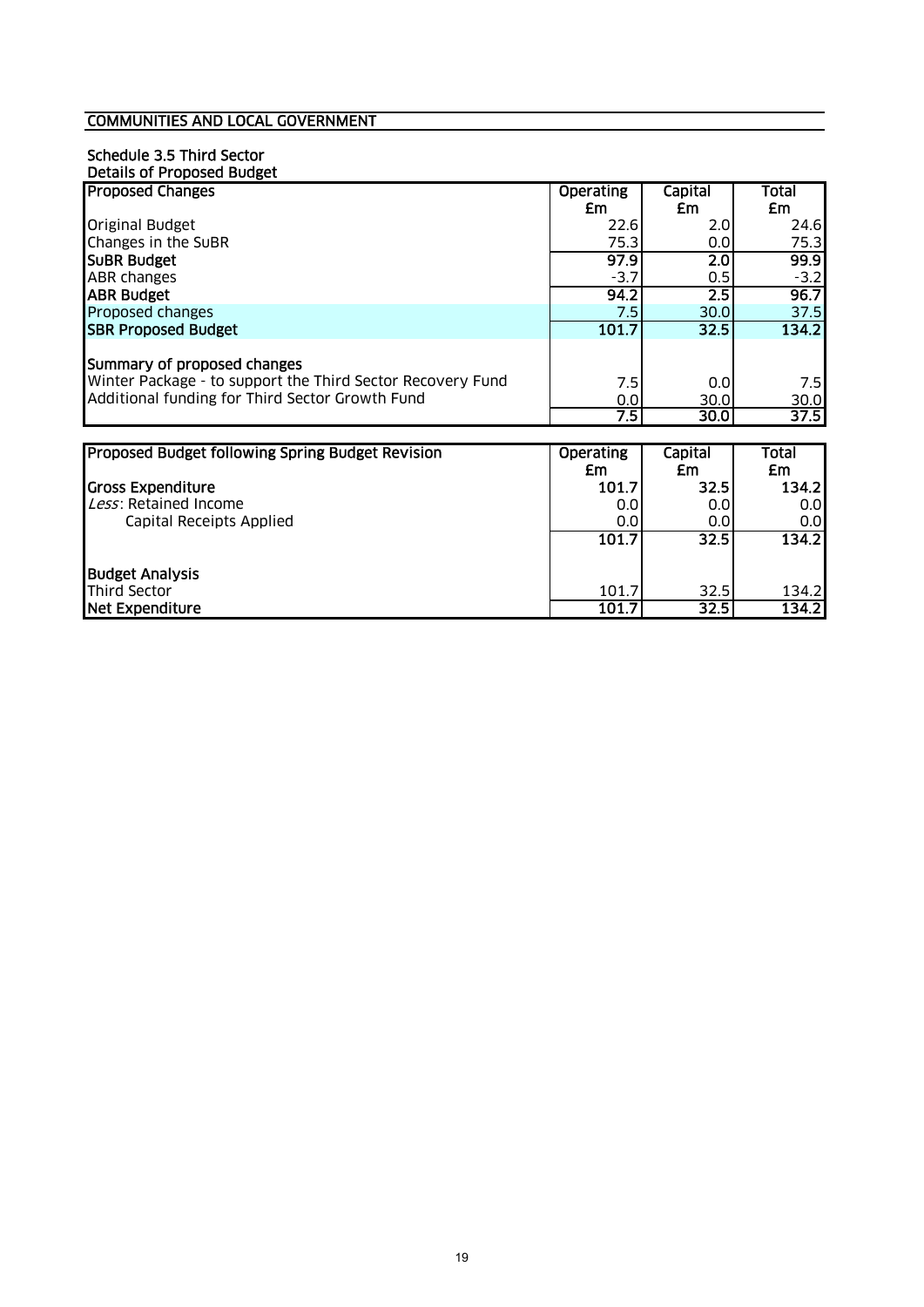## COMMUNITIES AND LOCAL GOVERNMENT

### Schedule 3.5 Third Sector

**Details of Proposed Budget**

| Proposed Changes | Operating £m | Capital £m | Total £m |
|---|---|---|---|
| Original Budget | 22.6 | 2.0 | 24.6 |
| Changes in the SuBR | 75.3 | 0.0 | 75.3 |
| **SuBR Budget** | **97.9** | **2.0** | **99.9** |
| ABR changes | -3.7 | 0.5 | -3.2 |
| **ABR Budget** | **94.2** | **2.5** | **96.7** |
| Proposed changes | 7.5 | 30.0 | 37.5 |
| **SBR Proposed Budget** | **101.7** | **32.5** | **134.2** |
| | | | |
| **Summary of proposed changes** | | | |
| Winter Package - to support the Third Sector Recovery Fund | 7.5 | 0.0 | 7.5 |
| Additional funding for Third Sector Growth Fund | 0.0 | 30.0 | 30.0 |
| | **7.5** | **30.0** | **37.5** |

| Proposed Budget following Spring Budget Revision | Operating £m | Capital £m | Total £m |
|---|---|---|---|
| **Gross Expenditure** | **101.7** | **32.5** | **134.2** |
| *Less*: Retained Income | 0.0 | 0.0 | 0.0 |
| Capital Receipts Applied | 0.0 | 0.0 | 0.0 |
| | **101.7** | **32.5** | **134.2** |
| | | | |
| **Budget Analysis** | | | |
| Third Sector | 101.7 | 32.5 | 134.2 |
| **Net Expenditure** | **101.7** | **32.5** | **134.2** |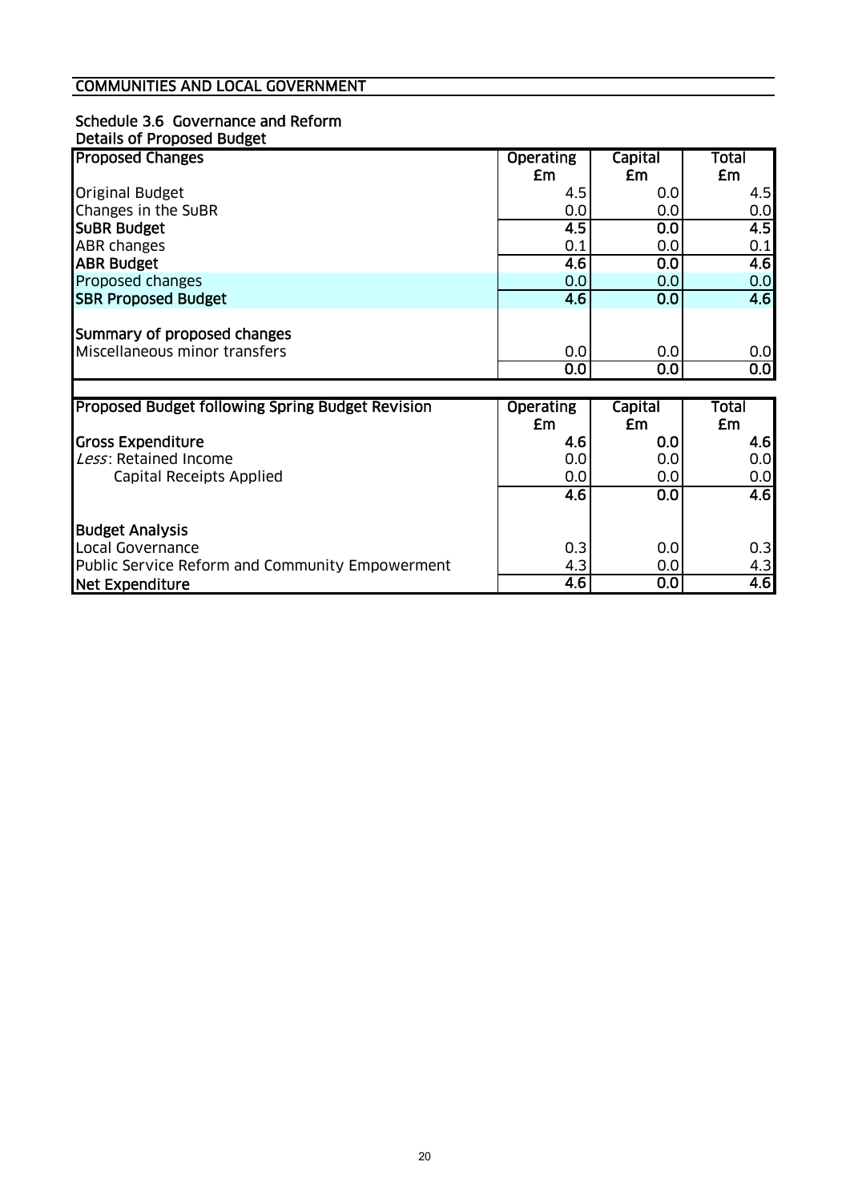## COMMUNITIES AND LOCAL GOVERNMENT

### Schedule 3.6 Governance and Reform

**Details of Proposed Budget**

| Proposed Changes | Operating £m | Capital £m | Total £m |
|---|---|---|---|
| Original Budget | 4.5 | 0.0 | 4.5 |
| Changes in the SuBR | 0.0 | 0.0 | 0.0 |
| **SuBR Budget** | **4.5** | **0.0** | **4.5** |
| ABR changes | 0.1 | 0.0 | 0.1 |
| **ABR Budget** | **4.6** | **0.0** | **4.6** |
| Proposed changes | 0.0 | 0.0 | 0.0 |
| **SBR Proposed Budget** | **4.6** | **0.0** | **4.6** |
| | | | |
| **Summary of proposed changes** | | | |
| Miscellaneous minor transfers | 0.0 | 0.0 | 0.0 |
| | **0.0** | **0.0** | **0.0** |

| Proposed Budget following Spring Budget Revision | Operating £m | Capital £m | Total £m |
|---|---|---|---|
| **Gross Expenditure** | **4.6** | **0.0** | **4.6** |
| *Less*: Retained Income | 0.0 | 0.0 | 0.0 |
| Capital Receipts Applied | 0.0 | 0.0 | 0.0 |
| | **4.6** | **0.0** | **4.6** |
| | | | |
| **Budget Analysis** | | | |
| Local Governance | 0.3 | 0.0 | 0.3 |
| Public Service Reform and Community Empowerment | 4.3 | 0.0 | 4.3 |
| **Net Expenditure** | **4.6** | **0.0** | **4.6** |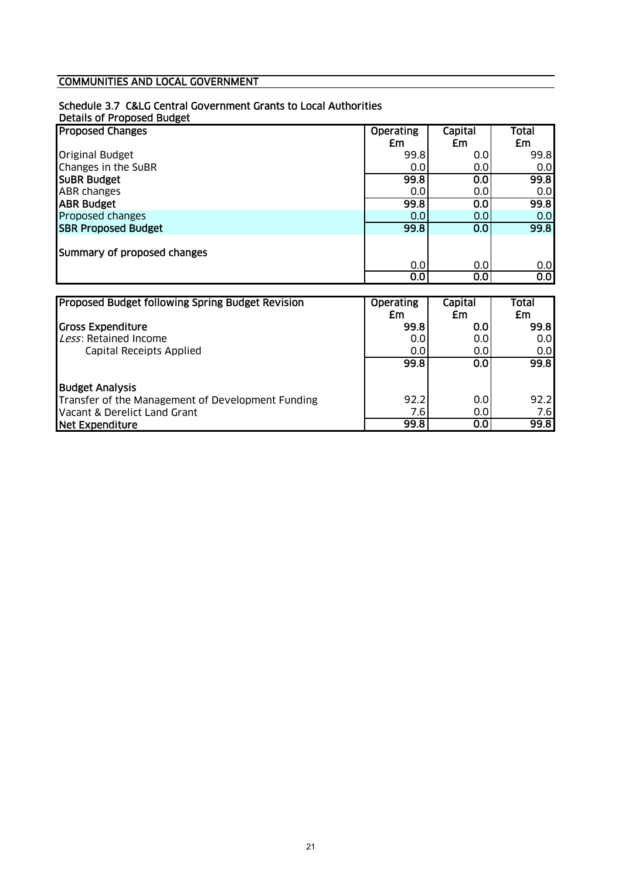## COMMUNITIES AND LOCAL GOVERNMENT

### Schedule 3.7 C&LG Central Government Grants to Local Authorities

**Details of Proposed Budget**

| Proposed Changes | Operating £m | Capital £m | Total £m |
|---|---|---|---|
| Original Budget | 99.8 | 0.0 | 99.8 |
| Changes in the SuBR | 0.0 | 0.0 | 0.0 |
| **SuBR Budget** | **99.8** | **0.0** | **99.8** |
| ABR changes | 0.0 | 0.0 | 0.0 |
| **ABR Budget** | **99.8** | **0.0** | **99.8** |
| Proposed changes | 0.0 | 0.0 | 0.0 |
| **SBR Proposed Budget** | **99.8** | **0.0** | **99.8** |
| | | | |
| Summary of proposed changes | | | |
| | 0.0 | 0.0 | 0.0 |
| | **0.0** | **0.0** | **0.0** |

| Proposed Budget following Spring Budget Revision | Operating £m | Capital £m | Total £m |
|---|---|---|---|
| **Gross Expenditure** | **99.8** | **0.0** | **99.8** |
| *Less*: Retained Income | 0.0 | 0.0 | 0.0 |
| Capital Receipts Applied | 0.0 | 0.0 | 0.0 |
| | **99.8** | **0.0** | **99.8** |
| | | | |
| **Budget Analysis** | | | |
| Transfer of the Management of Development Funding | 92.2 | 0.0 | 92.2 |
| Vacant & Derelict Land Grant | 7.6 | 0.0 | 7.6 |
| **Net Expenditure** | **99.8** | **0.0** | **99.8** |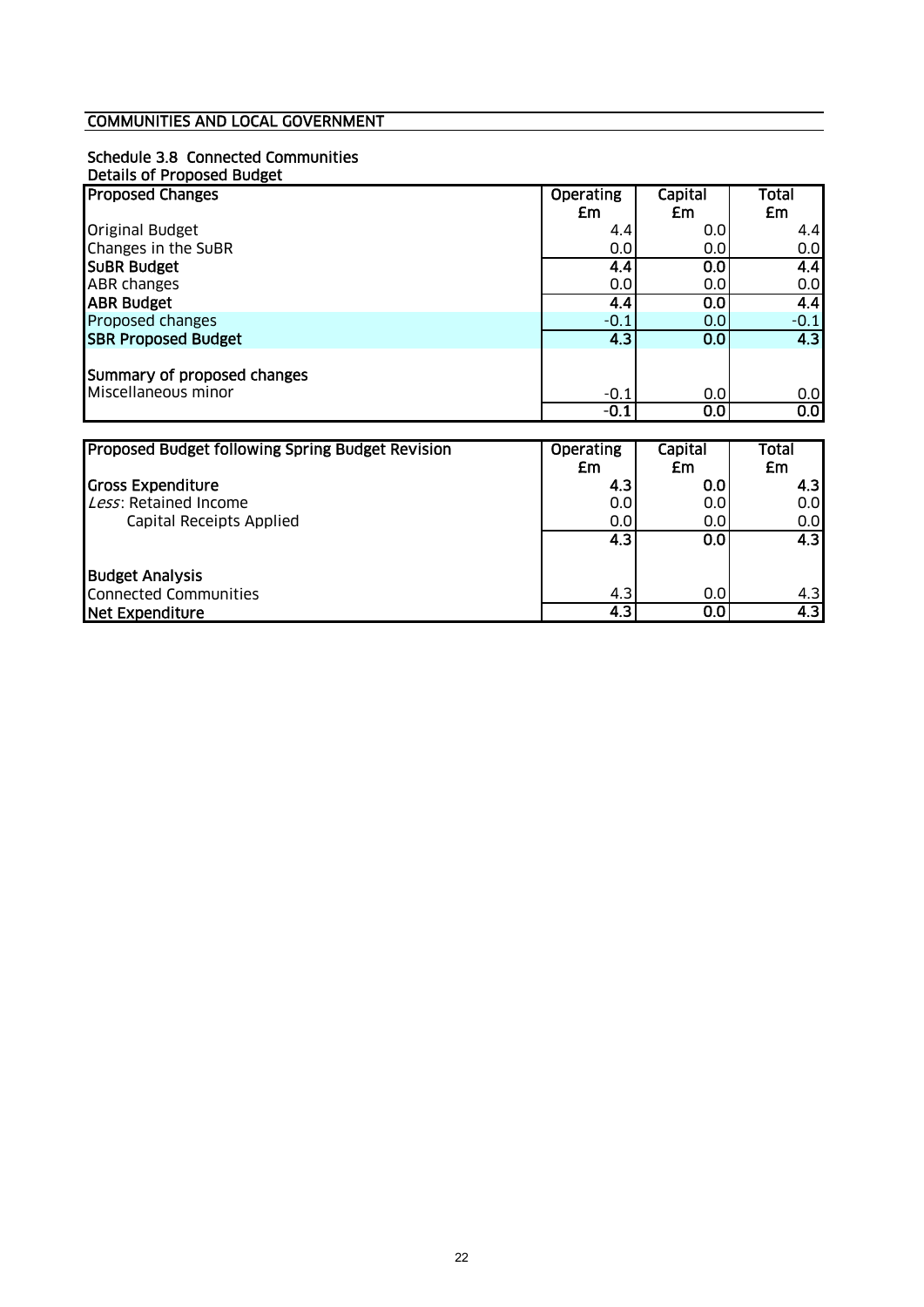## COMMUNITIES AND LOCAL GOVERNMENT

### Schedule 3.8 Connected Communities

**Details of Proposed Budget**

| Proposed Changes | Operating £m | Capital £m | Total £m |
|---|---|---|---|
| Original Budget | 4.4 | 0.0 | 4.4 |
| Changes in the SuBR | 0.0 | 0.0 | 0.0 |
| **SuBR Budget** | **4.4** | **0.0** | **4.4** |
| ABR changes | 0.0 | 0.0 | 0.0 |
| **ABR Budget** | **4.4** | **0.0** | **4.4** |
| Proposed changes | -0.1 | 0.0 | -0.1 |
| **SBR Proposed Budget** | **4.3** | **0.0** | **4.3** |
| | | | |
| **Summary of proposed changes** | | | |
| Miscellaneous minor | -0.1 | 0.0 | 0.0 |
| | **-0.1** | **0.0** | **0.0** |

| Proposed Budget following Spring Budget Revision | Operating £m | Capital £m | Total £m |
|---|---|---|---|
| **Gross Expenditure** | **4.3** | **0.0** | **4.3** |
| *Less*: Retained Income | 0.0 | 0.0 | 0.0 |
| Capital Receipts Applied | 0.0 | 0.0 | 0.0 |
| | **4.3** | **0.0** | **4.3** |
| | | | |
| **Budget Analysis** | | | |
| Connected Communities | 4.3 | 0.0 | 4.3 |
| **Net Expenditure** | **4.3** | **0.0** | **4.3** |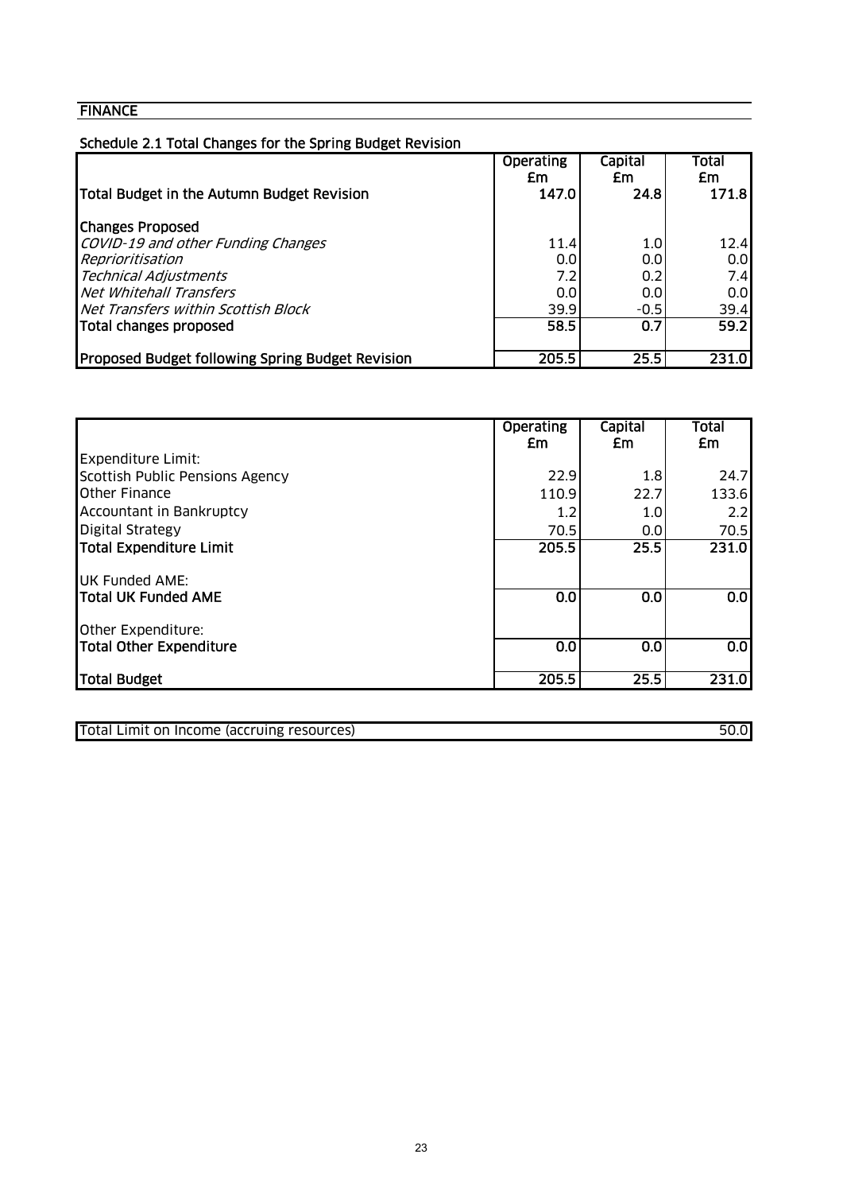## FINANCE

### Schedule 2.1 Total Changes for the Spring Budget Revision

| | Operating £m | Capital £m | Total £m |
|---|---|---|---|
| **Total Budget in the Autumn Budget Revision** | **147.0** | **24.8** | **171.8** |
| **Changes Proposed** | | | |
| *COVID-19 and other Funding Changes* | 11.4 | 1.0 | 12.4 |
| *Reprioritisation* | 0.0 | 0.0 | 0.0 |
| *Technical Adjustments* | 7.2 | 0.2 | 7.4 |
| *Net Whitehall Transfers* | 0.0 | 0.0 | 0.0 |
| *Net Transfers within Scottish Block* | 39.9 | -0.5 | 39.4 |
| **Total changes proposed** | **58.5** | **0.7** | **59.2** |
| **Proposed Budget following Spring Budget Revision** | **205.5** | **25.5** | **231.0** |

| | Operating £m | Capital £m | Total £m |
|---|---|---|---|
| Expenditure Limit: | | | |
| Scottish Public Pensions Agency | 22.9 | 1.8 | 24.7 |
| Other Finance | 110.9 | 22.7 | 133.6 |
| Accountant in Bankruptcy | 1.2 | 1.0 | 2.2 |
| Digital Strategy | 70.5 | 0.0 | 70.5 |
| **Total Expenditure Limit** | **205.5** | **25.5** | **231.0** |
| UK Funded AME: | | | |
| **Total UK Funded AME** | **0.0** | **0.0** | **0.0** |
| Other Expenditure: | | | |
| **Total Other Expenditure** | **0.0** | **0.0** | **0.0** |
| **Total Budget** | **205.5** | **25.5** | **231.0** |

| | |
|---|---|
| Total Limit on Income (accruing resources) | 50.0 |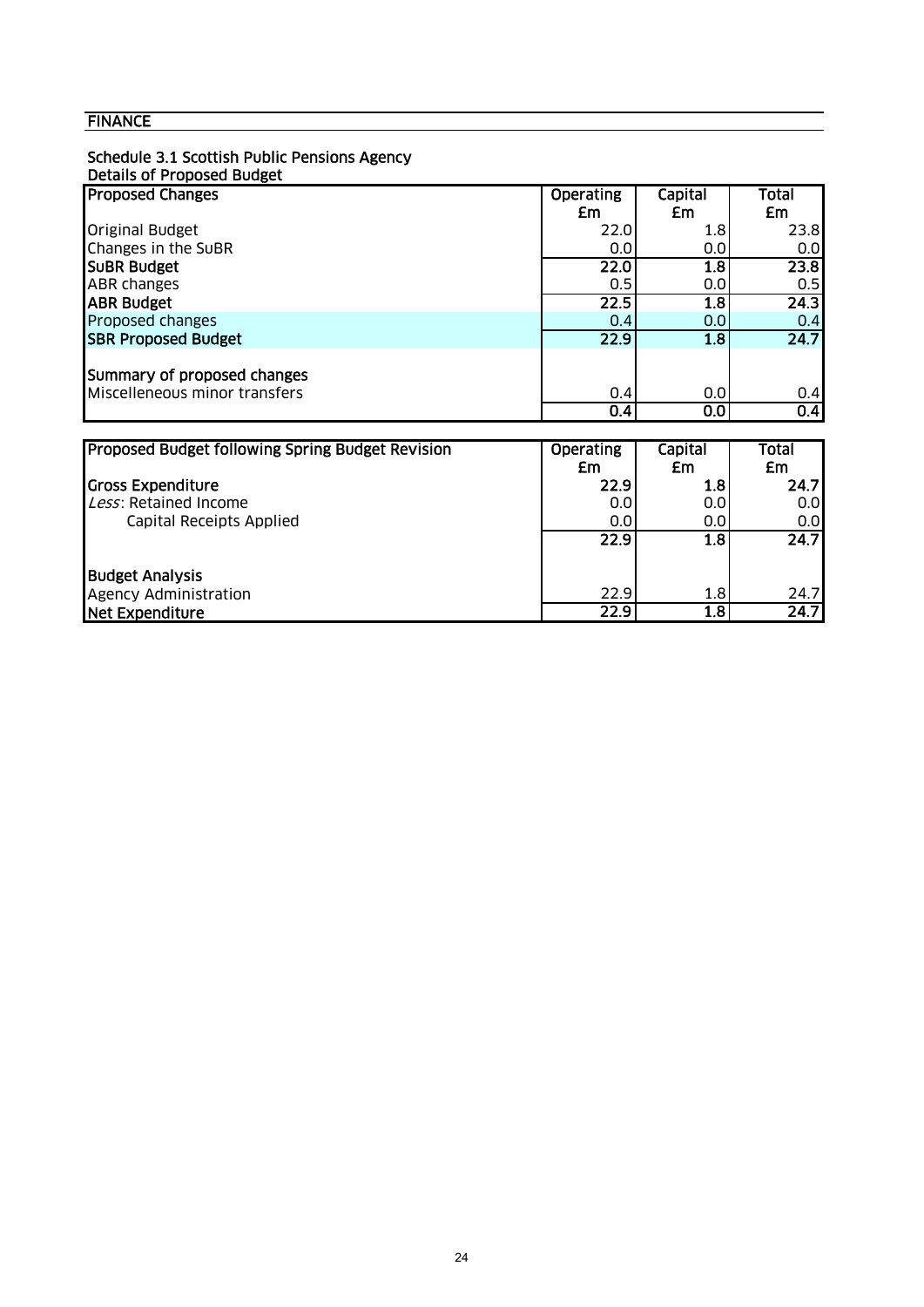## FINANCE

### Schedule 3.1 Scottish Public Pensions Agency

**Details of Proposed Budget**

| **Proposed Changes** | **Operating £m** | **Capital £m** | **Total £m** |
|---|---|---|---|
| Original Budget | 22.0 | 1.8 | 23.8 |
| Changes in the SuBR | 0.0 | 0.0 | 0.0 |
| **SuBR Budget** | **22.0** | **1.8** | **23.8** |
| ABR changes | 0.5 | 0.0 | 0.5 |
| **ABR Budget** | **22.5** | **1.8** | **24.3** |
| Proposed changes | 0.4 | 0.0 | 0.4 |
| **SBR Proposed Budget** | **22.9** | **1.8** | **24.7** |
| | | | |
| **Summary of proposed changes** | | | |
| Miscelleneous minor transfers | 0.4 | 0.0 | 0.4 |
| | **0.4** | **0.0** | **0.4** |

| **Proposed Budget following Spring Budget Revision** | **Operating £m** | **Capital £m** | **Total £m** |
|---|---|---|---|
| **Gross Expenditure** | **22.9** | **1.8** | **24.7** |
| *Less*: Retained Income | 0.0 | 0.0 | 0.0 |
| Capital Receipts Applied | 0.0 | 0.0 | 0.0 |
| | **22.9** | **1.8** | **24.7** |
| | | | |
| **Budget Analysis** | | | |
| Agency Administration | 22.9 | 1.8 | 24.7 |
| **Net Expenditure** | **22.9** | **1.8** | **24.7** |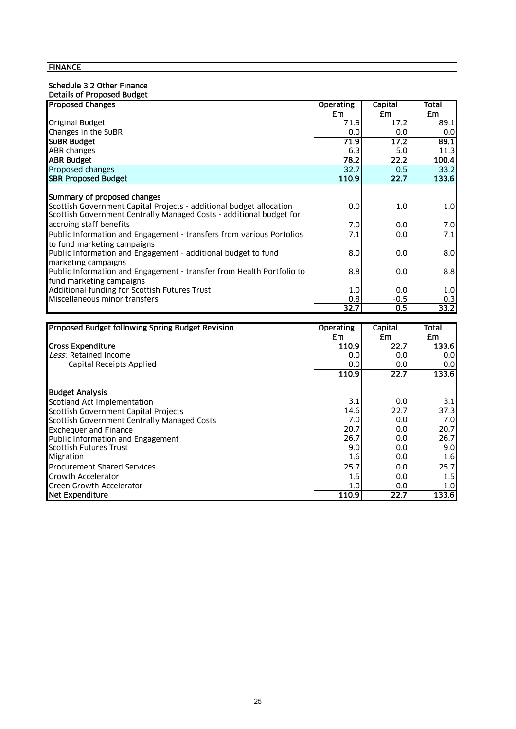**FINANCE**

### Schedule 3.2 Other Finance

**Details of Proposed Budget**

| Proposed Changes | Operating £m | Capital £m | Total £m |
|---|---|---|---|
| Original Budget | 71.9 | 17.2 | 89.1 |
| Changes in the SuBR | 0.0 | 0.0 | 0.0 |
| **SuBR Budget** | **71.9** | **17.2** | **89.1** |
| ABR changes | 6.3 | 5.0 | 11.3 |
| **ABR Budget** | **78.2** | **22.2** | **100.4** |
| Proposed changes | 32.7 | 0.5 | 33.2 |
| **SBR Proposed Budget** | **110.9** | **22.7** | **133.6** |
| | | | |
| **Summary of proposed changes** | | | |
| Scottish Government Capital Projects - additional budget allocation | 0.0 | 1.0 | 1.0 |
| Scottish Government Centrally Managed Costs - additional budget for accruing staff benefits | 7.0 | 0.0 | 7.0 |
| Public Information and Engagement - transfers from various Portolios to fund marketing campaigns | 7.1 | 0.0 | 7.1 |
| Public Information and Engagement - additional budget to fund marketing campaigns | 8.0 | 0.0 | 8.0 |
| Public Information and Engagement - transfer from Health Portfolio to fund marketing campaigns | 8.8 | 0.0 | 8.8 |
| Additional funding for Scottish Futures Trust | 1.0 | 0.0 | 1.0 |
| Miscellaneous minor transfers | 0.8 | -0.5 | 0.3 |
| | **32.7** | **0.5** | **33.2** |

| Proposed Budget following Spring Budget Revision | Operating £m | Capital £m | Total £m |
|---|---|---|---|
| **Gross Expenditure** | **110.9** | **22.7** | **133.6** |
| *Less*: Retained Income | 0.0 | 0.0 | 0.0 |
| Capital Receipts Applied | 0.0 | 0.0 | 0.0 |
| | **110.9** | **22.7** | **133.6** |
| | | | |
| **Budget Analysis** | | | |
| Scotland Act Implementation | 3.1 | 0.0 | 3.1 |
| Scottish Government Capital Projects | 14.6 | 22.7 | 37.3 |
| Scottish Government Centrally Managed Costs | 7.0 | 0.0 | 7.0 |
| Exchequer and Finance | 20.7 | 0.0 | 20.7 |
| Public Information and Engagement | 26.7 | 0.0 | 26.7 |
| Scottish Futures Trust | 9.0 | 0.0 | 9.0 |
| Migration | 1.6 | 0.0 | 1.6 |
| Procurement Shared Services | 25.7 | 0.0 | 25.7 |
| Growth Accelerator | 1.5 | 0.0 | 1.5 |
| Green Growth Accelerator | 1.0 | 0.0 | 1.0 |
| **Net Expenditure** | **110.9** | **22.7** | **133.6** |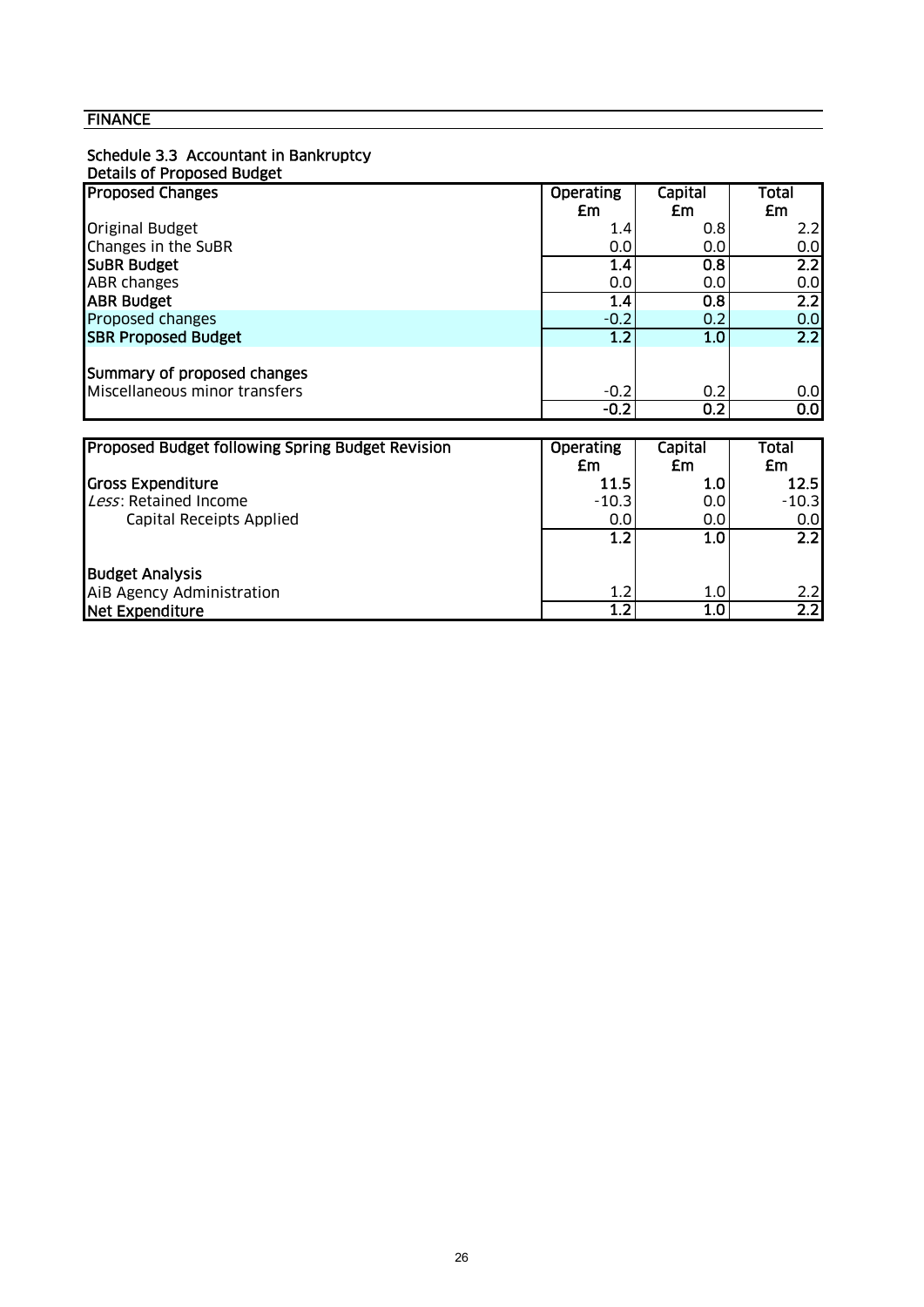**FINANCE**

**Schedule 3.3 Accountant in Bankruptcy**
**Details of Proposed Budget**

| **Proposed Changes** | **Operating £m** | **Capital £m** | **Total £m** |
|---|---|---|---|
| Original Budget | 1.4 | 0.8 | 2.2 |
| Changes in the SuBR | 0.0 | 0.0 | 0.0 |
| **SuBR Budget** | **1.4** | **0.8** | **2.2** |
| ABR changes | 0.0 | 0.0 | 0.0 |
| **ABR Budget** | **1.4** | **0.8** | **2.2** |
| Proposed changes | -0.2 | 0.2 | 0.0 |
| **SBR Proposed Budget** | **1.2** | **1.0** | **2.2** |
| | | | |
| **Summary of proposed changes** | | | |
| Miscellaneous minor transfers | -0.2 | 0.2 | 0.0 |
| | **-0.2** | **0.2** | **0.0** |

| **Proposed Budget following Spring Budget Revision** | **Operating £m** | **Capital £m** | **Total £m** |
|---|---|---|---|
| **Gross Expenditure** | **11.5** | **1.0** | **12.5** |
| *Less*: Retained Income | -10.3 | 0.0 | -10.3 |
| Capital Receipts Applied | 0.0 | 0.0 | 0.0 |
| | **1.2** | **1.0** | **2.2** |
| | | | |
| **Budget Analysis** | | | |
| AiB Agency Administration | 1.2 | 1.0 | 2.2 |
| **Net Expenditure** | **1.2** | **1.0** | **2.2** |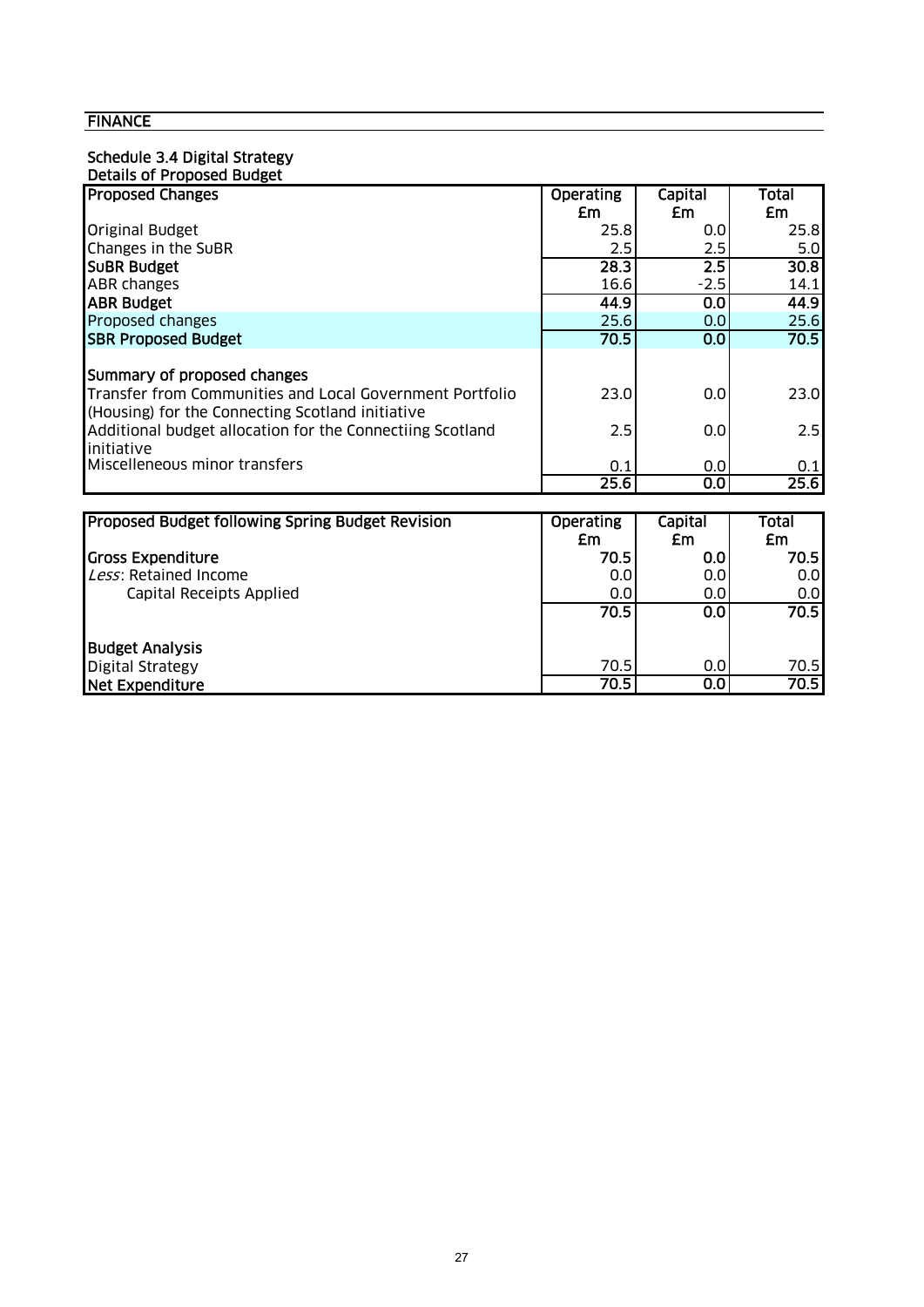## FINANCE

### Schedule 3.4 Digital Strategy

Details of Proposed Budget

| Proposed Changes | Operating £m | Capital £m | Total £m |
|---|---|---|---|
| Original Budget | 25.8 | 0.0 | 25.8 |
| Changes in the SuBR | 2.5 | 2.5 | 5.0 |
| **SuBR Budget** | **28.3** | **2.5** | **30.8** |
| ABR changes | 16.6 | -2.5 | 14.1 |
| **ABR Budget** | **44.9** | **0.0** | **44.9** |
| Proposed changes | 25.6 | 0.0 | 25.6 |
| **SBR Proposed Budget** | **70.5** | **0.0** | **70.5** |
| | | | |
| **Summary of proposed changes** | | | |
| Transfer from Communities and Local Government Portfolio (Housing) for the Connecting Scotland initiative | 23.0 | 0.0 | 23.0 |
| Additional budget allocation for the Connectiing Scotland initiative | 2.5 | 0.0 | 2.5 |
| Miscelleneous minor transfers | 0.1 | 0.0 | 0.1 |
| | 25.6 | 0.0 | 25.6 |

| Proposed Budget following Spring Budget Revision | Operating £m | Capital £m | Total £m |
|---|---|---|---|
| **Gross Expenditure** | **70.5** | **0.0** | **70.5** |
| *Less*: Retained Income | 0.0 | 0.0 | 0.0 |
| Capital Receipts Applied | 0.0 | 0.0 | 0.0 |
| | **70.5** | **0.0** | **70.5** |
| | | | |
| **Budget Analysis** | | | |
| Digital Strategy | 70.5 | 0.0 | 70.5 |
| **Net Expenditure** | **70.5** | **0.0** | **70.5** |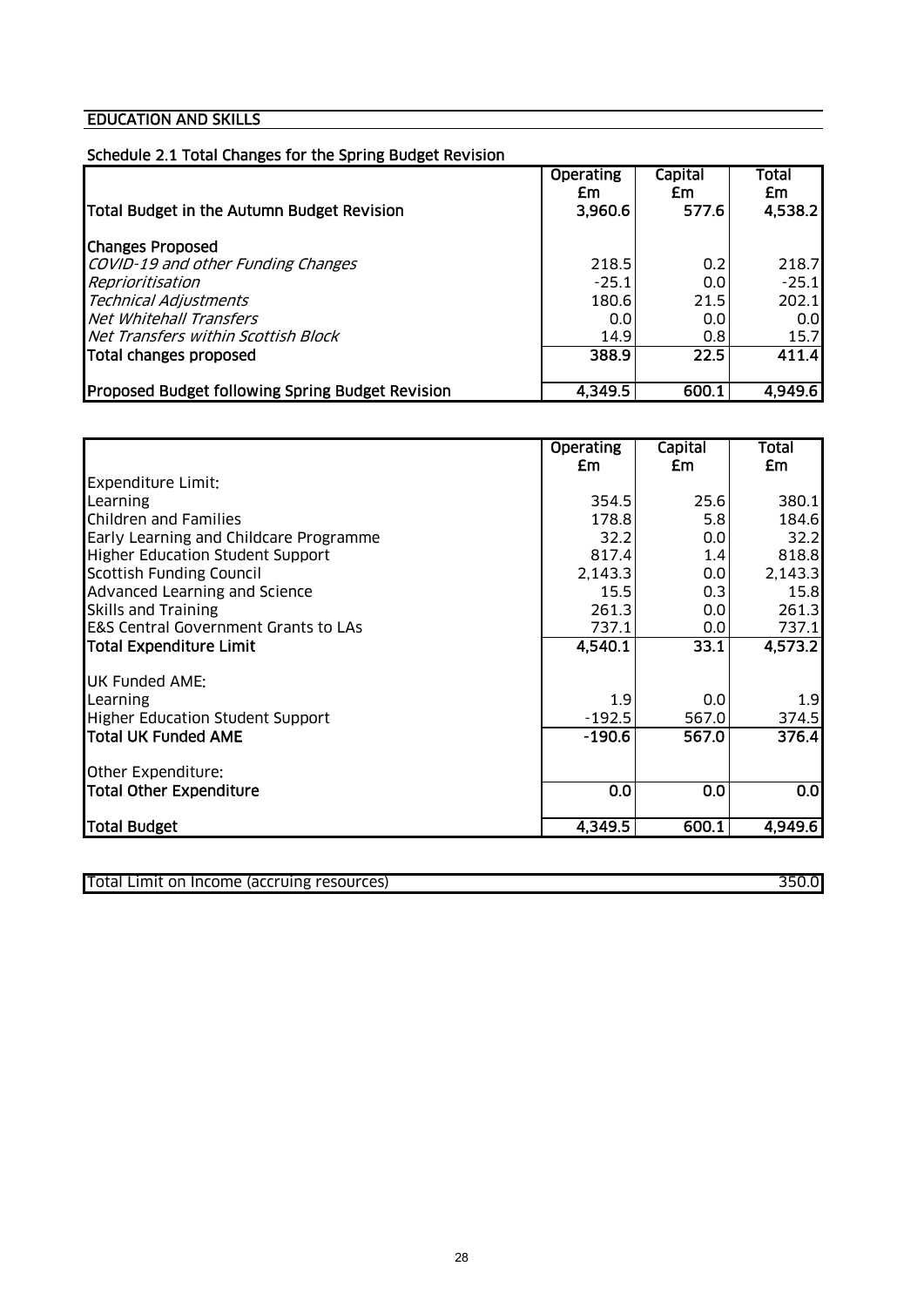## EDUCATION AND SKILLS

### Schedule 2.1 Total Changes for the Spring Budget Revision

| | Operating £m | Capital £m | Total £m |
|---|---|---|---|
| **Total Budget in the Autumn Budget Revision** | **3,960.6** | **577.6** | **4,538.2** |
| **Changes Proposed** | | | |
| *COVID-19 and other Funding Changes* | 218.5 | 0.2 | 218.7 |
| *Reprioritisation* | -25.1 | 0.0 | -25.1 |
| *Technical Adjustments* | 180.6 | 21.5 | 202.1 |
| *Net Whitehall Transfers* | 0.0 | 0.0 | 0.0 |
| *Net Transfers within Scottish Block* | 14.9 | 0.8 | 15.7 |
| **Total changes proposed** | **388.9** | **22.5** | **411.4** |
| **Proposed Budget following Spring Budget Revision** | **4,349.5** | **600.1** | **4,949.6** |

| | Operating £m | Capital £m | Total £m |
|---|---|---|---|
| Expenditure Limit: | | | |
| Learning | 354.5 | 25.6 | 380.1 |
| Children and Families | 178.8 | 5.8 | 184.6 |
| Early Learning and Childcare Programme | 32.2 | 0.0 | 32.2 |
| Higher Education Student Support | 817.4 | 1.4 | 818.8 |
| Scottish Funding Council | 2,143.3 | 0.0 | 2,143.3 |
| Advanced Learning and Science | 15.5 | 0.3 | 15.8 |
| Skills and Training | 261.3 | 0.0 | 261.3 |
| E&S Central Government Grants to LAs | 737.1 | 0.0 | 737.1 |
| **Total Expenditure Limit** | **4,540.1** | **33.1** | **4,573.2** |
| UK Funded AME: | | | |
| Learning | 1.9 | 0.0 | 1.9 |
| Higher Education Student Support | -192.5 | 567.0 | 374.5 |
| **Total UK Funded AME** | **-190.6** | **567.0** | **376.4** |
| Other Expenditure: | | | |
| **Total Other Expenditure** | **0.0** | **0.0** | **0.0** |
| **Total Budget** | **4,349.5** | **600.1** | **4,949.6** |

| | |
|---|---|
| Total Limit on Income (accruing resources) | 350.0 |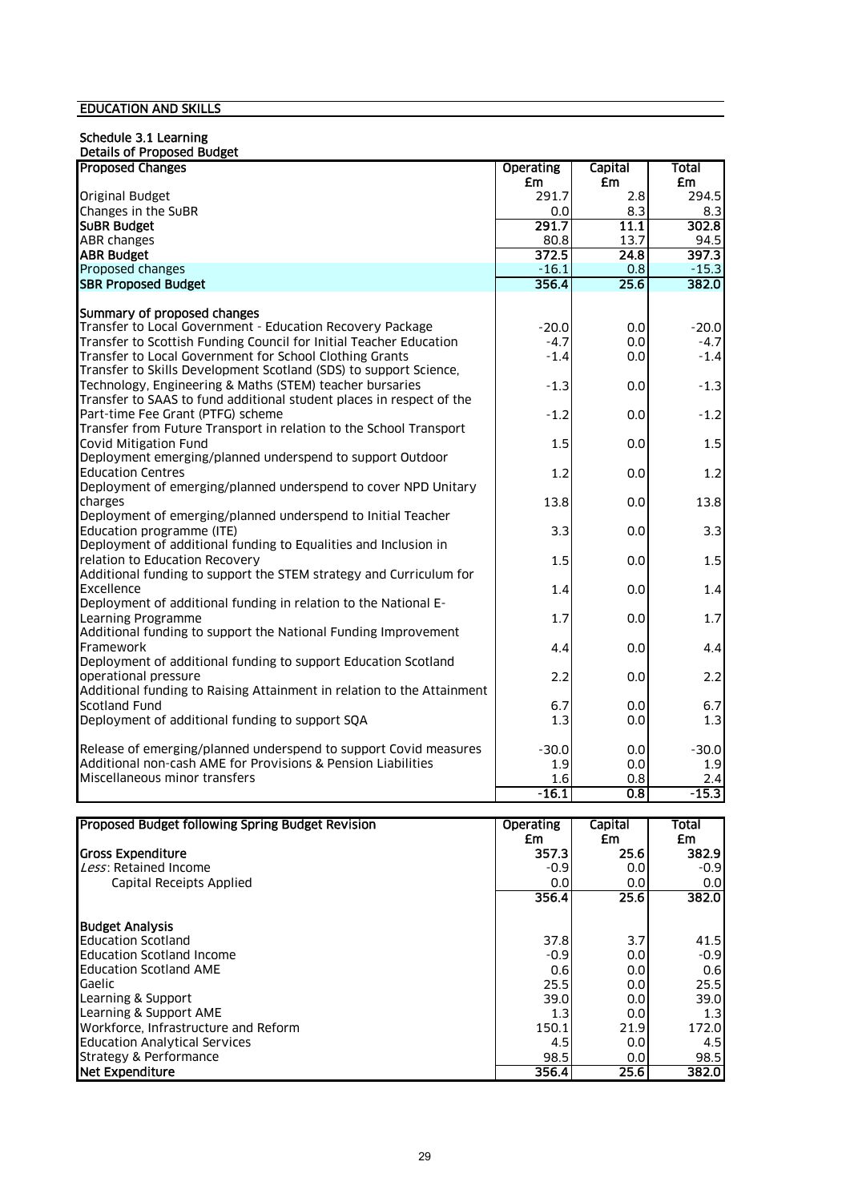## EDUCATION AND SKILLS

### Schedule 3.1 Learning

**Details of Proposed Budget**

| Proposed Changes | Operating £m | Capital £m | Total £m |
|---|---|---|---|
| Original Budget | 291.7 | 2.8 | 294.5 |
| Changes in the SuBR | 0.0 | 8.3 | 8.3 |
| **SuBR Budget** | **291.7** | **11.1** | **302.8** |
| ABR changes | 80.8 | 13.7 | 94.5 |
| **ABR Budget** | **372.5** | **24.8** | **397.3** |
| Proposed changes | -16.1 | 0.8 | -15.3 |
| **SBR Proposed Budget** | **356.4** | **25.6** | **382.0** |
| | | | |
| **Summary of proposed changes** | | | |
| Transfer to Local Government - Education Recovery Package | -20.0 | 0.0 | -20.0 |
| Transfer to Scottish Funding Council for Initial Teacher Education | -4.7 | 0.0 | -4.7 |
| Transfer to Local Government for School Clothing Grants | -1.4 | 0.0 | -1.4 |
| Transfer to Skills Development Scotland (SDS) to support Science, Technology, Engineering & Maths (STEM) teacher bursaries | -1.3 | 0.0 | -1.3 |
| Transfer to SAAS to fund additional student places in respect of the Part-time Fee Grant (PTFG) scheme | -1.2 | 0.0 | -1.2 |
| Transfer from Future Transport in relation to the School Transport Covid Mitigation Fund | 1.5 | 0.0 | 1.5 |
| Deployment emerging/planned underspend to support Outdoor Education Centres | 1.2 | 0.0 | 1.2 |
| Deployment of emerging/planned underspend to cover NPD Unitary charges | 13.8 | 0.0 | 13.8 |
| Deployment of emerging/planned underspend to Initial Teacher Education programme (ITE) | 3.3 | 0.0 | 3.3 |
| Deployment of additional funding to Equalities and Inclusion in relation to Education Recovery | 1.5 | 0.0 | 1.5 |
| Additional funding to support the STEM strategy and Curriculum for Excellence | 1.4 | 0.0 | 1.4 |
| Deployment of additional funding in relation to the National E-Learning Programme | 1.7 | 0.0 | 1.7 |
| Additional funding to support the National Funding Improvement Framework | 4.4 | 0.0 | 4.4 |
| Deployment of additional funding to support Education Scotland operational pressure | 2.2 | 0.0 | 2.2 |
| Additional funding to Raising Attainment in relation to the Attainment Scotland Fund | 6.7 | 0.0 | 6.7 |
| Deployment of additional funding to support SQA | 1.3 | 0.0 | 1.3 |
| Release of emerging/planned underspend to support Covid measures | -30.0 | 0.0 | -30.0 |
| Additional non-cash AME for Provisions & Pension Liabilities | 1.9 | 0.0 | 1.9 |
| Miscellaneous minor transfers | 1.6 | 0.8 | 2.4 |
| | **-16.1** | **0.8** | **-15.3** |

| Proposed Budget following Spring Budget Revision | Operating £m | Capital £m | Total £m |
|---|---|---|---|
| **Gross Expenditure** | 357.3 | 25.6 | 382.9 |
| *Less*: Retained Income | -0.9 | 0.0 | -0.9 |
| Capital Receipts Applied | 0.0 | 0.0 | 0.0 |
| | **356.4** | **25.6** | **382.0** |
| | | | |
| **Budget Analysis** | | | |
| Education Scotland | 37.8 | 3.7 | 41.5 |
| Education Scotland Income | -0.9 | 0.0 | -0.9 |
| Education Scotland AME | 0.6 | 0.0 | 0.6 |
| Gaelic | 25.5 | 0.0 | 25.5 |
| Learning & Support | 39.0 | 0.0 | 39.0 |
| Learning & Support AME | 1.3 | 0.0 | 1.3 |
| Workforce, Infrastructure and Reform | 150.1 | 21.9 | 172.0 |
| Education Analytical Services | 4.5 | 0.0 | 4.5 |
| Strategy & Performance | 98.5 | 0.0 | 98.5 |
| **Net Expenditure** | **356.4** | **25.6** | **382.0** |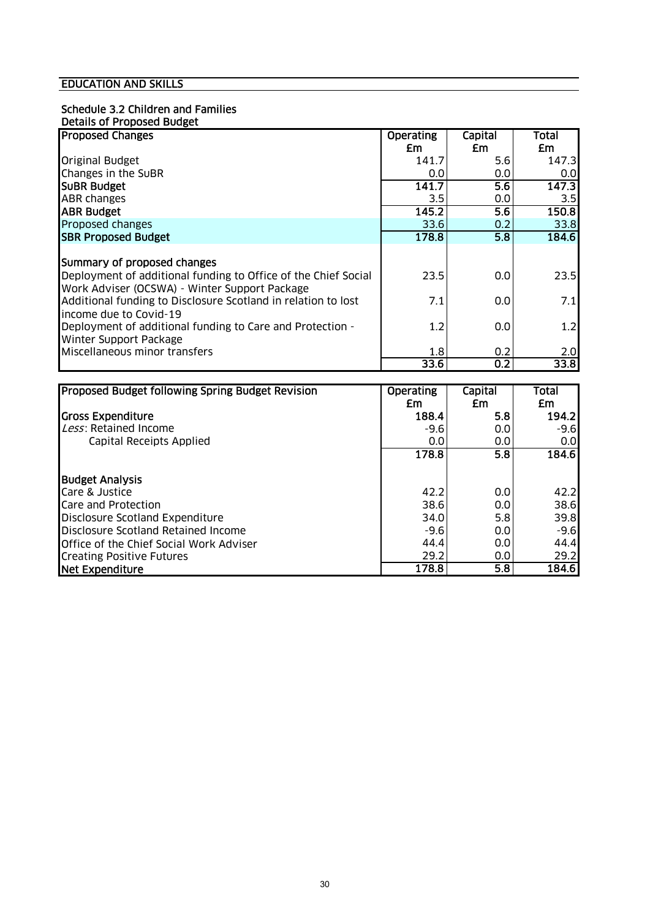## EDUCATION AND SKILLS

### Schedule 3.2 Children and Families

**Details of Proposed Budget**

| Proposed Changes | Operating £m | Capital £m | Total £m |
|---|---|---|---|
| Original Budget | 141.7 | 5.6 | 147.3 |
| Changes in the SuBR | 0.0 | 0.0 | 0.0 |
| **SuBR Budget** | **141.7** | **5.6** | **147.3** |
| ABR changes | 3.5 | 0.0 | 3.5 |
| **ABR Budget** | **145.2** | **5.6** | **150.8** |
| Proposed changes | 33.6 | 0.2 | 33.8 |
| **SBR Proposed Budget** | **178.8** | **5.8** | **184.6** |
| | | | |
| **Summary of proposed changes** | | | |
| Deployment of additional funding to Office of the Chief Social Work Adviser (OCSWA) - Winter Support Package | 23.5 | 0.0 | 23.5 |
| Additional funding to Disclosure Scotland in relation to lost income due to Covid-19 | 7.1 | 0.0 | 7.1 |
| Deployment of additional funding to Care and Protection - Winter Support Package | 1.2 | 0.0 | 1.2 |
| Miscellaneous minor transfers | 1.8 | 0.2 | 2.0 |
| | 33.6 | 0.2 | 33.8 |

| Proposed Budget following Spring Budget Revision | Operating £m | Capital £m | Total £m |
|---|---|---|---|
| **Gross Expenditure** | **188.4** | **5.8** | **194.2** |
| *Less*: Retained Income | -9.6 | 0.0 | -9.6 |
| Capital Receipts Applied | 0.0 | 0.0 | 0.0 |
| | **178.8** | **5.8** | **184.6** |
| | | | |
| **Budget Analysis** | | | |
| Care & Justice | 42.2 | 0.0 | 42.2 |
| Care and Protection | 38.6 | 0.0 | 38.6 |
| Disclosure Scotland Expenditure | 34.0 | 5.8 | 39.8 |
| Disclosure Scotland Retained Income | -9.6 | 0.0 | -9.6 |
| Office of the Chief Social Work Adviser | 44.4 | 0.0 | 44.4 |
| Creating Positive Futures | 29.2 | 0.0 | 29.2 |
| **Net Expenditure** | **178.8** | **5.8** | **184.6** |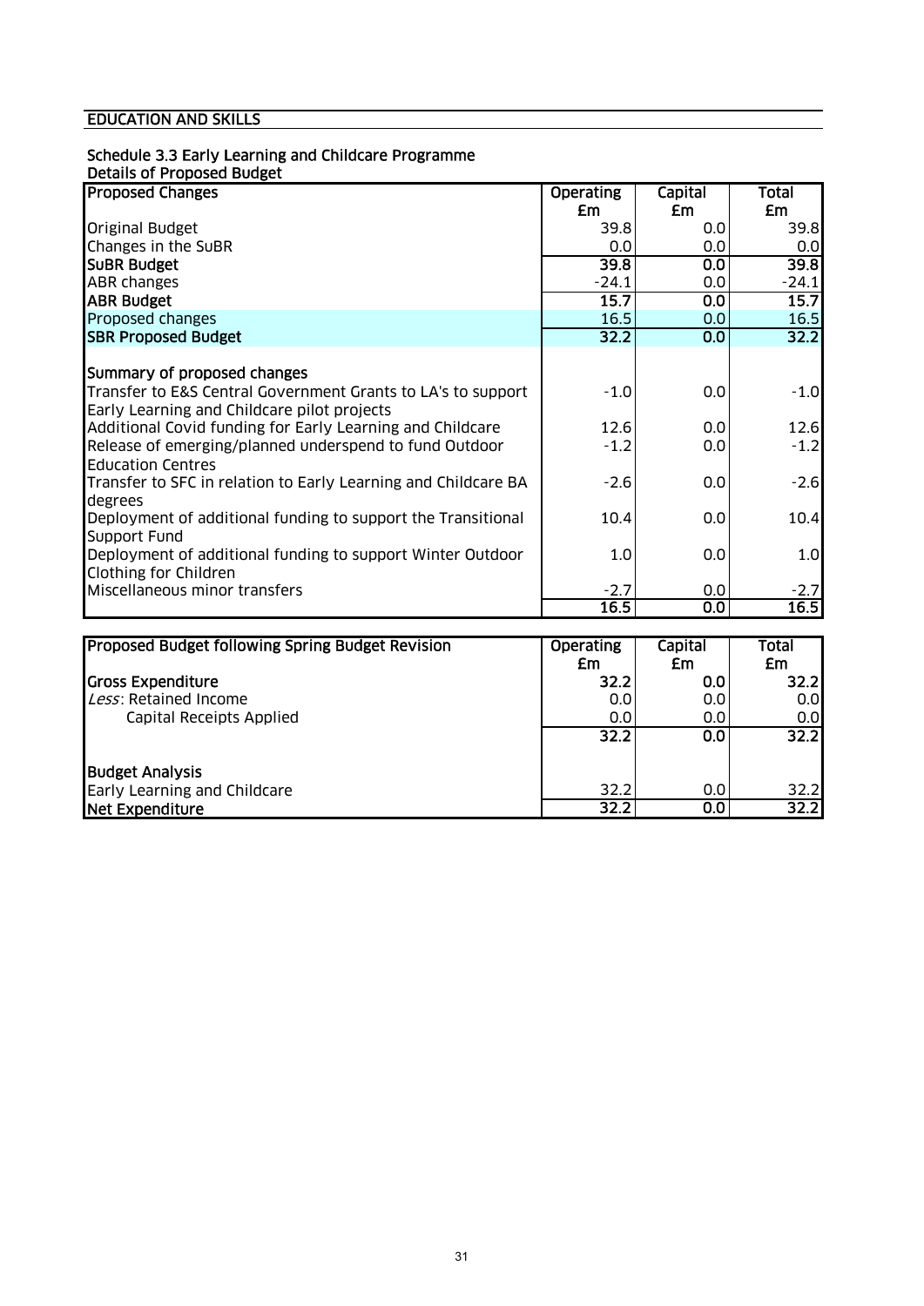## EDUCATION AND SKILLS

### Schedule 3.3 Early Learning and Childcare Programme

**Details of Proposed Budget**

| **Proposed Changes** | **Operating £m** | **Capital £m** | **Total £m** |
|---|---|---|---|
| Original Budget | 39.8 | 0.0 | 39.8 |
| Changes in the SuBR | 0.0 | 0.0 | 0.0 |
| **SuBR Budget** | **39.8** | **0.0** | **39.8** |
| ABR changes | -24.1 | 0.0 | -24.1 |
| **ABR Budget** | **15.7** | **0.0** | **15.7** |
| Proposed changes | 16.5 | 0.0 | 16.5 |
| **SBR Proposed Budget** | **32.2** | **0.0** | **32.2** |
| | | | |
| **Summary of proposed changes** | | | |
| Transfer to E&S Central Government Grants to LA's to support Early Learning and Childcare pilot projects | -1.0 | 0.0 | -1.0 |
| Additional Covid funding for Early Learning and Childcare | 12.6 | 0.0 | 12.6 |
| Release of emerging/planned underspend to fund Outdoor Education Centres | -1.2 | 0.0 | -1.2 |
| Transfer to SFC in relation to Early Learning and Childcare BA degrees | -2.6 | 0.0 | -2.6 |
| Deployment of additional funding to support the Transitional Support Fund | 10.4 | 0.0 | 10.4 |
| Deployment of additional funding to support Winter Outdoor Clothing for Children | 1.0 | 0.0 | 1.0 |
| Miscellaneous minor transfers | -2.7 | 0.0 | -2.7 |
| | **16.5** | **0.0** | **16.5** |

| **Proposed Budget following Spring Budget Revision** | **Operating £m** | **Capital £m** | **Total £m** |
|---|---|---|---|
| **Gross Expenditure** | **32.2** | **0.0** | **32.2** |
| *Less*: Retained Income | 0.0 | 0.0 | 0.0 |
| Capital Receipts Applied | 0.0 | 0.0 | 0.0 |
| | **32.2** | **0.0** | **32.2** |
| | | | |
| **Budget Analysis** | | | |
| Early Learning and Childcare | 32.2 | 0.0 | 32.2 |
| **Net Expenditure** | **32.2** | **0.0** | **32.2** |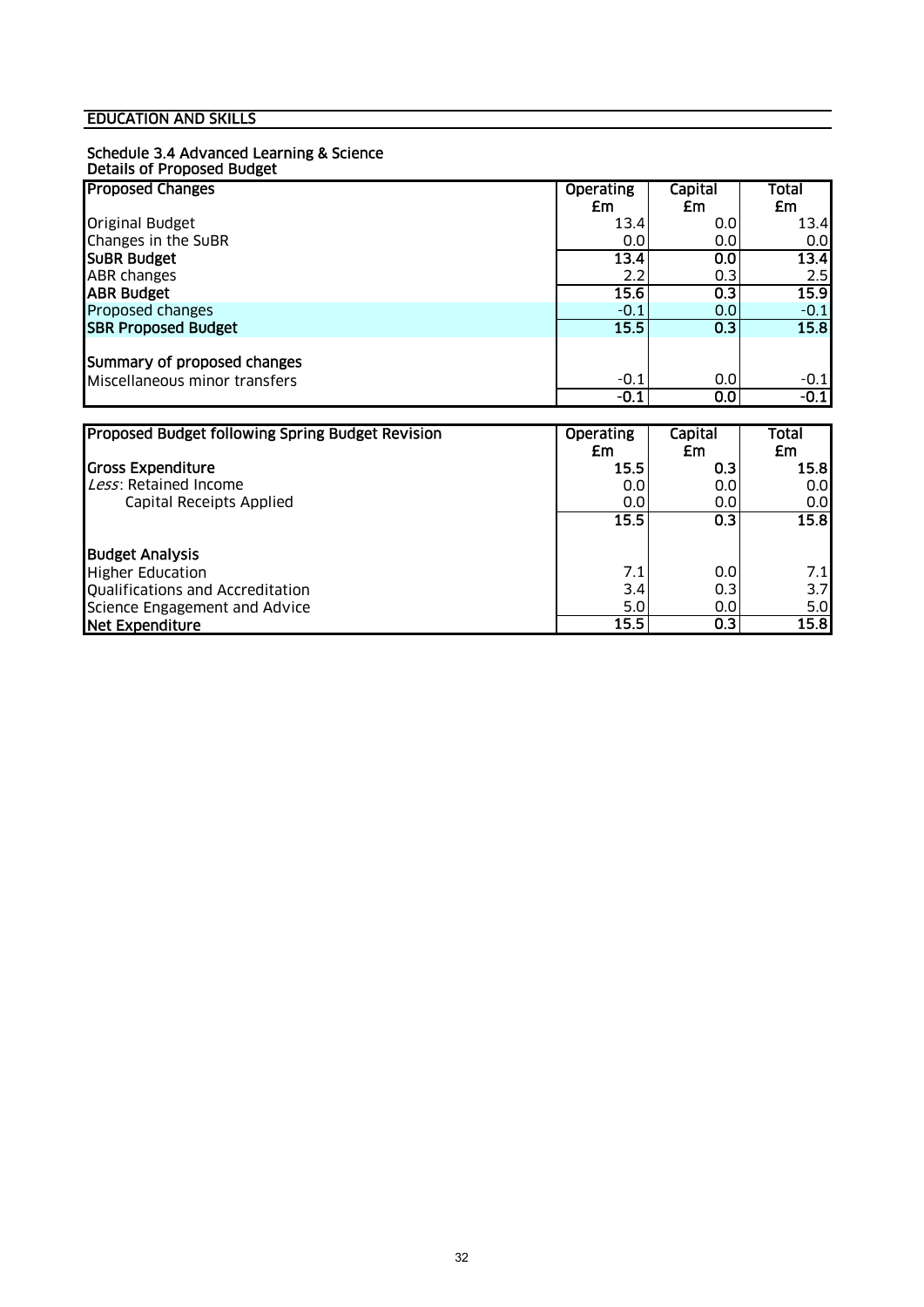## EDUCATION AND SKILLS

### Schedule 3.4 Advanced Learning & Science
**Details of Proposed Budget**

| **Proposed Changes** | **Operating £m** | **Capital £m** | **Total £m** |
|---|---|---|---|
| Original Budget | 13.4 | 0.0 | 13.4 |
| Changes in the SuBR | 0.0 | 0.0 | 0.0 |
| **SuBR Budget** | **13.4** | **0.0** | **13.4** |
| ABR changes | 2.2 | 0.3 | 2.5 |
| **ABR Budget** | **15.6** | **0.3** | **15.9** |
| Proposed changes | -0.1 | 0.0 | -0.1 |
| **SBR Proposed Budget** | **15.5** | **0.3** | **15.8** |
| | | | |
| **Summary of proposed changes** | | | |
| Miscellaneous minor transfers | -0.1 | 0.0 | -0.1 |
| | **-0.1** | **0.0** | **-0.1** |

| **Proposed Budget following Spring Budget Revision** | **Operating £m** | **Capital £m** | **Total £m** |
|---|---|---|---|
| **Gross Expenditure** | **15.5** | **0.3** | **15.8** |
| *Less*: Retained Income | 0.0 | 0.0 | 0.0 |
| Capital Receipts Applied | 0.0 | 0.0 | 0.0 |
| | **15.5** | **0.3** | **15.8** |
| | | | |
| **Budget Analysis** | | | |
| Higher Education | 7.1 | 0.0 | 7.1 |
| Qualifications and Accreditation | 3.4 | 0.3 | 3.7 |
| Science Engagement and Advice | 5.0 | 0.0 | 5.0 |
| **Net Expenditure** | **15.5** | **0.3** | **15.8** |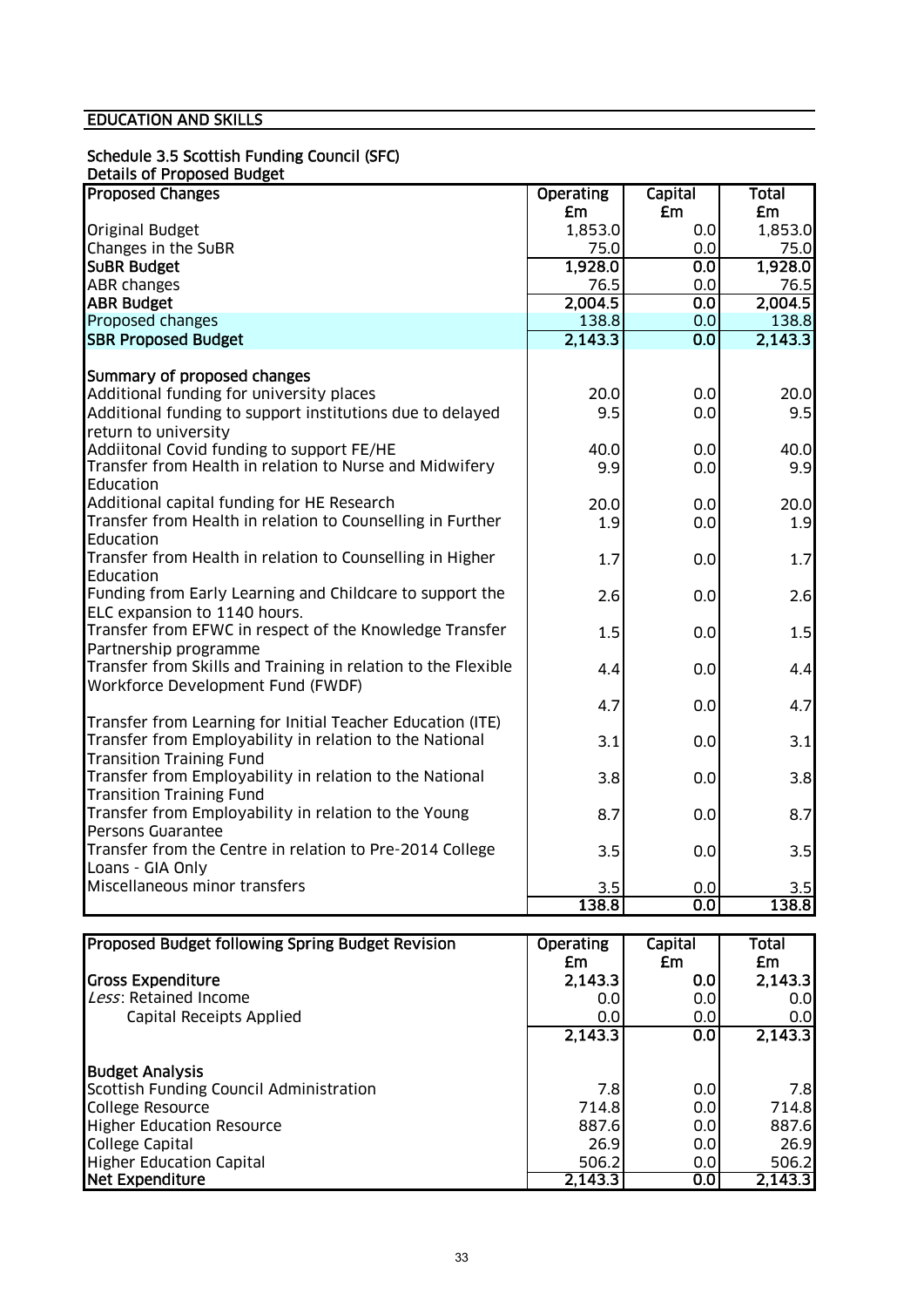## EDUCATION AND SKILLS

### Schedule 3.5 Scottish Funding Council (SFC)

**Details of Proposed Budget**

| Proposed Changes | Operating £m | Capital £m | Total £m |
|---|---|---|---|
| Original Budget | 1,853.0 | 0.0 | 1,853.0 |
| Changes in the SuBR | 75.0 | 0.0 | 75.0 |
| **SuBR Budget** | **1,928.0** | **0.0** | **1,928.0** |
| ABR changes | 76.5 | 0.0 | 76.5 |
| **ABR Budget** | **2,004.5** | **0.0** | **2,004.5** |
| Proposed changes | 138.8 | 0.0 | 138.8 |
| **SBR Proposed Budget** | **2,143.3** | **0.0** | **2,143.3** |
| | | | |
| **Summary of proposed changes** | | | |
| Additional funding for university places | 20.0 | 0.0 | 20.0 |
| Additional funding to support institutions due to delayed return to university | 9.5 | 0.0 | 9.5 |
| Addiitonal Covid funding to support FE/HE | 40.0 | 0.0 | 40.0 |
| Transfer from Health in relation to Nurse and Midwifery Education | 9.9 | 0.0 | 9.9 |
| Additional capital funding for HE Research | 20.0 | 0.0 | 20.0 |
| Transfer from Health in relation to Counselling in Further Education | 1.9 | 0.0 | 1.9 |
| Transfer from Health in relation to Counselling in Higher Education | 1.7 | 0.0 | 1.7 |
| Funding from Early Learning and Childcare to support the ELC expansion to 1140 hours. | 2.6 | 0.0 | 2.6 |
| Transfer from EFWC in respect of the Knowledge Transfer Partnership programme | 1.5 | 0.0 | 1.5 |
| Transfer from Skills and Training in relation to the Flexible Workforce Development Fund (FWDF) | 4.4 | 0.0 | 4.4 |
| Transfer from Learning for Initial Teacher Education (ITE) | 4.7 | 0.0 | 4.7 |
| Transfer from Employability in relation to the National Transition Training Fund | 3.1 | 0.0 | 3.1 |
| Transfer from Employability in relation to the National Transition Training Fund | 3.8 | 0.0 | 3.8 |
| Transfer from Employability in relation to the Young Persons Guarantee | 8.7 | 0.0 | 8.7 |
| Transfer from the Centre in relation to Pre-2014 College Loans - GIA Only | 3.5 | 0.0 | 3.5 |
| Miscellaneous minor transfers | 3.5 | 0.0 | 3.5 |
| | **138.8** | **0.0** | **138.8** |

| Proposed Budget following Spring Budget Revision | Operating £m | Capital £m | Total £m |
|---|---|---|---|
| **Gross Expenditure** | **2,143.3** | **0.0** | **2,143.3** |
| *Less*: Retained Income | 0.0 | 0.0 | 0.0 |
| Capital Receipts Applied | 0.0 | 0.0 | 0.0 |
| | **2,143.3** | **0.0** | **2,143.3** |
| | | | |
| **Budget Analysis** | | | |
| Scottish Funding Council Administration | 7.8 | 0.0 | 7.8 |
| College Resource | 714.8 | 0.0 | 714.8 |
| Higher Education Resource | 887.6 | 0.0 | 887.6 |
| College Capital | 26.9 | 0.0 | 26.9 |
| Higher Education Capital | 506.2 | 0.0 | 506.2 |
| **Net Expenditure** | **2,143.3** | **0.0** | **2,143.3** |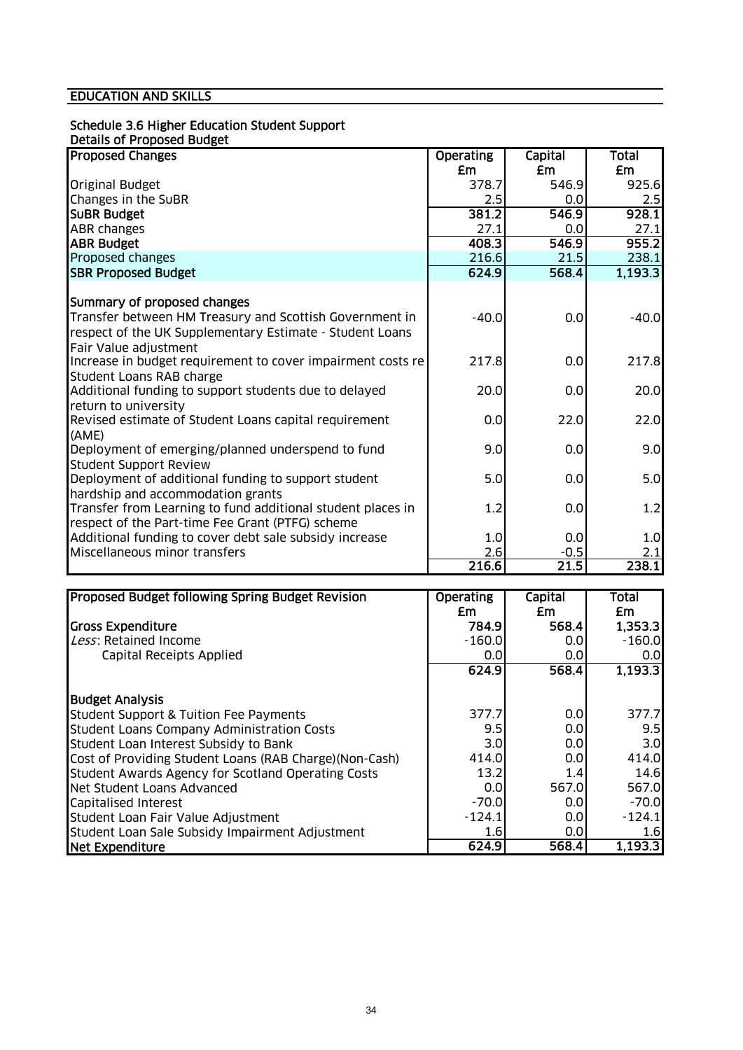## EDUCATION AND SKILLS

### Schedule 3.6 Higher Education Student Support

Details of Proposed Budget

| Proposed Changes | Operating £m | Capital £m | Total £m |
|---|---|---|---|
| Original Budget | 378.7 | 546.9 | 925.6 |
| Changes in the SuBR | 2.5 | 0.0 | 2.5 |
| **SuBR Budget** | **381.2** | **546.9** | **928.1** |
| ABR changes | 27.1 | 0.0 | 27.1 |
| **ABR Budget** | **408.3** | **546.9** | **955.2** |
| Proposed changes | 216.6 | 21.5 | 238.1 |
| **SBR Proposed Budget** | **624.9** | **568.4** | **1,193.3** |
| | | | |
| **Summary of proposed changes** | | | |
| Transfer between HM Treasury and Scottish Government in respect of the UK Supplementary Estimate - Student Loans Fair Value adjustment | -40.0 | 0.0 | -40.0 |
| Increase in budget requirement to cover impairment costs re Student Loans RAB charge | 217.8 | 0.0 | 217.8 |
| Additional funding to support students due to delayed return to university | 20.0 | 0.0 | 20.0 |
| Revised estimate of Student Loans capital requirement (AME) | 0.0 | 22.0 | 22.0 |
| Deployment of emerging/planned underspend to fund Student Support Review | 9.0 | 0.0 | 9.0 |
| Deployment of additional funding to support student hardship and accommodation grants | 5.0 | 0.0 | 5.0 |
| Transfer from Learning to fund additional student places in respect of the Part-time Fee Grant (PTFG) scheme | 1.2 | 0.0 | 1.2 |
| Additional funding to cover debt sale subsidy increase | 1.0 | 0.0 | 1.0 |
| Miscellaneous minor transfers | 2.6 | -0.5 | 2.1 |
| | **216.6** | **21.5** | **238.1** |

| Proposed Budget following Spring Budget Revision | Operating £m | Capital £m | Total £m |
|---|---|---|---|
| **Gross Expenditure** | **784.9** | **568.4** | **1,353.3** |
| *Less*: Retained Income | -160.0 | 0.0 | -160.0 |
| Capital Receipts Applied | 0.0 | 0.0 | 0.0 |
| | **624.9** | **568.4** | **1,193.3** |
| | | | |
| **Budget Analysis** | | | |
| Student Support & Tuition Fee Payments | 377.7 | 0.0 | 377.7 |
| Student Loans Company Administration Costs | 9.5 | 0.0 | 9.5 |
| Student Loan Interest Subsidy to Bank | 3.0 | 0.0 | 3.0 |
| Cost of Providing Student Loans (RAB Charge)(Non-Cash) | 414.0 | 0.0 | 414.0 |
| Student Awards Agency for Scotland Operating Costs | 13.2 | 1.4 | 14.6 |
| Net Student Loans Advanced | 0.0 | 567.0 | 567.0 |
| Capitalised Interest | -70.0 | 0.0 | -70.0 |
| Student Loan Fair Value Adjustment | -124.1 | 0.0 | -124.1 |
| Student Loan Sale Subsidy Impairment Adjustment | 1.6 | 0.0 | 1.6 |
| **Net Expenditure** | **624.9** | **568.4** | **1,193.3** |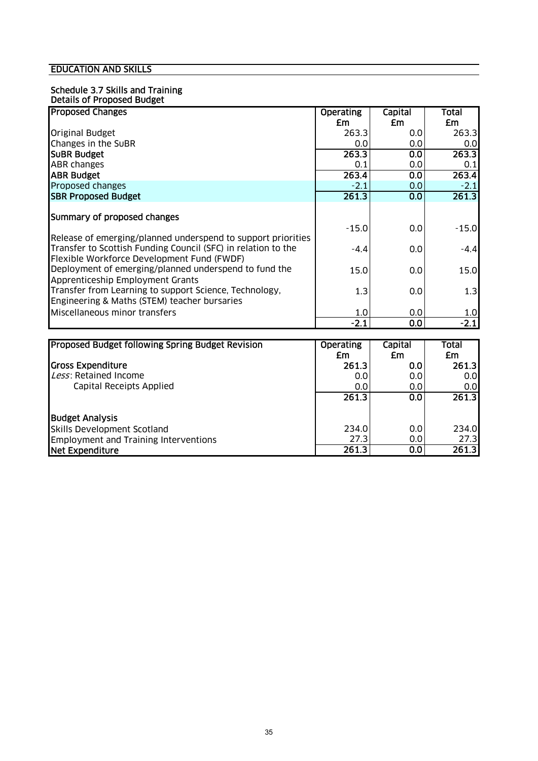## EDUCATION AND SKILLS

### Schedule 3.7 Skills and Training

#### Details of Proposed Budget

| Proposed Changes | Operating £m | Capital £m | Total £m |
|---|---|---|---|
| Original Budget | 263.3 | 0.0 | 263.3 |
| Changes in the SuBR | 0.0 | 0.0 | 0.0 |
| **SuBR Budget** | **263.3** | **0.0** | **263.3** |
| ABR changes | 0.1 | 0.0 | 0.1 |
| **ABR Budget** | **263.4** | **0.0** | **263.4** |
| Proposed changes | -2.1 | 0.0 | -2.1 |
| **SBR Proposed Budget** | **261.3** | **0.0** | **261.3** |
| | | | |
| **Summary of proposed changes** | | | |
| Release of emerging/planned underspend to support priorities | -15.0 | 0.0 | -15.0 |
| Transfer to Scottish Funding Council (SFC) in relation to the Flexible Workforce Development Fund (FWDF) | -4.4 | 0.0 | -4.4 |
| Deployment of emerging/planned underspend to fund the Apprenticeship Employment Grants | 15.0 | 0.0 | 15.0 |
| Transfer from Learning to support Science, Technology, Engineering & Maths (STEM) teacher bursaries | 1.3 | 0.0 | 1.3 |
| Miscellaneous minor transfers | 1.0 | 0.0 | 1.0 |
| | -2.1 | 0.0 | -2.1 |

| Proposed Budget following Spring Budget Revision | Operating £m | Capital £m | Total £m |
|---|---|---|---|
| **Gross Expenditure** | **261.3** | **0.0** | **261.3** |
| *Less*: Retained Income | 0.0 | 0.0 | 0.0 |
| Capital Receipts Applied | 0.0 | 0.0 | 0.0 |
| | **261.3** | **0.0** | **261.3** |
| | | | |
| **Budget Analysis** | | | |
| Skills Development Scotland | 234.0 | 0.0 | 234.0 |
| Employment and Training Interventions | 27.3 | 0.0 | 27.3 |
| **Net Expenditure** | **261.3** | **0.0** | **261.3** |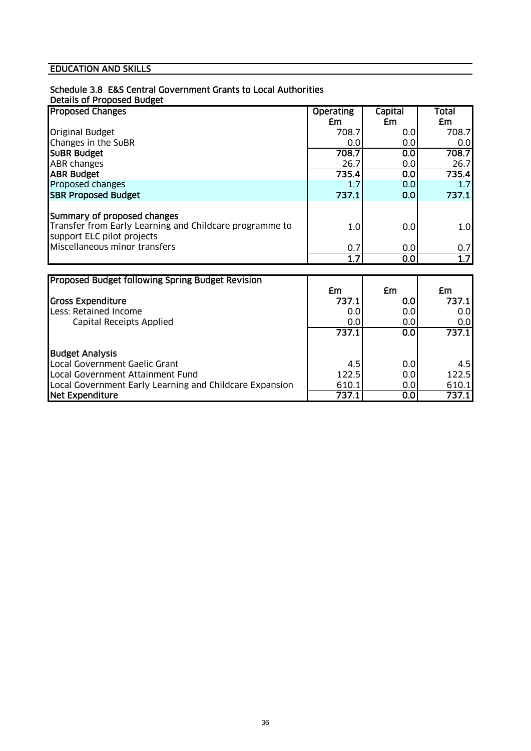## EDUCATION AND SKILLS

### Schedule 3.8 E&S Central Government Grants to Local Authorities

Details of Proposed Budget

| Proposed Changes | Operating £m | Capital £m | Total £m |
|---|---|---|---|
| Original Budget | 708.7 | 0.0 | 708.7 |
| Changes in the SuBR | 0.0 | 0.0 | 0.0 |
| **SuBR Budget** | **708.7** | **0.0** | **708.7** |
| ABR changes | 26.7 | 0.0 | 26.7 |
| **ABR Budget** | **735.4** | **0.0** | **735.4** |
| Proposed changes | 1.7 | 0.0 | 1.7 |
| **SBR Proposed Budget** | **737.1** | **0.0** | **737.1** |
| | | | |
| **Summary of proposed changes** | | | |
| Transfer from Early Learning and Childcare programme to support ELC pilot projects | 1.0 | 0.0 | 1.0 |
| Miscellaneous minor transfers | 0.7 | 0.0 | 0.7 |
| | 1.7 | 0.0 | 1.7 |

| Proposed Budget following Spring Budget Revision | £m | £m | £m |
|---|---|---|---|
| **Gross Expenditure** | **737.1** | **0.0** | **737.1** |
| Less: Retained Income | 0.0 | 0.0 | 0.0 |
| Capital Receipts Applied | 0.0 | 0.0 | 0.0 |
| | 737.1 | 0.0 | 737.1 |
| | | | |
| **Budget Analysis** | | | |
| Local Government Gaelic Grant | 4.5 | 0.0 | 4.5 |
| Local Government Attainment Fund | 122.5 | 0.0 | 122.5 |
| Local Government Early Learning and Childcare Expansion | 610.1 | 0.0 | 610.1 |
| **Net Expenditure** | **737.1** | **0.0** | **737.1** |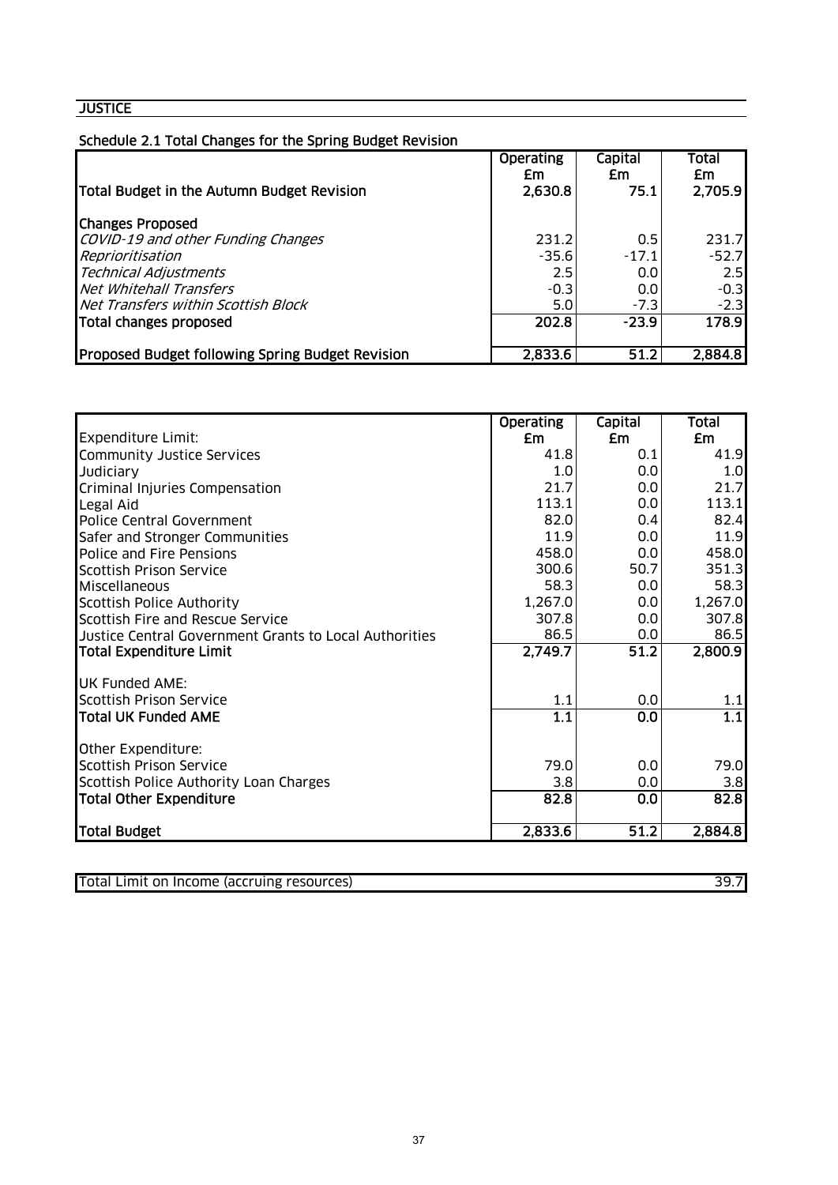## JUSTICE

### Schedule 2.1 Total Changes for the Spring Budget Revision

| | Operating £m | Capital £m | Total £m |
|---|---|---|---|
| **Total Budget in the Autumn Budget Revision** | **2,630.8** | **75.1** | **2,705.9** |
| **Changes Proposed** | | | |
| *COVID-19 and other Funding Changes* | 231.2 | 0.5 | 231.7 |
| *Reprioritisation* | -35.6 | -17.1 | -52.7 |
| *Technical Adjustments* | 2.5 | 0.0 | 2.5 |
| *Net Whitehall Transfers* | -0.3 | 0.0 | -0.3 |
| *Net Transfers within Scottish Block* | 5.0 | -7.3 | -2.3 |
| **Total changes proposed** | **202.8** | **-23.9** | **178.9** |
| **Proposed Budget following Spring Budget Revision** | **2,833.6** | **51.2** | **2,884.8** |

| | Operating £m | Capital £m | Total £m |
|---|---|---|---|
| Expenditure Limit: | | | |
| Community Justice Services | 41.8 | 0.1 | 41.9 |
| Judiciary | 1.0 | 0.0 | 1.0 |
| Criminal Injuries Compensation | 21.7 | 0.0 | 21.7 |
| Legal Aid | 113.1 | 0.0 | 113.1 |
| Police Central Government | 82.0 | 0.4 | 82.4 |
| Safer and Stronger Communities | 11.9 | 0.0 | 11.9 |
| Police and Fire Pensions | 458.0 | 0.0 | 458.0 |
| Scottish Prison Service | 300.6 | 50.7 | 351.3 |
| Miscellaneous | 58.3 | 0.0 | 58.3 |
| Scottish Police Authority | 1,267.0 | 0.0 | 1,267.0 |
| Scottish Fire and Rescue Service | 307.8 | 0.0 | 307.8 |
| Justice Central Government Grants to Local Authorities | 86.5 | 0.0 | 86.5 |
| **Total Expenditure Limit** | **2,749.7** | **51.2** | **2,800.9** |
| UK Funded AME: | | | |
| Scottish Prison Service | 1.1 | 0.0 | 1.1 |
| **Total UK Funded AME** | **1.1** | **0.0** | **1.1** |
| Other Expenditure: | | | |
| Scottish Prison Service | 79.0 | 0.0 | 79.0 |
| Scottish Police Authority Loan Charges | 3.8 | 0.0 | 3.8 |
| **Total Other Expenditure** | **82.8** | **0.0** | **82.8** |
| **Total Budget** | **2,833.6** | **51.2** | **2,884.8** |

| | |
|---|---|
| Total Limit on Income (accruing resources) | 39.7 |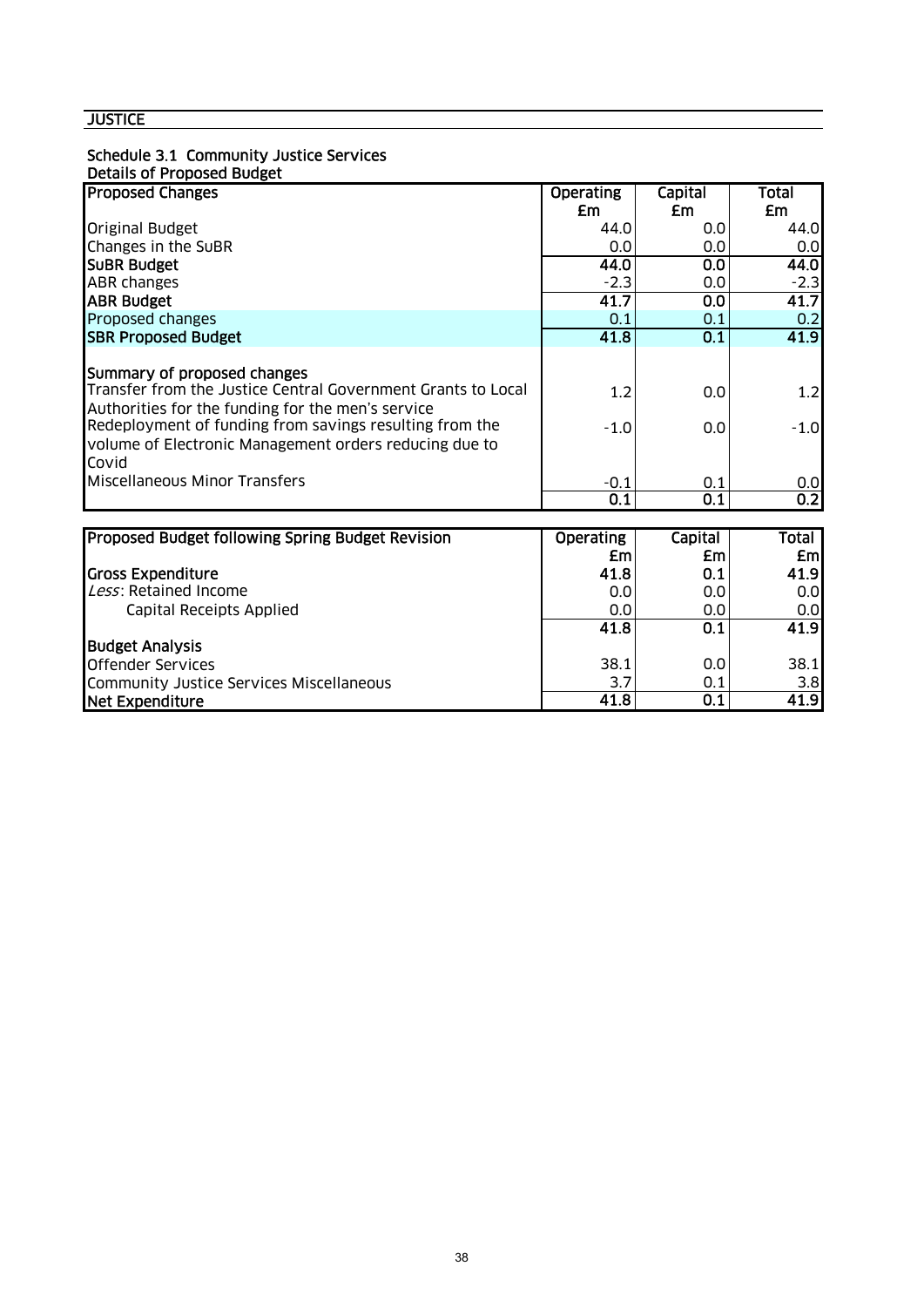## JUSTICE

### Schedule 3.1 Community Justice Services

**Details of Proposed Budget**

| **Proposed Changes** | **Operating £m** | **Capital £m** | **Total £m** |
|---|---|---|---|
| Original Budget | 44.0 | 0.0 | 44.0 |
| Changes in the SuBR | 0.0 | 0.0 | 0.0 |
| **SuBR Budget** | **44.0** | **0.0** | **44.0** |
| ABR changes | -2.3 | 0.0 | -2.3 |
| **ABR Budget** | **41.7** | **0.0** | **41.7** |
| Proposed changes | 0.1 | 0.1 | 0.2 |
| **SBR Proposed Budget** | **41.8** | **0.1** | **41.9** |
| | | | |
| **Summary of proposed changes** | | | |
| Transfer from the Justice Central Government Grants to Local Authorities for the funding for the men's service | 1.2 | 0.0 | 1.2 |
| Redeployment of funding from savings resulting from the volume of Electronic Management orders reducing due to Covid | -1.0 | 0.0 | -1.0 |
| Miscellaneous Minor Transfers | -0.1 | 0.1 | 0.0 |
| | **0.1** | **0.1** | **0.2** |

| **Proposed Budget following Spring Budget Revision** | **Operating £m** | **Capital £m** | **Total £m** |
|---|---|---|---|
| **Gross Expenditure** | **41.8** | **0.1** | **41.9** |
| *Less*: Retained Income | 0.0 | 0.0 | 0.0 |
| Capital Receipts Applied | 0.0 | 0.0 | 0.0 |
| | **41.8** | **0.1** | **41.9** |
| **Budget Analysis** | | | |
| Offender Services | 38.1 | 0.0 | 38.1 |
| Community Justice Services Miscellaneous | 3.7 | 0.1 | 3.8 |
| **Net Expenditure** | **41.8** | **0.1** | **41.9** |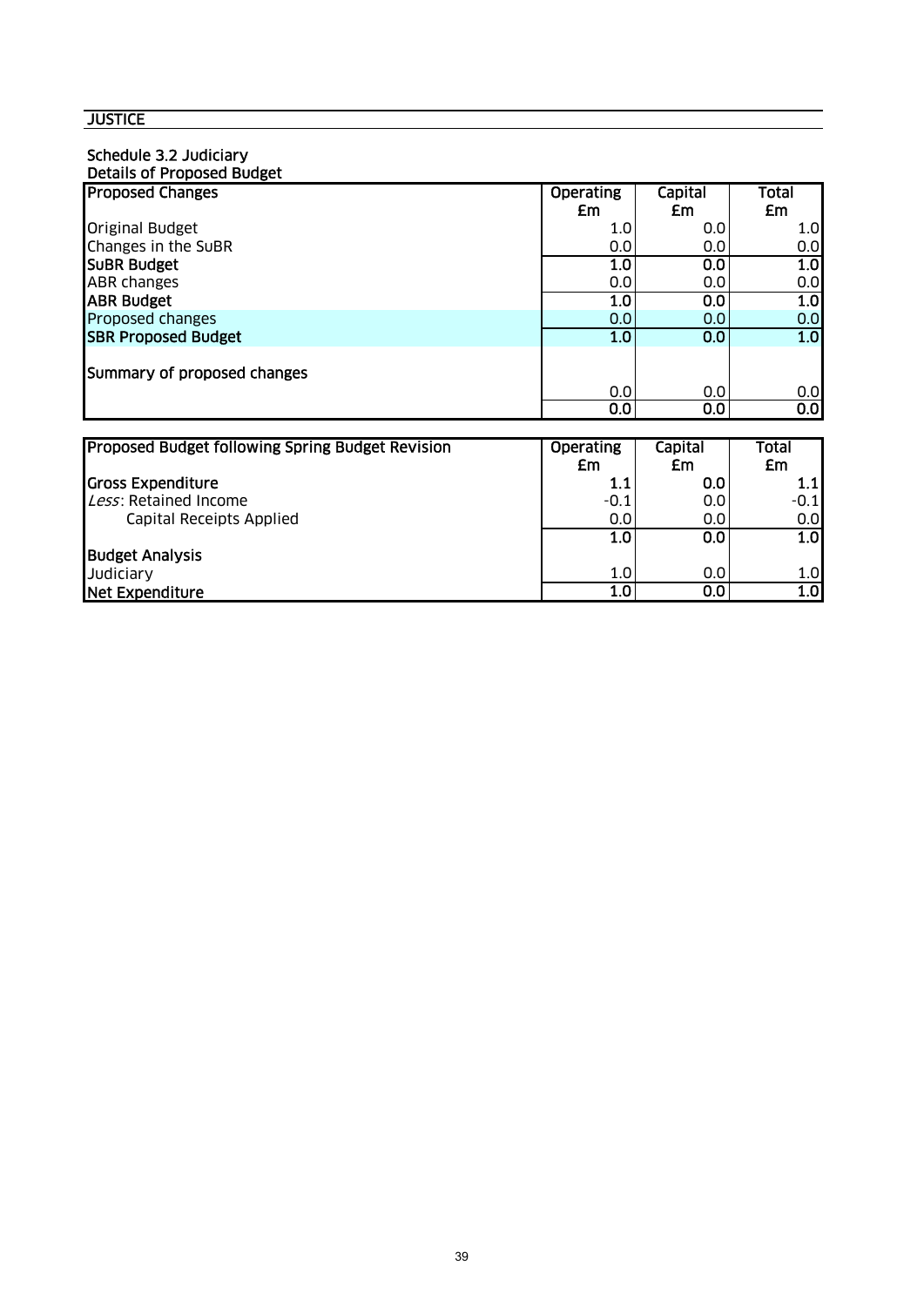## JUSTICE

### Schedule 3.2 Judiciary

#### Details of Proposed Budget

| Proposed Changes | Operating £m | Capital £m | Total £m |
|---|---|---|---|
| Original Budget | 1.0 | 0.0 | 1.0 |
| Changes in the SuBR | 0.0 | 0.0 | 0.0 |
| **SuBR Budget** | **1.0** | **0.0** | **1.0** |
| ABR changes | 0.0 | 0.0 | 0.0 |
| **ABR Budget** | **1.0** | **0.0** | **1.0** |
| Proposed changes | 0.0 | 0.0 | 0.0 |
| **SBR Proposed Budget** | **1.0** | **0.0** | **1.0** |
| | | | |
| **Summary of proposed changes** | | | |
| | 0.0 | 0.0 | 0.0 |
| | **0.0** | **0.0** | **0.0** |

| Proposed Budget following Spring Budget Revision | Operating £m | Capital £m | Total £m |
|---|---|---|---|
| **Gross Expenditure** | **1.1** | **0.0** | **1.1** |
| *Less*: Retained Income | -0.1 | 0.0 | -0.1 |
| Capital Receipts Applied | 0.0 | 0.0 | 0.0 |
| | **1.0** | **0.0** | **1.0** |
| **Budget Analysis** | | | |
| Judiciary | 1.0 | 0.0 | 1.0 |
| **Net Expenditure** | **1.0** | **0.0** | **1.0** |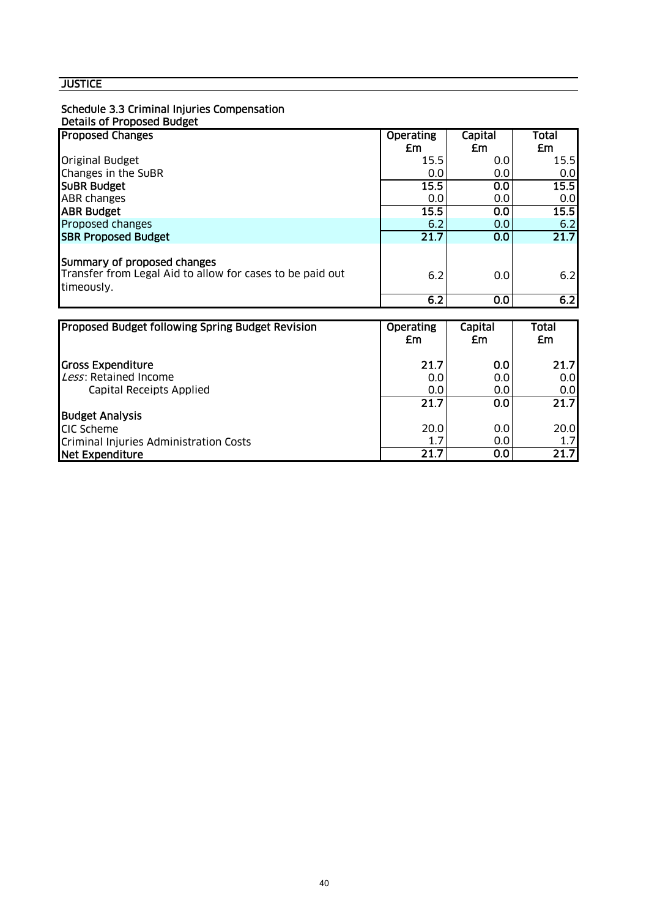**JUSTICE**

### Schedule 3.3 Criminal Injuries Compensation
**Details of Proposed Budget**

| Proposed Changes | Operating £m | Capital £m | Total £m |
|---|---|---|---|
| Original Budget | 15.5 | 0.0 | 15.5 |
| Changes in the SuBR | 0.0 | 0.0 | 0.0 |
| **SuBR Budget** | **15.5** | **0.0** | **15.5** |
| ABR changes | 0.0 | 0.0 | 0.0 |
| **ABR Budget** | **15.5** | **0.0** | **15.5** |
| Proposed changes | 6.2 | 0.0 | 6.2 |
| **SBR Proposed Budget** | **21.7** | **0.0** | **21.7** |
| **Summary of proposed changes** | | | |
| Transfer from Legal Aid to allow for cases to be paid out timeously. | 6.2 | 0.0 | 6.2 |
| | **6.2** | **0.0** | **6.2** |

| Proposed Budget following Spring Budget Revision | Operating £m | Capital £m | Total £m |
|---|---|---|---|
| **Gross Expenditure** | **21.7** | **0.0** | **21.7** |
| *Less*: Retained Income | 0.0 | 0.0 | 0.0 |
| Capital Receipts Applied | 0.0 | 0.0 | 0.0 |
| | 21.7 | 0.0 | 21.7 |
| **Budget Analysis** | | | |
| CIC Scheme | 20.0 | 0.0 | 20.0 |
| Criminal Injuries Administration Costs | 1.7 | 0.0 | 1.7 |
| **Net Expenditure** | **21.7** | **0.0** | **21.7** |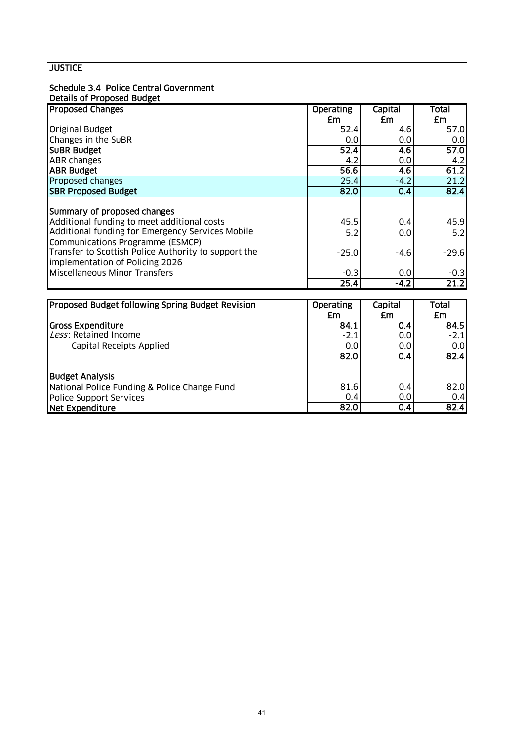**JUSTICE**

### Schedule 3.4 Police Central Government

**Details of Proposed Budget**

| **Proposed Changes** | **Operating £m** | **Capital £m** | **Total £m** |
|---|---|---|---|
| Original Budget | 52.4 | 4.6 | 57.0 |
| Changes in the SuBR | 0.0 | 0.0 | 0.0 |
| **SuBR Budget** | **52.4** | **4.6** | **57.0** |
| ABR changes | 4.2 | 0.0 | 4.2 |
| **ABR Budget** | **56.6** | **4.6** | **61.2** |
| Proposed changes | 25.4 | -4.2 | 21.2 |
| **SBR Proposed Budget** | **82.0** | **0.4** | **82.4** |
| | | | |
| **Summary of proposed changes** | | | |
| Additional funding to meet additional costs | 45.5 | 0.4 | 45.9 |
| Additional funding for Emergency Services Mobile Communications Programme (ESMCP) | 5.2 | 0.0 | 5.2 |
| Transfer to Scottish Police Authority to support the implementation of Policing 2026 | -25.0 | -4.6 | -29.6 |
| Miscellaneous Minor Transfers | -0.3 | 0.0 | -0.3 |
| | **25.4** | **-4.2** | **21.2** |

| **Proposed Budget following Spring Budget Revision** | **Operating £m** | **Capital £m** | **Total £m** |
|---|---|---|---|
| **Gross Expenditure** | **84.1** | **0.4** | **84.5** |
| *Less*: Retained Income | -2.1 | 0.0 | -2.1 |
| Capital Receipts Applied | 0.0 | 0.0 | 0.0 |
| | **82.0** | **0.4** | **82.4** |
| | | | |
| **Budget Analysis** | | | |
| National Police Funding & Police Change Fund | 81.6 | 0.4 | 82.0 |
| Police Support Services | 0.4 | 0.0 | 0.4 |
| **Net Expenditure** | **82.0** | **0.4** | **82.4** |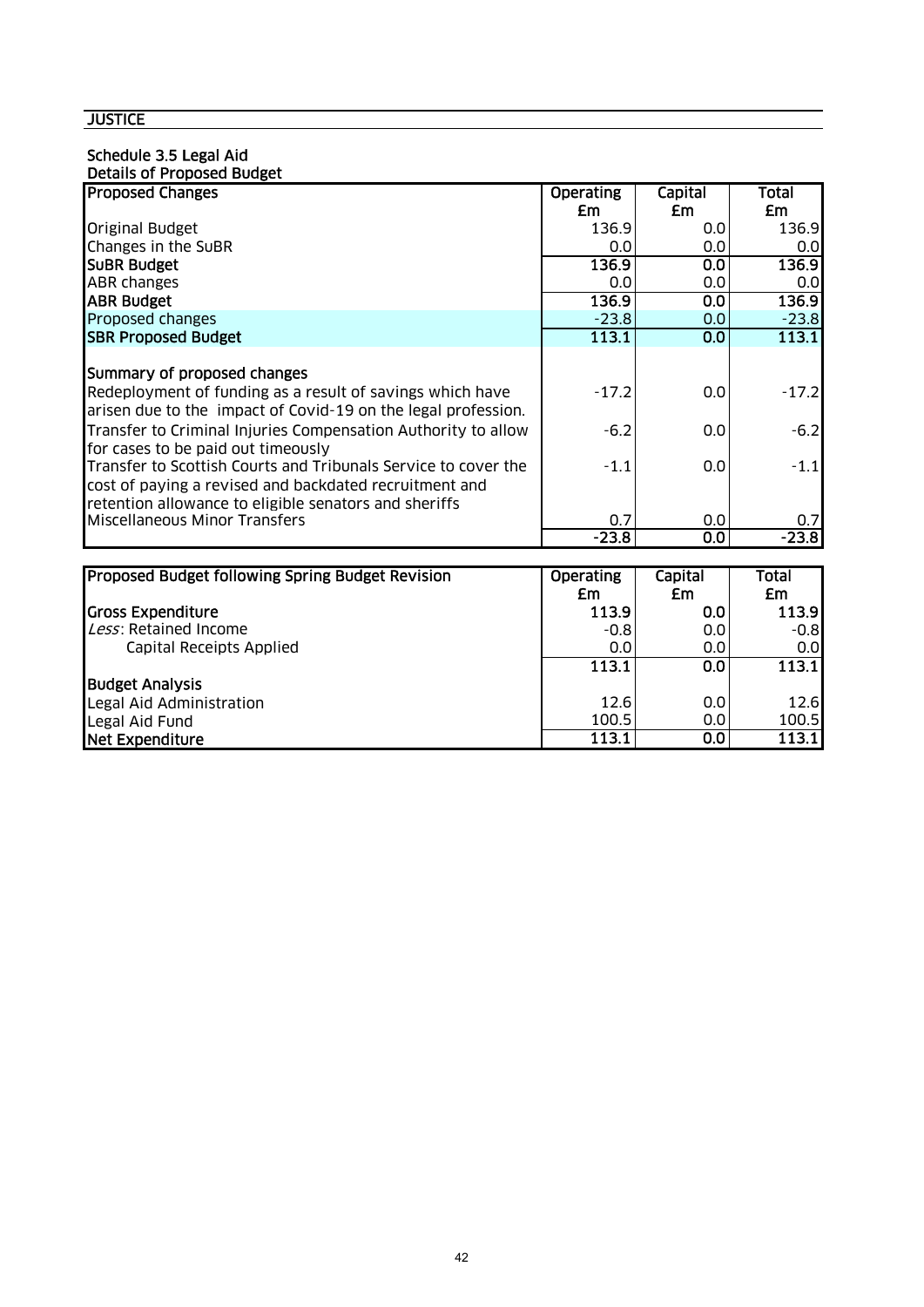**JUSTICE**

### Schedule 3.5 Legal Aid

**Details of Proposed Budget**

| Proposed Changes | Operating £m | Capital £m | Total £m |
|---|---|---|---|
| Original Budget | 136.9 | 0.0 | 136.9 |
| Changes in the SuBR | 0.0 | 0.0 | 0.0 |
| **SuBR Budget** | **136.9** | **0.0** | **136.9** |
| ABR changes | 0.0 | 0.0 | 0.0 |
| **ABR Budget** | **136.9** | **0.0** | **136.9** |
| Proposed changes | -23.8 | 0.0 | -23.8 |
| **SBR Proposed Budget** | **113.1** | **0.0** | **113.1** |
| | | | |
| **Summary of proposed changes** | | | |
| Redeployment of funding as a result of savings which have arisen due to the impact of Covid-19 on the legal profession. | -17.2 | 0.0 | -17.2 |
| Transfer to Criminal Injuries Compensation Authority to allow for cases to be paid out timeously | -6.2 | 0.0 | -6.2 |
| Transfer to Scottish Courts and Tribunals Service to cover the cost of paying a revised and backdated recruitment and retention allowance to eligible senators and sheriffs | -1.1 | 0.0 | -1.1 |
| Miscellaneous Minor Transfers | 0.7 | 0.0 | 0.7 |
| | -23.8 | 0.0 | -23.8 |

| Proposed Budget following Spring Budget Revision | Operating £m | Capital £m | Total £m |
|---|---|---|---|
| **Gross Expenditure** | **113.9** | **0.0** | **113.9** |
| *Less*: Retained Income | -0.8 | 0.0 | -0.8 |
| Capital Receipts Applied | 0.0 | 0.0 | 0.0 |
| | **113.1** | **0.0** | **113.1** |
| **Budget Analysis** | | | |
| Legal Aid Administration | 12.6 | 0.0 | 12.6 |
| Legal Aid Fund | 100.5 | 0.0 | 100.5 |
| **Net Expenditure** | **113.1** | **0.0** | **113.1** |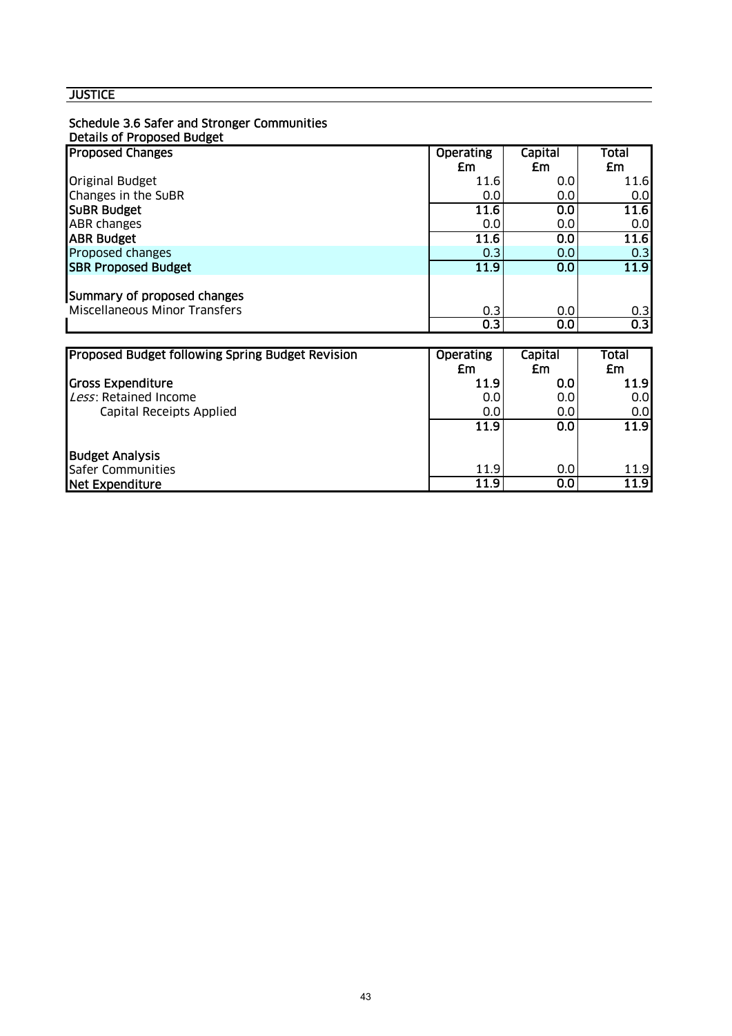**JUSTICE**

**Schedule 3.6 Safer and Stronger Communities**
**Details of Proposed Budget**

| **Proposed Changes** | **Operating £m** | **Capital £m** | **Total £m** |
|---|---|---|---|
| Original Budget | 11.6 | 0.0 | 11.6 |
| Changes in the SuBR | 0.0 | 0.0 | 0.0 |
| **SuBR Budget** | **11.6** | **0.0** | **11.6** |
| ABR changes | 0.0 | 0.0 | 0.0 |
| **ABR Budget** | **11.6** | **0.0** | **11.6** |
| Proposed changes | 0.3 | 0.0 | 0.3 |
| **SBR Proposed Budget** | **11.9** | **0.0** | **11.9** |
| | | | |
| **Summary of proposed changes** | | | |
| Miscellaneous Minor Transfers | 0.3 | 0.0 | 0.3 |
| | **0.3** | **0.0** | **0.3** |

| **Proposed Budget following Spring Budget Revision** | **Operating £m** | **Capital £m** | **Total £m** |
|---|---|---|---|
| **Gross Expenditure** | **11.9** | **0.0** | **11.9** |
| *Less*: Retained Income | 0.0 | 0.0 | 0.0 |
| Capital Receipts Applied | 0.0 | 0.0 | 0.0 |
| | **11.9** | **0.0** | **11.9** |
| | | | |
| **Budget Analysis** | | | |
| Safer Communities | 11.9 | 0.0 | 11.9 |
| **Net Expenditure** | **11.9** | **0.0** | **11.9** |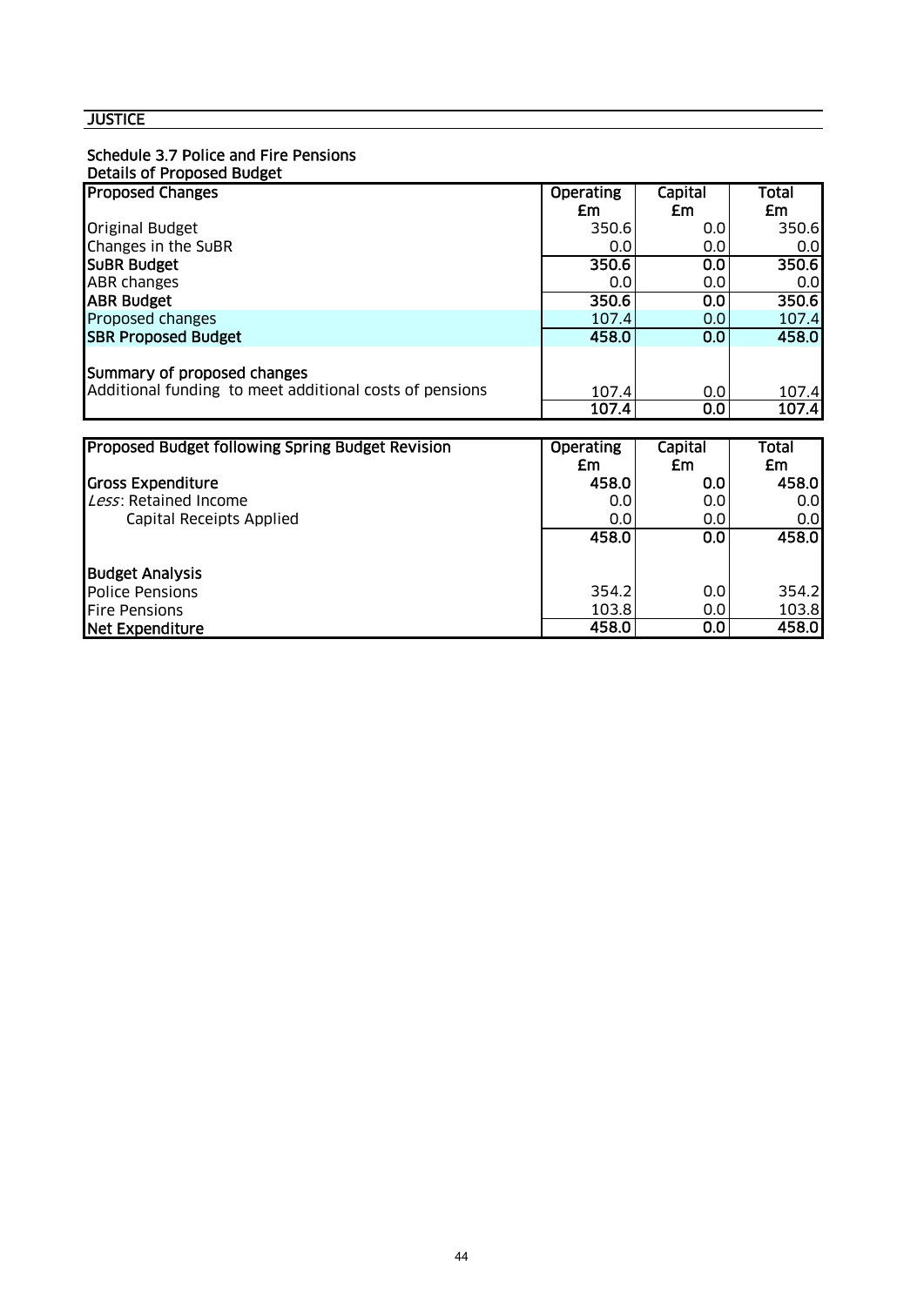**JUSTICE**

**Schedule 3.7 Police and Fire Pensions**
**Details of Proposed Budget**

| Proposed Changes | Operating £m | Capital £m | Total £m |
|---|---|---|---|
| Original Budget | 350.6 | 0.0 | 350.6 |
| Changes in the SuBR | 0.0 | 0.0 | 0.0 |
| **SuBR Budget** | **350.6** | **0.0** | **350.6** |
| ABR changes | 0.0 | 0.0 | 0.0 |
| **ABR Budget** | **350.6** | **0.0** | **350.6** |
| Proposed changes | 107.4 | 0.0 | 107.4 |
| **SBR Proposed Budget** | **458.0** | **0.0** | **458.0** |
| | | | |
| **Summary of proposed changes** | | | |
| Additional funding to meet additional costs of pensions | 107.4 | 0.0 | 107.4 |
| | 107.4 | 0.0 | 107.4 |

| Proposed Budget following Spring Budget Revision | Operating £m | Capital £m | Total £m |
|---|---|---|---|
| **Gross Expenditure** | **458.0** | **0.0** | **458.0** |
| *Less*: Retained Income | 0.0 | 0.0 | 0.0 |
| Capital Receipts Applied | 0.0 | 0.0 | 0.0 |
| | **458.0** | **0.0** | **458.0** |
| | | | |
| **Budget Analysis** | | | |
| Police Pensions | 354.2 | 0.0 | 354.2 |
| Fire Pensions | 103.8 | 0.0 | 103.8 |
| **Net Expenditure** | **458.0** | **0.0** | **458.0** |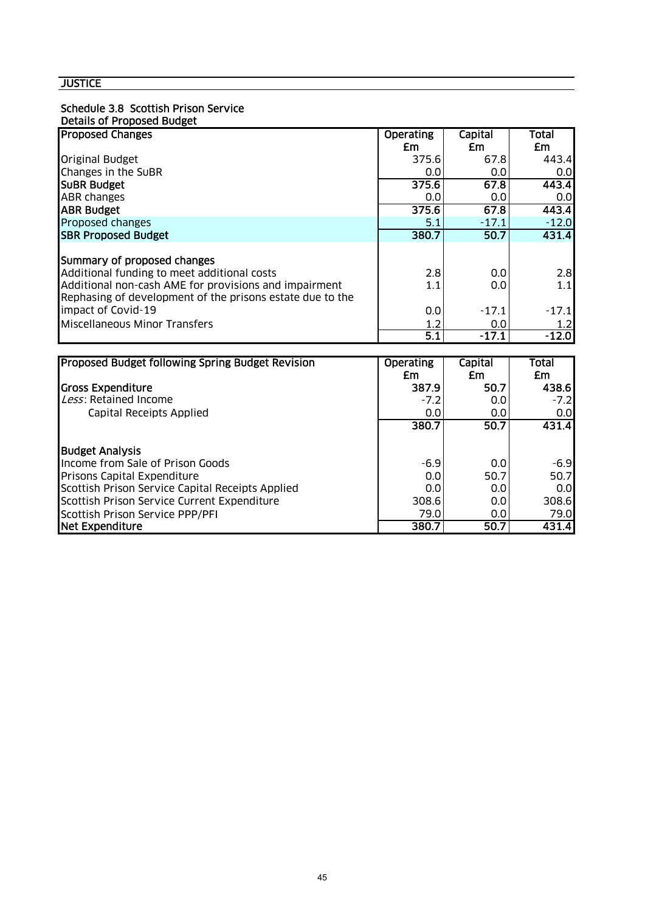**JUSTICE**

### Schedule 3.8 Scottish Prison Service

**Details of Proposed Budget**

| **Proposed Changes** | **Operating £m** | **Capital £m** | **Total £m** |
|---|---|---|---|
| Original Budget | 375.6 | 67.8 | 443.4 |
| Changes in the SuBR | 0.0 | 0.0 | 0.0 |
| **SuBR Budget** | **375.6** | **67.8** | **443.4** |
| ABR changes | 0.0 | 0.0 | 0.0 |
| **ABR Budget** | **375.6** | **67.8** | **443.4** |
| Proposed changes | 5.1 | -17.1 | -12.0 |
| **SBR Proposed Budget** | **380.7** | **50.7** | **431.4** |
| | | | |
| **Summary of proposed changes** | | | |
| Additional funding to meet additional costs | 2.8 | 0.0 | 2.8 |
| Additional non-cash AME for provisions and impairment | 1.1 | 0.0 | 1.1 |
| Rephasing of development of the prisons estate due to the impact of Covid-19 | 0.0 | -17.1 | -17.1 |
| Miscellaneous Minor Transfers | 1.2 | 0.0 | 1.2 |
| | **5.1** | **-17.1** | **-12.0** |

| **Proposed Budget following Spring Budget Revision** | **Operating £m** | **Capital £m** | **Total £m** |
|---|---|---|---|
| **Gross Expenditure** | **387.9** | **50.7** | **438.6** |
| *Less*: Retained Income | -7.2 | 0.0 | -7.2 |
| Capital Receipts Applied | 0.0 | 0.0 | 0.0 |
| | **380.7** | **50.7** | **431.4** |
| | | | |
| **Budget Analysis** | | | |
| Income from Sale of Prison Goods | -6.9 | 0.0 | -6.9 |
| Prisons Capital Expenditure | 0.0 | 50.7 | 50.7 |
| Scottish Prison Service Capital Receipts Applied | 0.0 | 0.0 | 0.0 |
| Scottish Prison Service Current Expenditure | 308.6 | 0.0 | 308.6 |
| Scottish Prison Service PPP/PFI | 79.0 | 0.0 | 79.0 |
| **Net Expenditure** | **380.7** | **50.7** | **431.4** |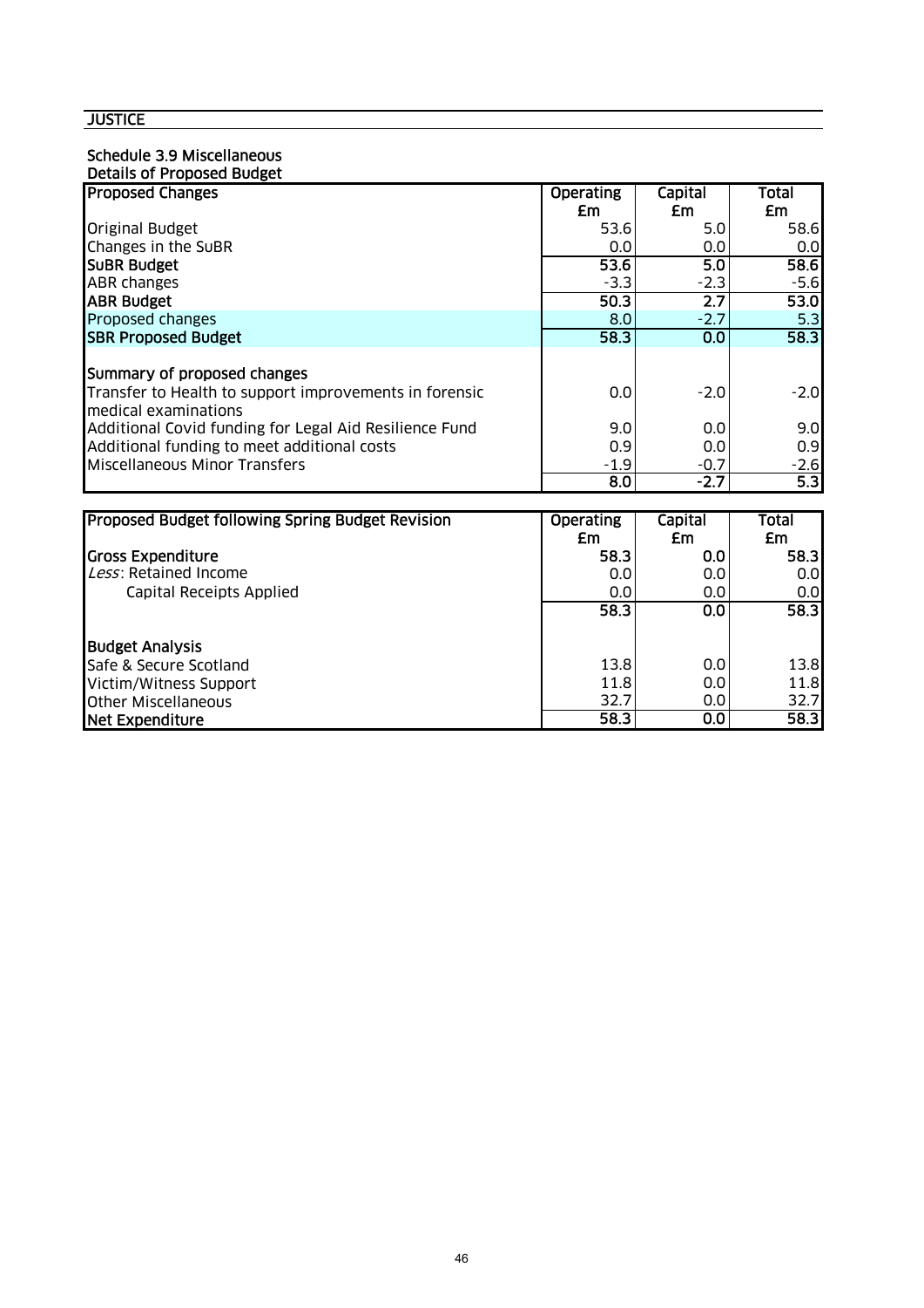**JUSTICE**

### Schedule 3.9 Miscellaneous

**Details of Proposed Budget**

| Proposed Changes | Operating £m | Capital £m | Total £m |
|---|---|---|---|
| Original Budget | 53.6 | 5.0 | 58.6 |
| Changes in the SuBR | 0.0 | 0.0 | 0.0 |
| **SuBR Budget** | **53.6** | **5.0** | **58.6** |
| ABR changes | -3.3 | -2.3 | -5.6 |
| **ABR Budget** | **50.3** | **2.7** | **53.0** |
| Proposed changes | 8.0 | -2.7 | 5.3 |
| **SBR Proposed Budget** | **58.3** | **0.0** | **58.3** |
| | | | |
| **Summary of proposed changes** | | | |
| Transfer to Health to support improvements in forensic medical examinations | 0.0 | -2.0 | -2.0 |
| Additional Covid funding for Legal Aid Resilience Fund | 9.0 | 0.0 | 9.0 |
| Additional funding to meet additional costs | 0.9 | 0.0 | 0.9 |
| Miscellaneous Minor Transfers | -1.9 | -0.7 | -2.6 |
| | **8.0** | **-2.7** | **5.3** |

| Proposed Budget following Spring Budget Revision | Operating £m | Capital £m | Total £m |
|---|---|---|---|
| **Gross Expenditure** | **58.3** | **0.0** | **58.3** |
| *Less*: Retained Income | 0.0 | 0.0 | 0.0 |
| Capital Receipts Applied | 0.0 | 0.0 | 0.0 |
| | **58.3** | **0.0** | **58.3** |
| | | | |
| **Budget Analysis** | | | |
| Safe & Secure Scotland | 13.8 | 0.0 | 13.8 |
| Victim/Witness Support | 11.8 | 0.0 | 11.8 |
| Other Miscellaneous | 32.7 | 0.0 | 32.7 |
| **Net Expenditure** | **58.3** | **0.0** | **58.3** |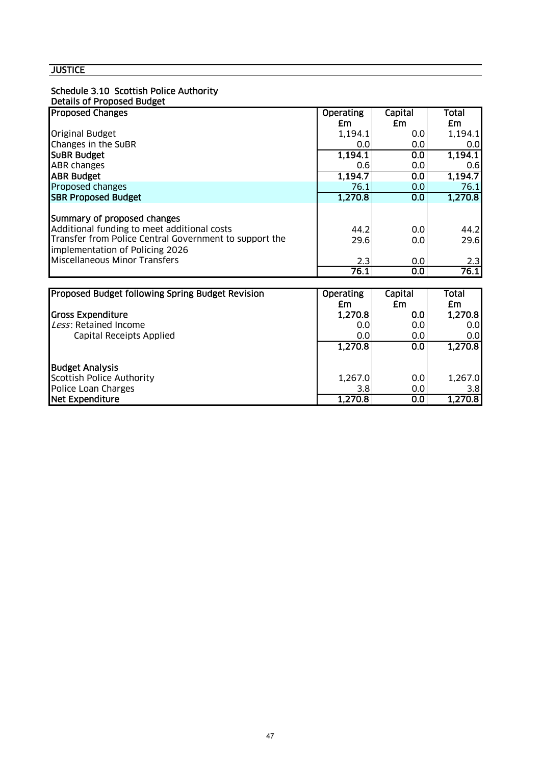**JUSTICE**

## Schedule 3.10 Scottish Police Authority

### Details of Proposed Budget

| Proposed Changes | Operating £m | Capital £m | Total £m |
|---|---|---|---|
| Original Budget | 1,194.1 | 0.0 | 1,194.1 |
| Changes in the SuBR | 0.0 | 0.0 | 0.0 |
| **SuBR Budget** | **1,194.1** | **0.0** | **1,194.1** |
| ABR changes | 0.6 | 0.0 | 0.6 |
| **ABR Budget** | **1,194.7** | **0.0** | **1,194.7** |
| Proposed changes | 76.1 | 0.0 | 76.1 |
| **SBR Proposed Budget** | **1,270.8** | **0.0** | **1,270.8** |
| | | | |
| **Summary of proposed changes** | | | |
| Additional funding to meet additional costs | 44.2 | 0.0 | 44.2 |
| Transfer from Police Central Government to support the implementation of Policing 2026 | 29.6 | 0.0 | 29.6 |
| Miscellaneous Minor Transfers | 2.3 | 0.0 | 2.3 |
| | **76.1** | **0.0** | **76.1** |

| Proposed Budget following Spring Budget Revision | Operating £m | Capital £m | Total £m |
|---|---|---|---|
| **Gross Expenditure** | **1,270.8** | **0.0** | **1,270.8** |
| *Less*: Retained Income | 0.0 | 0.0 | 0.0 |
| Capital Receipts Applied | 0.0 | 0.0 | 0.0 |
| | **1,270.8** | **0.0** | **1,270.8** |
| | | | |
| **Budget Analysis** | | | |
| Scottish Police Authority | 1,267.0 | 0.0 | 1,267.0 |
| Police Loan Charges | 3.8 | 0.0 | 3.8 |
| **Net Expenditure** | **1,270.8** | **0.0** | **1,270.8** |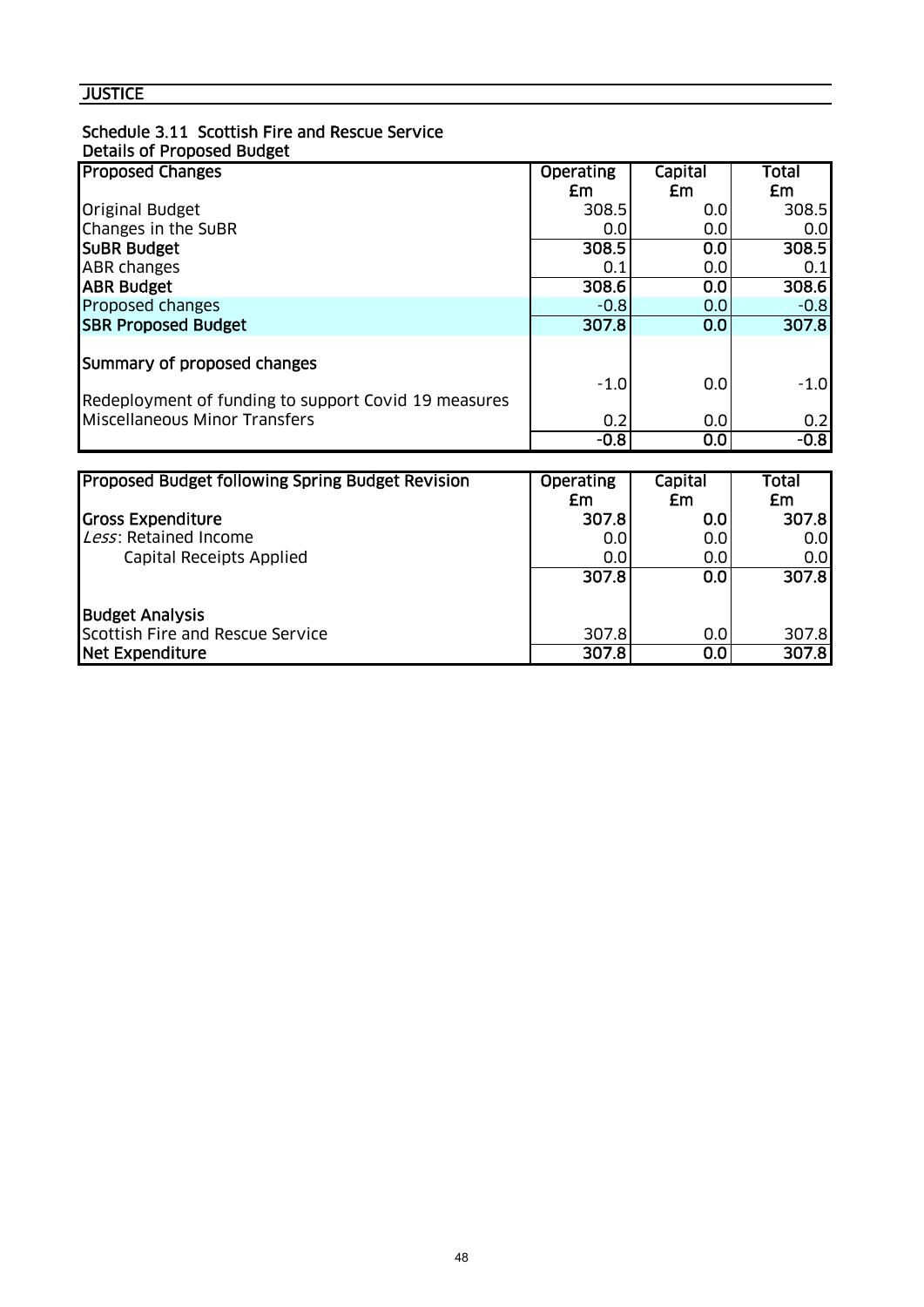## JUSTICE

### Schedule 3.11 Scottish Fire and Rescue Service

Details of Proposed Budget

| Proposed Changes | Operating £m | Capital £m | Total £m |
|---|---|---|---|
| Original Budget | 308.5 | 0.0 | 308.5 |
| Changes in the SuBR | 0.0 | 0.0 | 0.0 |
| **SuBR Budget** | **308.5** | **0.0** | **308.5** |
| ABR changes | 0.1 | 0.0 | 0.1 |
| **ABR Budget** | **308.6** | **0.0** | **308.6** |
| Proposed changes | -0.8 | 0.0 | -0.8 |
| **SBR Proposed Budget** | **307.8** | **0.0** | **307.8** |
| **Summary of proposed changes** | | | |
| Redeployment of funding to support Covid 19 measures | -1.0 | 0.0 | -1.0 |
| Miscellaneous Minor Transfers | 0.2 | 0.0 | 0.2 |
| | **-0.8** | **0.0** | **-0.8** |

| Proposed Budget following Spring Budget Revision | Operating £m | Capital £m | Total £m |
|---|---|---|---|
| **Gross Expenditure** | **307.8** | **0.0** | **307.8** |
| *Less*: Retained Income | 0.0 | 0.0 | 0.0 |
| Capital Receipts Applied | 0.0 | 0.0 | 0.0 |
| | **307.8** | **0.0** | **307.8** |
| **Budget Analysis** | | | |
| Scottish Fire and Rescue Service | 307.8 | 0.0 | 307.8 |
| **Net Expenditure** | **307.8** | **0.0** | **307.8** |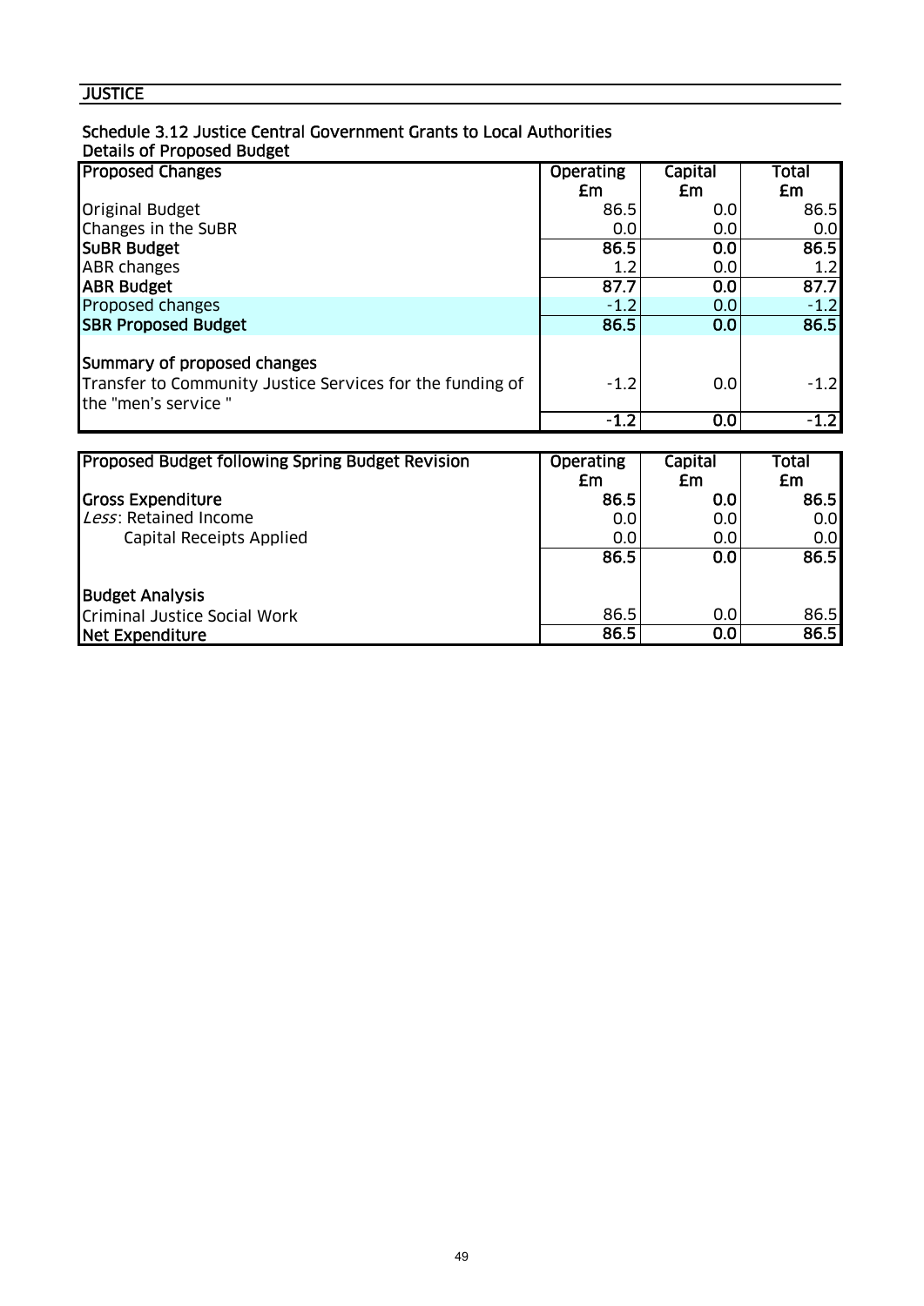# JUSTICE

## Schedule 3.12 Justice Central Government Grants to Local Authorities

### Details of Proposed Budget

| Proposed Changes | Operating £m | Capital £m | Total £m |
|---|---|---|---|
| Original Budget | 86.5 | 0.0 | 86.5 |
| Changes in the SuBR | 0.0 | 0.0 | 0.0 |
| **SuBR Budget** | **86.5** | **0.0** | **86.5** |
| ABR changes | 1.2 | 0.0 | 1.2 |
| **ABR Budget** | **87.7** | **0.0** | **87.7** |
| Proposed changes | -1.2 | 0.0 | -1.2 |
| **SBR Proposed Budget** | **86.5** | **0.0** | **86.5** |
| | | | |
| **Summary of proposed changes** | | | |
| Transfer to Community Justice Services for the funding of the "men's service " | -1.2 | 0.0 | -1.2 |
| | **-1.2** | **0.0** | **-1.2** |

| Proposed Budget following Spring Budget Revision | Operating £m | Capital £m | Total £m |
|---|---|---|---|
| **Gross Expenditure** | **86.5** | **0.0** | **86.5** |
| *Less*: Retained Income | 0.0 | 0.0 | 0.0 |
| Capital Receipts Applied | 0.0 | 0.0 | 0.0 |
| | **86.5** | **0.0** | **86.5** |
| | | | |
| **Budget Analysis** | | | |
| Criminal Justice Social Work | 86.5 | 0.0 | 86.5 |
| **Net Expenditure** | **86.5** | **0.0** | **86.5** |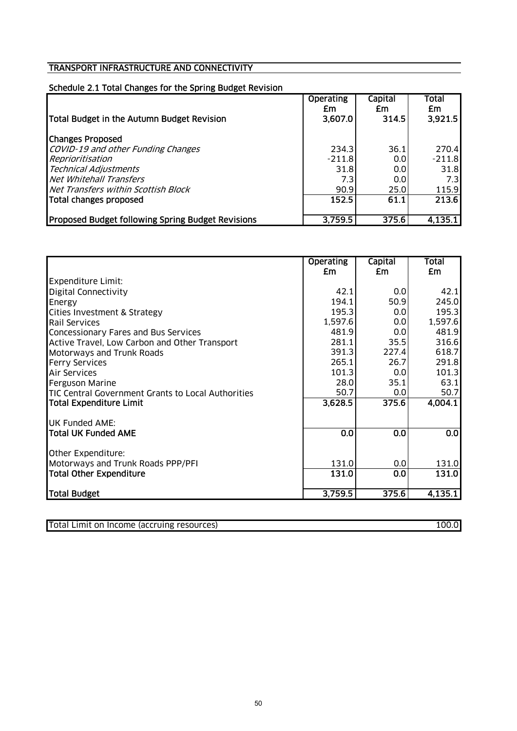## TRANSPORT INFRASTRUCTURE AND CONNECTIVITY

### Schedule 2.1 Total Changes for the Spring Budget Revision

| | Operating £m | Capital £m | Total £m |
|---|---|---|---|
| **Total Budget in the Autumn Budget Revision** | **3,607.0** | **314.5** | **3,921.5** |
| **Changes Proposed** | | | |
| *COVID-19 and other Funding Changes* | 234.3 | 36.1 | 270.4 |
| *Reprioritisation* | -211.8 | 0.0 | -211.8 |
| *Technical Adjustments* | 31.8 | 0.0 | 31.8 |
| *Net Whitehall Transfers* | 7.3 | 0.0 | 7.3 |
| *Net Transfers within Scottish Block* | 90.9 | 25.0 | 115.9 |
| **Total changes proposed** | **152.5** | **61.1** | **213.6** |
| **Proposed Budget following Spring Budget Revisions** | **3,759.5** | **375.6** | **4,135.1** |

| | Operating £m | Capital £m | Total £m |
|---|---|---|---|
| Expenditure Limit: | | | |
| Digital Connectivity | 42.1 | 0.0 | 42.1 |
| Energy | 194.1 | 50.9 | 245.0 |
| Cities Investment & Strategy | 195.3 | 0.0 | 195.3 |
| Rail Services | 1,597.6 | 0.0 | 1,597.6 |
| Concessionary Fares and Bus Services | 481.9 | 0.0 | 481.9 |
| Active Travel, Low Carbon and Other Transport | 281.1 | 35.5 | 316.6 |
| Motorways and Trunk Roads | 391.3 | 227.4 | 618.7 |
| Ferry Services | 265.1 | 26.7 | 291.8 |
| Air Services | 101.3 | 0.0 | 101.3 |
| Ferguson Marine | 28.0 | 35.1 | 63.1 |
| TIC Central Government Grants to Local Authorities | 50.7 | 0.0 | 50.7 |
| **Total Expenditure Limit** | **3,628.5** | **375.6** | **4,004.1** |
| UK Funded AME: | | | |
| **Total UK Funded AME** | **0.0** | **0.0** | **0.0** |
| Other Expenditure: | | | |
| Motorways and Trunk Roads PPP/PFI | 131.0 | 0.0 | 131.0 |
| **Total Other Expenditure** | **131.0** | **0.0** | **131.0** |
| **Total Budget** | **3,759.5** | **375.6** | **4,135.1** |

| | |
|---|---|
| Total Limit on Income (accruing resources) | 100.0 |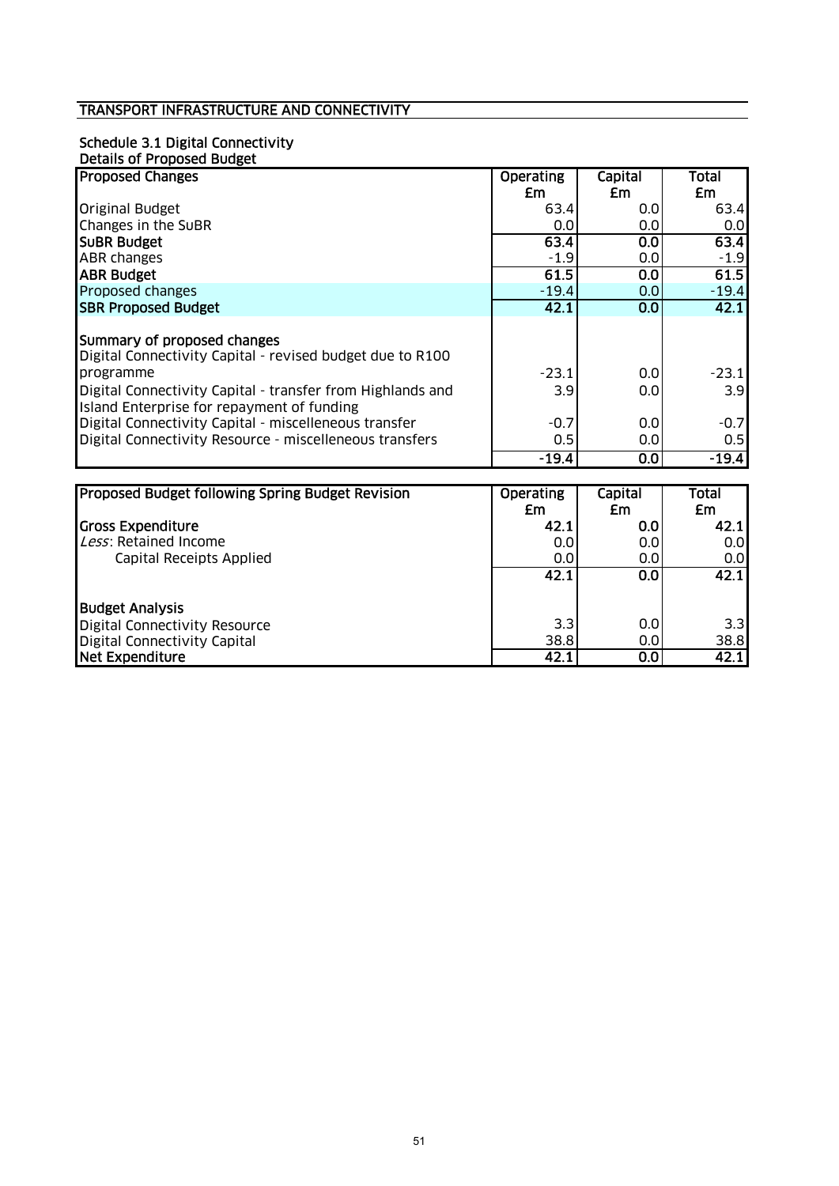## TRANSPORT INFRASTRUCTURE AND CONNECTIVITY

### Schedule 3.1 Digital Connectivity

**Details of Proposed Budget**

| Proposed Changes | Operating £m | Capital £m | Total £m |
|---|---|---|---|
| Original Budget | 63.4 | 0.0 | 63.4 |
| Changes in the SuBR | 0.0 | 0.0 | 0.0 |
| **SuBR Budget** | **63.4** | **0.0** | **63.4** |
| ABR changes | -1.9 | 0.0 | -1.9 |
| **ABR Budget** | **61.5** | **0.0** | **61.5** |
| Proposed changes | -19.4 | 0.0 | -19.4 |
| **SBR Proposed Budget** | **42.1** | **0.0** | **42.1** |
| | | | |
| **Summary of proposed changes** | | | |
| Digital Connectivity Capital - revised budget due to R100 programme | -23.1 | 0.0 | -23.1 |
| Digital Connectivity Capital - transfer from Highlands and Island Enterprise for repayment of funding | 3.9 | 0.0 | 3.9 |
| Digital Connectivity Capital - miscelleneous transfer | -0.7 | 0.0 | -0.7 |
| Digital Connectivity Resource - miscelleneous transfers | 0.5 | 0.0 | 0.5 |
| | -19.4 | 0.0 | -19.4 |

| Proposed Budget following Spring Budget Revision | Operating £m | Capital £m | Total £m |
|---|---|---|---|
| **Gross Expenditure** | **42.1** | **0.0** | **42.1** |
| *Less*: Retained Income | 0.0 | 0.0 | 0.0 |
| Capital Receipts Applied | 0.0 | 0.0 | 0.0 |
| | 42.1 | 0.0 | 42.1 |
| | | | |
| **Budget Analysis** | | | |
| Digital Connectivity Resource | 3.3 | 0.0 | 3.3 |
| Digital Connectivity Capital | 38.8 | 0.0 | 38.8 |
| **Net Expenditure** | 42.1 | 0.0 | 42.1 |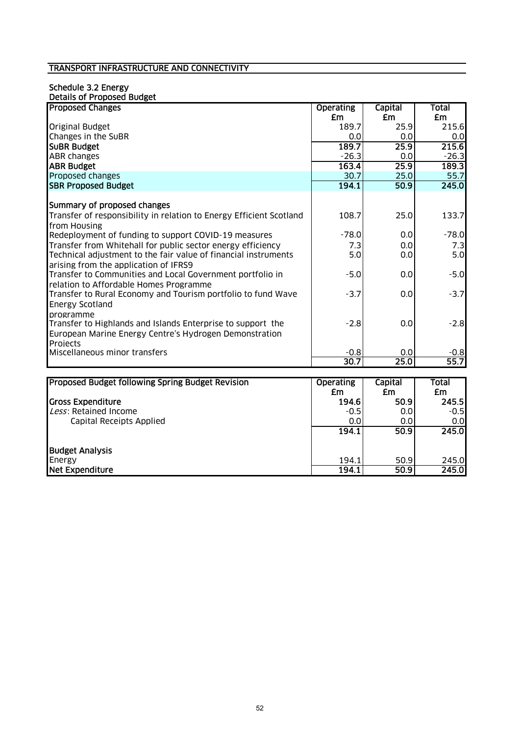## TRANSPORT INFRASTRUCTURE AND CONNECTIVITY

### Schedule 3.2 Energy

**Details of Proposed Budget**

| Proposed Changes | Operating £m | Capital £m | Total £m |
|---|---|---|---|
| Original Budget | 189.7 | 25.9 | 215.6 |
| Changes in the SuBR | 0.0 | 0.0 | 0.0 |
| **SuBR Budget** | **189.7** | **25.9** | **215.6** |
| ABR changes | -26.3 | 0.0 | -26.3 |
| **ABR Budget** | **163.4** | **25.9** | **189.3** |
| Proposed changes | 30.7 | 25.0 | 55.7 |
| **SBR Proposed Budget** | **194.1** | **50.9** | **245.0** |
| | | | |
| **Summary of proposed changes** | | | |
| Transfer of responsibility in relation to Energy Efficient Scotland from Housing | 108.7 | 25.0 | 133.7 |
| Redeployment of funding to support COVID-19 measures | -78.0 | 0.0 | -78.0 |
| Transfer from Whitehall for public sector energy efficiency | 7.3 | 0.0 | 7.3 |
| Technical adjustment to the fair value of financial instruments arising from the application of IFRS9 | 5.0 | 0.0 | 5.0 |
| Transfer to Communities and Local Government portfolio in relation to Affordable Homes Programme | -5.0 | 0.0 | -5.0 |
| Transfer to Rural Economy and Tourism portfolio to fund Wave Energy Scotland programme | -3.7 | 0.0 | -3.7 |
| Transfer to Highlands and Islands Enterprise to support the European Marine Energy Centre's Hydrogen Demonstration Projects | -2.8 | 0.0 | -2.8 |
| Miscellaneous minor transfers | -0.8 | 0.0 | -0.8 |
| | 30.7 | 25.0 | 55.7 |

| Proposed Budget following Spring Budget Revision | Operating £m | Capital £m | Total £m |
|---|---|---|---|
| **Gross Expenditure** | **194.6** | **50.9** | **245.5** |
| *Less*: Retained Income | -0.5 | 0.0 | -0.5 |
| Capital Receipts Applied | 0.0 | 0.0 | 0.0 |
| | **194.1** | **50.9** | **245.0** |
| | | | |
| **Budget Analysis** | | | |
| Energy | 194.1 | 50.9 | 245.0 |
| **Net Expenditure** | **194.1** | **50.9** | **245.0** |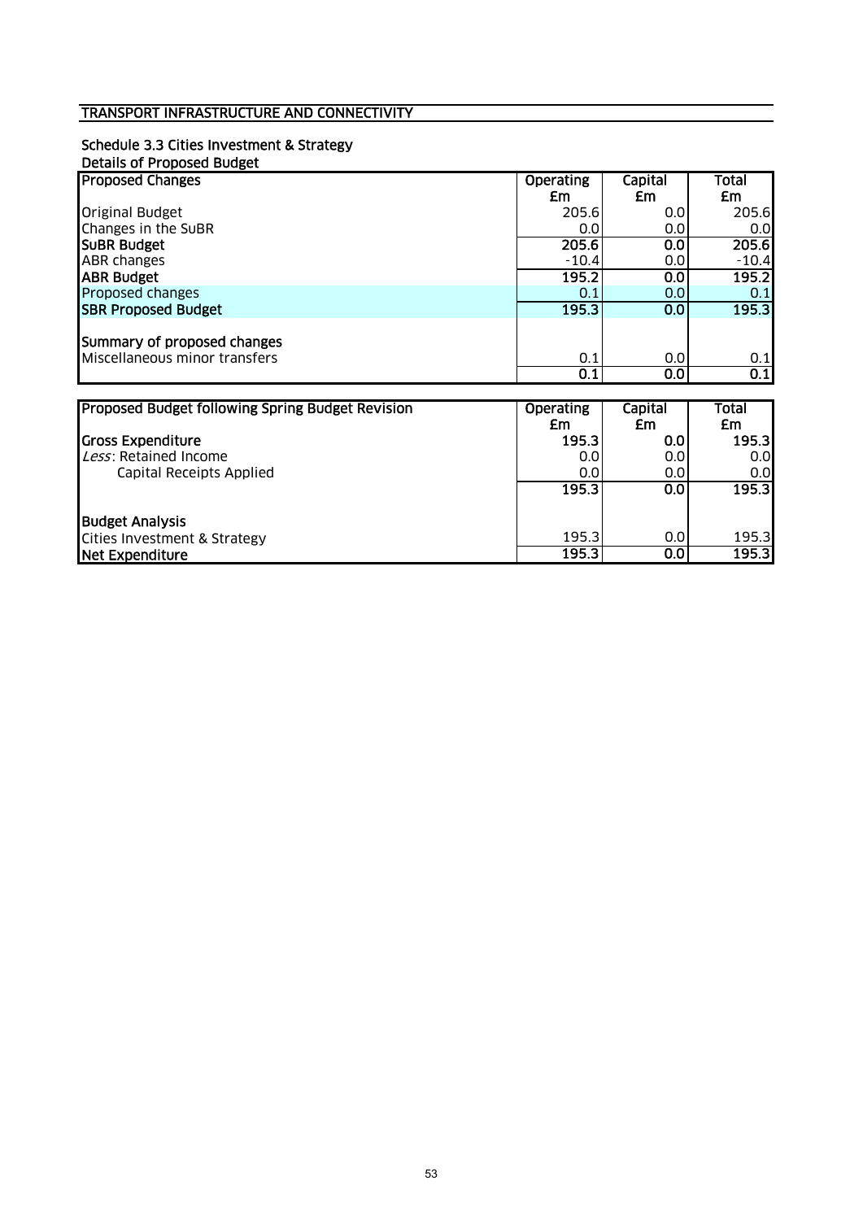## TRANSPORT INFRASTRUCTURE AND CONNECTIVITY

### Schedule 3.3 Cities Investment & Strategy

**Details of Proposed Budget**

| **Proposed Changes** | **Operating £m** | **Capital £m** | **Total £m** |
|---|---|---|---|
| Original Budget | 205.6 | 0.0 | 205.6 |
| Changes in the SuBR | 0.0 | 0.0 | 0.0 |
| **SuBR Budget** | **205.6** | **0.0** | **205.6** |
| ABR changes | -10.4 | 0.0 | -10.4 |
| **ABR Budget** | **195.2** | **0.0** | **195.2** |
| Proposed changes | 0.1 | 0.0 | 0.1 |
| **SBR Proposed Budget** | **195.3** | **0.0** | **195.3** |
| | | | |
| **Summary of proposed changes** | | | |
| Miscellaneous minor transfers | 0.1 | 0.0 | 0.1 |
| | **0.1** | **0.0** | **0.1** |

| **Proposed Budget following Spring Budget Revision** | **Operating £m** | **Capital £m** | **Total £m** |
|---|---|---|---|
| **Gross Expenditure** | **195.3** | **0.0** | **195.3** |
| *Less*: Retained Income | 0.0 | 0.0 | 0.0 |
| Capital Receipts Applied | 0.0 | 0.0 | 0.0 |
| | **195.3** | **0.0** | **195.3** |
| | | | |
| **Budget Analysis** | | | |
| Cities Investment & Strategy | 195.3 | 0.0 | 195.3 |
| **Net Expenditure** | **195.3** | **0.0** | **195.3** |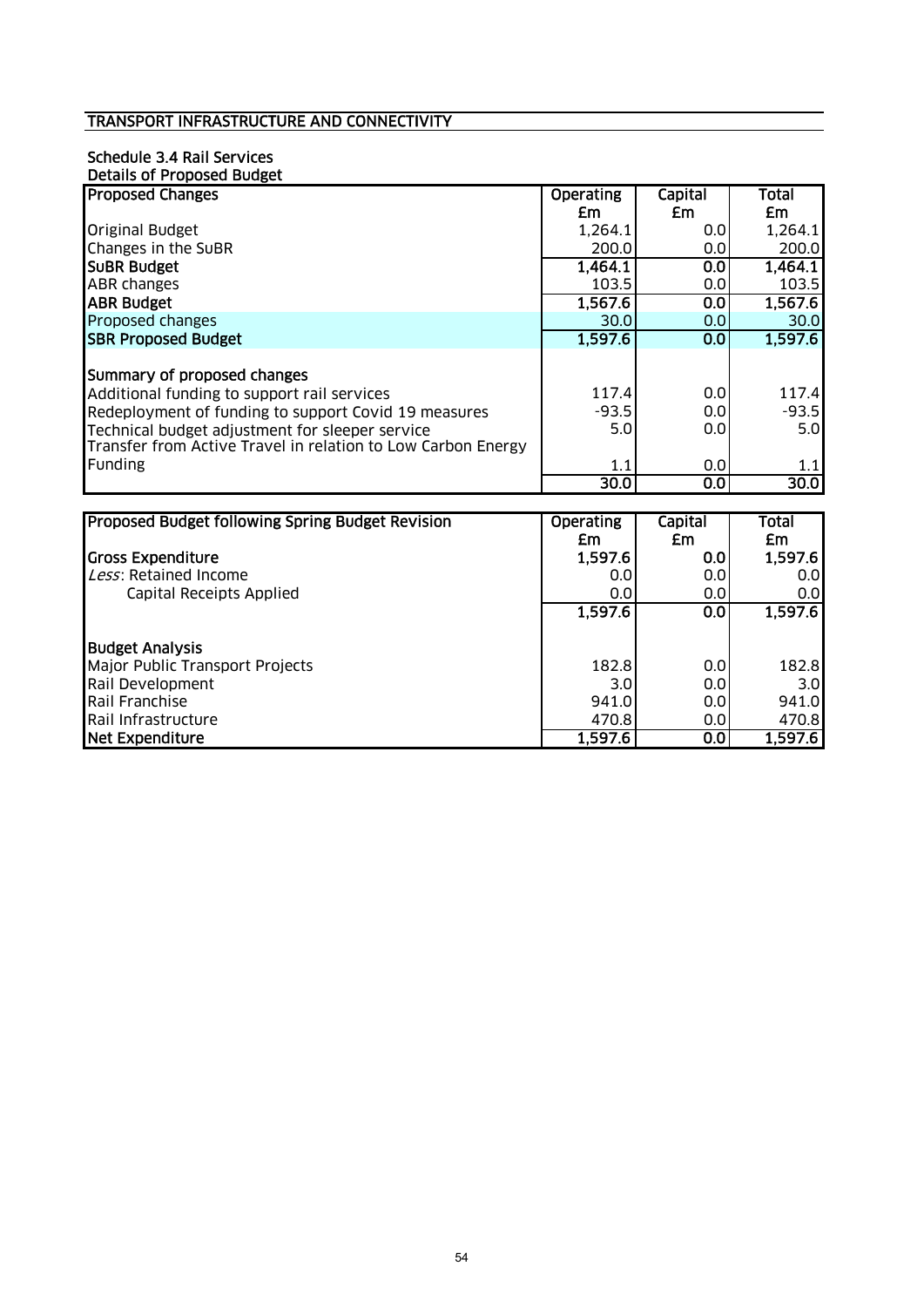## TRANSPORT INFRASTRUCTURE AND CONNECTIVITY

### Schedule 3.4 Rail Services

**Details of Proposed Budget**

| **Proposed Changes** | **Operating £m** | **Capital £m** | **Total £m** |
|---|---|---|---|
| Original Budget | 1,264.1 | 0.0 | 1,264.1 |
| Changes in the SuBR | 200.0 | 0.0 | 200.0 |
| **SuBR Budget** | **1,464.1** | **0.0** | **1,464.1** |
| ABR changes | 103.5 | 0.0 | 103.5 |
| **ABR Budget** | **1,567.6** | **0.0** | **1,567.6** |
| Proposed changes | 30.0 | 0.0 | 30.0 |
| **SBR Proposed Budget** | **1,597.6** | **0.0** | **1,597.6** |
| | | | |
| **Summary of proposed changes** | | | |
| Additional funding to support rail services | 117.4 | 0.0 | 117.4 |
| Redeployment of funding to support Covid 19 measures | -93.5 | 0.0 | -93.5 |
| Technical budget adjustment for sleeper service | 5.0 | 0.0 | 5.0 |
| Transfer from Active Travel in relation to Low Carbon Energy Funding | 1.1 | 0.0 | 1.1 |
| | **30.0** | **0.0** | **30.0** |

| **Proposed Budget following Spring Budget Revision** | **Operating £m** | **Capital £m** | **Total £m** |
|---|---|---|---|
| **Gross Expenditure** | **1,597.6** | **0.0** | **1,597.6** |
| *Less*: Retained Income | 0.0 | 0.0 | 0.0 |
| Capital Receipts Applied | 0.0 | 0.0 | 0.0 |
| | **1,597.6** | **0.0** | **1,597.6** |
| | | | |
| **Budget Analysis** | | | |
| Major Public Transport Projects | 182.8 | 0.0 | 182.8 |
| Rail Development | 3.0 | 0.0 | 3.0 |
| Rail Franchise | 941.0 | 0.0 | 941.0 |
| Rail Infrastructure | 470.8 | 0.0 | 470.8 |
| **Net Expenditure** | **1,597.6** | **0.0** | **1,597.6** |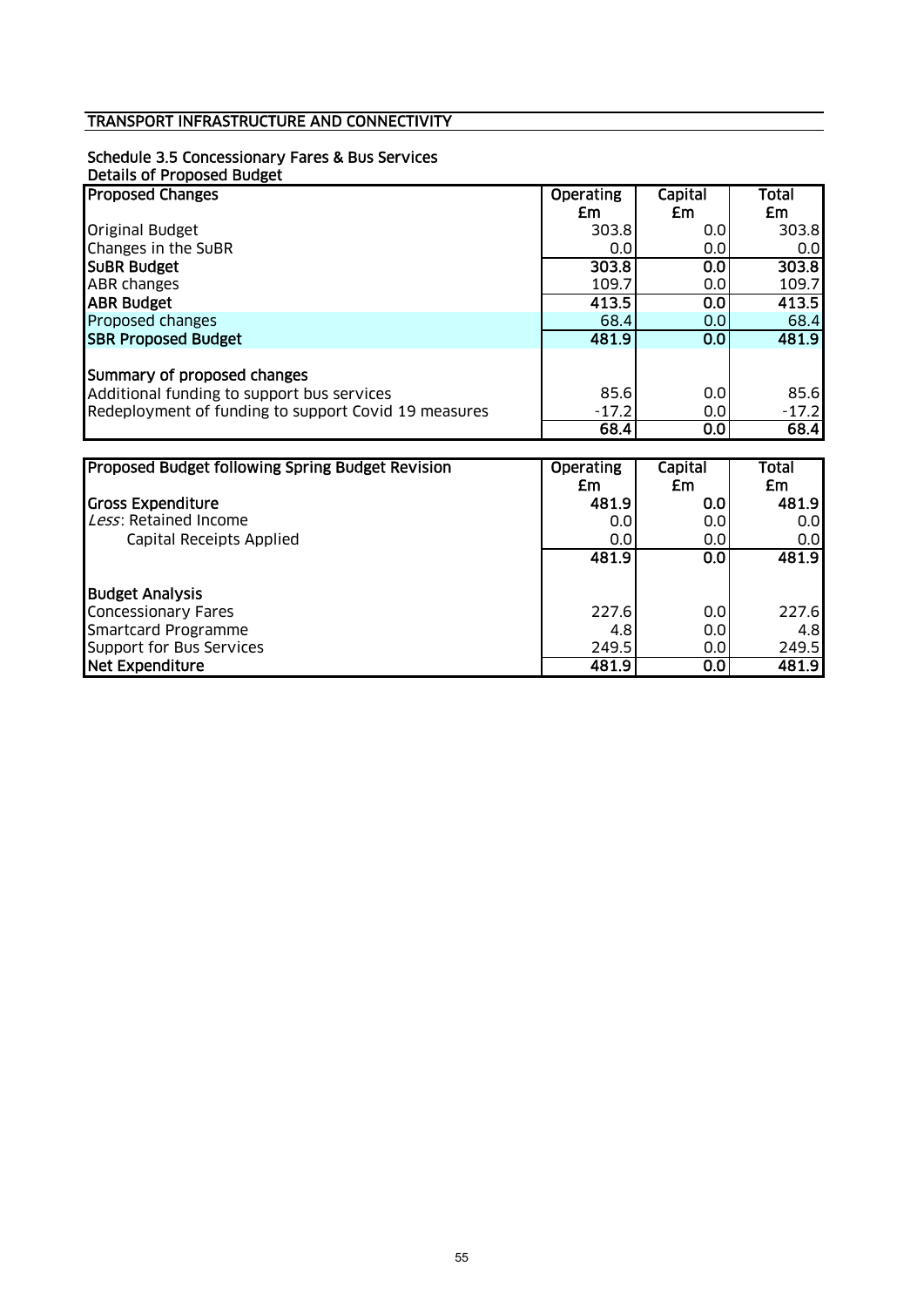## TRANSPORT INFRASTRUCTURE AND CONNECTIVITY

### Schedule 3.5 Concessionary Fares & Bus Services

**Details of Proposed Budget**

| **Proposed Changes** | **Operating £m** | **Capital £m** | **Total £m** |
|---|---|---|---|
| Original Budget | 303.8 | 0.0 | 303.8 |
| Changes in the SuBR | 0.0 | 0.0 | 0.0 |
| **SuBR Budget** | **303.8** | **0.0** | **303.8** |
| ABR changes | 109.7 | 0.0 | 109.7 |
| **ABR Budget** | **413.5** | **0.0** | **413.5** |
| Proposed changes | 68.4 | 0.0 | 68.4 |
| **SBR Proposed Budget** | **481.9** | **0.0** | **481.9** |
| | | | |
| **Summary of proposed changes** | | | |
| Additional funding to support bus services | 85.6 | 0.0 | 85.6 |
| Redeployment of funding to support Covid 19 measures | -17.2 | 0.0 | -17.2 |
| | **68.4** | **0.0** | **68.4** |

| **Proposed Budget following Spring Budget Revision** | **Operating £m** | **Capital £m** | **Total £m** |
|---|---|---|---|
| **Gross Expenditure** | **481.9** | **0.0** | **481.9** |
| *Less*: Retained Income | 0.0 | 0.0 | 0.0 |
| Capital Receipts Applied | 0.0 | 0.0 | 0.0 |
| | **481.9** | **0.0** | **481.9** |
| | | | |
| **Budget Analysis** | | | |
| Concessionary Fares | 227.6 | 0.0 | 227.6 |
| Smartcard Programme | 4.8 | 0.0 | 4.8 |
| Support for Bus Services | 249.5 | 0.0 | 249.5 |
| **Net Expenditure** | **481.9** | **0.0** | **481.9** |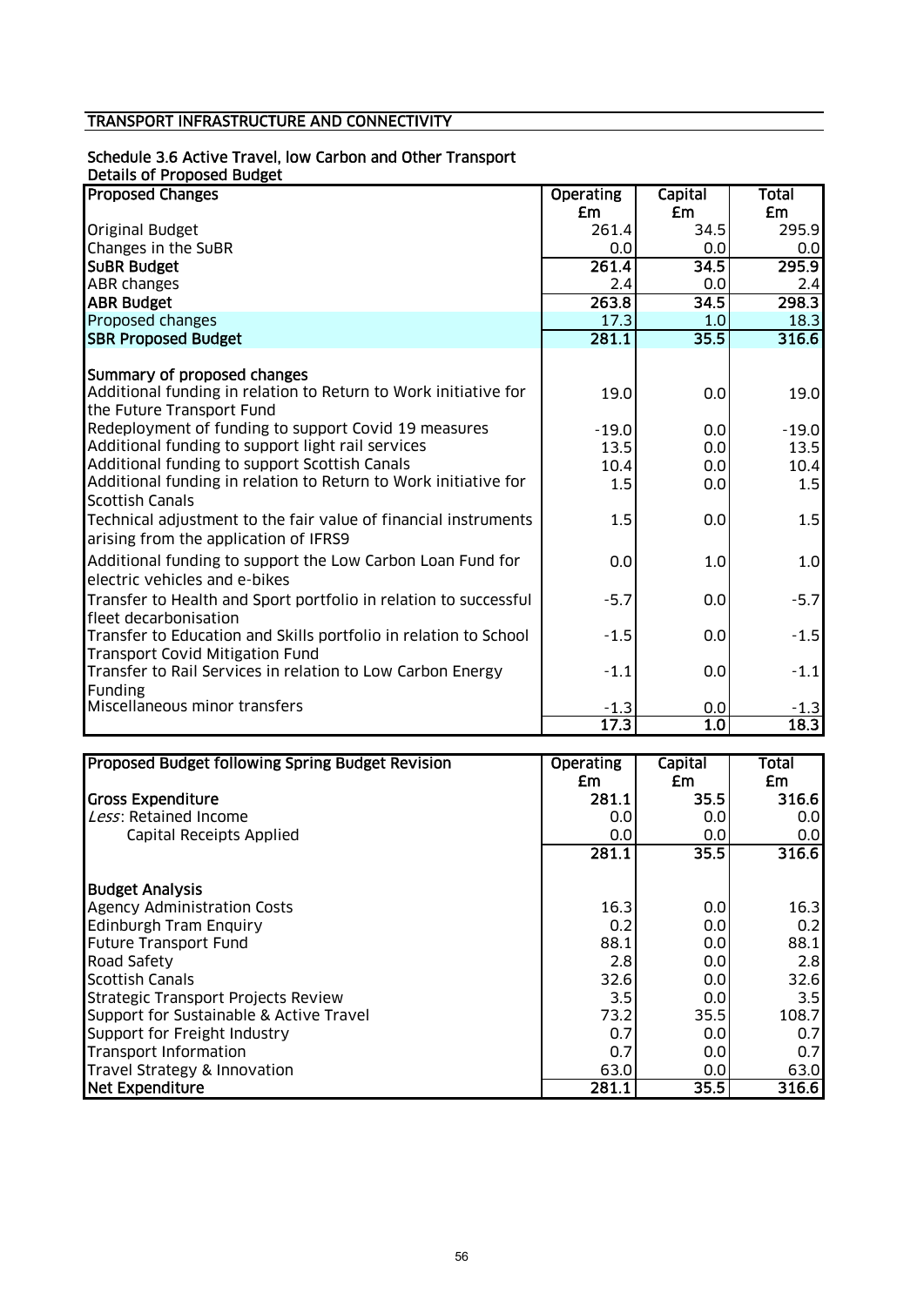## TRANSPORT INFRASTRUCTURE AND CONNECTIVITY

### Schedule 3.6 Active Travel, low Carbon and Other Transport

**Details of Proposed Budget**

| Proposed Changes | Operating £m | Capital £m | Total £m |
|---|---|---|---|
| Original Budget | 261.4 | 34.5 | 295.9 |
| Changes in the SuBR | 0.0 | 0.0 | 0.0 |
| **SuBR Budget** | **261.4** | **34.5** | **295.9** |
| ABR changes | 2.4 | 0.0 | 2.4 |
| **ABR Budget** | **263.8** | **34.5** | **298.3** |
| Proposed changes | 17.3 | 1.0 | 18.3 |
| **SBR Proposed Budget** | **281.1** | **35.5** | **316.6** |
| | | | |
| **Summary of proposed changes** | | | |
| Additional funding in relation to Return to Work initiative for the Future Transport Fund | 19.0 | 0.0 | 19.0 |
| Redeployment of funding to support Covid 19 measures | -19.0 | 0.0 | -19.0 |
| Additional funding to support light rail services | 13.5 | 0.0 | 13.5 |
| Additional funding to support Scottish Canals | 10.4 | 0.0 | 10.4 |
| Additional funding in relation to Return to Work initiative for Scottish Canals | 1.5 | 0.0 | 1.5 |
| Technical adjustment to the fair value of financial instruments arising from the application of IFRS9 | 1.5 | 0.0 | 1.5 |
| Additional funding to support the Low Carbon Loan Fund for electric vehicles and e-bikes | 0.0 | 1.0 | 1.0 |
| Transfer to Health and Sport portfolio in relation to successful fleet decarbonisation | -5.7 | 0.0 | -5.7 |
| Transfer to Education and Skills portfolio in relation to School Transport Covid Mitigation Fund | -1.5 | 0.0 | -1.5 |
| Transfer to Rail Services in relation to Low Carbon Energy Funding | -1.1 | 0.0 | -1.1 |
| Miscellaneous minor transfers | -1.3 | 0.0 | -1.3 |
| | **17.3** | **1.0** | **18.3** |

| Proposed Budget following Spring Budget Revision | Operating £m | Capital £m | Total £m |
|---|---|---|---|
| **Gross Expenditure** | **281.1** | **35.5** | **316.6** |
| *Less*: Retained Income | 0.0 | 0.0 | 0.0 |
| Capital Receipts Applied | 0.0 | 0.0 | 0.0 |
| | **281.1** | **35.5** | **316.6** |
| | | | |
| **Budget Analysis** | | | |
| Agency Administration Costs | 16.3 | 0.0 | 16.3 |
| Edinburgh Tram Enquiry | 0.2 | 0.0 | 0.2 |
| Future Transport Fund | 88.1 | 0.0 | 88.1 |
| Road Safety | 2.8 | 0.0 | 2.8 |
| Scottish Canals | 32.6 | 0.0 | 32.6 |
| Strategic Transport Projects Review | 3.5 | 0.0 | 3.5 |
| Support for Sustainable & Active Travel | 73.2 | 35.5 | 108.7 |
| Support for Freight Industry | 0.7 | 0.0 | 0.7 |
| Transport Information | 0.7 | 0.0 | 0.7 |
| Travel Strategy & Innovation | 63.0 | 0.0 | 63.0 |
| **Net Expenditure** | **281.1** | **35.5** | **316.6** |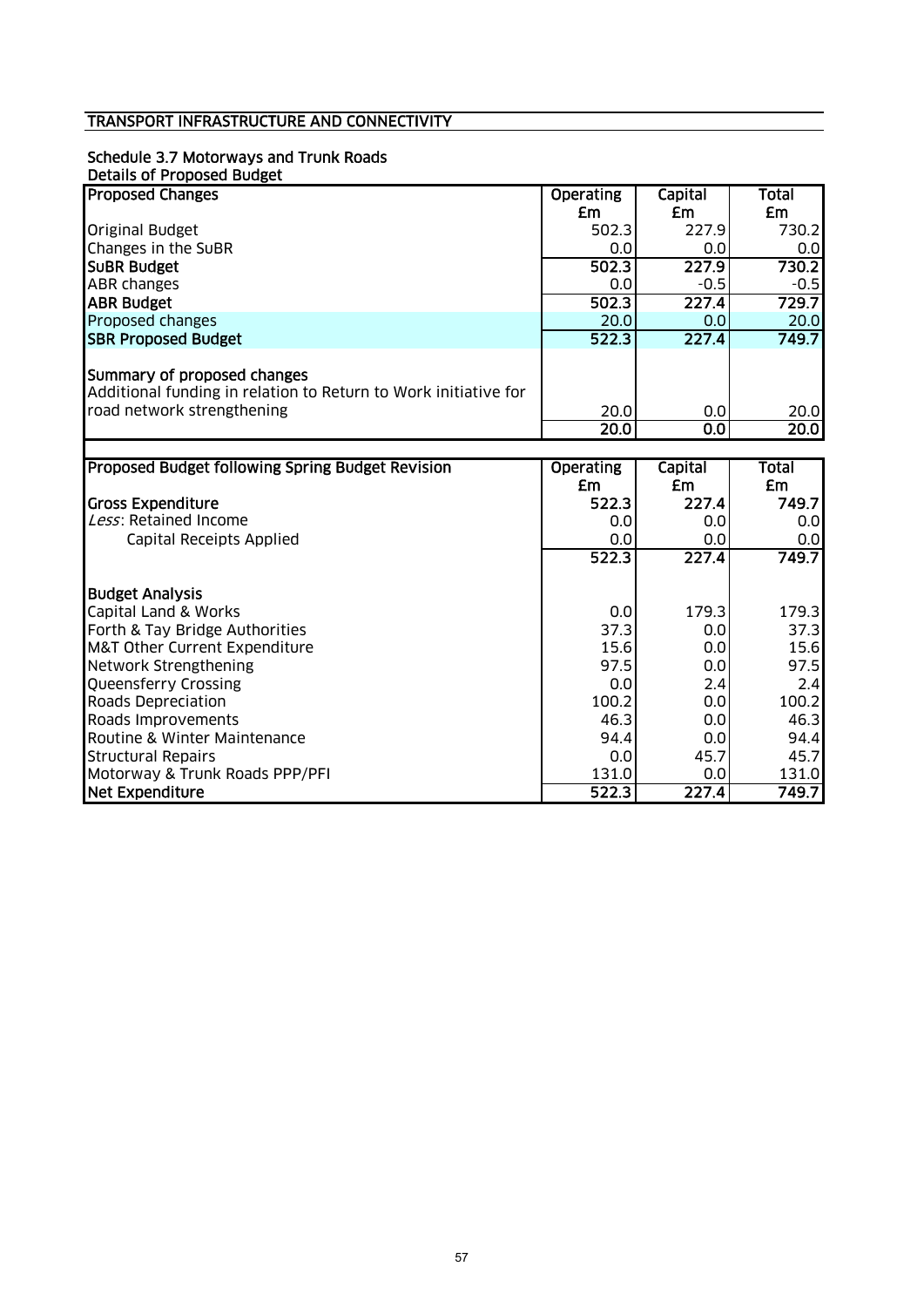## TRANSPORT INFRASTRUCTURE AND CONNECTIVITY

### Schedule 3.7 Motorways and Trunk Roads

**Details of Proposed Budget**

| **Proposed Changes** | **Operating £m** | **Capital £m** | **Total £m** |
|---|---|---|---|
| Original Budget | 502.3 | 227.9 | 730.2 |
| Changes in the SuBR | 0.0 | 0.0 | 0.0 |
| **SuBR Budget** | **502.3** | **227.9** | **730.2** |
| ABR changes | 0.0 | -0.5 | -0.5 |
| **ABR Budget** | **502.3** | **227.4** | **729.7** |
| Proposed changes | 20.0 | 0.0 | 20.0 |
| **SBR Proposed Budget** | **522.3** | **227.4** | **749.7** |
| | | | |
| **Summary of proposed changes** | | | |
| Additional funding in relation to Return to Work initiative for road network strengthening | 20.0 | 0.0 | 20.0 |
| | **20.0** | **0.0** | **20.0** |

| **Proposed Budget following Spring Budget Revision** | **Operating £m** | **Capital £m** | **Total £m** |
|---|---|---|---|
| **Gross Expenditure** | **522.3** | **227.4** | **749.7** |
| *Less*: Retained Income | 0.0 | 0.0 | 0.0 |
| Capital Receipts Applied | 0.0 | 0.0 | 0.0 |
| | **522.3** | **227.4** | **749.7** |
| | | | |
| **Budget Analysis** | | | |
| Capital Land & Works | 0.0 | 179.3 | 179.3 |
| Forth & Tay Bridge Authorities | 37.3 | 0.0 | 37.3 |
| M&T Other Current Expenditure | 15.6 | 0.0 | 15.6 |
| Network Strengthening | 97.5 | 0.0 | 97.5 |
| Queensferry Crossing | 0.0 | 2.4 | 2.4 |
| Roads Depreciation | 100.2 | 0.0 | 100.2 |
| Roads Improvements | 46.3 | 0.0 | 46.3 |
| Routine & Winter Maintenance | 94.4 | 0.0 | 94.4 |
| Structural Repairs | 0.0 | 45.7 | 45.7 |
| Motorway & Trunk Roads PPP/PFI | 131.0 | 0.0 | 131.0 |
| **Net Expenditure** | **522.3** | **227.4** | **749.7** |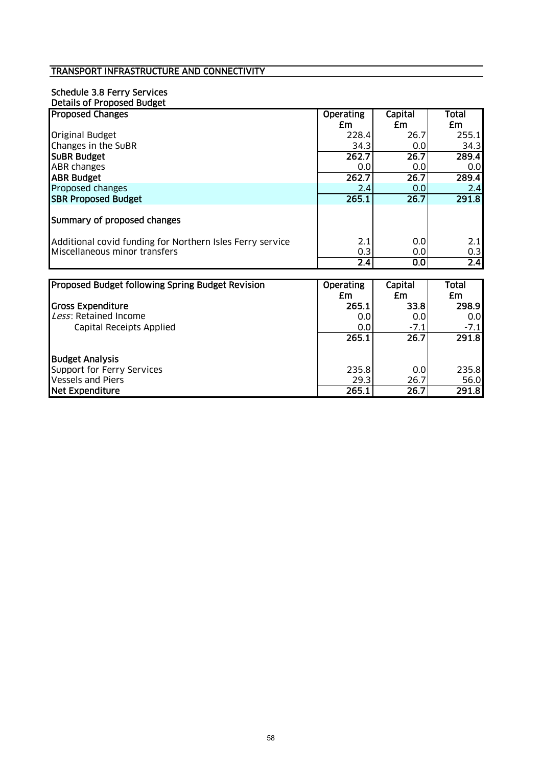# TRANSPORT INFRASTRUCTURE AND CONNECTIVITY

## Schedule 3.8 Ferry Services

### Details of Proposed Budget

| Proposed Changes | Operating £m | Capital £m | Total £m |
|---|---|---|---|
| Original Budget | 228.4 | 26.7 | 255.1 |
| Changes in the SuBR | 34.3 | 0.0 | 34.3 |
| **SuBR Budget** | **262.7** | **26.7** | **289.4** |
| ABR changes | 0.0 | 0.0 | 0.0 |
| **ABR Budget** | **262.7** | **26.7** | **289.4** |
| Proposed changes | 2.4 | 0.0 | 2.4 |
| **SBR Proposed Budget** | **265.1** | **26.7** | **291.8** |
| **Summary of proposed changes** | | | |
| Additional covid funding for Northern Isles Ferry service | 2.1 | 0.0 | 2.1 |
| Miscellaneous minor transfers | 0.3 | 0.0 | 0.3 |
| | **2.4** | **0.0** | **2.4** |

| Proposed Budget following Spring Budget Revision | Operating £m | Capital £m | Total £m |
|---|---|---|---|
| **Gross Expenditure** | **265.1** | **33.8** | **298.9** |
| *Less*: Retained Income | 0.0 | 0.0 | 0.0 |
| Capital Receipts Applied | 0.0 | -7.1 | -7.1 |
| | **265.1** | **26.7** | **291.8** |
| **Budget Analysis** | | | |
| Support for Ferry Services | 235.8 | 0.0 | 235.8 |
| Vessels and Piers | 29.3 | 26.7 | 56.0 |
| **Net Expenditure** | **265.1** | **26.7** | **291.8** |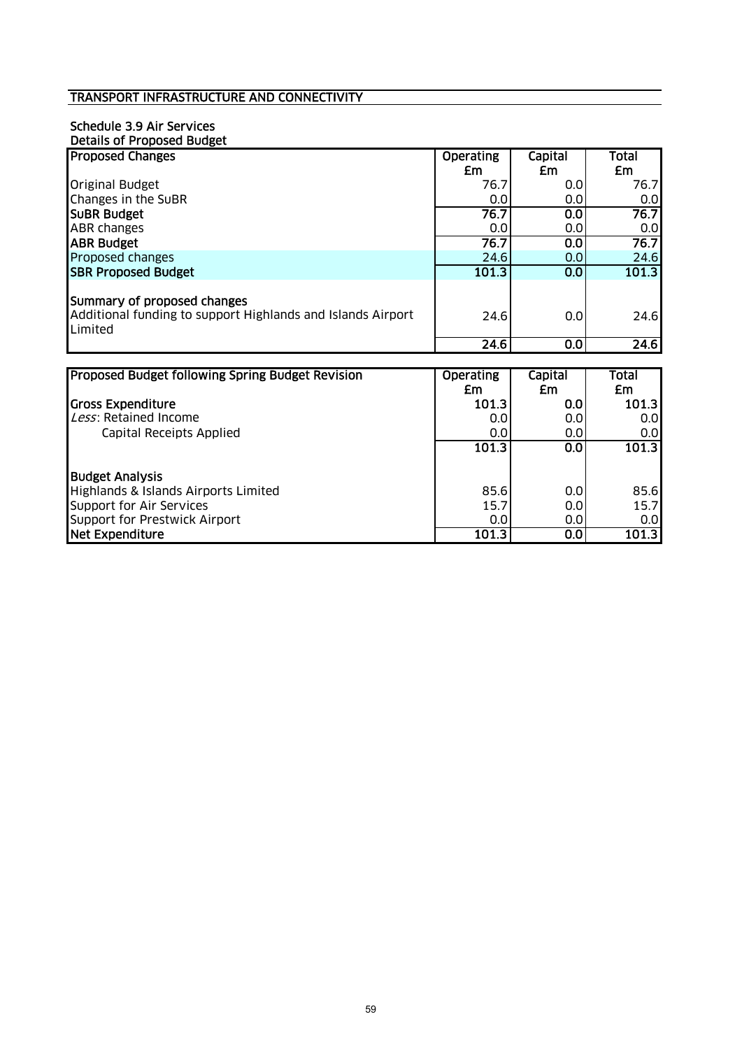## TRANSPORT INFRASTRUCTURE AND CONNECTIVITY

### Schedule 3.9 Air Services

**Details of Proposed Budget**

| Proposed Changes | Operating £m | Capital £m | Total £m |
|---|---|---|---|
| Original Budget | 76.7 | 0.0 | 76.7 |
| Changes in the SuBR | 0.0 | 0.0 | 0.0 |
| **SuBR Budget** | **76.7** | **0.0** | **76.7** |
| ABR changes | 0.0 | 0.0 | 0.0 |
| **ABR Budget** | **76.7** | **0.0** | **76.7** |
| Proposed changes | 24.6 | 0.0 | 24.6 |
| **SBR Proposed Budget** | **101.3** | **0.0** | **101.3** |
| **Summary of proposed changes** | | | |
| Additional funding to support Highlands and Islands Airport Limited | 24.6 | 0.0 | 24.6 |
| | **24.6** | **0.0** | **24.6** |

| Proposed Budget following Spring Budget Revision | Operating £m | Capital £m | Total £m |
|---|---|---|---|
| **Gross Expenditure** | **101.3** | **0.0** | **101.3** |
| *Less*: Retained Income | 0.0 | 0.0 | 0.0 |
| Capital Receipts Applied | 0.0 | 0.0 | 0.0 |
| | **101.3** | **0.0** | **101.3** |
| **Budget Analysis** | | | |
| Highlands & Islands Airports Limited | 85.6 | 0.0 | 85.6 |
| Support for Air Services | 15.7 | 0.0 | 15.7 |
| Support for Prestwick Airport | 0.0 | 0.0 | 0.0 |
| **Net Expenditure** | **101.3** | **0.0** | **101.3** |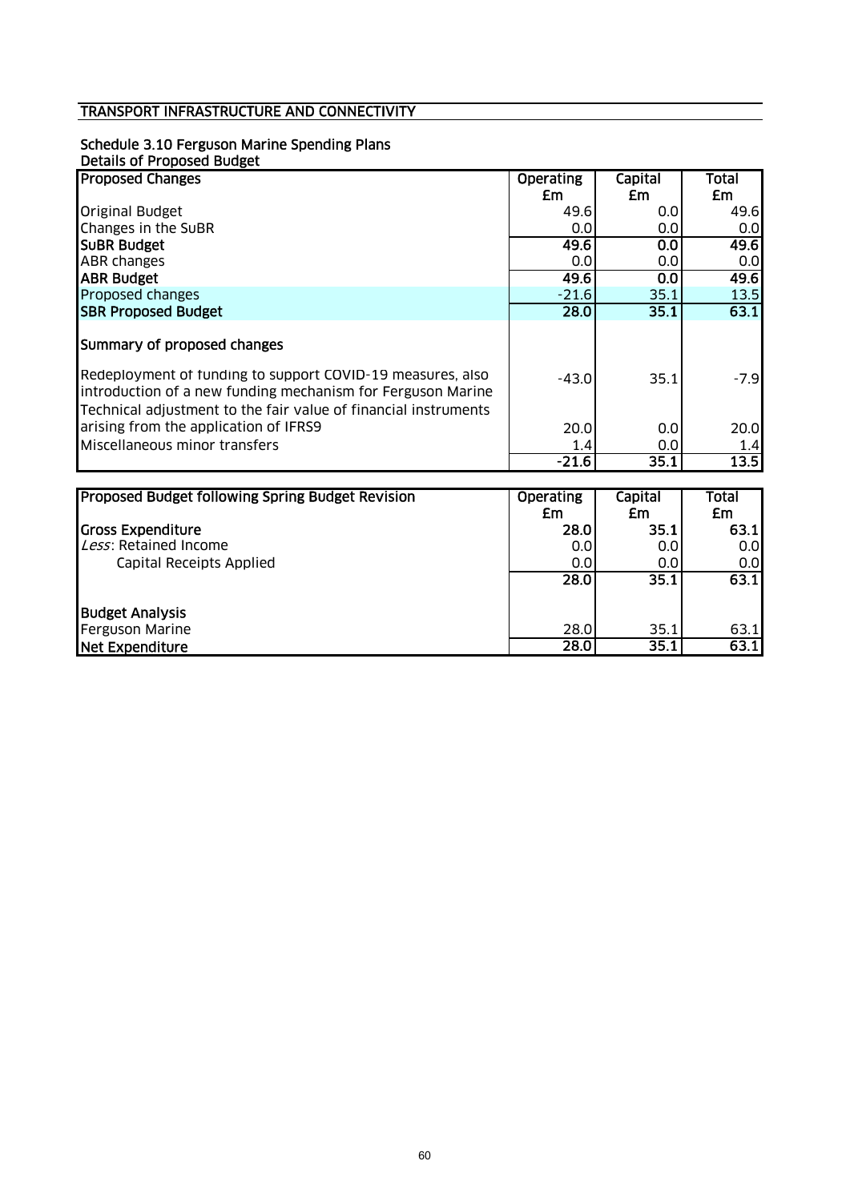## TRANSPORT INFRASTRUCTURE AND CONNECTIVITY

### Schedule 3.10 Ferguson Marine Spending Plans

**Details of Proposed Budget**

| **Proposed Changes** | **Operating £m** | **Capital £m** | **Total £m** |
|---|---|---|---|
| Original Budget | 49.6 | 0.0 | 49.6 |
| Changes in the SuBR | 0.0 | 0.0 | 0.0 |
| **SuBR Budget** | **49.6** | **0.0** | **49.6** |
| ABR changes | 0.0 | 0.0 | 0.0 |
| **ABR Budget** | **49.6** | **0.0** | **49.6** |
| Proposed changes | -21.6 | 35.1 | 13.5 |
| **SBR Proposed Budget** | **28.0** | **35.1** | **63.1** |
| **Summary of proposed changes** | | | |
| Redeployment of funding to support COVID-19 measures, also introduction of a new funding mechanism for Ferguson Marine | -43.0 | 35.1 | -7.9 |
| Technical adjustment to the fair value of financial instruments arising from the application of IFRS9 | 20.0 | 0.0 | 20.0 |
| Miscellaneous minor transfers | 1.4 | 0.0 | 1.4 |
| | **-21.6** | **35.1** | **13.5** |

| **Proposed Budget following Spring Budget Revision** | **Operating £m** | **Capital £m** | **Total £m** |
|---|---|---|---|
| **Gross Expenditure** | **28.0** | **35.1** | **63.1** |
| *Less*: Retained Income | 0.0 | 0.0 | 0.0 |
| Capital Receipts Applied | 0.0 | 0.0 | 0.0 |
| | **28.0** | **35.1** | **63.1** |
| **Budget Analysis** | | | |
| Ferguson Marine | 28.0 | 35.1 | 63.1 |
| **Net Expenditure** | **28.0** | **35.1** | **63.1** |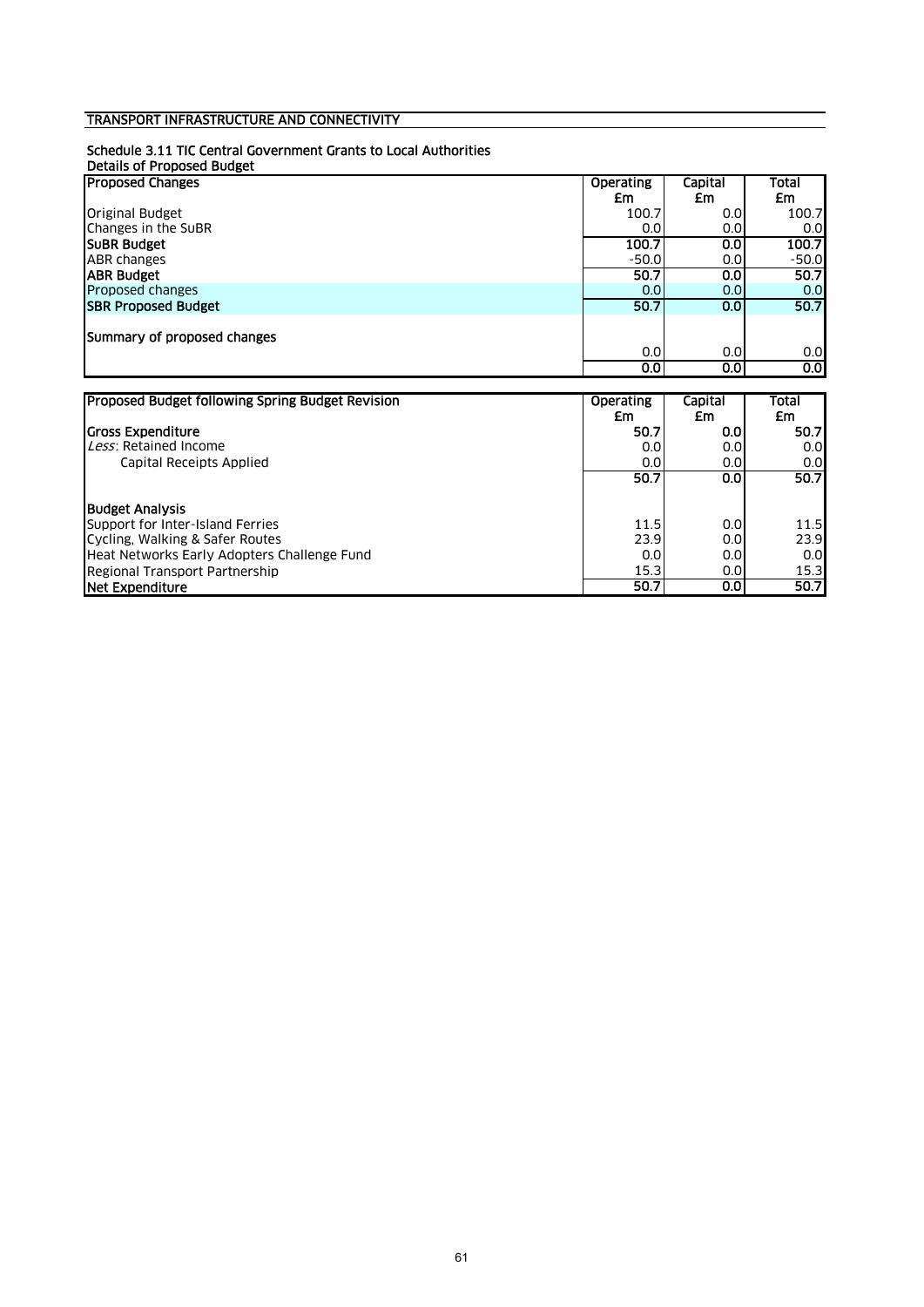## TRANSPORT INFRASTRUCTURE AND CONNECTIVITY

### Schedule 3.11 TIC Central Government Grants to Local Authorities

**Details of Proposed Budget**

| Proposed Changes | Operating £m | Capital £m | Total £m |
|---|---|---|---|
| Original Budget | 100.7 | 0.0 | 100.7 |
| Changes in the SuBR | 0.0 | 0.0 | 0.0 |
| **SuBR Budget** | **100.7** | **0.0** | **100.7** |
| ABR changes | -50.0 | 0.0 | -50.0 |
| **ABR Budget** | **50.7** | **0.0** | **50.7** |
| Proposed changes | 0.0 | 0.0 | 0.0 |
| **SBR Proposed Budget** | **50.7** | **0.0** | **50.7** |
| Summary of proposed changes | | | |
| | 0.0 | 0.0 | 0.0 |
| | **0.0** | **0.0** | **0.0** |

| Proposed Budget following Spring Budget Revision | Operating £m | Capital £m | Total £m |
|---|---|---|---|
| **Gross Expenditure** | **50.7** | **0.0** | **50.7** |
| *Less*: Retained Income | 0.0 | 0.0 | 0.0 |
| Capital Receipts Applied | 0.0 | 0.0 | 0.0 |
| | **50.7** | **0.0** | **50.7** |
| **Budget Analysis** | | | |
| Support for Inter-Island Ferries | 11.5 | 0.0 | 11.5 |
| Cycling, Walking & Safer Routes | 23.9 | 0.0 | 23.9 |
| Heat Networks Early Adopters Challenge Fund | 0.0 | 0.0 | 0.0 |
| Regional Transport Partnership | 15.3 | 0.0 | 15.3 |
| **Net Expenditure** | **50.7** | **0.0** | **50.7** |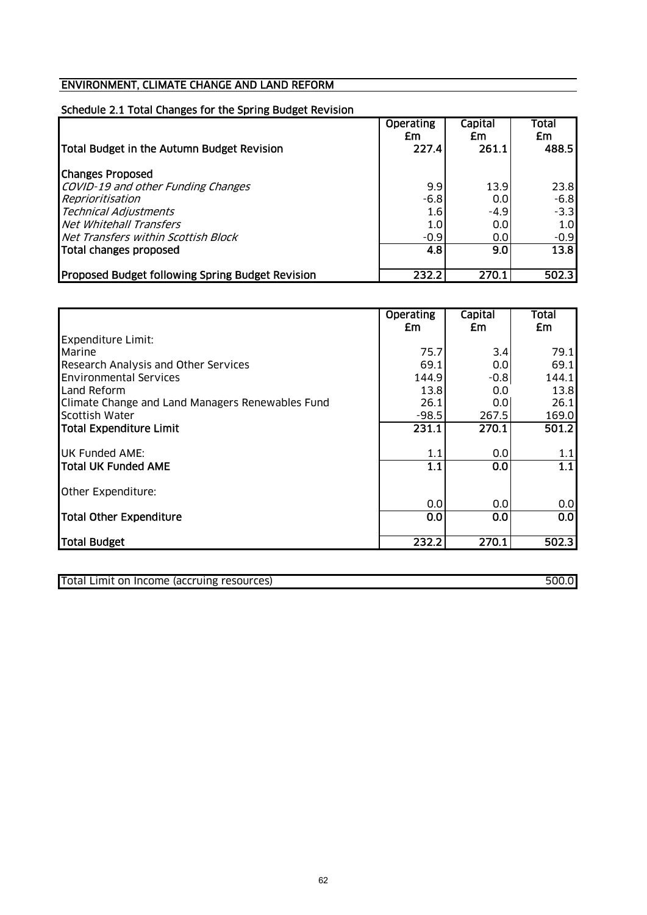## ENVIRONMENT, CLIMATE CHANGE AND LAND REFORM

### Schedule 2.1 Total Changes for the Spring Budget Revision

| | Operating £m | Capital £m | Total £m |
|---|---|---|---|
| **Total Budget in the Autumn Budget Revision** | **227.4** | **261.1** | **488.5** |
| | | | |
| **Changes Proposed** | | | |
| *COVID-19 and other Funding Changes* | 9.9 | 13.9 | 23.8 |
| *Reprioritisation* | -6.8 | 0.0 | -6.8 |
| *Technical Adjustments* | 1.6 | -4.9 | -3.3 |
| *Net Whitehall Transfers* | 1.0 | 0.0 | 1.0 |
| *Net Transfers within Scottish Block* | -0.9 | 0.0 | -0.9 |
| **Total changes proposed** | **4.8** | **9.0** | **13.8** |
| | | | |
| **Proposed Budget following Spring Budget Revision** | **232.2** | **270.1** | **502.3** |

| | Operating £m | Capital £m | Total £m |
|---|---|---|---|
| Expenditure Limit: | | | |
| Marine | 75.7 | 3.4 | 79.1 |
| Research Analysis and Other Services | 69.1 | 0.0 | 69.1 |
| Environmental Services | 144.9 | -0.8 | 144.1 |
| Land Reform | 13.8 | 0.0 | 13.8 |
| Climate Change and Land Managers Renewables Fund | 26.1 | 0.0 | 26.1 |
| Scottish Water | -98.5 | 267.5 | 169.0 |
| **Total Expenditure Limit** | **231.1** | **270.1** | **501.2** |
| | | | |
| UK Funded AME: | 1.1 | 0.0 | 1.1 |
| **Total UK Funded AME** | **1.1** | **0.0** | **1.1** |
| | | | |
| Other Expenditure: | | | |
| | 0.0 | 0.0 | 0.0 |
| **Total Other Expenditure** | **0.0** | **0.0** | **0.0** |
| | | | |
| **Total Budget** | **232.2** | **270.1** | **502.3** |

| | |
|---|---|
| Total Limit on Income (accruing resources) | 500.0 |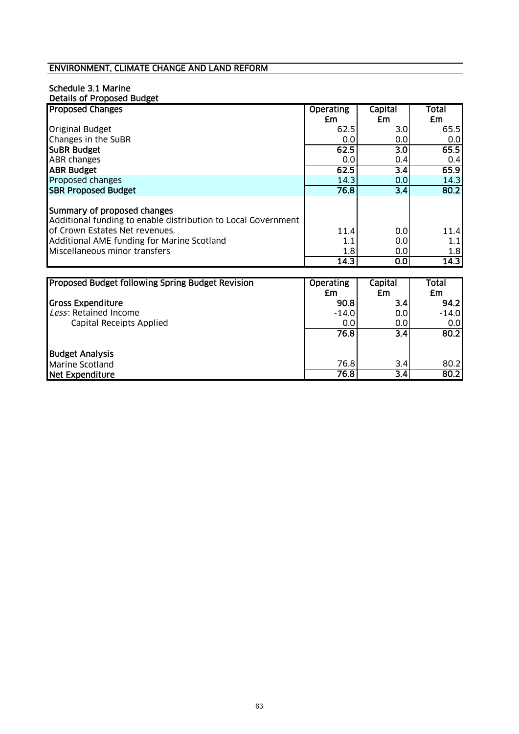## ENVIRONMENT, CLIMATE CHANGE AND LAND REFORM

### Schedule 3.1 Marine

Details of Proposed Budget

| Proposed Changes | Operating £m | Capital £m | Total £m |
|---|---|---|---|
| Original Budget | 62.5 | 3.0 | 65.5 |
| Changes in the SuBR | 0.0 | 0.0 | 0.0 |
| **SuBR Budget** | **62.5** | **3.0** | **65.5** |
| ABR changes | 0.0 | 0.4 | 0.4 |
| **ABR Budget** | **62.5** | **3.4** | **65.9** |
| Proposed changes | 14.3 | 0.0 | 14.3 |
| **SBR Proposed Budget** | **76.8** | **3.4** | **80.2** |
| | | | |
| **Summary of proposed changes** | | | |
| Additional funding to enable distribution to Local Government of Crown Estates Net revenues. | 11.4 | 0.0 | 11.4 |
| Additional AME funding for Marine Scotland | 1.1 | 0.0 | 1.1 |
| Miscellaneous minor transfers | 1.8 | 0.0 | 1.8 |
| | **14.3** | **0.0** | **14.3** |

| Proposed Budget following Spring Budget Revision | Operating £m | Capital £m | Total £m |
|---|---|---|---|
| **Gross Expenditure** | **90.8** | **3.4** | **94.2** |
| *Less*: Retained Income | -14.0 | 0.0 | -14.0 |
| Capital Receipts Applied | 0.0 | 0.0 | 0.0 |
| | **76.8** | **3.4** | **80.2** |
| | | | |
| **Budget Analysis** | | | |
| Marine Scotland | 76.8 | 3.4 | 80.2 |
| **Net Expenditure** | **76.8** | **3.4** | **80.2** |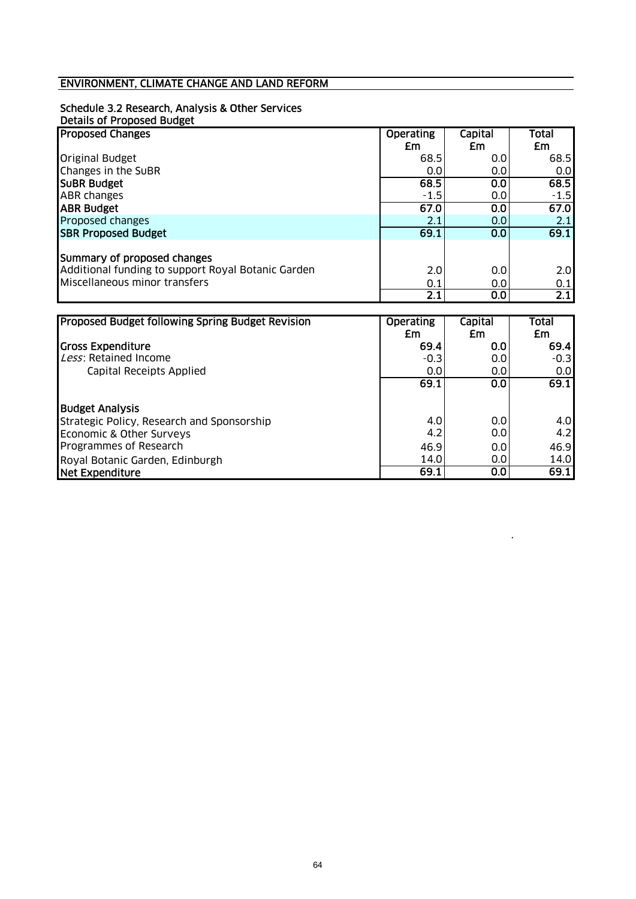## ENVIRONMENT, CLIMATE CHANGE AND LAND REFORM

### Schedule 3.2 Research, Analysis & Other Services

Details of Proposed Budget

| Proposed Changes | Operating £m | Capital £m | Total £m |
|---|---|---|---|
| Original Budget | 68.5 | 0.0 | 68.5 |
| Changes in the SuBR | 0.0 | 0.0 | 0.0 |
| **SuBR Budget** | **68.5** | **0.0** | **68.5** |
| ABR changes | -1.5 | 0.0 | -1.5 |
| **ABR Budget** | **67.0** | **0.0** | **67.0** |
| Proposed changes | 2.1 | 0.0 | 2.1 |
| **SBR Proposed Budget** | **69.1** | **0.0** | **69.1** |
| | | | |
| **Summary of proposed changes** | | | |
| Additional funding to support Royal Botanic Garden | 2.0 | 0.0 | 2.0 |
| Miscellaneous minor transfers | 0.1 | 0.0 | 0.1 |
| | **2.1** | **0.0** | **2.1** |

| Proposed Budget following Spring Budget Revision | Operating £m | Capital £m | Total £m |
|---|---|---|---|
| **Gross Expenditure** | **69.4** | **0.0** | **69.4** |
| *Less*: Retained Income | -0.3 | 0.0 | -0.3 |
| Capital Receipts Applied | 0.0 | 0.0 | 0.0 |
| | **69.1** | **0.0** | **69.1** |
| | | | |
| **Budget Analysis** | | | |
| Strategic Policy, Research and Sponsorship | 4.0 | 0.0 | 4.0 |
| Economic & Other Surveys | 4.2 | 0.0 | 4.2 |
| Programmes of Research | 46.9 | 0.0 | 46.9 |
| Royal Botanic Garden, Edinburgh | 14.0 | 0.0 | 14.0 |
| **Net Expenditure** | **69.1** | **0.0** | **69.1** |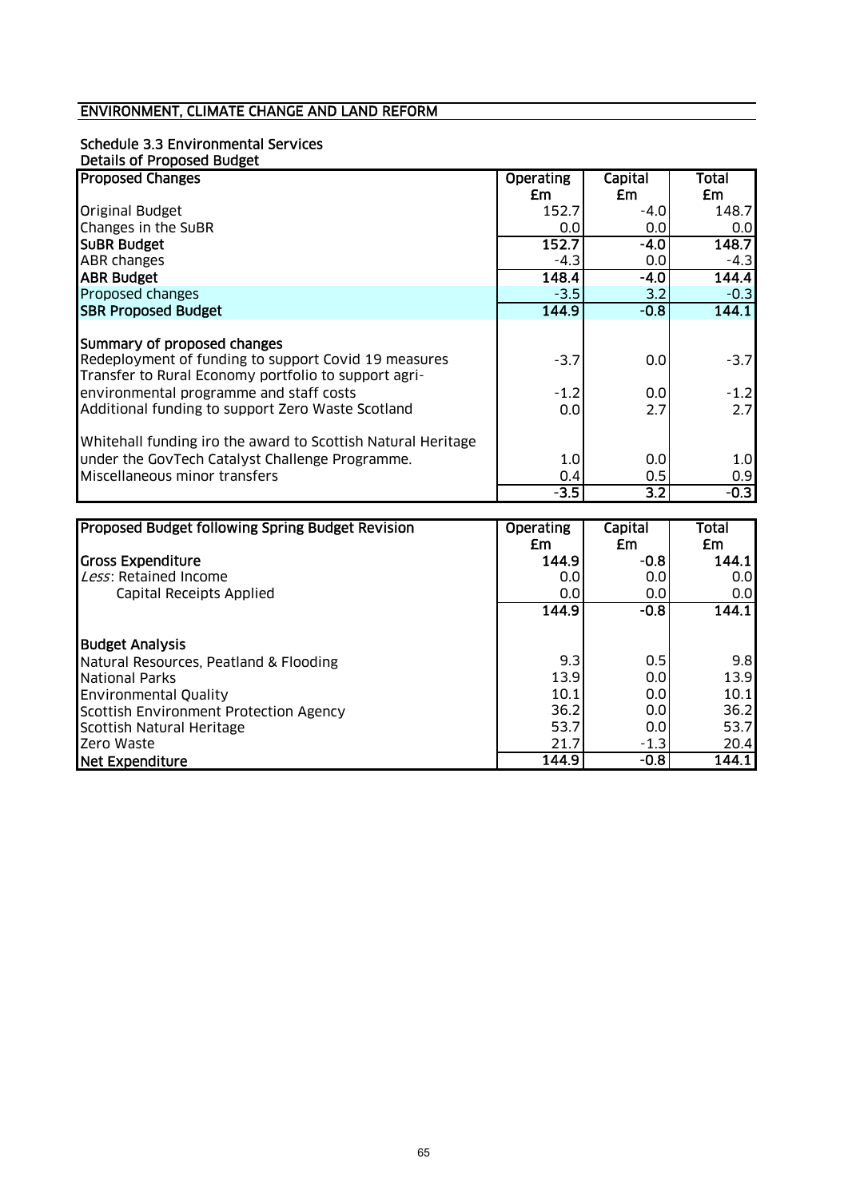## ENVIRONMENT, CLIMATE CHANGE AND LAND REFORM

### Schedule 3.3 Environmental Services

**Details of Proposed Budget**

| Proposed Changes | Operating £m | Capital £m | Total £m |
|---|---|---|---|
| Original Budget | 152.7 | -4.0 | 148.7 |
| Changes in the SuBR | 0.0 | 0.0 | 0.0 |
| **SuBR Budget** | **152.7** | **-4.0** | **148.7** |
| ABR changes | -4.3 | 0.0 | -4.3 |
| **ABR Budget** | **148.4** | **-4.0** | **144.4** |
| Proposed changes | -3.5 | 3.2 | -0.3 |
| **SBR Proposed Budget** | **144.9** | **-0.8** | **144.1** |
| | | | |
| **Summary of proposed changes** | | | |
| Redeployment of funding to support Covid 19 measures | -3.7 | 0.0 | -3.7 |
| Transfer to Rural Economy portfolio to support agri-environmental programme and staff costs | -1.2 | 0.0 | -1.2 |
| Additional funding to support Zero Waste Scotland | 0.0 | 2.7 | 2.7 |
| Whitehall funding iro the award to Scottish Natural Heritage under the GovTech Catalyst Challenge Programme. | 1.0 | 0.0 | 1.0 |
| Miscellaneous minor transfers | 0.4 | 0.5 | 0.9 |
| | -3.5 | 3.2 | -0.3 |

| Proposed Budget following Spring Budget Revision | Operating £m | Capital £m | Total £m |
|---|---|---|---|
| **Gross Expenditure** | **144.9** | **-0.8** | **144.1** |
| *Less*: Retained Income | 0.0 | 0.0 | 0.0 |
| Capital Receipts Applied | 0.0 | 0.0 | 0.0 |
| | **144.9** | **-0.8** | **144.1** |
| | | | |
| **Budget Analysis** | | | |
| Natural Resources, Peatland & Flooding | 9.3 | 0.5 | 9.8 |
| National Parks | 13.9 | 0.0 | 13.9 |
| Environmental Quality | 10.1 | 0.0 | 10.1 |
| Scottish Environment Protection Agency | 36.2 | 0.0 | 36.2 |
| Scottish Natural Heritage | 53.7 | 0.0 | 53.7 |
| Zero Waste | 21.7 | -1.3 | 20.4 |
| **Net Expenditure** | **144.9** | **-0.8** | **144.1** |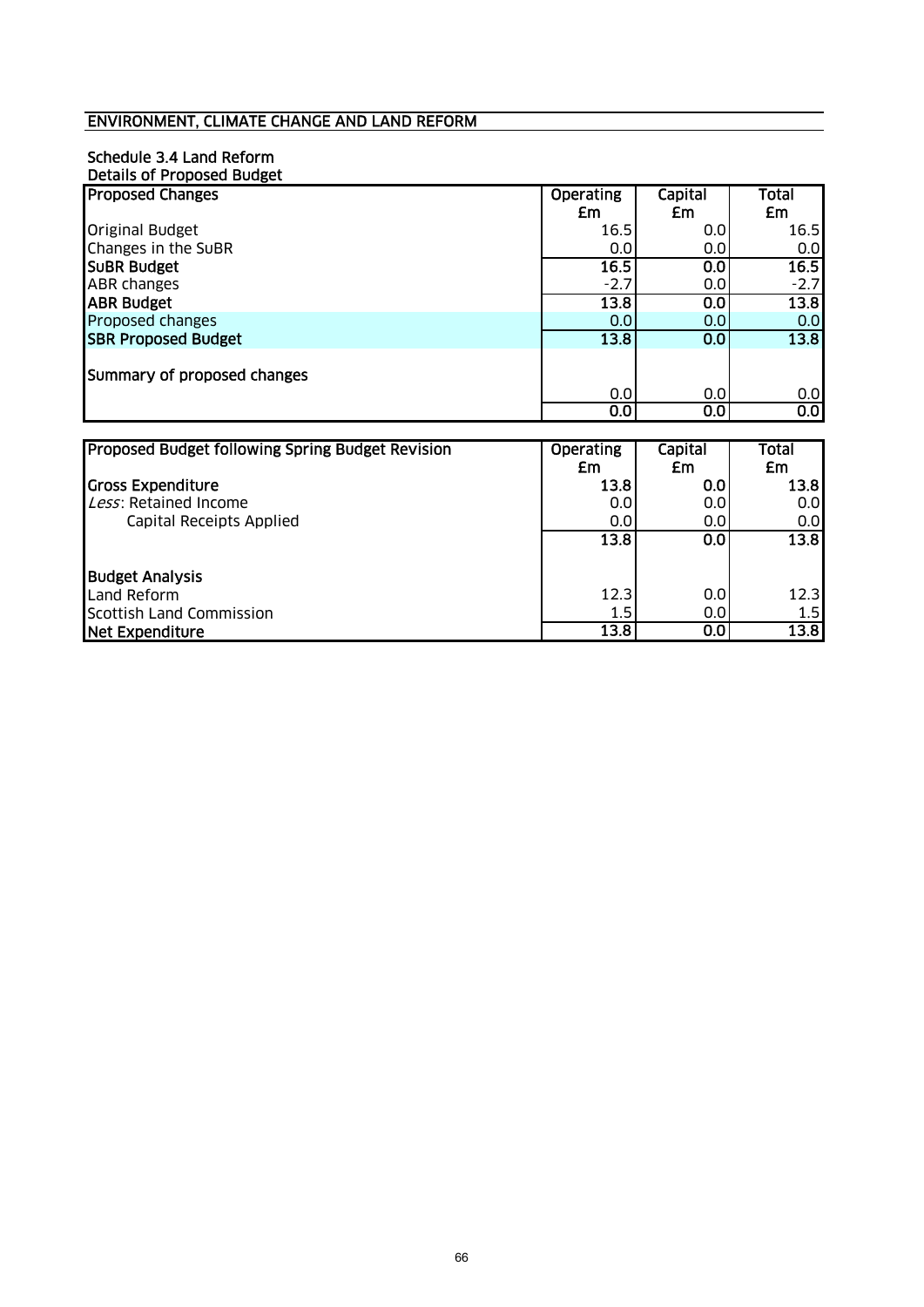## ENVIRONMENT, CLIMATE CHANGE AND LAND REFORM

### Schedule 3.4 Land Reform

**Details of Proposed Budget**

| Proposed Changes | Operating £m | Capital £m | Total £m |
|---|---|---|---|
| Original Budget | 16.5 | 0.0 | 16.5 |
| Changes in the SuBR | 0.0 | 0.0 | 0.0 |
| **SuBR Budget** | **16.5** | **0.0** | **16.5** |
| ABR changes | -2.7 | 0.0 | -2.7 |
| **ABR Budget** | **13.8** | **0.0** | **13.8** |
| Proposed changes | 0.0 | 0.0 | 0.0 |
| **SBR Proposed Budget** | **13.8** | **0.0** | **13.8** |
| | | | |
| **Summary of proposed changes** | | | |
| | 0.0 | 0.0 | 0.0 |
| | **0.0** | **0.0** | **0.0** |

| Proposed Budget following Spring Budget Revision | Operating £m | Capital £m | Total £m |
|---|---|---|---|
| **Gross Expenditure** | **13.8** | **0.0** | **13.8** |
| *Less*: Retained Income | 0.0 | 0.0 | 0.0 |
| Capital Receipts Applied | 0.0 | 0.0 | 0.0 |
| | **13.8** | **0.0** | **13.8** |
| | | | |
| **Budget Analysis** | | | |
| Land Reform | 12.3 | 0.0 | 12.3 |
| Scottish Land Commission | 1.5 | 0.0 | 1.5 |
| **Net Expenditure** | **13.8** | **0.0** | **13.8** |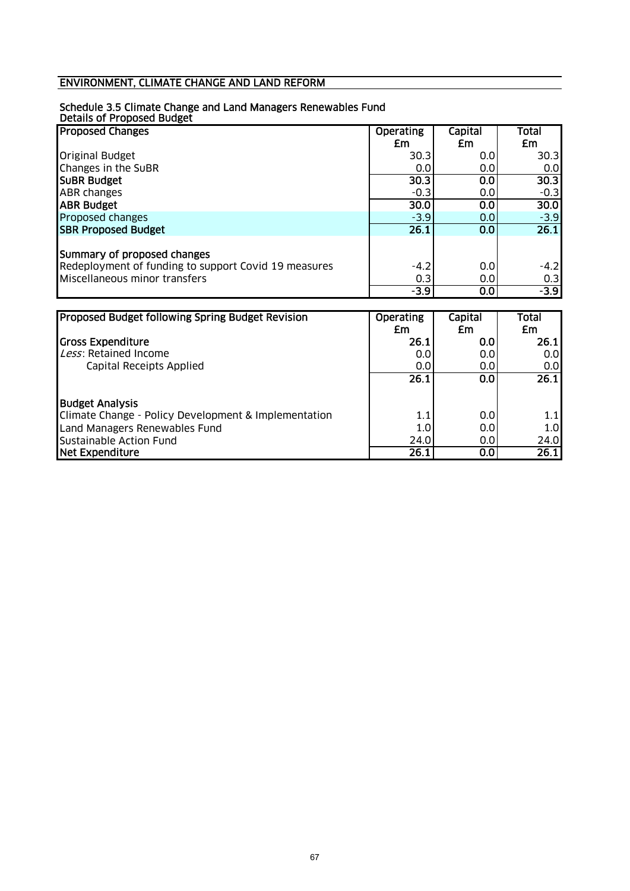## ENVIRONMENT, CLIMATE CHANGE AND LAND REFORM

### Schedule 3.5 Climate Change and Land Managers Renewables Fund

Details of Proposed Budget

| Proposed Changes | Operating £m | Capital £m | Total £m |
|---|---|---|---|
| Original Budget | 30.3 | 0.0 | 30.3 |
| Changes in the SuBR | 0.0 | 0.0 | 0.0 |
| **SuBR Budget** | **30.3** | **0.0** | **30.3** |
| ABR changes | -0.3 | 0.0 | -0.3 |
| **ABR Budget** | **30.0** | **0.0** | **30.0** |
| Proposed changes | -3.9 | 0.0 | -3.9 |
| **SBR Proposed Budget** | **26.1** | **0.0** | **26.1** |
| | | | |
| **Summary of proposed changes** | | | |
| Redeployment of funding to support Covid 19 measures | -4.2 | 0.0 | -4.2 |
| Miscellaneous minor transfers | 0.3 | 0.0 | 0.3 |
| | -3.9 | 0.0 | -3.9 |

| Proposed Budget following Spring Budget Revision | Operating £m | Capital £m | Total £m |
|---|---|---|---|
| **Gross Expenditure** | **26.1** | **0.0** | **26.1** |
| *Less*: Retained Income | 0.0 | 0.0 | 0.0 |
| Capital Receipts Applied | 0.0 | 0.0 | 0.0 |
| | **26.1** | **0.0** | **26.1** |
| | | | |
| **Budget Analysis** | | | |
| Climate Change - Policy Development & Implementation | 1.1 | 0.0 | 1.1 |
| Land Managers Renewables Fund | 1.0 | 0.0 | 1.0 |
| Sustainable Action Fund | 24.0 | 0.0 | 24.0 |
| **Net Expenditure** | **26.1** | **0.0** | **26.1** |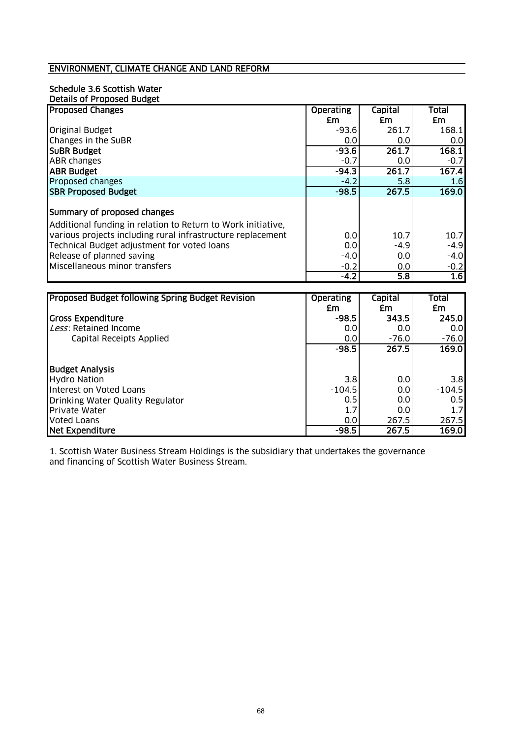## ENVIRONMENT, CLIMATE CHANGE AND LAND REFORM

### Schedule 3.6 Scottish Water

**Details of Proposed Budget**

| **Proposed Changes** | **Operating £m** | **Capital £m** | **Total £m** |
|---|---|---|---|
| Original Budget | -93.6 | 261.7 | 168.1 |
| Changes in the SuBR | 0.0 | 0.0 | 0.0 |
| **SuBR Budget** | **-93.6** | **261.7** | **168.1** |
| ABR changes | -0.7 | 0.0 | -0.7 |
| **ABR Budget** | **-94.3** | **261.7** | **167.4** |
| Proposed changes | -4.2 | 5.8 | 1.6 |
| **SBR Proposed Budget** | **-98.5** | **267.5** | **169.0** |
| **Summary of proposed changes** | | | |
| Additional funding in relation to Return to Work initiative, various projects including rural infrastructure replacement | 0.0 | 10.7 | 10.7 |
| Technical Budget adjustment for voted loans | 0.0 | -4.9 | -4.9 |
| Release of planned saving | -4.0 | 0.0 | -4.0 |
| Miscellaneous minor transfers | -0.2 | 0.0 | -0.2 |
| | -4.2 | 5.8 | 1.6 |

| **Proposed Budget following Spring Budget Revision** | **Operating £m** | **Capital £m** | **Total £m** |
|---|---|---|---|
| **Gross Expenditure** | **-98.5** | **343.5** | **245.0** |
| *Less*: Retained Income | 0.0 | 0.0 | 0.0 |
| Capital Receipts Applied | 0.0 | -76.0 | -76.0 |
| | **-98.5** | **267.5** | **169.0** |
| **Budget Analysis** | | | |
| Hydro Nation | 3.8 | 0.0 | 3.8 |
| Interest on Voted Loans | -104.5 | 0.0 | -104.5 |
| Drinking Water Quality Regulator | 0.5 | 0.0 | 0.5 |
| Private Water | 1.7 | 0.0 | 1.7 |
| Voted Loans | 0.0 | 267.5 | 267.5 |
| **Net Expenditure** | **-98.5** | **267.5** | **169.0** |

1. Scottish Water Business Stream Holdings is the subsidiary that undertakes the governance and financing of Scottish Water Business Stream.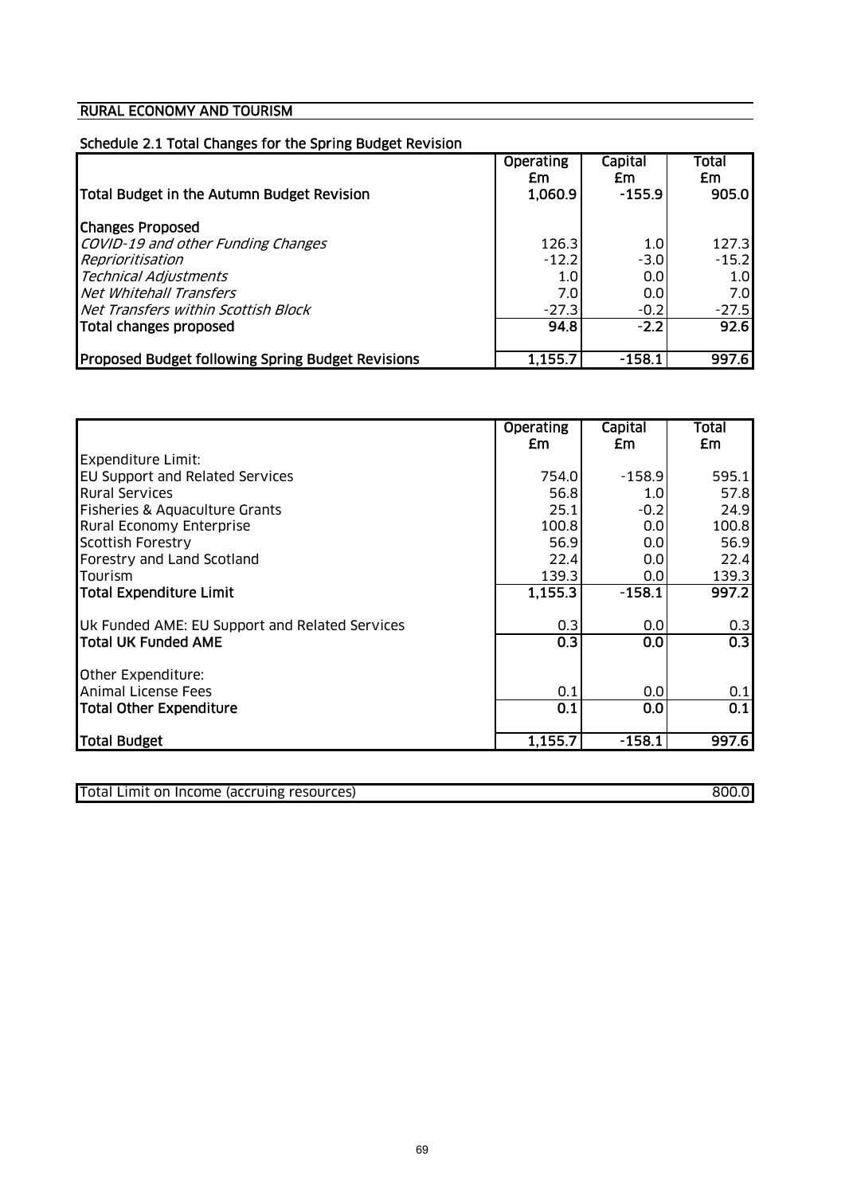## RURAL ECONOMY AND TOURISM

### Schedule 2.1 Total Changes for the Spring Budget Revision

| | Operating £m | Capital £m | Total £m |
|---|---|---|---|
| **Total Budget in the Autumn Budget Revision** | **1,060.9** | **-155.9** | **905.0** |
| | | | |
| **Changes Proposed** | | | |
| *COVID-19 and other Funding Changes* | 126.3 | 1.0 | 127.3 |
| *Reprioritisation* | -12.2 | -3.0 | -15.2 |
| *Technical Adjustments* | 1.0 | 0.0 | 1.0 |
| *Net Whitehall Transfers* | 7.0 | 0.0 | 7.0 |
| *Net Transfers within Scottish Block* | -27.3 | -0.2 | -27.5 |
| **Total changes proposed** | **94.8** | **-2.2** | **92.6** |
| | | | |
| **Proposed Budget following Spring Budget Revisions** | **1,155.7** | **-158.1** | **997.6** |

| | Operating £m | Capital £m | Total £m |
|---|---|---|---|
| Expenditure Limit: | | | |
| EU Support and Related Services | 754.0 | -158.9 | 595.1 |
| Rural Services | 56.8 | 1.0 | 57.8 |
| Fisheries & Aquaculture Grants | 25.1 | -0.2 | 24.9 |
| Rural Economy Enterprise | 100.8 | 0.0 | 100.8 |
| Scottish Forestry | 56.9 | 0.0 | 56.9 |
| Forestry and Land Scotland | 22.4 | 0.0 | 22.4 |
| Tourism | 139.3 | 0.0 | 139.3 |
| **Total Expenditure Limit** | **1,155.3** | **-158.1** | **997.2** |
| | | | |
| Uk Funded AME: EU Support and Related Services | 0.3 | 0.0 | 0.3 |
| **Total UK Funded AME** | **0.3** | **0.0** | **0.3** |
| | | | |
| Other Expenditure: | | | |
| Animal License Fees | 0.1 | 0.0 | 0.1 |
| **Total Other Expenditure** | **0.1** | **0.0** | **0.1** |
| | | | |
| **Total Budget** | **1,155.7** | **-158.1** | **997.6** |

| | |
|---|---|
| Total Limit on Income (accruing resources) | 800.0 |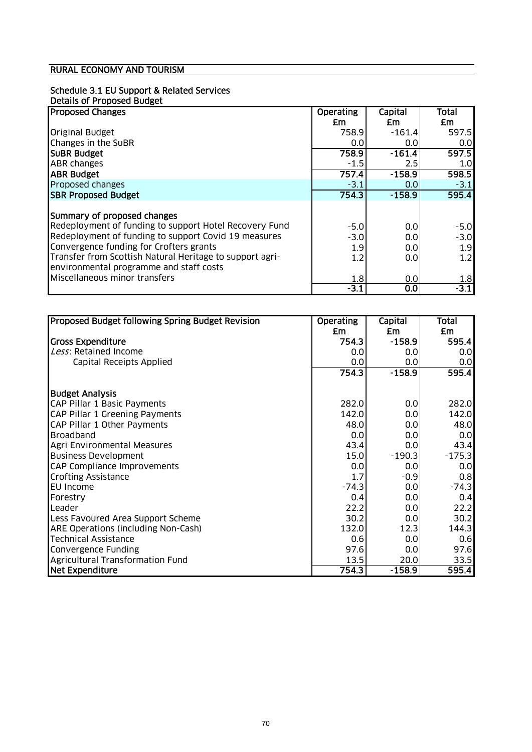## RURAL ECONOMY AND TOURISM

### Schedule 3.1 EU Support & Related Services

**Details of Proposed Budget**

| Proposed Changes | Operating £m | Capital £m | Total £m |
|---|---|---|---|
| Original Budget | 758.9 | -161.4 | 597.5 |
| Changes in the SuBR | 0.0 | 0.0 | 0.0 |
| **SuBR Budget** | **758.9** | **-161.4** | **597.5** |
| ABR changes | -1.5 | 2.5 | 1.0 |
| **ABR Budget** | **757.4** | **-158.9** | **598.5** |
| Proposed changes | -3.1 | 0.0 | -3.1 |
| **SBR Proposed Budget** | **754.3** | **-158.9** | **595.4** |
| | | | |
| **Summary of proposed changes** | | | |
| Redeployment of funding to support Hotel Recovery Fund | -5.0 | 0.0 | -5.0 |
| Redeployment of funding to support Covid 19 measures | -3.0 | 0.0 | -3.0 |
| Convergence funding for Crofters grants | 1.9 | 0.0 | 1.9 |
| Transfer from Scottish Natural Heritage to support agri-environmental programme and staff costs | 1.2 | 0.0 | 1.2 |
| Miscellaneous minor transfers | 1.8 | 0.0 | 1.8 |
| | **-3.1** | **0.0** | **-3.1** |

| Proposed Budget following Spring Budget Revision | Operating £m | Capital £m | Total £m |
|---|---|---|---|
| **Gross Expenditure** | **754.3** | **-158.9** | **595.4** |
| *Less*: Retained Income | 0.0 | 0.0 | 0.0 |
| Capital Receipts Applied | 0.0 | 0.0 | 0.0 |
| | **754.3** | **-158.9** | **595.4** |
| | | | |
| **Budget Analysis** | | | |
| CAP Pillar 1 Basic Payments | 282.0 | 0.0 | 282.0 |
| CAP Pillar 1 Greening Payments | 142.0 | 0.0 | 142.0 |
| CAP Pillar 1 Other Payments | 48.0 | 0.0 | 48.0 |
| Broadband | 0.0 | 0.0 | 0.0 |
| Agri Environmental Measures | 43.4 | 0.0 | 43.4 |
| Business Development | 15.0 | -190.3 | -175.3 |
| CAP Compliance Improvements | 0.0 | 0.0 | 0.0 |
| Crofting Assistance | 1.7 | -0.9 | 0.8 |
| EU Income | -74.3 | 0.0 | -74.3 |
| Forestry | 0.4 | 0.0 | 0.4 |
| Leader | 22.2 | 0.0 | 22.2 |
| Less Favoured Area Support Scheme | 30.2 | 0.0 | 30.2 |
| ARE Operations (including Non-Cash) | 132.0 | 12.3 | 144.3 |
| Technical Assistance | 0.6 | 0.0 | 0.6 |
| Convergence Funding | 97.6 | 0.0 | 97.6 |
| Agricultural Transformation Fund | 13.5 | 20.0 | 33.5 |
| **Net Expenditure** | **754.3** | **-158.9** | **595.4** |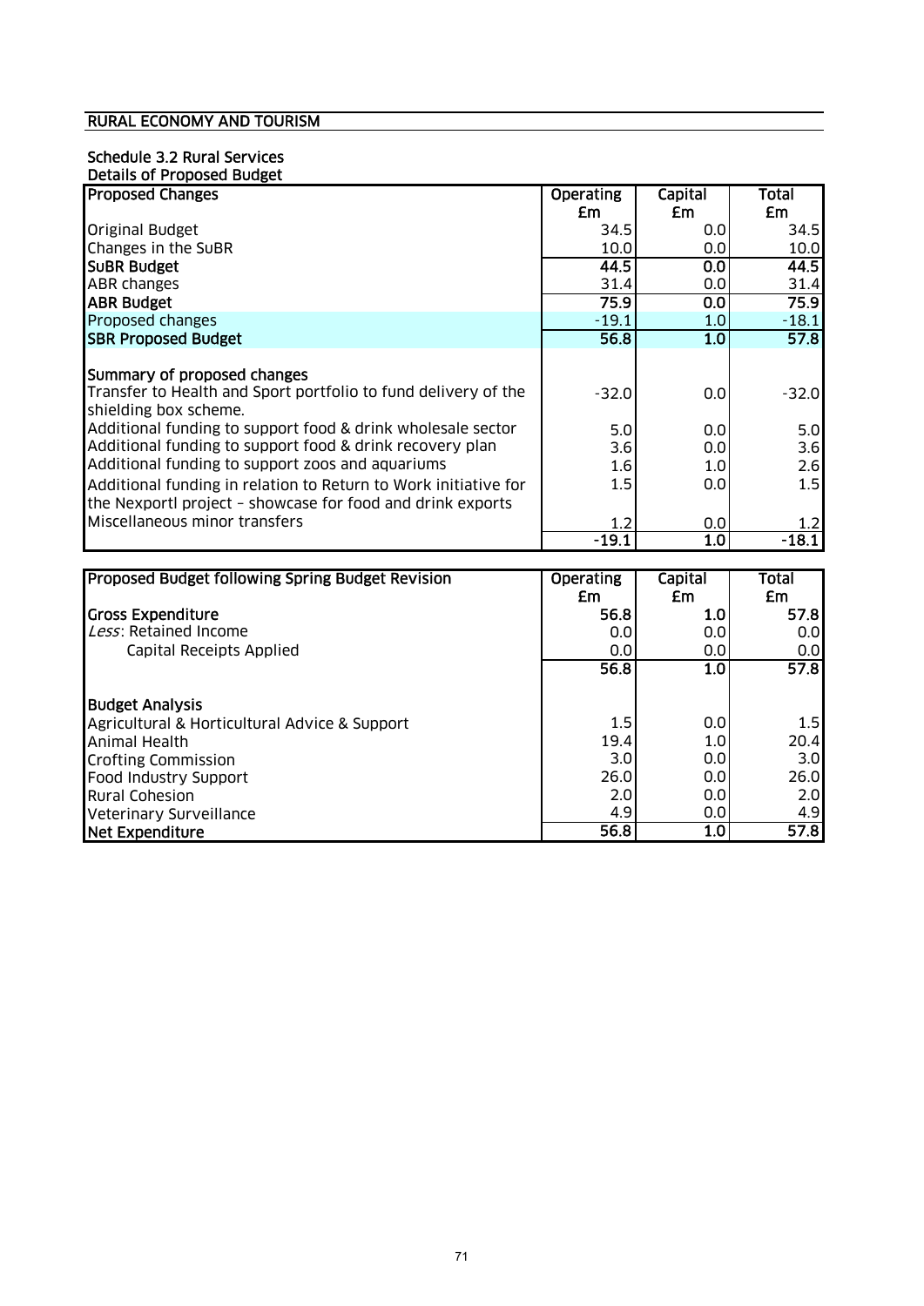## RURAL ECONOMY AND TOURISM

### Schedule 3.2 Rural Services

**Details of Proposed Budget**

| Proposed Changes | Operating £m | Capital £m | Total £m |
|---|---|---|---|
| Original Budget | 34.5 | 0.0 | 34.5 |
| Changes in the SuBR | 10.0 | 0.0 | 10.0 |
| **SuBR Budget** | **44.5** | **0.0** | **44.5** |
| ABR changes | 31.4 | 0.0 | 31.4 |
| **ABR Budget** | **75.9** | **0.0** | **75.9** |
| Proposed changes | -19.1 | 1.0 | -18.1 |
| **SBR Proposed Budget** | **56.8** | **1.0** | **57.8** |
| | | | |
| **Summary of proposed changes** | | | |
| Transfer to Health and Sport portfolio to fund delivery of the shielding box scheme. | -32.0 | 0.0 | -32.0 |
| Additional funding to support food & drink wholesale sector | 5.0 | 0.0 | 5.0 |
| Additional funding to support food & drink recovery plan | 3.6 | 0.0 | 3.6 |
| Additional funding to support zoos and aquariums | 1.6 | 1.0 | 2.6 |
| Additional funding in relation to Return to Work initiative for the Nexportl project – showcase for food and drink exports | 1.5 | 0.0 | 1.5 |
| Miscellaneous minor transfers | 1.2 | 0.0 | 1.2 |
| | -19.1 | 1.0 | -18.1 |

| Proposed Budget following Spring Budget Revision | Operating £m | Capital £m | Total £m |
|---|---|---|---|
| **Gross Expenditure** | **56.8** | **1.0** | **57.8** |
| *Less*: Retained Income | 0.0 | 0.0 | 0.0 |
| Capital Receipts Applied | 0.0 | 0.0 | 0.0 |
| | **56.8** | **1.0** | **57.8** |
| | | | |
| **Budget Analysis** | | | |
| Agricultural & Horticultural Advice & Support | 1.5 | 0.0 | 1.5 |
| Animal Health | 19.4 | 1.0 | 20.4 |
| Crofting Commission | 3.0 | 0.0 | 3.0 |
| Food Industry Support | 26.0 | 0.0 | 26.0 |
| Rural Cohesion | 2.0 | 0.0 | 2.0 |
| Veterinary Surveillance | 4.9 | 0.0 | 4.9 |
| **Net Expenditure** | **56.8** | **1.0** | **57.8** |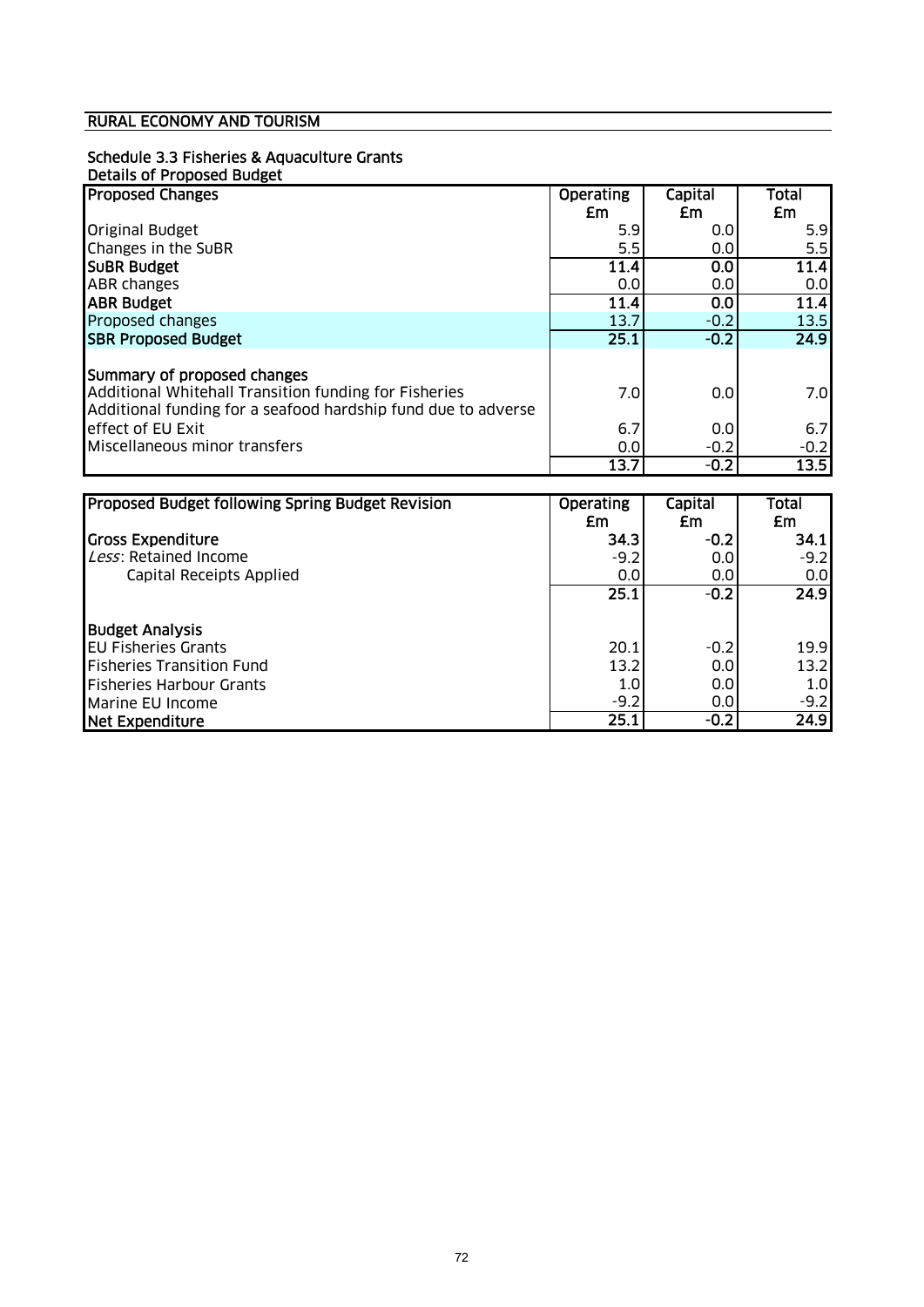## RURAL ECONOMY AND TOURISM

### Schedule 3.3 Fisheries & Aquaculture Grants

Details of Proposed Budget

| Proposed Changes | Operating £m | Capital £m | Total £m |
|---|---|---|---|
| Original Budget | 5.9 | 0.0 | 5.9 |
| Changes in the SuBR | 5.5 | 0.0 | 5.5 |
| **SuBR Budget** | **11.4** | **0.0** | **11.4** |
| ABR changes | 0.0 | 0.0 | 0.0 |
| **ABR Budget** | **11.4** | **0.0** | **11.4** |
| Proposed changes | 13.7 | -0.2 | 13.5 |
| **SBR Proposed Budget** | **25.1** | **-0.2** | **24.9** |
| | | | |
| **Summary of proposed changes** | | | |
| Additional Whitehall Transition funding for Fisheries | 7.0 | 0.0 | 7.0 |
| Additional funding for a seafood hardship fund due to adverse effect of EU Exit | 6.7 | 0.0 | 6.7 |
| Miscellaneous minor transfers | 0.0 | -0.2 | -0.2 |
| | 13.7 | -0.2 | 13.5 |

| Proposed Budget following Spring Budget Revision | Operating £m | Capital £m | Total £m |
|---|---|---|---|
| **Gross Expenditure** | **34.3** | **-0.2** | **34.1** |
| *Less*: Retained Income | -9.2 | 0.0 | -9.2 |
| Capital Receipts Applied | 0.0 | 0.0 | 0.0 |
| | **25.1** | **-0.2** | **24.9** |
| | | | |
| **Budget Analysis** | | | |
| EU Fisheries Grants | 20.1 | -0.2 | 19.9 |
| Fisheries Transition Fund | 13.2 | 0.0 | 13.2 |
| Fisheries Harbour Grants | 1.0 | 0.0 | 1.0 |
| Marine EU Income | -9.2 | 0.0 | -9.2 |
| **Net Expenditure** | **25.1** | **-0.2** | **24.9** |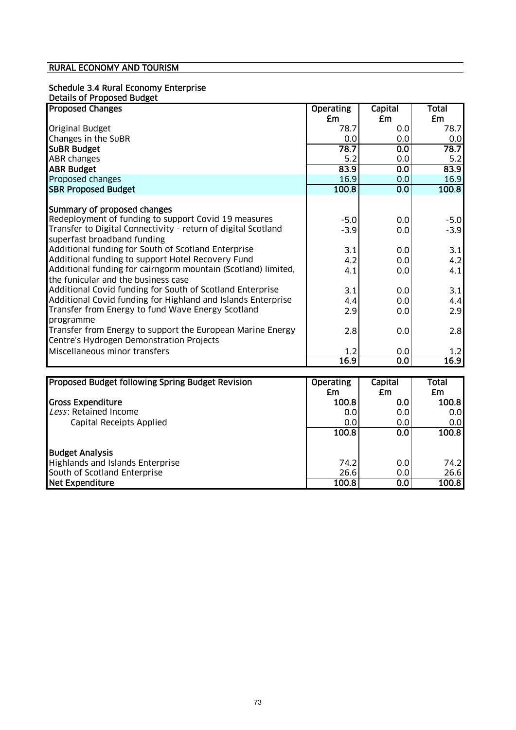## RURAL ECONOMY AND TOURISM

### Schedule 3.4 Rural Economy Enterprise

**Details of Proposed Budget**

| Proposed Changes | Operating £m | Capital £m | Total £m |
|---|---|---|---|
| Original Budget | 78.7 | 0.0 | 78.7 |
| Changes in the SuBR | 0.0 | 0.0 | 0.0 |
| **SuBR Budget** | **78.7** | **0.0** | **78.7** |
| ABR changes | 5.2 | 0.0 | 5.2 |
| **ABR Budget** | **83.9** | **0.0** | **83.9** |
| Proposed changes | 16.9 | 0.0 | 16.9 |
| **SBR Proposed Budget** | **100.8** | **0.0** | **100.8** |
| | | | |
| **Summary of proposed changes** | | | |
| Redeployment of funding to support Covid 19 measures | -5.0 | 0.0 | -5.0 |
| Transfer to Digital Connectivity - return of digital Scotland superfast broadband funding | -3.9 | 0.0 | -3.9 |
| Additional funding for South of Scotland Enterprise | 3.1 | 0.0 | 3.1 |
| Additional funding to support Hotel Recovery Fund | 4.2 | 0.0 | 4.2 |
| Additional funding for cairngorm mountain (Scotland) limited, the funicular and the business case | 4.1 | 0.0 | 4.1 |
| Additional Covid funding for South of Scotland Enterprise | 3.1 | 0.0 | 3.1 |
| Additional Covid funding for Highland and Islands Enterprise | 4.4 | 0.0 | 4.4 |
| Transfer from Energy to fund Wave Energy Scotland programme | 2.9 | 0.0 | 2.9 |
| Transfer from Energy to support the European Marine Energy Centre's Hydrogen Demonstration Projects | 2.8 | 0.0 | 2.8 |
| Miscellaneous minor transfers | 1.2 | 0.0 | 1.2 |
| | **16.9** | **0.0** | **16.9** |

| Proposed Budget following Spring Budget Revision | Operating £m | Capital £m | Total £m |
|---|---|---|---|
| **Gross Expenditure** | **100.8** | **0.0** | **100.8** |
| *Less*: Retained Income | 0.0 | 0.0 | 0.0 |
| Capital Receipts Applied | 0.0 | 0.0 | 0.0 |
| | **100.8** | **0.0** | **100.8** |
| | | | |
| **Budget Analysis** | | | |
| Highlands and Islands Enterprise | 74.2 | 0.0 | 74.2 |
| South of Scotland Enterprise | 26.6 | 0.0 | 26.6 |
| **Net Expenditure** | **100.8** | **0.0** | **100.8** |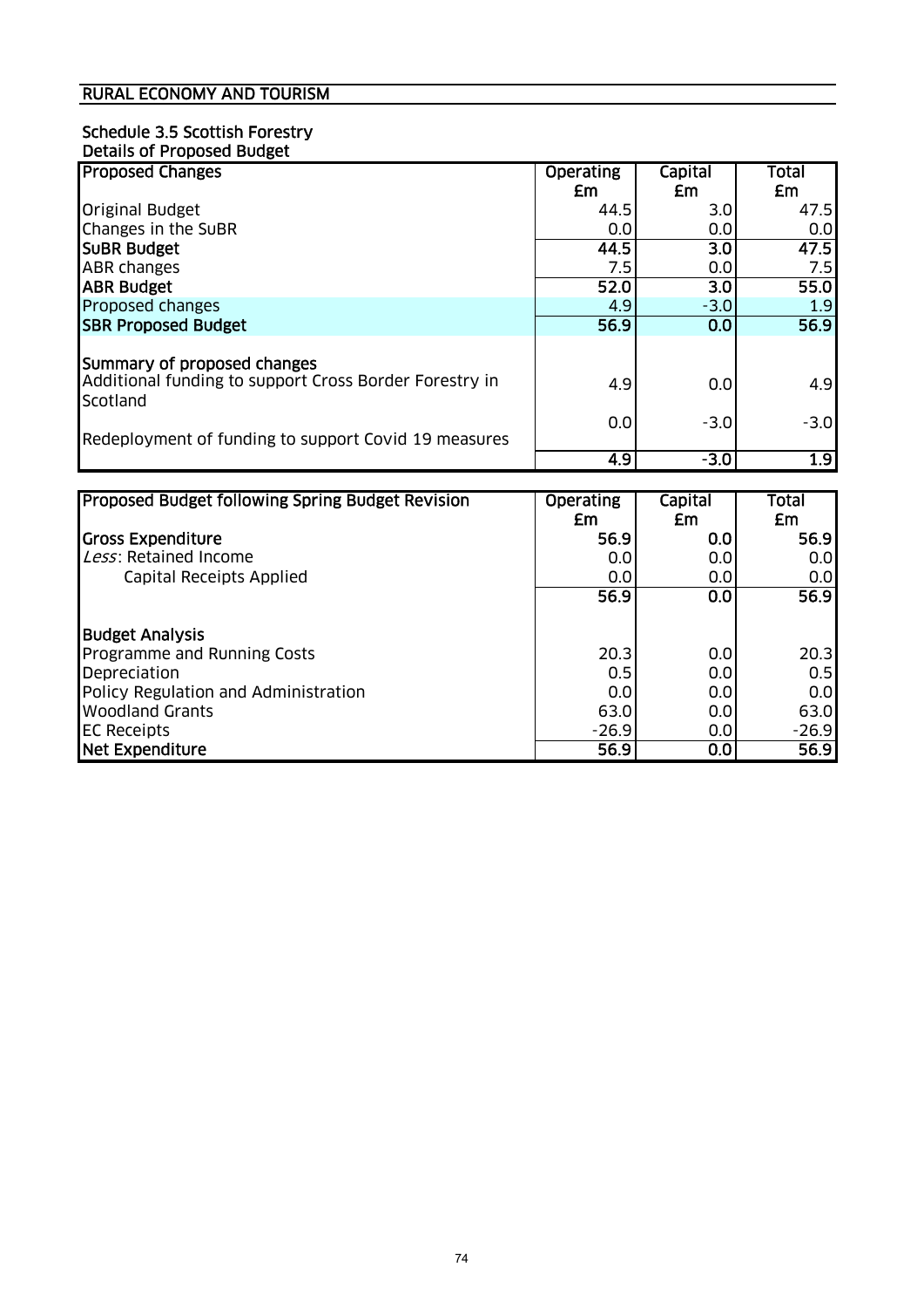## RURAL ECONOMY AND TOURISM

### Schedule 3.5 Scottish Forestry

**Details of Proposed Budget**

| Proposed Changes | Operating £m | Capital £m | Total £m |
|---|---|---|---|
| Original Budget | 44.5 | 3.0 | 47.5 |
| Changes in the SuBR | 0.0 | 0.0 | 0.0 |
| **SuBR Budget** | **44.5** | **3.0** | **47.5** |
| ABR changes | 7.5 | 0.0 | 7.5 |
| **ABR Budget** | **52.0** | **3.0** | **55.0** |
| Proposed changes | 4.9 | -3.0 | 1.9 |
| **SBR Proposed Budget** | **56.9** | **0.0** | **56.9** |
| | | | |
| **Summary of proposed changes** | | | |
| Additional funding to support Cross Border Forestry in Scotland | 4.9 | 0.0 | 4.9 |
| Redeployment of funding to support Covid 19 measures | 0.0 | -3.0 | -3.0 |
| | **4.9** | **-3.0** | **1.9** |

| Proposed Budget following Spring Budget Revision | Operating £m | Capital £m | Total £m |
|---|---|---|---|
| **Gross Expenditure** | **56.9** | **0.0** | **56.9** |
| *Less*: Retained Income | 0.0 | 0.0 | 0.0 |
| Capital Receipts Applied | 0.0 | 0.0 | 0.0 |
| | **56.9** | **0.0** | **56.9** |
| | | | |
| **Budget Analysis** | | | |
| Programme and Running Costs | 20.3 | 0.0 | 20.3 |
| Depreciation | 0.5 | 0.0 | 0.5 |
| Policy Regulation and Administration | 0.0 | 0.0 | 0.0 |
| Woodland Grants | 63.0 | 0.0 | 63.0 |
| EC Receipts | -26.9 | 0.0 | -26.9 |
| **Net Expenditure** | **56.9** | **0.0** | **56.9** |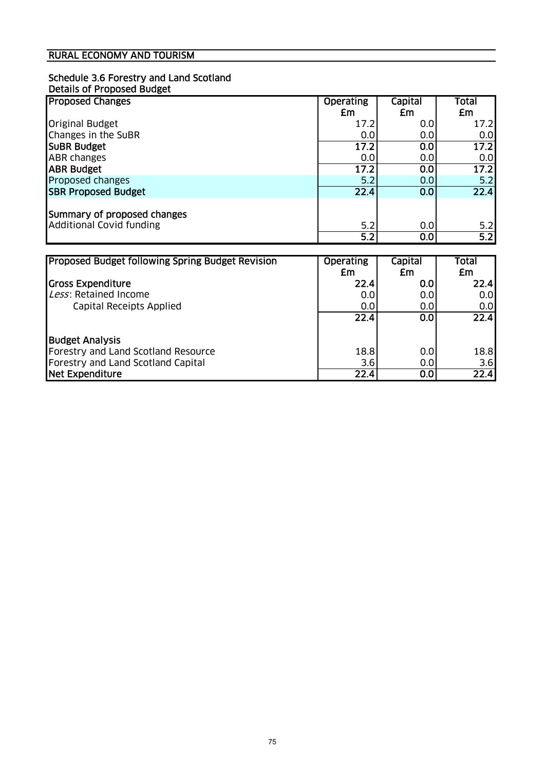# RURAL ECONOMY AND TOURISM

## Schedule 3.6 Forestry and Land Scotland

### Details of Proposed Budget

| Proposed Changes | Operating £m | Capital £m | Total £m |
|---|---|---|---|
| Original Budget | 17.2 | 0.0 | 17.2 |
| Changes in the SuBR | 0.0 | 0.0 | 0.0 |
| **SuBR Budget** | **17.2** | **0.0** | **17.2** |
| ABR changes | 0.0 | 0.0 | 0.0 |
| **ABR Budget** | **17.2** | **0.0** | **17.2** |
| Proposed changes | 5.2 | 0.0 | 5.2 |
| **SBR Proposed Budget** | **22.4** | **0.0** | **22.4** |
| | | | |
| **Summary of proposed changes** | | | |
| Additional Covid funding | 5.2 | 0.0 | 5.2 |
| | **5.2** | **0.0** | **5.2** |

| Proposed Budget following Spring Budget Revision | Operating £m | Capital £m | Total £m |
|---|---|---|---|
| **Gross Expenditure** | **22.4** | **0.0** | **22.4** |
| *Less*: Retained Income | 0.0 | 0.0 | 0.0 |
| Capital Receipts Applied | 0.0 | 0.0 | 0.0 |
| | **22.4** | **0.0** | **22.4** |
| | | | |
| **Budget Analysis** | | | |
| Forestry and Land Scotland Resource | 18.8 | 0.0 | 18.8 |
| Forestry and Land Scotland Capital | 3.6 | 0.0 | 3.6 |
| **Net Expenditure** | **22.4** | **0.0** | **22.4** |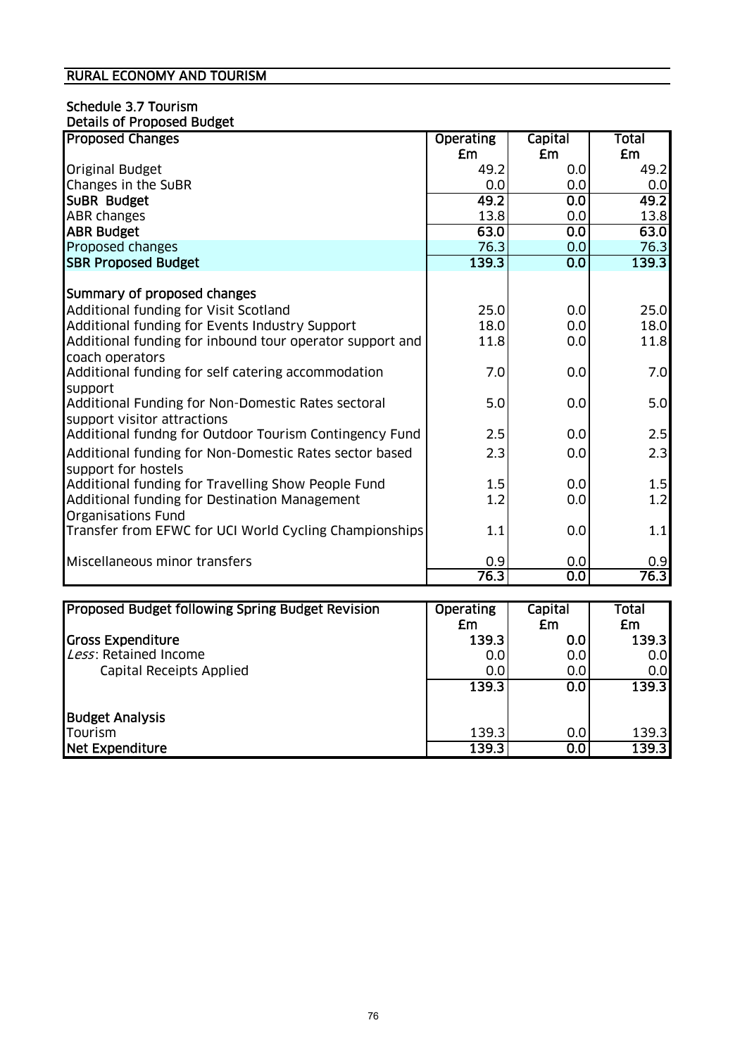# RURAL ECONOMY AND TOURISM

## Schedule 3.7 Tourism
### Details of Proposed Budget

| Proposed Changes | Operating £m | Capital £m | Total £m |
|---|---|---|---|
| Original Budget | 49.2 | 0.0 | 49.2 |
| Changes in the SuBR | 0.0 | 0.0 | 0.0 |
| **SuBR Budget** | **49.2** | **0.0** | **49.2** |
| ABR changes | 13.8 | 0.0 | 13.8 |
| **ABR Budget** | **63.0** | **0.0** | **63.0** |
| Proposed changes | 76.3 | 0.0 | 76.3 |
| **SBR Proposed Budget** | **139.3** | **0.0** | **139.3** |
| | | | |
| **Summary of proposed changes** | | | |
| Additional funding for Visit Scotland | 25.0 | 0.0 | 25.0 |
| Additional funding for Events Industry Support | 18.0 | 0.0 | 18.0 |
| Additional funding for inbound tour operator support and coach operators | 11.8 | 0.0 | 11.8 |
| Additional funding for self catering accommodation support | 7.0 | 0.0 | 7.0 |
| Additional Funding for Non-Domestic Rates sectoral support visitor attractions | 5.0 | 0.0 | 5.0 |
| Additional fundng for Outdoor Tourism Contingency Fund | 2.5 | 0.0 | 2.5 |
| Additional funding for Non-Domestic Rates sector based support for hostels | 2.3 | 0.0 | 2.3 |
| Additional funding for Travelling Show People Fund | 1.5 | 0.0 | 1.5 |
| Additional funding for Destination Management Organisations Fund | 1.2 | 0.0 | 1.2 |
| Transfer from EFWC for UCI World Cycling Championships | 1.1 | 0.0 | 1.1 |
| Miscellaneous minor transfers | 0.9 | 0.0 | 0.9 |
| | **76.3** | **0.0** | **76.3** |

| Proposed Budget following Spring Budget Revision | Operating £m | Capital £m | Total £m |
|---|---|---|---|
| **Gross Expenditure** | **139.3** | **0.0** | **139.3** |
| *Less*: Retained Income | 0.0 | 0.0 | 0.0 |
| Capital Receipts Applied | 0.0 | 0.0 | 0.0 |
| | **139.3** | **0.0** | **139.3** |
| | | | |
| **Budget Analysis** | | | |
| Tourism | 139.3 | 0.0 | 139.3 |
| **Net Expenditure** | **139.3** | **0.0** | **139.3** |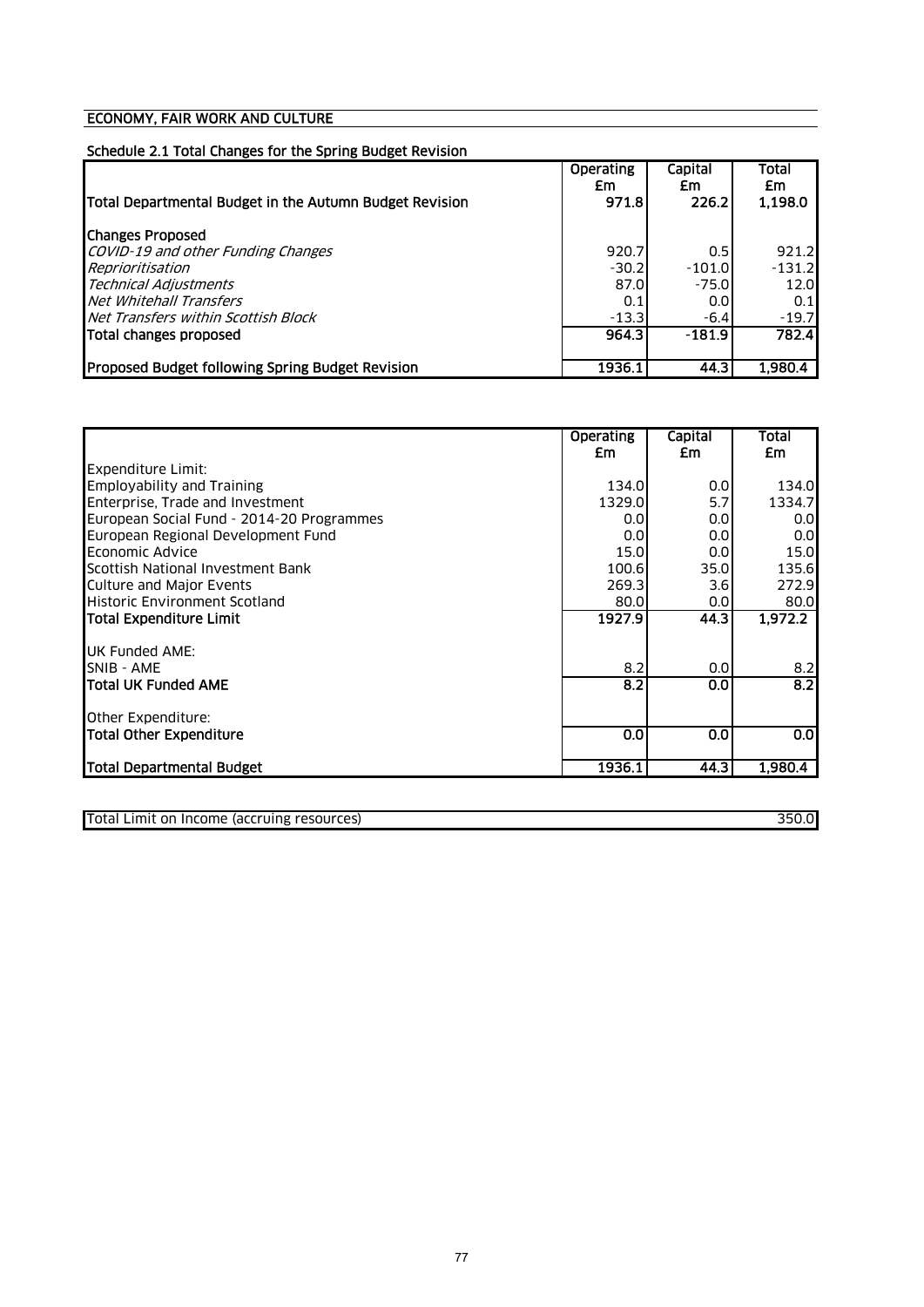## ECONOMY, FAIR WORK AND CULTURE

### Schedule 2.1 Total Changes for the Spring Budget Revision

| | Operating £m | Capital £m | Total £m |
|---|---|---|---|
| **Total Departmental Budget in the Autumn Budget Revision** | **971.8** | **226.2** | **1,198.0** |
| **Changes Proposed** | | | |
| *COVID-19 and other Funding Changes* | 920.7 | 0.5 | 921.2 |
| *Reprioritisation* | -30.2 | -101.0 | -131.2 |
| *Technical Adjustments* | 87.0 | -75.0 | 12.0 |
| *Net Whitehall Transfers* | 0.1 | 0.0 | 0.1 |
| *Net Transfers within Scottish Block* | -13.3 | -6.4 | -19.7 |
| **Total changes proposed** | **964.3** | **-181.9** | **782.4** |
| **Proposed Budget following Spring Budget Revision** | **1936.1** | **44.3** | **1,980.4** |

| | Operating £m | Capital £m | Total £m |
|---|---|---|---|
| Expenditure Limit: | | | |
| Employability and Training | 134.0 | 0.0 | 134.0 |
| Enterprise, Trade and Investment | 1329.0 | 5.7 | 1334.7 |
| European Social Fund - 2014-20 Programmes | 0.0 | 0.0 | 0.0 |
| European Regional Development Fund | 0.0 | 0.0 | 0.0 |
| Economic Advice | 15.0 | 0.0 | 15.0 |
| Scottish National Investment Bank | 100.6 | 35.0 | 135.6 |
| Culture and Major Events | 269.3 | 3.6 | 272.9 |
| Historic Environment Scotland | 80.0 | 0.0 | 80.0 |
| **Total Expenditure Limit** | **1927.9** | **44.3** | **1,972.2** |
| UK Funded AME: | | | |
| SNIB - AME | 8.2 | 0.0 | 8.2 |
| **Total UK Funded AME** | **8.2** | **0.0** | **8.2** |
| Other Expenditure: | | | |
| **Total Other Expenditure** | **0.0** | **0.0** | **0.0** |
| **Total Departmental Budget** | **1936.1** | **44.3** | **1,980.4** |

| | |
|---|---|
| Total Limit on Income (accruing resources) | 350.0 |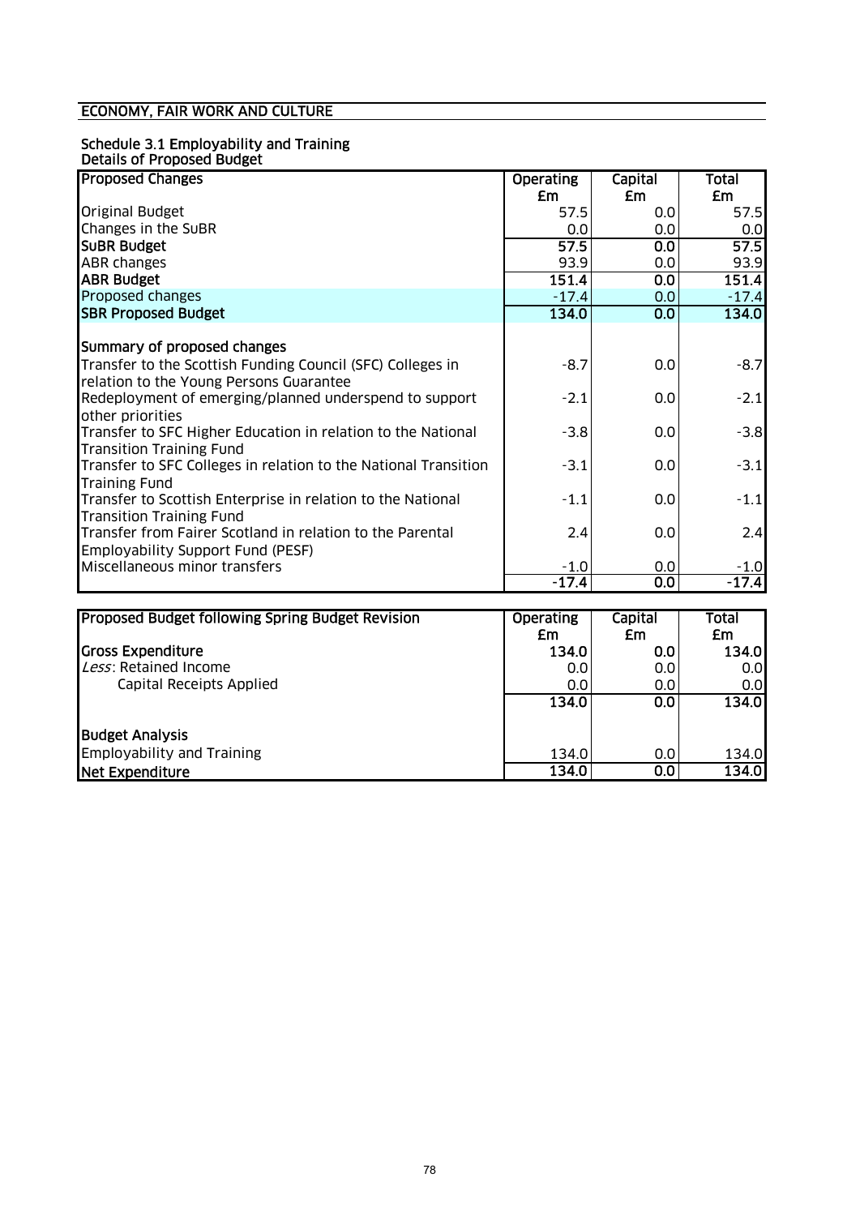## ECONOMY, FAIR WORK AND CULTURE

### Schedule 3.1 Employability and Training

**Details of Proposed Budget**

| **Proposed Changes** | **Operating £m** | **Capital £m** | **Total £m** |
|---|---|---|---|
| Original Budget | 57.5 | 0.0 | 57.5 |
| Changes in the SuBR | 0.0 | 0.0 | 0.0 |
| **SuBR Budget** | **57.5** | **0.0** | **57.5** |
| ABR changes | 93.9 | 0.0 | 93.9 |
| **ABR Budget** | **151.4** | **0.0** | **151.4** |
| Proposed changes | -17.4 | 0.0 | -17.4 |
| **SBR Proposed Budget** | **134.0** | **0.0** | **134.0** |
| | | | |
| **Summary of proposed changes** | | | |
| Transfer to the Scottish Funding Council (SFC) Colleges in relation to the Young Persons Guarantee | -8.7 | 0.0 | -8.7 |
| Redeployment of emerging/planned underspend to support other priorities | -2.1 | 0.0 | -2.1 |
| Transfer to SFC Higher Education in relation to the National Transition Training Fund | -3.8 | 0.0 | -3.8 |
| Transfer to SFC Colleges in relation to the National Transition Training Fund | -3.1 | 0.0 | -3.1 |
| Transfer to Scottish Enterprise in relation to the National Transition Training Fund | -1.1 | 0.0 | -1.1 |
| Transfer from Fairer Scotland in relation to the Parental Employability Support Fund (PESF) | 2.4 | 0.0 | 2.4 |
| Miscellaneous minor transfers | -1.0 | 0.0 | -1.0 |
| | **-17.4** | **0.0** | **-17.4** |

| **Proposed Budget following Spring Budget Revision** | **Operating £m** | **Capital £m** | **Total £m** |
|---|---|---|---|
| **Gross Expenditure** | **134.0** | **0.0** | **134.0** |
| *Less*: Retained Income | 0.0 | 0.0 | 0.0 |
| Capital Receipts Applied | 0.0 | 0.0 | 0.0 |
| | **134.0** | **0.0** | **134.0** |
| | | | |
| **Budget Analysis** | | | |
| Employability and Training | 134.0 | 0.0 | 134.0 |
| **Net Expenditure** | **134.0** | **0.0** | **134.0** |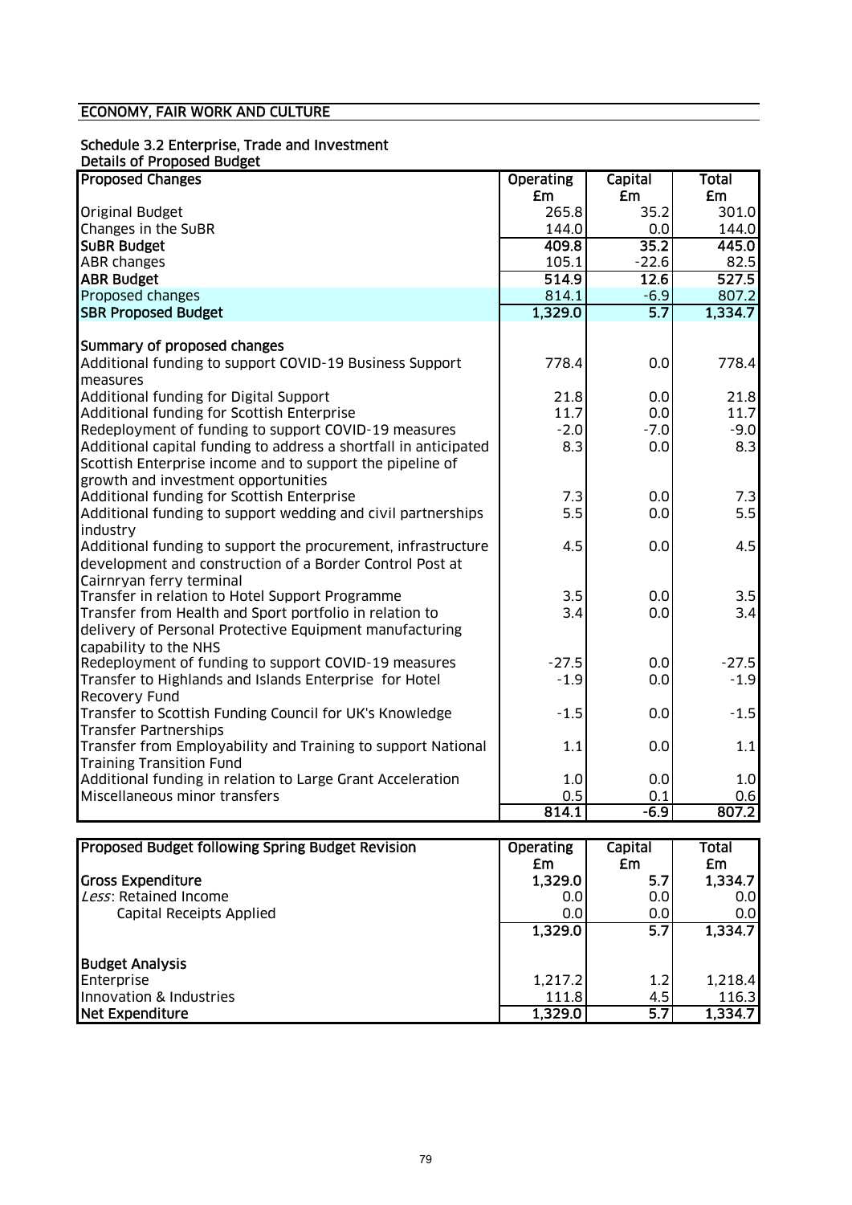## ECONOMY, FAIR WORK AND CULTURE

### Schedule 3.2 Enterprise, Trade and Investment

Details of Proposed Budget

| Proposed Changes | Operating £m | Capital £m | Total £m |
|---|---|---|---|
| Original Budget | 265.8 | 35.2 | 301.0 |
| Changes in the SuBR | 144.0 | 0.0 | 144.0 |
| **SuBR Budget** | **409.8** | **35.2** | **445.0** |
| ABR changes | 105.1 | -22.6 | 82.5 |
| **ABR Budget** | **514.9** | **12.6** | **527.5** |
| Proposed changes | 814.1 | -6.9 | 807.2 |
| **SBR Proposed Budget** | **1,329.0** | **5.7** | **1,334.7** |
| | | | |
| **Summary of proposed changes** | | | |
| Additional funding to support COVID-19 Business Support measures | 778.4 | 0.0 | 778.4 |
| Additional funding for Digital Support | 21.8 | 0.0 | 21.8 |
| Additional funding for Scottish Enterprise | 11.7 | 0.0 | 11.7 |
| Redeployment of funding to support COVID-19 measures | -2.0 | -7.0 | -9.0 |
| Additional capital funding to address a shortfall in anticipated Scottish Enterprise income and to support the pipeline of growth and investment opportunities | 8.3 | 0.0 | 8.3 |
| Additional funding for Scottish Enterprise | 7.3 | 0.0 | 7.3 |
| Additional funding to support wedding and civil partnerships industry | 5.5 | 0.0 | 5.5 |
| Additional funding to support the procurement, infrastructure development and construction of a Border Control Post at Cairnryan ferry terminal | 4.5 | 0.0 | 4.5 |
| Transfer in relation to Hotel Support Programme | 3.5 | 0.0 | 3.5 |
| Transfer from Health and Sport portfolio in relation to delivery of Personal Protective Equipment manufacturing capability to the NHS | 3.4 | 0.0 | 3.4 |
| Redeployment of funding to support COVID-19 measures | -27.5 | 0.0 | -27.5 |
| Transfer to Highlands and Islands Enterprise for Hotel Recovery Fund | -1.9 | 0.0 | -1.9 |
| Transfer to Scottish Funding Council for UK's Knowledge Transfer Partnerships | -1.5 | 0.0 | -1.5 |
| Transfer from Employability and Training to support National Training Transition Fund | 1.1 | 0.0 | 1.1 |
| Additional funding in relation to Large Grant Acceleration | 1.0 | 0.0 | 1.0 |
| Miscellaneous minor transfers | 0.5 | 0.1 | 0.6 |
| | **814.1** | **-6.9** | **807.2** |

| Proposed Budget following Spring Budget Revision | Operating £m | Capital £m | Total £m |
|---|---|---|---|
| **Gross Expenditure** | **1,329.0** | **5.7** | **1,334.7** |
| *Less*: Retained Income | 0.0 | 0.0 | 0.0 |
| Capital Receipts Applied | 0.0 | 0.0 | 0.0 |
| | **1,329.0** | **5.7** | **1,334.7** |
| | | | |
| **Budget Analysis** | | | |
| Enterprise | 1,217.2 | 1.2 | 1,218.4 |
| Innovation & Industries | 111.8 | 4.5 | 116.3 |
| **Net Expenditure** | **1,329.0** | **5.7** | **1,334.7** |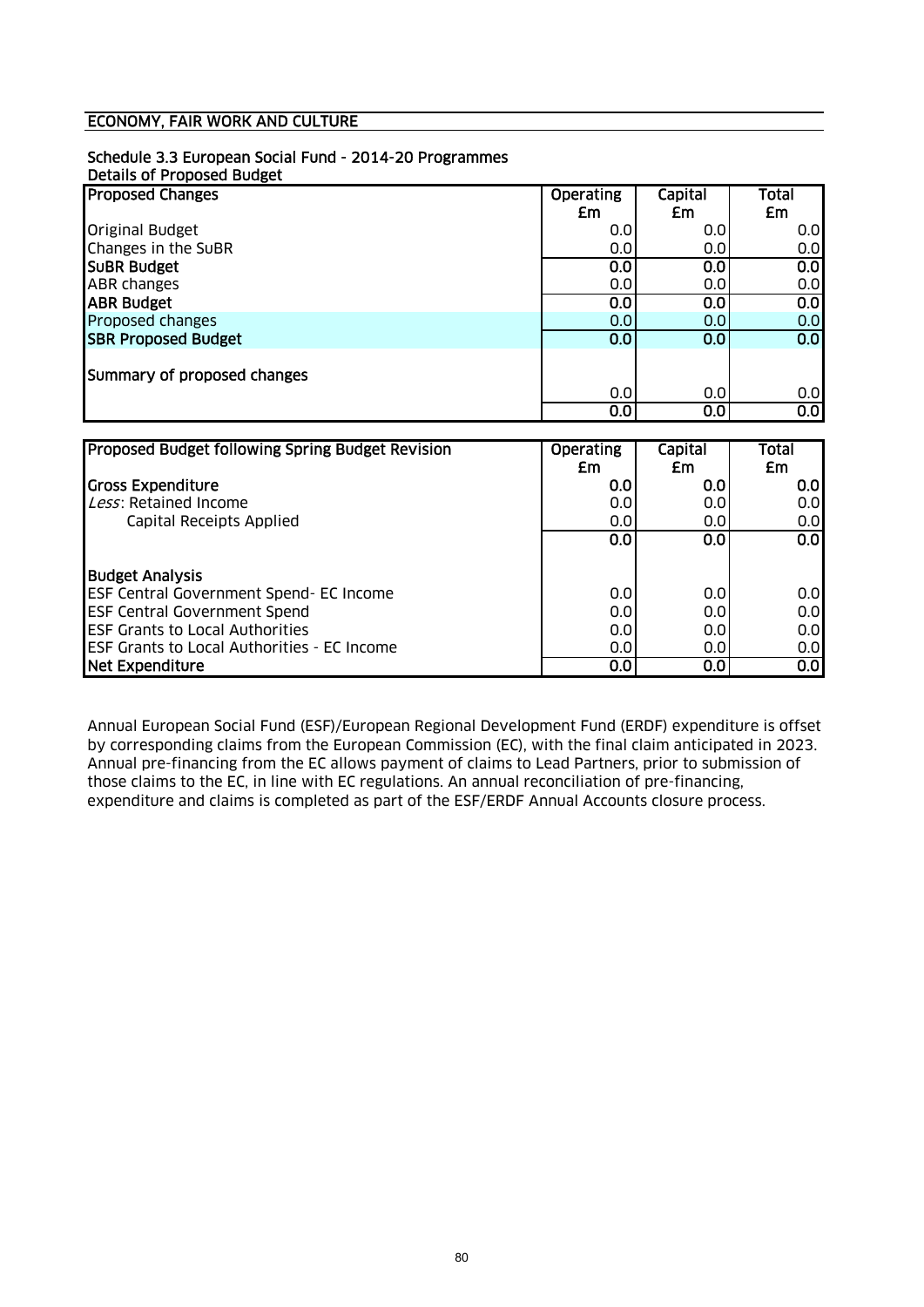## ECONOMY, FAIR WORK AND CULTURE

### Schedule 3.3 European Social Fund - 2014-20 Programmes

**Details of Proposed Budget**

| **Proposed Changes** | **Operating £m** | **Capital £m** | **Total £m** |
|---|---|---|---|
| Original Budget | 0.0 | 0.0 | 0.0 |
| Changes in the SuBR | 0.0 | 0.0 | 0.0 |
| **SuBR Budget** | **0.0** | **0.0** | **0.0** |
| ABR changes | 0.0 | 0.0 | 0.0 |
| **ABR Budget** | **0.0** | **0.0** | **0.0** |
| Proposed changes | 0.0 | 0.0 | 0.0 |
| **SBR Proposed Budget** | **0.0** | **0.0** | **0.0** |
| | | | |
| Summary of proposed changes | | | |
| | 0.0 | 0.0 | 0.0 |
| | **0.0** | **0.0** | **0.0** |

| **Proposed Budget following Spring Budget Revision** | **Operating £m** | **Capital £m** | **Total £m** |
|---|---|---|---|
| **Gross Expenditure** | **0.0** | **0.0** | **0.0** |
| *Less*: Retained Income | 0.0 | 0.0 | 0.0 |
| Capital Receipts Applied | 0.0 | 0.0 | 0.0 |
| | **0.0** | **0.0** | **0.0** |
| | | | |
| **Budget Analysis** | | | |
| ESF Central Government Spend- EC Income | 0.0 | 0.0 | 0.0 |
| ESF Central Government Spend | 0.0 | 0.0 | 0.0 |
| ESF Grants to Local Authorities | 0.0 | 0.0 | 0.0 |
| ESF Grants to Local Authorities - EC Income | 0.0 | 0.0 | 0.0 |
| **Net Expenditure** | **0.0** | **0.0** | **0.0** |

Annual European Social Fund (ESF)/European Regional Development Fund (ERDF) expenditure is offset by corresponding claims from the European Commission (EC), with the final claim anticipated in 2023. Annual pre-financing from the EC allows payment of claims to Lead Partners, prior to submission of those claims to the EC, in line with EC regulations. An annual reconciliation of pre-financing, expenditure and claims is completed as part of the ESF/ERDF Annual Accounts closure process.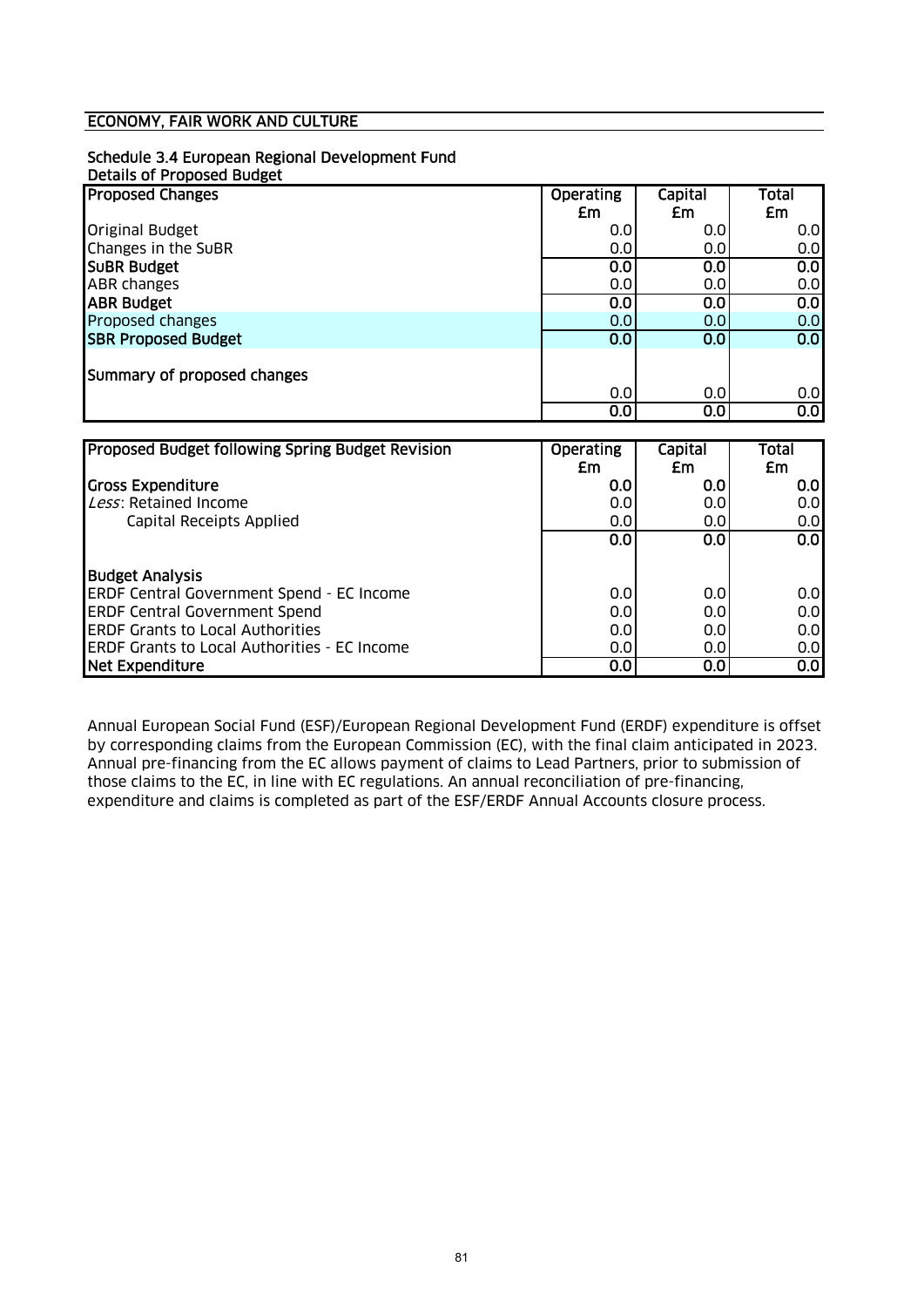## ECONOMY, FAIR WORK AND CULTURE

### Schedule 3.4 European Regional Development Fund

Details of Proposed Budget

| Proposed Changes | Operating £m | Capital £m | Total £m |
|---|---|---|---|
| Original Budget | 0.0 | 0.0 | 0.0 |
| Changes in the SuBR | 0.0 | 0.0 | 0.0 |
| **SuBR Budget** | **0.0** | **0.0** | **0.0** |
| ABR changes | 0.0 | 0.0 | 0.0 |
| **ABR Budget** | **0.0** | **0.0** | **0.0** |
| Proposed changes | 0.0 | 0.0 | 0.0 |
| **SBR Proposed Budget** | **0.0** | **0.0** | **0.0** |
| | | | |
| Summary of proposed changes | | | |
| | 0.0 | 0.0 | 0.0 |
| | **0.0** | **0.0** | **0.0** |

| Proposed Budget following Spring Budget Revision | Operating £m | Capital £m | Total £m |
|---|---|---|---|
| **Gross Expenditure** | **0.0** | **0.0** | **0.0** |
| *Less*: Retained Income | 0.0 | 0.0 | 0.0 |
| Capital Receipts Applied | 0.0 | 0.0 | 0.0 |
| | **0.0** | **0.0** | **0.0** |
| | | | |
| **Budget Analysis** | | | |
| ERDF Central Government Spend - EC Income | 0.0 | 0.0 | 0.0 |
| ERDF Central Government Spend | 0.0 | 0.0 | 0.0 |
| ERDF Grants to Local Authorities | 0.0 | 0.0 | 0.0 |
| ERDF Grants to Local Authorities - EC Income | 0.0 | 0.0 | 0.0 |
| **Net Expenditure** | **0.0** | **0.0** | **0.0** |

Annual European Social Fund (ESF)/European Regional Development Fund (ERDF) expenditure is offset by corresponding claims from the European Commission (EC), with the final claim anticipated in 2023. Annual pre-financing from the EC allows payment of claims to Lead Partners, prior to submission of those claims to the EC, in line with EC regulations. An annual reconciliation of pre-financing, expenditure and claims is completed as part of the ESF/ERDF Annual Accounts closure process.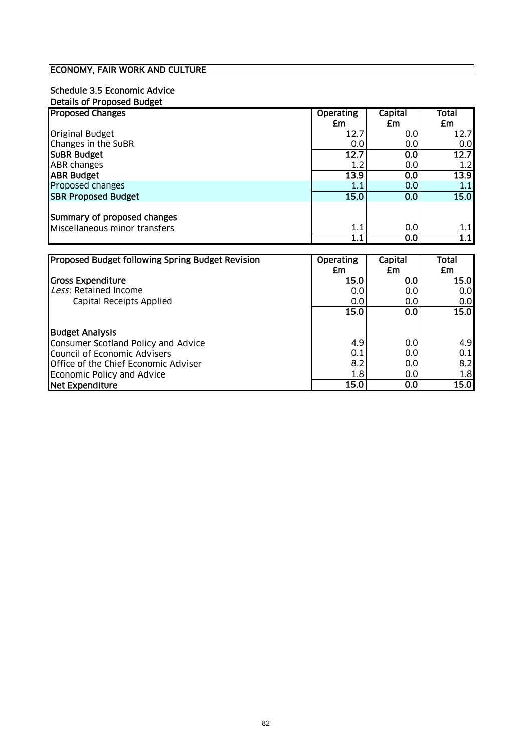## ECONOMY, FAIR WORK AND CULTURE

### Schedule 3.5 Economic Advice

Details of Proposed Budget

| Proposed Changes | Operating £m | Capital £m | Total £m |
|---|---|---|---|
| Original Budget | 12.7 | 0.0 | 12.7 |
| Changes in the SuBR | 0.0 | 0.0 | 0.0 |
| **SuBR Budget** | **12.7** | **0.0** | **12.7** |
| ABR changes | 1.2 | 0.0 | 1.2 |
| **ABR Budget** | **13.9** | **0.0** | **13.9** |
| Proposed changes | 1.1 | 0.0 | 1.1 |
| **SBR Proposed Budget** | **15.0** | **0.0** | **15.0** |
| | | | |
| **Summary of proposed changes** | | | |
| Miscellaneous minor transfers | 1.1 | 0.0 | 1.1 |
| | **1.1** | **0.0** | **1.1** |

| Proposed Budget following Spring Budget Revision | Operating £m | Capital £m | Total £m |
|---|---|---|---|
| **Gross Expenditure** | **15.0** | **0.0** | **15.0** |
| *Less*: Retained Income | 0.0 | 0.0 | 0.0 |
| Capital Receipts Applied | 0.0 | 0.0 | 0.0 |
| | **15.0** | **0.0** | **15.0** |
| | | | |
| **Budget Analysis** | | | |
| Consumer Scotland Policy and Advice | 4.9 | 0.0 | 4.9 |
| Council of Economic Advisers | 0.1 | 0.0 | 0.1 |
| Office of the Chief Economic Adviser | 8.2 | 0.0 | 8.2 |
| Economic Policy and Advice | 1.8 | 0.0 | 1.8 |
| **Net Expenditure** | **15.0** | **0.0** | **15.0** |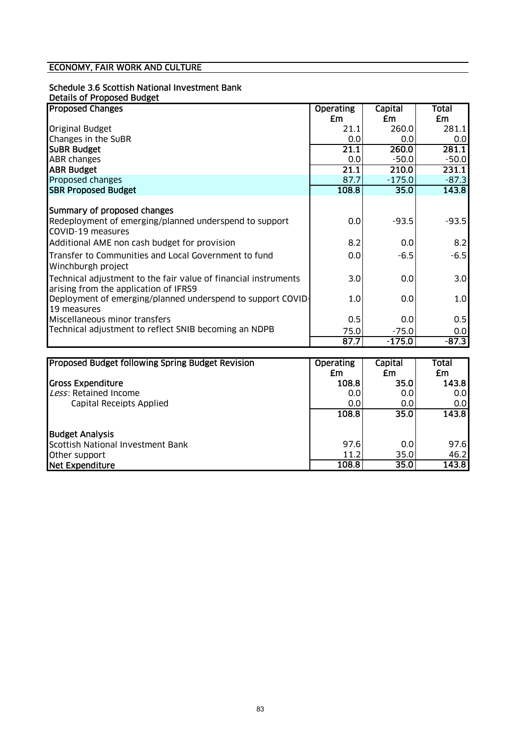## ECONOMY, FAIR WORK AND CULTURE

### Schedule 3.6 Scottish National Investment Bank

**Details of Proposed Budget**

| Proposed Changes | Operating £m | Capital £m | Total £m |
|---|---|---|---|
| Original Budget | 21.1 | 260.0 | 281.1 |
| Changes in the SuBR | 0.0 | 0.0 | 0.0 |
| **SuBR Budget** | **21.1** | **260.0** | **281.1** |
| ABR changes | 0.0 | -50.0 | -50.0 |
| **ABR Budget** | **21.1** | **210.0** | **231.1** |
| Proposed changes | 87.7 | -175.0 | -87.3 |
| **SBR Proposed Budget** | **108.8** | **35.0** | **143.8** |
| | | | |
| **Summary of proposed changes** | | | |
| Redeployment of emerging/planned underspend to support COVID-19 measures | 0.0 | -93.5 | -93.5 |
| Additional AME non cash budget for provision | 8.2 | 0.0 | 8.2 |
| Transfer to Communities and Local Government to fund Winchburgh project | 0.0 | -6.5 | -6.5 |
| Technical adjustment to the fair value of financial instruments arising from the application of IFRS9 | 3.0 | 0.0 | 3.0 |
| Deployment of emerging/planned underspend to support COVID-19 measures | 1.0 | 0.0 | 1.0 |
| Miscellaneous minor transfers | 0.5 | 0.0 | 0.5 |
| Technical adjustment to reflect SNIB becoming an NDPB | 75.0 | -75.0 | 0.0 |
| | 87.7 | -175.0 | -87.3 |

| Proposed Budget following Spring Budget Revision | Operating £m | Capital £m | Total £m |
|---|---|---|---|
| **Gross Expenditure** | **108.8** | **35.0** | **143.8** |
| *Less*: Retained Income | 0.0 | 0.0 | 0.0 |
| Capital Receipts Applied | 0.0 | 0.0 | 0.0 |
| | 108.8 | 35.0 | 143.8 |
| | | | |
| **Budget Analysis** | | | |
| Scottish National Investment Bank | 97.6 | 0.0 | 97.6 |
| Other support | 11.2 | 35.0 | 46.2 |
| **Net Expenditure** | **108.8** | **35.0** | **143.8** |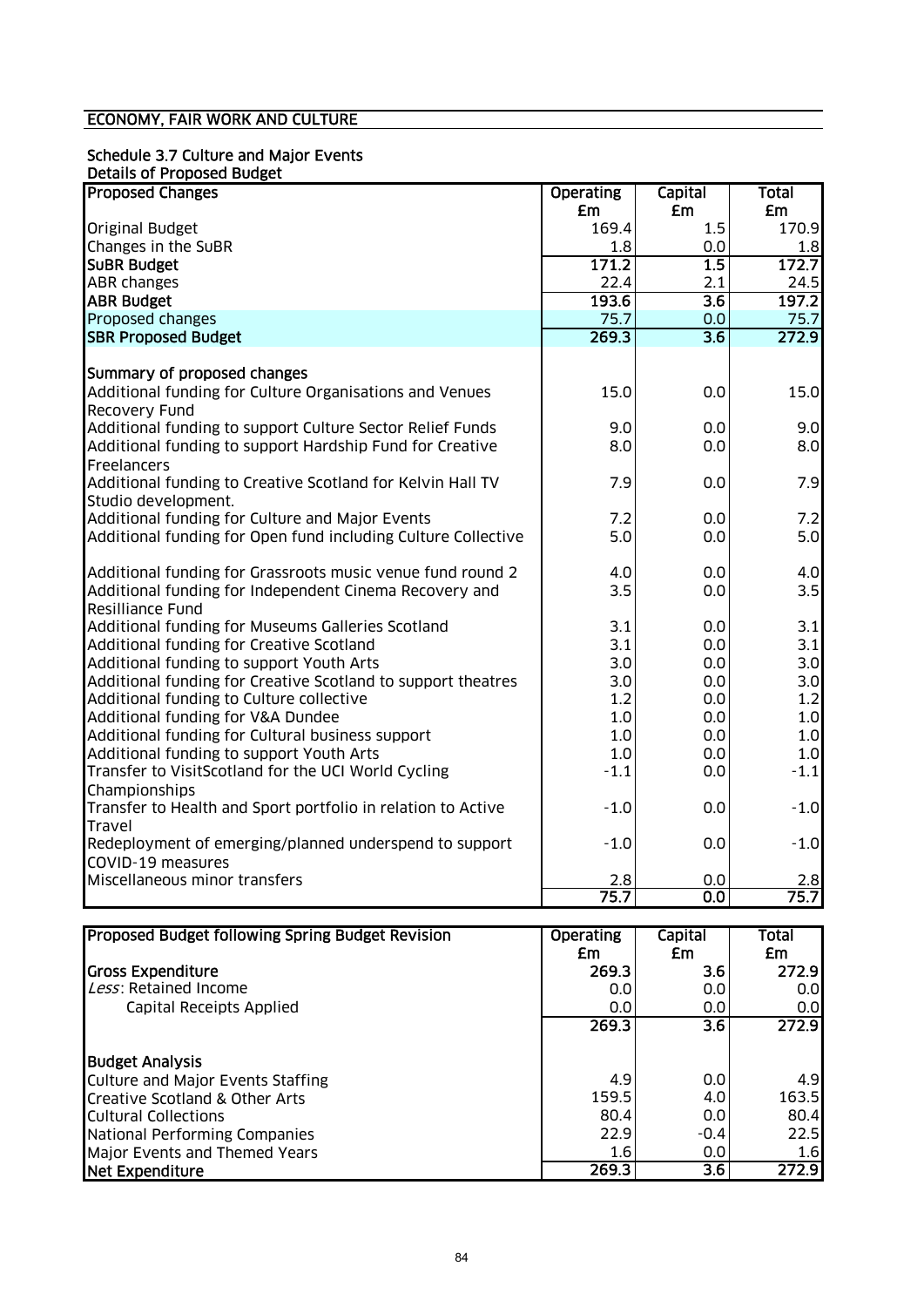## ECONOMY, FAIR WORK AND CULTURE

### Schedule 3.7 Culture and Major Events

**Details of Proposed Budget**

| Proposed Changes | Operating £m | Capital £m | Total £m |
|---|---|---|---|
| Original Budget | 169.4 | 1.5 | 170.9 |
| Changes in the SuBR | 1.8 | 0.0 | 1.8 |
| **SuBR Budget** | **171.2** | **1.5** | **172.7** |
| ABR changes | 22.4 | 2.1 | 24.5 |
| **ABR Budget** | **193.6** | **3.6** | **197.2** |
| Proposed changes | 75.7 | 0.0 | 75.7 |
| **SBR Proposed Budget** | **269.3** | **3.6** | **272.9** |
| | | | |
| **Summary of proposed changes** | | | |
| Additional funding for Culture Organisations and Venues Recovery Fund | 15.0 | 0.0 | 15.0 |
| Additional funding to support Culture Sector Relief Funds | 9.0 | 0.0 | 9.0 |
| Additional funding to support Hardship Fund for Creative Freelancers | 8.0 | 0.0 | 8.0 |
| Additional funding to Creative Scotland for Kelvin Hall TV Studio development. | 7.9 | 0.0 | 7.9 |
| Additional funding for Culture and Major Events | 7.2 | 0.0 | 7.2 |
| Additional funding for Open fund including Culture Collective | 5.0 | 0.0 | 5.0 |
| Additional funding for Grassroots music venue fund round 2 | 4.0 | 0.0 | 4.0 |
| Additional funding for Independent Cinema Recovery and Resilliance Fund | 3.5 | 0.0 | 3.5 |
| Additional funding for Museums Galleries Scotland | 3.1 | 0.0 | 3.1 |
| Additional funding for Creative Scotland | 3.1 | 0.0 | 3.1 |
| Additional funding to support Youth Arts | 3.0 | 0.0 | 3.0 |
| Additional funding for Creative Scotland to support theatres | 3.0 | 0.0 | 3.0 |
| Additional funding to Culture collective | 1.2 | 0.0 | 1.2 |
| Additional funding for V&A Dundee | 1.0 | 0.0 | 1.0 |
| Additional funding for Cultural business support | 1.0 | 0.0 | 1.0 |
| Additional funding to support Youth Arts | 1.0 | 0.0 | 1.0 |
| Transfer to VisitScotland for the UCI World Cycling Championships | -1.1 | 0.0 | -1.1 |
| Transfer to Health and Sport portfolio in relation to Active Travel | -1.0 | 0.0 | -1.0 |
| Redeployment of emerging/planned underspend to support COVID-19 measures | -1.0 | 0.0 | -1.0 |
| Miscellaneous minor transfers | 2.8 | 0.0 | 2.8 |
| | **75.7** | **0.0** | **75.7** |

| Proposed Budget following Spring Budget Revision | Operating £m | Capital £m | Total £m |
|---|---|---|---|
| **Gross Expenditure** | 269.3 | 3.6 | 272.9 |
| *Less*: Retained Income | 0.0 | 0.0 | 0.0 |
| Capital Receipts Applied | 0.0 | 0.0 | 0.0 |
| | **269.3** | **3.6** | **272.9** |
| | | | |
| **Budget Analysis** | | | |
| Culture and Major Events Staffing | 4.9 | 0.0 | 4.9 |
| Creative Scotland & Other Arts | 159.5 | 4.0 | 163.5 |
| Cultural Collections | 80.4 | 0.0 | 80.4 |
| National Performing Companies | 22.9 | -0.4 | 22.5 |
| Major Events and Themed Years | 1.6 | 0.0 | 1.6 |
| **Net Expenditure** | **269.3** | **3.6** | **272.9** |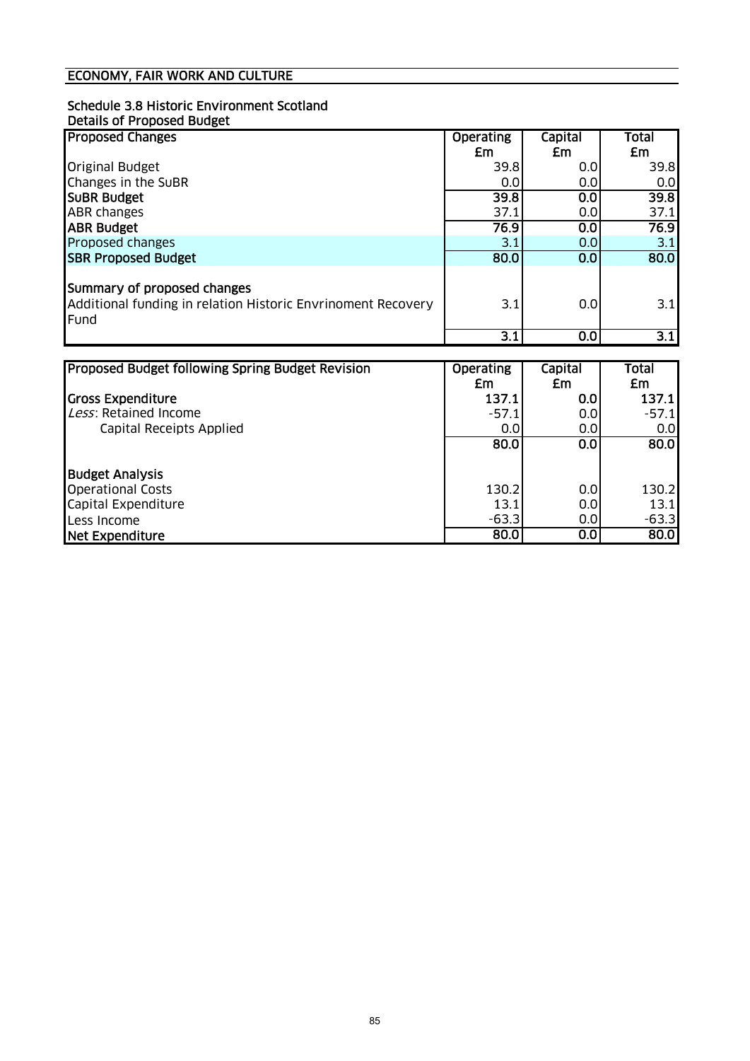## ECONOMY, FAIR WORK AND CULTURE

### Schedule 3.8 Historic Environment Scotland

**Details of Proposed Budget**

| Proposed Changes | Operating £m | Capital £m | Total £m |
|---|---|---|---|
| Original Budget | 39.8 | 0.0 | 39.8 |
| Changes in the SuBR | 0.0 | 0.0 | 0.0 |
| **SuBR Budget** | **39.8** | **0.0** | **39.8** |
| ABR changes | 37.1 | 0.0 | 37.1 |
| **ABR Budget** | **76.9** | **0.0** | **76.9** |
| Proposed changes | 3.1 | 0.0 | 3.1 |
| **SBR Proposed Budget** | **80.0** | **0.0** | **80.0** |
| | | | |
| **Summary of proposed changes** | | | |
| Additional funding in relation Historic Envrinoment Recovery Fund | 3.1 | 0.0 | 3.1 |
| | **3.1** | **0.0** | **3.1** |

| Proposed Budget following Spring Budget Revision | Operating £m | Capital £m | Total £m |
|---|---|---|---|
| **Gross Expenditure** | **137.1** | **0.0** | **137.1** |
| *Less*: Retained Income | -57.1 | 0.0 | -57.1 |
| Capital Receipts Applied | 0.0 | 0.0 | 0.0 |
| | **80.0** | **0.0** | **80.0** |
| | | | |
| **Budget Analysis** | | | |
| Operational Costs | 130.2 | 0.0 | 130.2 |
| Capital Expenditure | 13.1 | 0.0 | 13.1 |
| Less Income | -63.3 | 0.0 | -63.3 |
| **Net Expenditure** | **80.0** | **0.0** | **80.0** |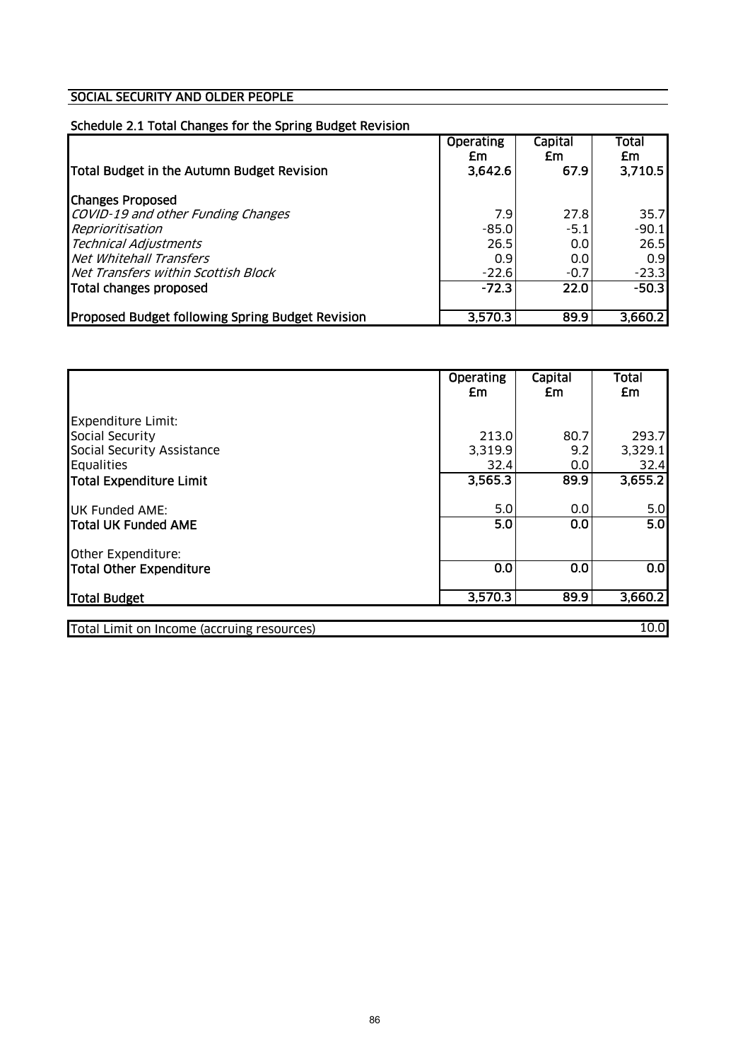## SOCIAL SECURITY AND OLDER PEOPLE

### Schedule 2.1 Total Changes for the Spring Budget Revision

| | Operating £m | Capital £m | Total £m |
|---|---|---|---|
| **Total Budget in the Autumn Budget Revision** | **3,642.6** | **67.9** | **3,710.5** |
| **Changes Proposed** | | | |
| *COVID-19 and other Funding Changes* | 7.9 | 27.8 | 35.7 |
| *Reprioritisation* | -85.0 | -5.1 | -90.1 |
| *Technical Adjustments* | 26.5 | 0.0 | 26.5 |
| *Net Whitehall Transfers* | 0.9 | 0.0 | 0.9 |
| *Net Transfers within Scottish Block* | -22.6 | -0.7 | -23.3 |
| **Total changes proposed** | **-72.3** | **22.0** | **-50.3** |
| **Proposed Budget following Spring Budget Revision** | **3,570.3** | **89.9** | **3,660.2** |

| | Operating £m | Capital £m | Total £m |
|---|---|---|---|
| Expenditure Limit: | | | |
| Social Security | 213.0 | 80.7 | 293.7 |
| Social Security Assistance | 3,319.9 | 9.2 | 3,329.1 |
| Equalities | 32.4 | 0.0 | 32.4 |
| **Total Expenditure Limit** | **3,565.3** | **89.9** | **3,655.2** |
| UK Funded AME: | 5.0 | 0.0 | 5.0 |
| **Total UK Funded AME** | **5.0** | **0.0** | **5.0** |
| Other Expenditure: | | | |
| **Total Other Expenditure** | **0.0** | **0.0** | **0.0** |
| **Total Budget** | **3,570.3** | **89.9** | **3,660.2** |

| | |
|---|---|
| Total Limit on Income (accruing resources) | 10.0 |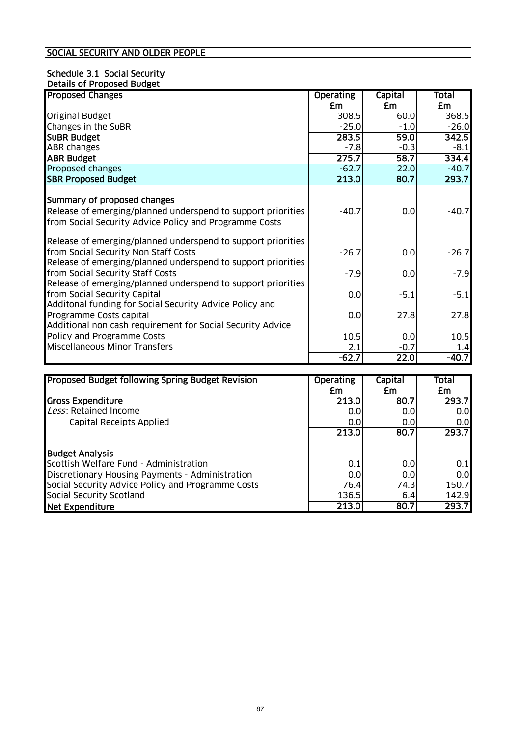## SOCIAL SECURITY AND OLDER PEOPLE

### Schedule 3.1 Social Security

**Details of Proposed Budget**

| Proposed Changes | Operating £m | Capital £m | Total £m |
|---|---|---|---|
| Original Budget | 308.5 | 60.0 | 368.5 |
| Changes in the SuBR | -25.0 | -1.0 | -26.0 |
| **SuBR Budget** | **283.5** | **59.0** | **342.5** |
| ABR changes | -7.8 | -0.3 | -8.1 |
| **ABR Budget** | **275.7** | **58.7** | **334.4** |
| Proposed changes | -62.7 | 22.0 | -40.7 |
| **SBR Proposed Budget** | **213.0** | **80.7** | **293.7** |
| | | | |
| **Summary of proposed changes** | | | |
| Release of emerging/planned underspend to support priorities from Social Security Advice Policy and Programme Costs | -40.7 | 0.0 | -40.7 |
| Release of emerging/planned underspend to support priorities from Social Security Non Staff Costs | -26.7 | 0.0 | -26.7 |
| Release of emerging/planned underspend to support priorities from Social Security Staff Costs | -7.9 | 0.0 | -7.9 |
| Release of emerging/planned underspend to support priorities from Social Security Capital | 0.0 | -5.1 | -5.1 |
| Additonal funding for Social Security Advice Policy and Programme Costs capital | 0.0 | 27.8 | 27.8 |
| Additional non cash requirement for Social Security Advice Policy and Programme Costs | 10.5 | 0.0 | 10.5 |
| Miscellaneous Minor Transfers | 2.1 | -0.7 | 1.4 |
| | -62.7 | 22.0 | -40.7 |

| Proposed Budget following Spring Budget Revision | Operating £m | Capital £m | Total £m |
|---|---|---|---|
| **Gross Expenditure** | 213.0 | 80.7 | 293.7 |
| *Less*: Retained Income | 0.0 | 0.0 | 0.0 |
| Capital Receipts Applied | 0.0 | 0.0 | 0.0 |
| | 213.0 | 80.7 | 293.7 |
| | | | |
| **Budget Analysis** | | | |
| Scottish Welfare Fund - Administration | 0.1 | 0.0 | 0.1 |
| Discretionary Housing Payments - Administration | 0.0 | 0.0 | 0.0 |
| Social Security Advice Policy and Programme Costs | 76.4 | 74.3 | 150.7 |
| Social Security Scotland | 136.5 | 6.4 | 142.9 |
| **Net Expenditure** | **213.0** | **80.7** | **293.7** |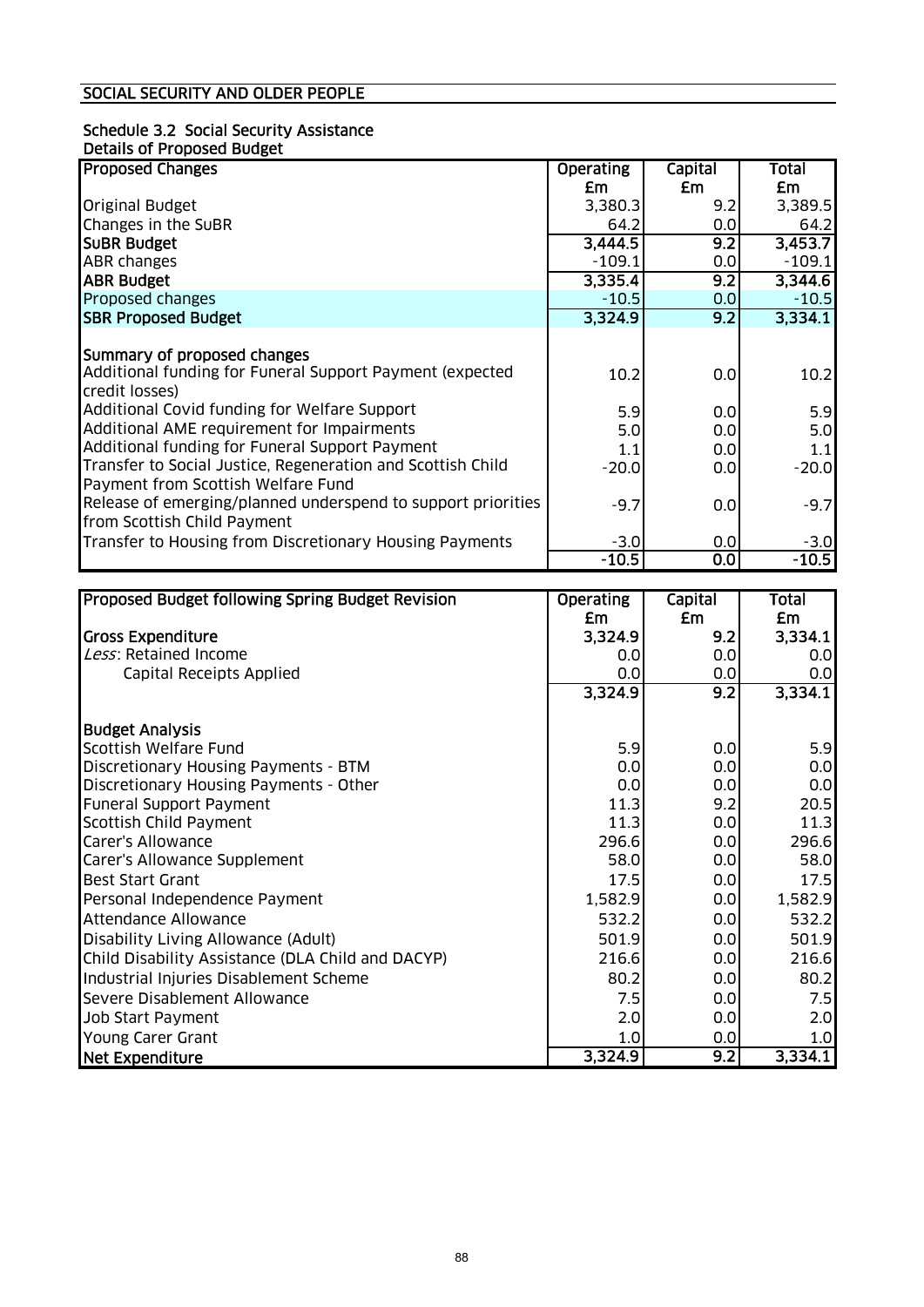## SOCIAL SECURITY AND OLDER PEOPLE

### Schedule 3.2 Social Security Assistance

**Details of Proposed Budget**

| Proposed Changes | Operating £m | Capital £m | Total £m |
|---|---|---|---|
| Original Budget | 3,380.3 | 9.2 | 3,389.5 |
| Changes in the SuBR | 64.2 | 0.0 | 64.2 |
| **SuBR Budget** | **3,444.5** | **9.2** | **3,453.7** |
| ABR changes | -109.1 | 0.0 | -109.1 |
| **ABR Budget** | **3,335.4** | **9.2** | **3,344.6** |
| Proposed changes | -10.5 | 0.0 | -10.5 |
| **SBR Proposed Budget** | **3,324.9** | **9.2** | **3,334.1** |
| | | | |
| **Summary of proposed changes** | | | |
| Additional funding for Funeral Support Payment (expected credit losses) | 10.2 | 0.0 | 10.2 |
| Additional Covid funding for Welfare Support | 5.9 | 0.0 | 5.9 |
| Additional AME requirement for Impairments | 5.0 | 0.0 | 5.0 |
| Additional funding for Funeral Support Payment | 1.1 | 0.0 | 1.1 |
| Transfer to Social Justice, Regeneration and Scottish Child Payment from Scottish Welfare Fund | -20.0 | 0.0 | -20.0 |
| Release of emerging/planned underspend to support priorities from Scottish Child Payment | -9.7 | 0.0 | -9.7 |
| Transfer to Housing from Discretionary Housing Payments | -3.0 | 0.0 | -3.0 |
| | -10.5 | 0.0 | -10.5 |

| Proposed Budget following Spring Budget Revision | Operating £m | Capital £m | Total £m |
|---|---|---|---|
| **Gross Expenditure** | **3,324.9** | **9.2** | **3,334.1** |
| *Less*: Retained Income | 0.0 | 0.0 | 0.0 |
| Capital Receipts Applied | 0.0 | 0.0 | 0.0 |
| | **3,324.9** | **9.2** | **3,334.1** |
| | | | |
| **Budget Analysis** | | | |
| Scottish Welfare Fund | 5.9 | 0.0 | 5.9 |
| Discretionary Housing Payments - BTM | 0.0 | 0.0 | 0.0 |
| Discretionary Housing Payments - Other | 0.0 | 0.0 | 0.0 |
| Funeral Support Payment | 11.3 | 9.2 | 20.5 |
| Scottish Child Payment | 11.3 | 0.0 | 11.3 |
| Carer's Allowance | 296.6 | 0.0 | 296.6 |
| Carer's Allowance Supplement | 58.0 | 0.0 | 58.0 |
| Best Start Grant | 17.5 | 0.0 | 17.5 |
| Personal Independence Payment | 1,582.9 | 0.0 | 1,582.9 |
| Attendance Allowance | 532.2 | 0.0 | 532.2 |
| Disability Living Allowance (Adult) | 501.9 | 0.0 | 501.9 |
| Child Disability Assistance (DLA Child and DACYP) | 216.6 | 0.0 | 216.6 |
| Industrial Injuries Disablement Scheme | 80.2 | 0.0 | 80.2 |
| Severe Disablement Allowance | 7.5 | 0.0 | 7.5 |
| Job Start Payment | 2.0 | 0.0 | 2.0 |
| Young Carer Grant | 1.0 | 0.0 | 1.0 |
| **Net Expenditure** | **3,324.9** | **9.2** | **3,334.1** |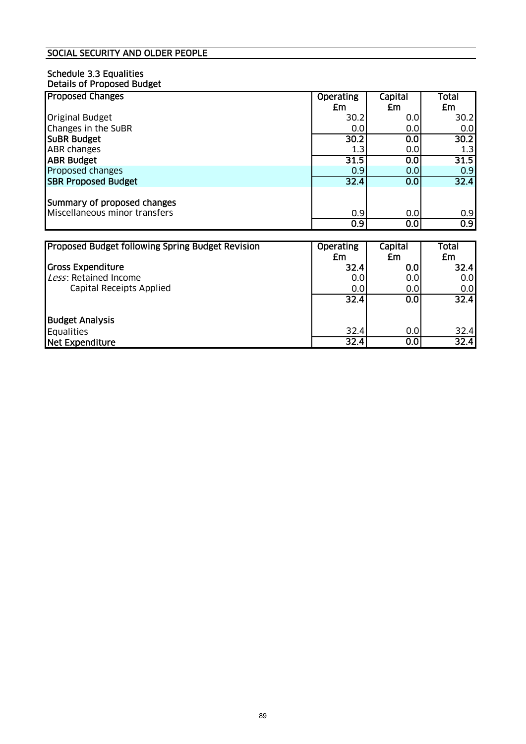## SOCIAL SECURITY AND OLDER PEOPLE

### Schedule 3.3 Equalities
Details of Proposed Budget

| Proposed Changes | Operating £m | Capital £m | Total £m |
|---|---|---|---|
| Original Budget | 30.2 | 0.0 | 30.2 |
| Changes in the SuBR | 0.0 | 0.0 | 0.0 |
| **SuBR Budget** | **30.2** | **0.0** | **30.2** |
| ABR changes | 1.3 | 0.0 | 1.3 |
| **ABR Budget** | **31.5** | **0.0** | **31.5** |
| Proposed changes | 0.9 | 0.0 | 0.9 |
| **SBR Proposed Budget** | **32.4** | **0.0** | **32.4** |
| | | | |
| **Summary of proposed changes** | | | |
| Miscellaneous minor transfers | 0.9 | 0.0 | 0.9 |
| | **0.9** | **0.0** | **0.9** |

| Proposed Budget following Spring Budget Revision | Operating £m | Capital £m | Total £m |
|---|---|---|---|
| **Gross Expenditure** | **32.4** | **0.0** | **32.4** |
| *Less*: Retained Income | 0.0 | 0.0 | 0.0 |
| Capital Receipts Applied | 0.0 | 0.0 | 0.0 |
| | **32.4** | **0.0** | **32.4** |
| | | | |
| **Budget Analysis** | | | |
| Equalities | 32.4 | 0.0 | 32.4 |
| **Net Expenditure** | **32.4** | **0.0** | **32.4** |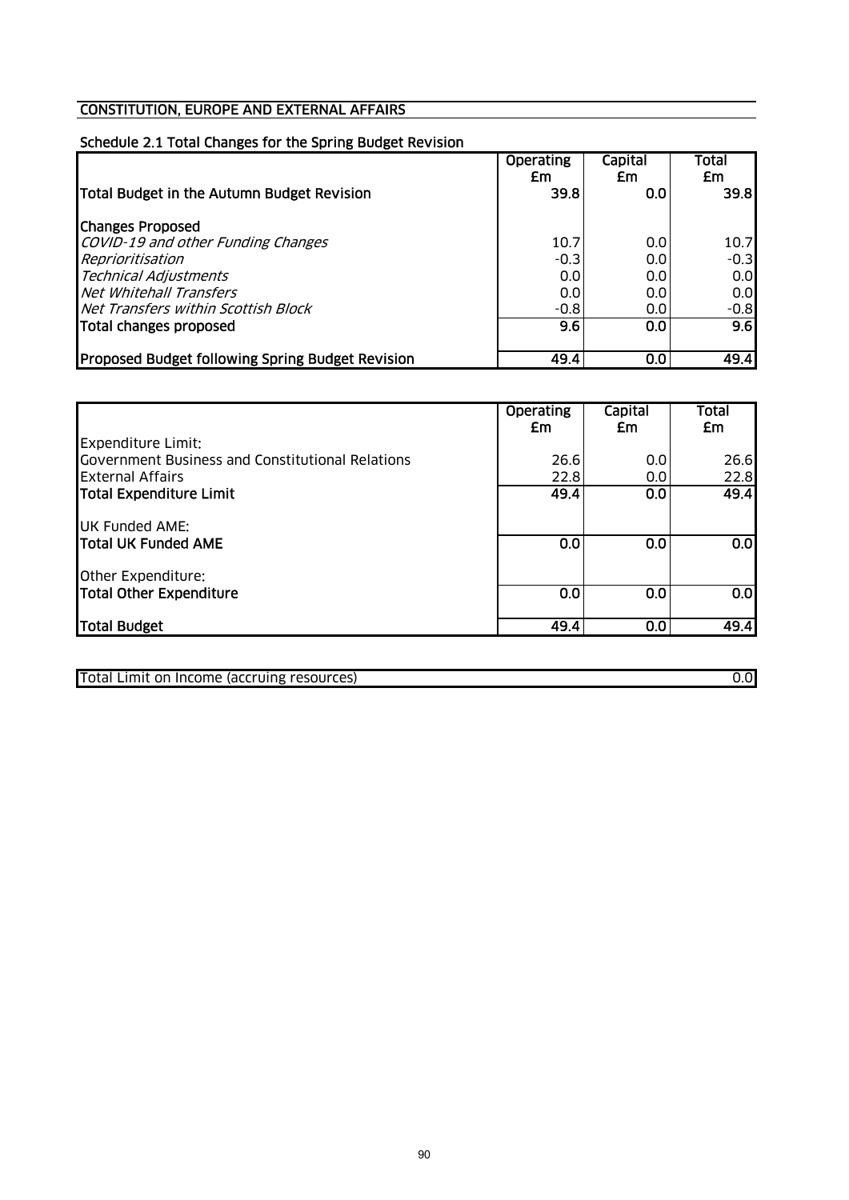## CONSTITUTION, EUROPE AND EXTERNAL AFFAIRS

### Schedule 2.1 Total Changes for the Spring Budget Revision

| | Operating £m | Capital £m | Total £m |
|---|---|---|---|
| **Total Budget in the Autumn Budget Revision** | **39.8** | **0.0** | **39.8** |
| **Changes Proposed** | | | |
| *COVID-19 and other Funding Changes* | 10.7 | 0.0 | 10.7 |
| *Reprioritisation* | -0.3 | 0.0 | -0.3 |
| *Technical Adjustments* | 0.0 | 0.0 | 0.0 |
| *Net Whitehall Transfers* | 0.0 | 0.0 | 0.0 |
| *Net Transfers within Scottish Block* | -0.8 | 0.0 | -0.8 |
| **Total changes proposed** | **9.6** | **0.0** | **9.6** |
| **Proposed Budget following Spring Budget Revision** | **49.4** | **0.0** | **49.4** |

| | Operating £m | Capital £m | Total £m |
|---|---|---|---|
| Expenditure Limit: | | | |
| Government Business and Constitutional Relations | 26.6 | 0.0 | 26.6 |
| External Affairs | 22.8 | 0.0 | 22.8 |
| **Total Expenditure Limit** | **49.4** | **0.0** | **49.4** |
| UK Funded AME: | | | |
| **Total UK Funded AME** | **0.0** | **0.0** | **0.0** |
| Other Expenditure: | | | |
| **Total Other Expenditure** | **0.0** | **0.0** | **0.0** |
| **Total Budget** | **49.4** | **0.0** | **49.4** |

| | |
|---|---|
| Total Limit on Income (accruing resources) | 0.0 |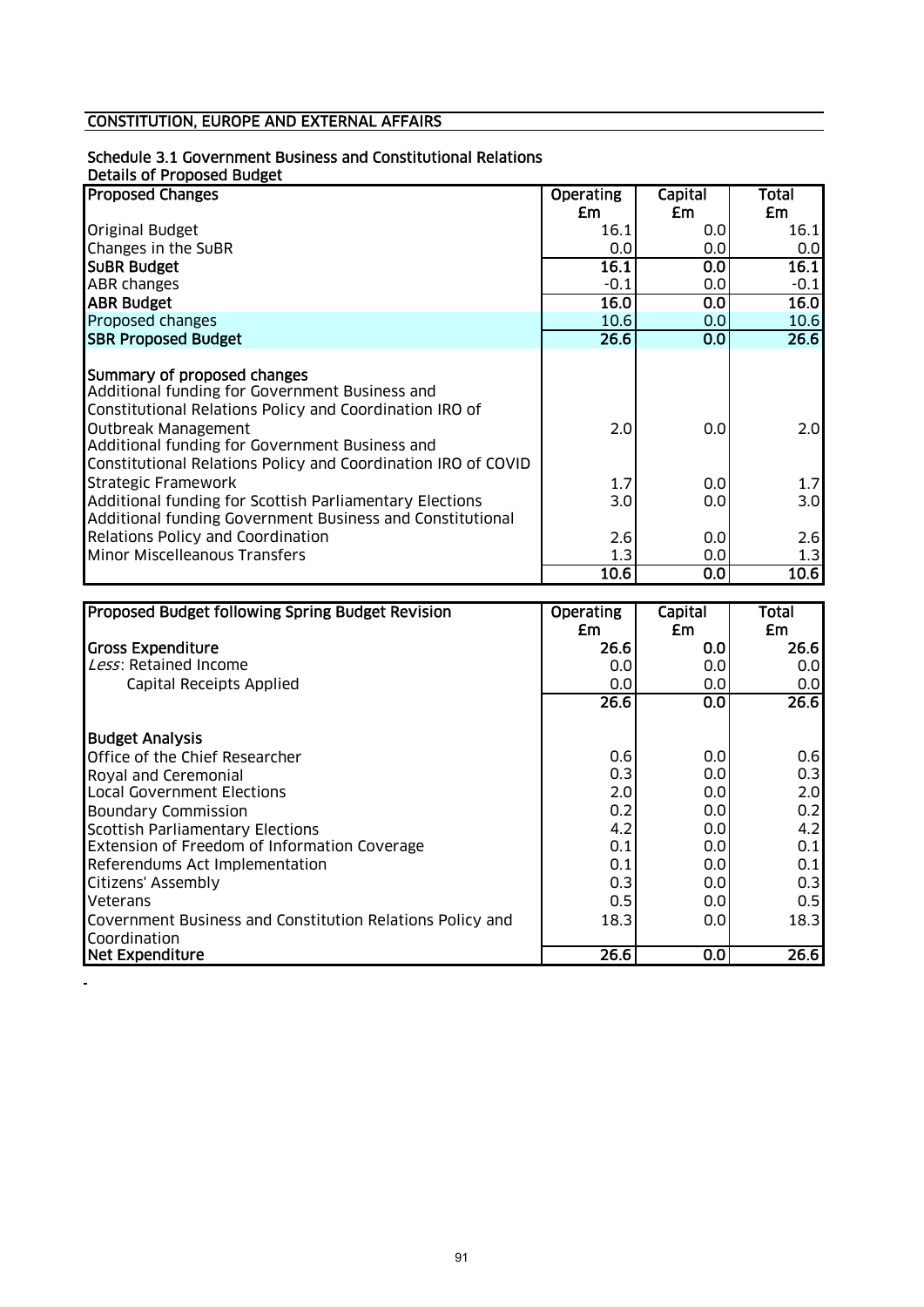## CONSTITUTION, EUROPE AND EXTERNAL AFFAIRS

### Schedule 3.1 Government Business and Constitutional Relations

Details of Proposed Budget

| Proposed Changes | Operating £m | Capital £m | Total £m |
|---|---|---|---|
| Original Budget | 16.1 | 0.0 | 16.1 |
| Changes in the SuBR | 0.0 | 0.0 | 0.0 |
| **SuBR Budget** | **16.1** | **0.0** | **16.1** |
| ABR changes | -0.1 | 0.0 | -0.1 |
| **ABR Budget** | **16.0** | **0.0** | **16.0** |
| Proposed changes | 10.6 | 0.0 | 10.6 |
| **SBR Proposed Budget** | **26.6** | **0.0** | **26.6** |
| **Summary of proposed changes** | | | |
| Additional funding for Government Business and Constitutional Relations Policy and Coordination IRO of Outbreak Management | 2.0 | 0.0 | 2.0 |
| Additional funding for Government Business and Constitutional Relations Policy and Coordination IRO of COVID Strategic Framework | 1.7 | 0.0 | 1.7 |
| Additional funding for Scottish Parliamentary Elections | 3.0 | 0.0 | 3.0 |
| Additional funding Government Business and Constitutional Relations Policy and Coordination | 2.6 | 0.0 | 2.6 |
| Minor Miscelleanous Transfers | 1.3 | 0.0 | 1.3 |
| | **10.6** | **0.0** | **10.6** |

| Proposed Budget following Spring Budget Revision | Operating £m | Capital £m | Total £m |
|---|---|---|---|
| **Gross Expenditure** | **26.6** | **0.0** | **26.6** |
| *Less*: Retained Income | 0.0 | 0.0 | 0.0 |
| Capital Receipts Applied | 0.0 | 0.0 | 0.0 |
| | **26.6** | **0.0** | **26.6** |
| **Budget Analysis** | | | |
| Office of the Chief Researcher | 0.6 | 0.0 | 0.6 |
| Royal and Ceremonial | 0.3 | 0.0 | 0.3 |
| Local Government Elections | 2.0 | 0.0 | 2.0 |
| Boundary Commission | 0.2 | 0.0 | 0.2 |
| Scottish Parliamentary Elections | 4.2 | 0.0 | 4.2 |
| Extension of Freedom of Information Coverage | 0.1 | 0.0 | 0.1 |
| Referendums Act Implementation | 0.1 | 0.0 | 0.1 |
| Citizens' Assembly | 0.3 | 0.0 | 0.3 |
| Veterans | 0.5 | 0.0 | 0.5 |
| Covernment Business and Constitution Relations Policy and Coordination | 18.3 | 0.0 | 18.3 |
| **Net Expenditure** | **26.6** | **0.0** | **26.6** |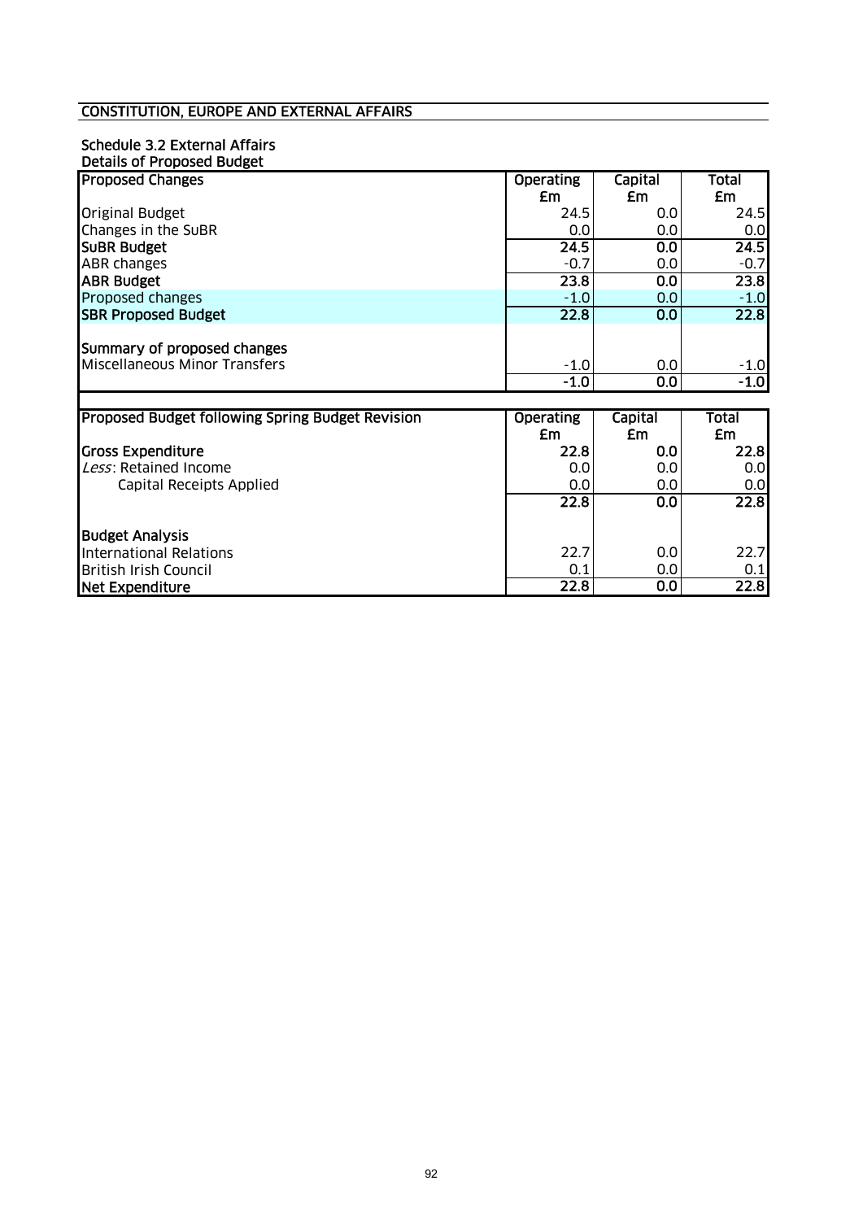## CONSTITUTION, EUROPE AND EXTERNAL AFFAIRS

### Schedule 3.2 External Affairs

**Details of Proposed Budget**

| **Proposed Changes** | **Operating £m** | **Capital £m** | **Total £m** |
|---|---|---|---|
| Original Budget | 24.5 | 0.0 | 24.5 |
| Changes in the SuBR | 0.0 | 0.0 | 0.0 |
| **SuBR Budget** | **24.5** | **0.0** | **24.5** |
| ABR changes | -0.7 | 0.0 | -0.7 |
| **ABR Budget** | **23.8** | **0.0** | **23.8** |
| Proposed changes | -1.0 | 0.0 | -1.0 |
| **SBR Proposed Budget** | **22.8** | **0.0** | **22.8** |
| | | | |
| **Summary of proposed changes** | | | |
| Miscellaneous Minor Transfers | -1.0 | 0.0 | -1.0 |
| | **-1.0** | **0.0** | **-1.0** |

| **Proposed Budget following Spring Budget Revision** | **Operating £m** | **Capital £m** | **Total £m** |
|---|---|---|---|
| **Gross Expenditure** | **22.8** | **0.0** | **22.8** |
| *Less*: Retained Income | 0.0 | 0.0 | 0.0 |
| Capital Receipts Applied | 0.0 | 0.0 | 0.0 |
| | **22.8** | **0.0** | **22.8** |
| | | | |
| **Budget Analysis** | | | |
| International Relations | 22.7 | 0.0 | 22.7 |
| British Irish Council | 0.1 | 0.0 | 0.1 |
| **Net Expenditure** | **22.8** | **0.0** | **22.8** |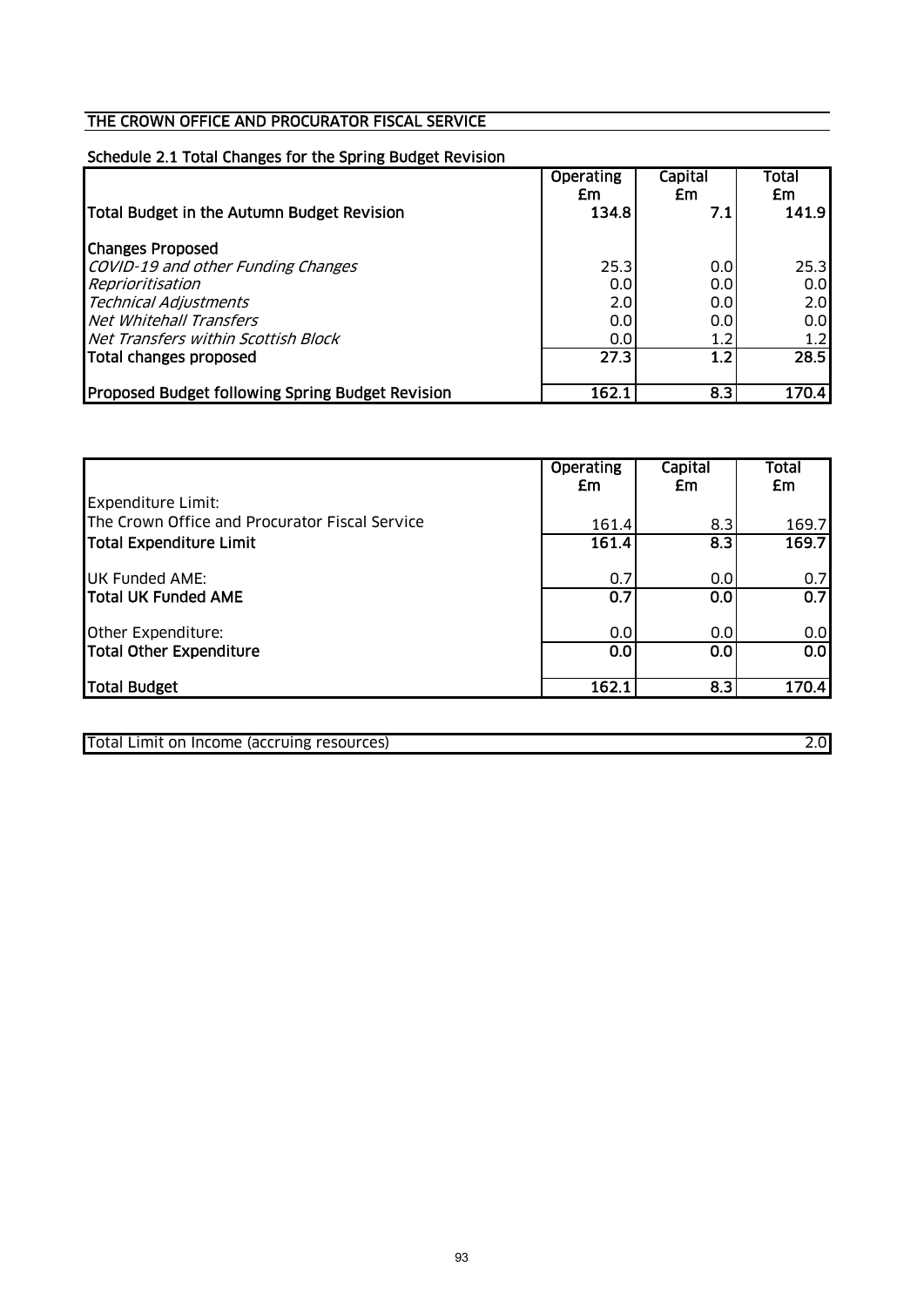# THE CROWN OFFICE AND PROCURATOR FISCAL SERVICE

## Schedule 2.1 Total Changes for the Spring Budget Revision

| | Operating £m | Capital £m | Total £m |
|---|---|---|---|
| **Total Budget in the Autumn Budget Revision** | **134.8** | **7.1** | **141.9** |
| **Changes Proposed** | | | |
| *COVID-19 and other Funding Changes* | 25.3 | 0.0 | 25.3 |
| *Reprioritisation* | 0.0 | 0.0 | 0.0 |
| *Technical Adjustments* | 2.0 | 0.0 | 2.0 |
| *Net Whitehall Transfers* | 0.0 | 0.0 | 0.0 |
| *Net Transfers within Scottish Block* | 0.0 | 1.2 | 1.2 |
| **Total changes proposed** | **27.3** | **1.2** | **28.5** |
| **Proposed Budget following Spring Budget Revision** | **162.1** | **8.3** | **170.4** |

| | Operating £m | Capital £m | Total £m |
|---|---|---|---|
| Expenditure Limit: | | | |
| The Crown Office and Procurator Fiscal Service | 161.4 | 8.3 | 169.7 |
| **Total Expenditure Limit** | **161.4** | **8.3** | **169.7** |
| UK Funded AME: | 0.7 | 0.0 | 0.7 |
| **Total UK Funded AME** | **0.7** | **0.0** | **0.7** |
| Other Expenditure: | 0.0 | 0.0 | 0.0 |
| **Total Other Expenditure** | **0.0** | **0.0** | **0.0** |
| **Total Budget** | **162.1** | **8.3** | **170.4** |

| | |
|---|---|
| Total Limit on Income (accruing resources) | 2.0 |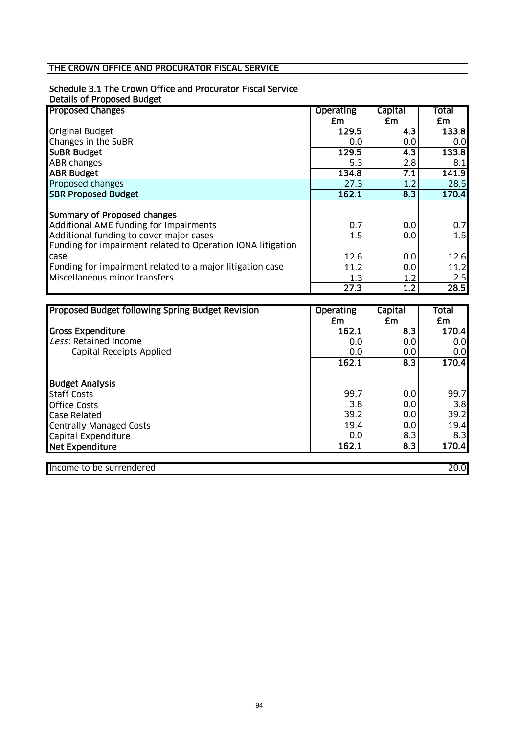## THE CROWN OFFICE AND PROCURATOR FISCAL SERVICE

### Schedule 3.1 The Crown Office and Procurator Fiscal Service
**Details of Proposed Budget**

| **Proposed Changes** | **Operating £m** | **Capital £m** | **Total £m** |
|---|---|---|---|
| Original Budget | **129.5** | **4.3** | **133.8** |
| Changes in the SuBR | 0.0 | 0.0 | 0.0 |
| **SuBR Budget** | **129.5** | **4.3** | **133.8** |
| ABR changes | 5.3 | 2.8 | 8.1 |
| **ABR Budget** | **134.8** | **7.1** | **141.9** |
| Proposed changes | 27.3 | 1.2 | 28.5 |
| **SBR Proposed Budget** | **162.1** | **8.3** | **170.4** |
| | | | |
| **Summary of Proposed changes** | | | |
| Additional AME funding for Impairments | 0.7 | 0.0 | 0.7 |
| Additional funding to cover major cases | 1.5 | 0.0 | 1.5 |
| Funding for impairment related to Operation IONA litigation case | 12.6 | 0.0 | 12.6 |
| Funding for impairment related to a major litigation case | 11.2 | 0.0 | 11.2 |
| Miscellaneous minor transfers | 1.3 | 1.2 | 2.5 |
| | 27.3 | 1.2 | 28.5 |

| **Proposed Budget following Spring Budget Revision** | **Operating £m** | **Capital £m** | **Total £m** |
|---|---|---|---|
| **Gross Expenditure** | **162.1** | **8.3** | **170.4** |
| *Less*: Retained Income | 0.0 | 0.0 | 0.0 |
| Capital Receipts Applied | 0.0 | 0.0 | 0.0 |
| | **162.1** | **8.3** | **170.4** |
| | | | |
| **Budget Analysis** | | | |
| Staff Costs | 99.7 | 0.0 | 99.7 |
| Office Costs | 3.8 | 0.0 | 3.8 |
| Case Related | 39.2 | 0.0 | 39.2 |
| Centrally Managed Costs | 19.4 | 0.0 | 19.4 |
| Capital Expenditure | 0.0 | 8.3 | 8.3 |
| **Net Expenditure** | **162.1** | **8.3** | **170.4** |

| | |
|---|---|
| Income to be surrendered | 20.0 |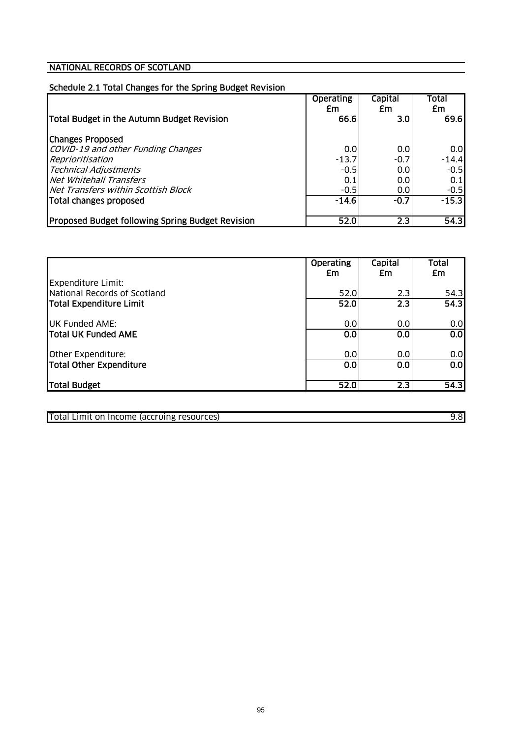## NATIONAL RECORDS OF SCOTLAND

### Schedule 2.1 Total Changes for the Spring Budget Revision

| | Operating £m | Capital £m | Total £m |
|---|---|---|---|
| **Total Budget in the Autumn Budget Revision** | **66.6** | **3.0** | **69.6** |
| | | | |
| **Changes Proposed** | | | |
| *COVID-19 and other Funding Changes* | 0.0 | 0.0 | 0.0 |
| *Reprioritisation* | -13.7 | -0.7 | -14.4 |
| *Technical Adjustments* | -0.5 | 0.0 | -0.5 |
| *Net Whitehall Transfers* | 0.1 | 0.0 | 0.1 |
| *Net Transfers within Scottish Block* | -0.5 | 0.0 | -0.5 |
| **Total changes proposed** | **-14.6** | **-0.7** | **-15.3** |
| | | | |
| **Proposed Budget following Spring Budget Revision** | **52.0** | **2.3** | **54.3** |

| | Operating £m | Capital £m | Total £m |
|---|---|---|---|
| Expenditure Limit: | | | |
| National Records of Scotland | 52.0 | 2.3 | 54.3 |
| **Total Expenditure Limit** | **52.0** | **2.3** | **54.3** |
| | | | |
| UK Funded AME: | 0.0 | 0.0 | 0.0 |
| **Total UK Funded AME** | **0.0** | **0.0** | **0.0** |
| | | | |
| Other Expenditure: | 0.0 | 0.0 | 0.0 |
| **Total Other Expenditure** | **0.0** | **0.0** | **0.0** |
| | | | |
| **Total Budget** | **52.0** | **2.3** | **54.3** |

| | |
|---|---|
| Total Limit on Income (accruing resources) | 9.8 |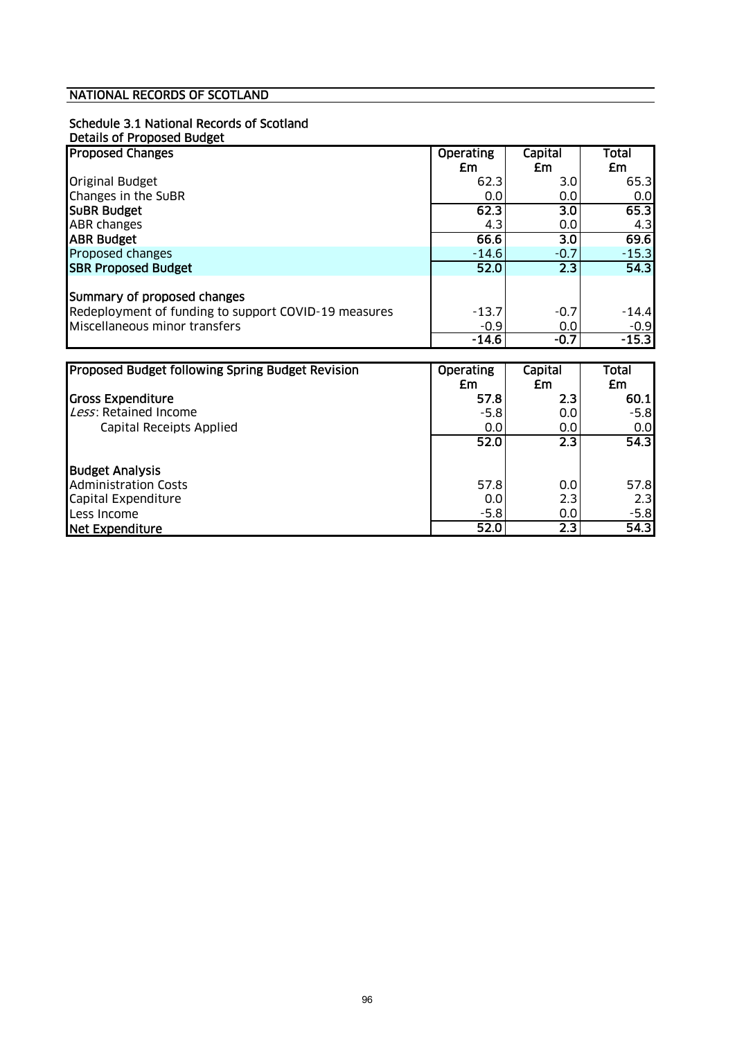## NATIONAL RECORDS OF SCOTLAND

### Schedule 3.1 National Records of Scotland

**Details of Proposed Budget**

| Proposed Changes | Operating £m | Capital £m | Total £m |
|---|---|---|---|
| Original Budget | 62.3 | 3.0 | 65.3 |
| Changes in the SuBR | 0.0 | 0.0 | 0.0 |
| **SuBR Budget** | **62.3** | **3.0** | **65.3** |
| ABR changes | 4.3 | 0.0 | 4.3 |
| **ABR Budget** | **66.6** | **3.0** | **69.6** |
| Proposed changes | -14.6 | -0.7 | -15.3 |
| **SBR Proposed Budget** | **52.0** | **2.3** | **54.3** |
| | | | |
| **Summary of proposed changes** | | | |
| Redeployment of funding to support COVID-19 measures | -13.7 | -0.7 | -14.4 |
| Miscellaneous minor transfers | -0.9 | 0.0 | -0.9 |
| | **-14.6** | **-0.7** | **-15.3** |

| Proposed Budget following Spring Budget Revision | Operating £m | Capital £m | Total £m |
|---|---|---|---|
| **Gross Expenditure** | **57.8** | **2.3** | **60.1** |
| *Less*: Retained Income | -5.8 | 0.0 | -5.8 |
| Capital Receipts Applied | 0.0 | 0.0 | 0.0 |
| | **52.0** | **2.3** | **54.3** |
| | | | |
| **Budget Analysis** | | | |
| Administration Costs | 57.8 | 0.0 | 57.8 |
| Capital Expenditure | 0.0 | 2.3 | 2.3 |
| Less Income | -5.8 | 0.0 | -5.8 |
| **Net Expenditure** | **52.0** | **2.3** | **54.3** |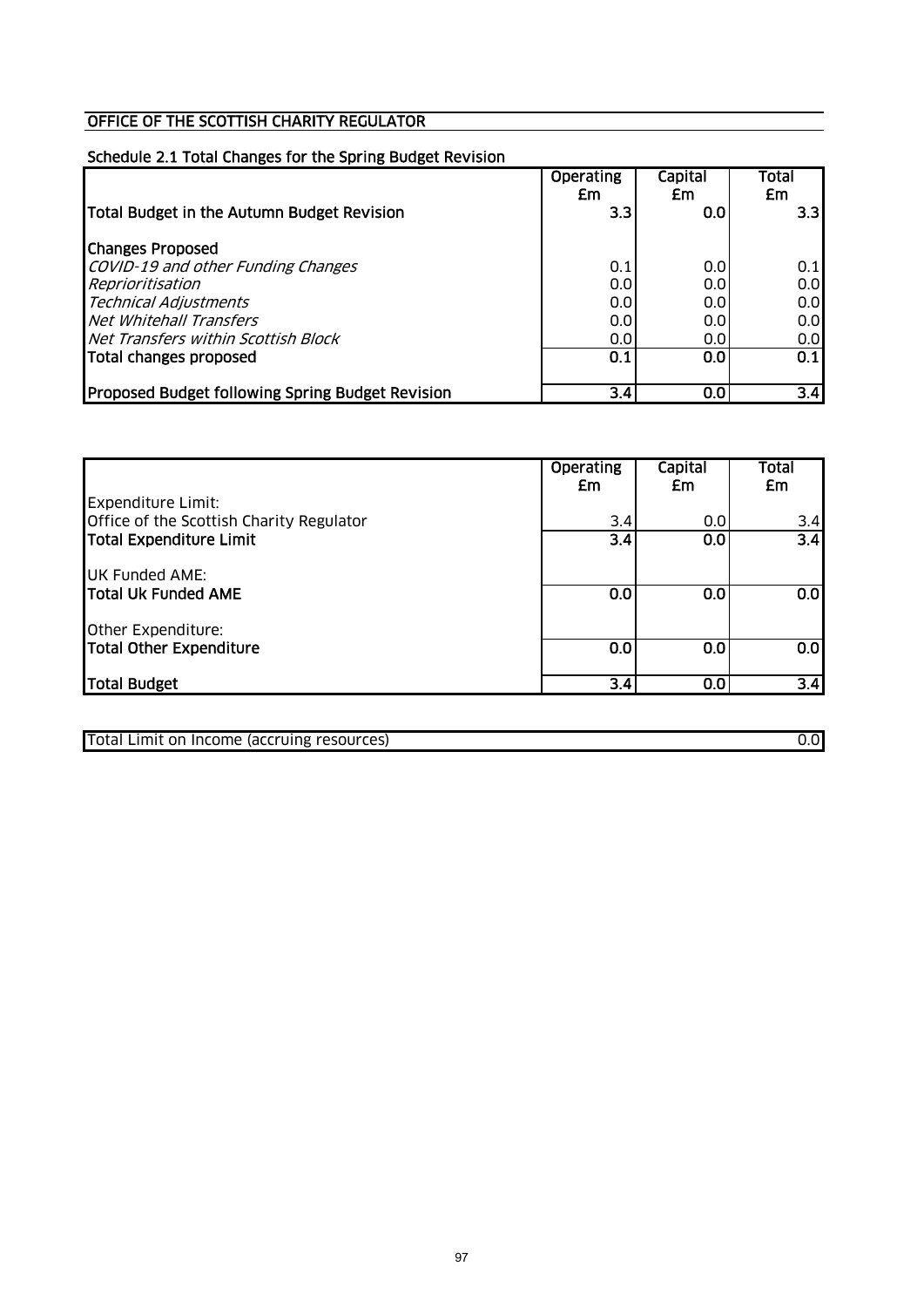## OFFICE OF THE SCOTTISH CHARITY REGULATOR

### Schedule 2.1 Total Changes for the Spring Budget Revision

| | Operating £m | Capital £m | Total £m |
|---|---|---|---|
| **Total Budget in the Autumn Budget Revision** | **3.3** | **0.0** | **3.3** |
| **Changes Proposed** | | | |
| *COVID-19 and other Funding Changes* | 0.1 | 0.0 | 0.1 |
| *Reprioritisation* | 0.0 | 0.0 | 0.0 |
| *Technical Adjustments* | 0.0 | 0.0 | 0.0 |
| *Net Whitehall Transfers* | 0.0 | 0.0 | 0.0 |
| *Net Transfers within Scottish Block* | 0.0 | 0.0 | 0.0 |
| **Total changes proposed** | **0.1** | **0.0** | **0.1** |
| **Proposed Budget following Spring Budget Revision** | **3.4** | **0.0** | **3.4** |

| | Operating £m | Capital £m | Total £m |
|---|---|---|---|
| Expenditure Limit: | | | |
| Office of the Scottish Charity Regulator | 3.4 | 0.0 | 3.4 |
| **Total Expenditure Limit** | **3.4** | **0.0** | **3.4** |
| UK Funded AME: | | | |
| **Total Uk Funded AME** | **0.0** | **0.0** | **0.0** |
| Other Expenditure: | | | |
| **Total Other Expenditure** | **0.0** | **0.0** | **0.0** |
| **Total Budget** | **3.4** | **0.0** | **3.4** |

| | |
|---|---|
| Total Limit on Income (accruing resources) | 0.0 |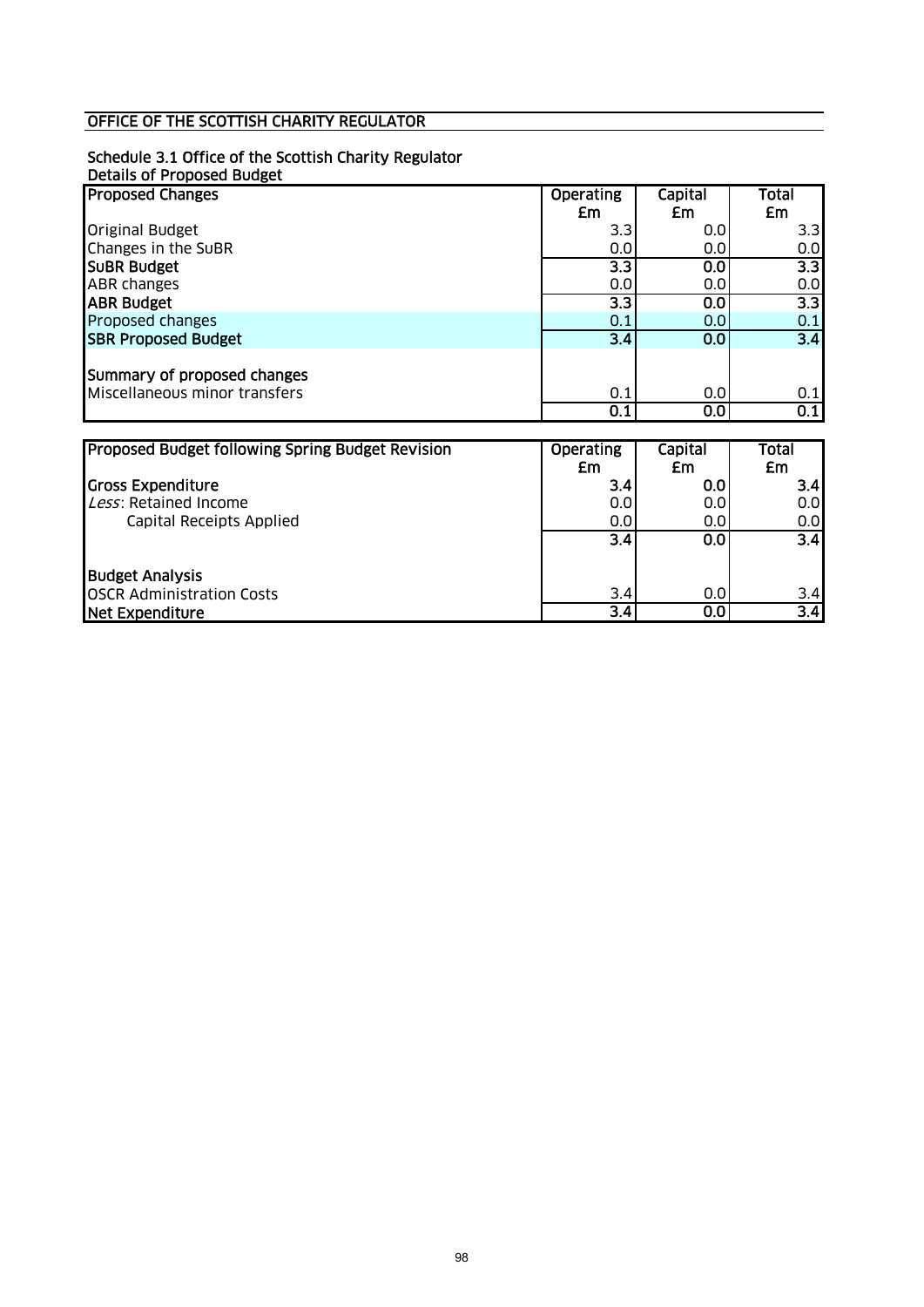# OFFICE OF THE SCOTTISH CHARITY REGULATOR

## Schedule 3.1 Office of the Scottish Charity Regulator

**Details of Proposed Budget**

| Proposed Changes | Operating £m | Capital £m | Total £m |
|---|---|---|---|
| Original Budget | 3.3 | 0.0 | 3.3 |
| Changes in the SuBR | 0.0 | 0.0 | 0.0 |
| **SuBR Budget** | **3.3** | **0.0** | **3.3** |
| ABR changes | 0.0 | 0.0 | 0.0 |
| **ABR Budget** | **3.3** | **0.0** | **3.3** |
| Proposed changes | 0.1 | 0.0 | 0.1 |
| **SBR Proposed Budget** | **3.4** | **0.0** | **3.4** |
| | | | |
| **Summary of proposed changes** | | | |
| Miscellaneous minor transfers | 0.1 | 0.0 | 0.1 |
| | **0.1** | **0.0** | **0.1** |

| Proposed Budget following Spring Budget Revision | Operating £m | Capital £m | Total £m |
|---|---|---|---|
| **Gross Expenditure** | **3.4** | **0.0** | **3.4** |
| *Less*: Retained Income | 0.0 | 0.0 | 0.0 |
| Capital Receipts Applied | 0.0 | 0.0 | 0.0 |
| | **3.4** | **0.0** | **3.4** |
| | | | |
| **Budget Analysis** | | | |
| OSCR Administration Costs | 3.4 | 0.0 | 3.4 |
| **Net Expenditure** | **3.4** | **0.0** | **3.4** |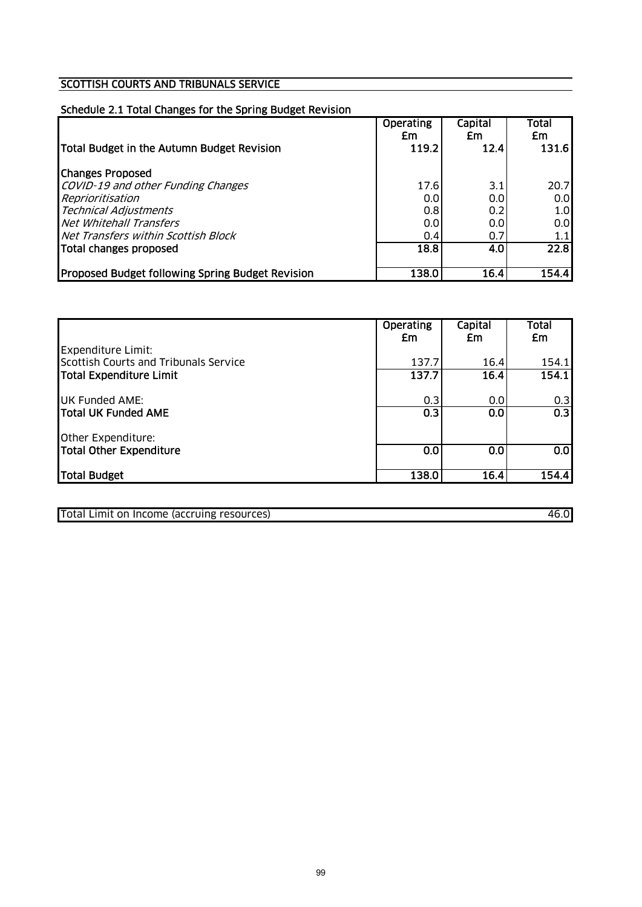## SCOTTISH COURTS AND TRIBUNALS SERVICE

### Schedule 2.1 Total Changes for the Spring Budget Revision

| | Operating £m | Capital £m | Total £m |
|---|---|---|---|
| **Total Budget in the Autumn Budget Revision** | **119.2** | **12.4** | **131.6** |
| **Changes Proposed** | | | |
| *COVID-19 and other Funding Changes* | 17.6 | 3.1 | 20.7 |
| *Reprioritisation* | 0.0 | 0.0 | 0.0 |
| *Technical Adjustments* | 0.8 | 0.2 | 1.0 |
| *Net Whitehall Transfers* | 0.0 | 0.0 | 0.0 |
| *Net Transfers within Scottish Block* | 0.4 | 0.7 | 1.1 |
| **Total changes proposed** | **18.8** | **4.0** | **22.8** |
| **Proposed Budget following Spring Budget Revision** | **138.0** | **16.4** | **154.4** |

| | Operating £m | Capital £m | Total £m |
|---|---|---|---|
| Expenditure Limit: | | | |
| Scottish Courts and Tribunals Service | 137.7 | 16.4 | 154.1 |
| **Total Expenditure Limit** | **137.7** | **16.4** | **154.1** |
| UK Funded AME: | 0.3 | 0.0 | 0.3 |
| **Total UK Funded AME** | **0.3** | **0.0** | **0.3** |
| Other Expenditure: | | | |
| **Total Other Expenditure** | **0.0** | **0.0** | **0.0** |
| **Total Budget** | **138.0** | **16.4** | **154.4** |

| | |
|---|---|
| Total Limit on Income (accruing resources) | 46.0 |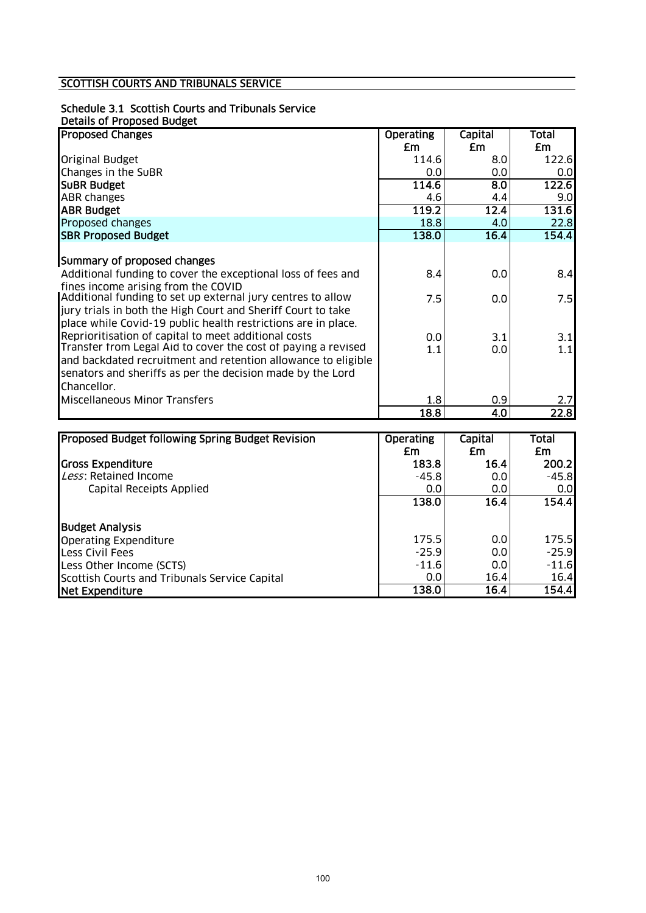## SCOTTISH COURTS AND TRIBUNALS SERVICE

### Schedule 3.1 Scottish Courts and Tribunals Service
Details of Proposed Budget

| Proposed Changes | Operating £m | Capital £m | Total £m |
|---|---|---|---|
| Original Budget | 114.6 | 8.0 | 122.6 |
| Changes in the SuBR | 0.0 | 0.0 | 0.0 |
| **SuBR Budget** | **114.6** | **8.0** | **122.6** |
| ABR changes | 4.6 | 4.4 | 9.0 |
| **ABR Budget** | **119.2** | **12.4** | **131.6** |
| Proposed changes | 18.8 | 4.0 | 22.8 |
| **SBR Proposed Budget** | **138.0** | **16.4** | **154.4** |
| | | | |
| **Summary of proposed changes** | | | |
| Additional funding to cover the exceptional loss of fees and fines income arising from the COVID | 8.4 | 0.0 | 8.4 |
| Additional funding to set up external jury centres to allow jury trials in both the High Court and Sheriff Court to take place while Covid-19 public health restrictions are in place. | 7.5 | 0.0 | 7.5 |
| Reprioritisation of capital to meet additional costs | 0.0 | 3.1 | 3.1 |
| Transfer from Legal Aid to cover the cost of paying a revised and backdated recruitment and retention allowance to eligible senators and sheriffs as per the decision made by the Lord Chancellor. | 1.1 | 0.0 | 1.1 |
| Miscellaneous Minor Transfers | 1.8 | 0.9 | 2.7 |
| | **18.8** | **4.0** | **22.8** |

| Proposed Budget following Spring Budget Revision | Operating £m | Capital £m | Total £m |
|---|---|---|---|
| **Gross Expenditure** | **183.8** | **16.4** | **200.2** |
| *Less*: Retained Income | -45.8 | 0.0 | -45.8 |
| Capital Receipts Applied | 0.0 | 0.0 | 0.0 |
| | **138.0** | **16.4** | **154.4** |
| | | | |
| **Budget Analysis** | | | |
| Operating Expenditure | 175.5 | 0.0 | 175.5 |
| Less Civil Fees | -25.9 | 0.0 | -25.9 |
| Less Other Income (SCTS) | -11.6 | 0.0 | -11.6 |
| Scottish Courts and Tribunals Service Capital | 0.0 | 16.4 | 16.4 |
| **Net Expenditure** | **138.0** | **16.4** | **154.4** |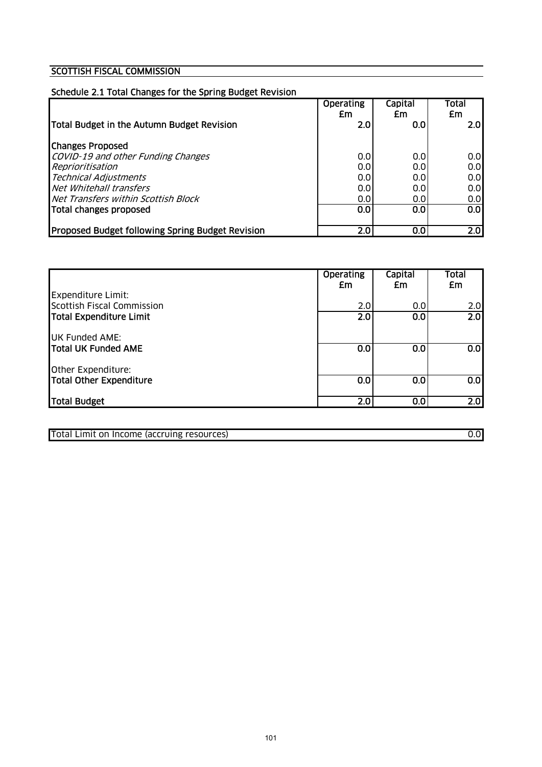## SCOTTISH FISCAL COMMISSION

### Schedule 2.1 Total Changes for the Spring Budget Revision

| | Operating £m | Capital £m | Total £m |
|---|---|---|---|
| **Total Budget in the Autumn Budget Revision** | **2.0** | **0.0** | **2.0** |
| | | | |
| **Changes Proposed** | | | |
| *COVID-19 and other Funding Changes* | 0.0 | 0.0 | 0.0 |
| *Reprioritisation* | 0.0 | 0.0 | 0.0 |
| *Technical Adjustments* | 0.0 | 0.0 | 0.0 |
| *Net Whitehall transfers* | 0.0 | 0.0 | 0.0 |
| *Net Transfers within Scottish Block* | 0.0 | 0.0 | 0.0 |
| **Total changes proposed** | **0.0** | **0.0** | **0.0** |
| | | | |
| **Proposed Budget following Spring Budget Revision** | **2.0** | **0.0** | **2.0** |

| | Operating £m | Capital £m | Total £m |
|---|---|---|---|
| Expenditure Limit: | | | |
| Scottish Fiscal Commission | 2.0 | 0.0 | 2.0 |
| **Total Expenditure Limit** | **2.0** | **0.0** | **2.0** |
| | | | |
| UK Funded AME: | | | |
| **Total UK Funded AME** | **0.0** | **0.0** | **0.0** |
| | | | |
| Other Expenditure: | | | |
| **Total Other Expenditure** | **0.0** | **0.0** | **0.0** |
| | | | |
| **Total Budget** | **2.0** | **0.0** | **2.0** |

| | |
|---|---|
| Total Limit on Income (accruing resources) | 0.0 |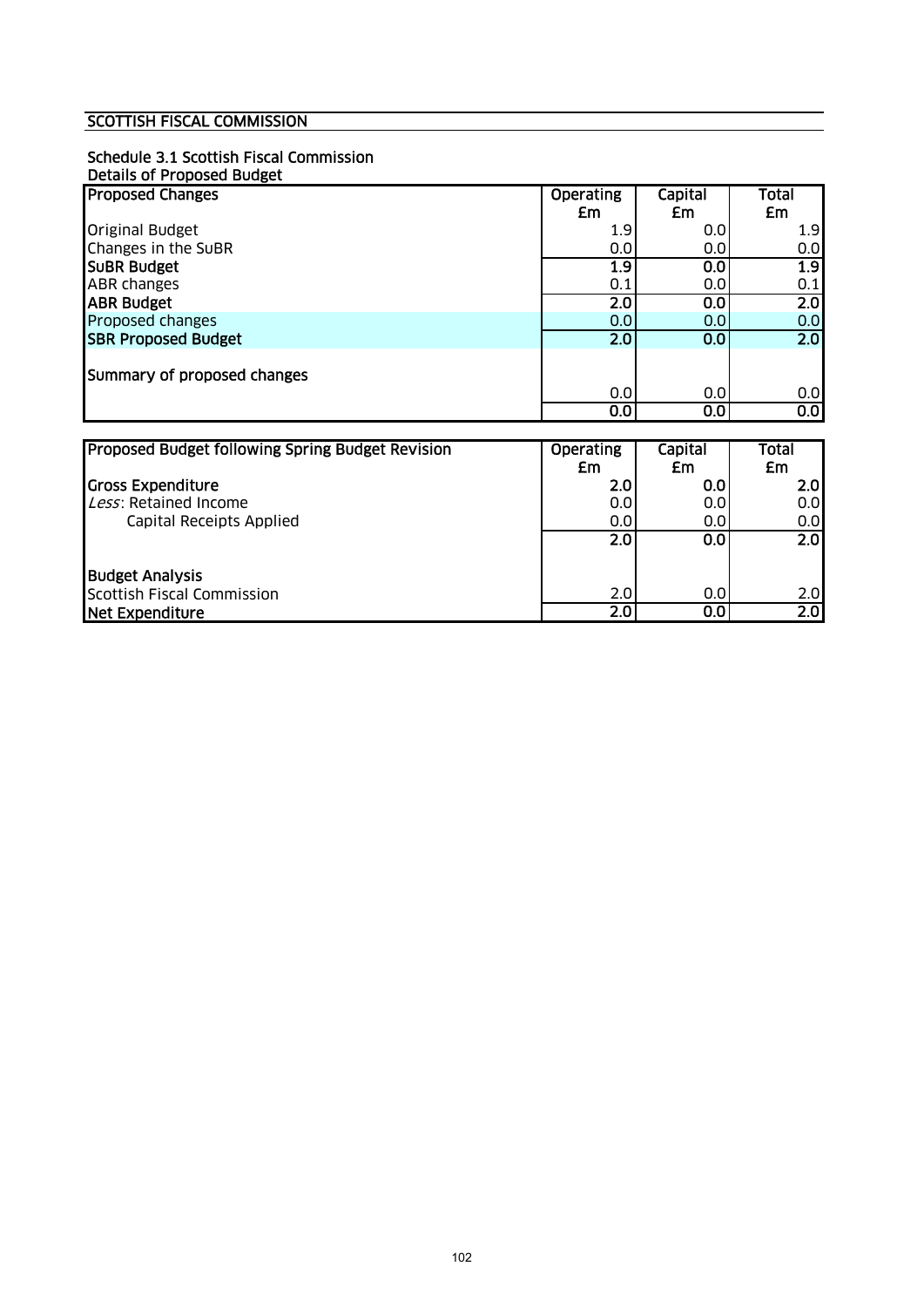## SCOTTISH FISCAL COMMISSION

### Schedule 3.1 Scottish Fiscal Commission

Details of Proposed Budget

| Proposed Changes | Operating £m | Capital £m | Total £m |
|---|---|---|---|
| Original Budget | 1.9 | 0.0 | 1.9 |
| Changes in the SuBR | 0.0 | 0.0 | 0.0 |
| **SuBR Budget** | **1.9** | **0.0** | **1.9** |
| ABR changes | 0.1 | 0.0 | 0.1 |
| **ABR Budget** | **2.0** | **0.0** | **2.0** |
| Proposed changes | 0.0 | 0.0 | 0.0 |
| **SBR Proposed Budget** | **2.0** | **0.0** | **2.0** |
| | | | |
| **Summary of proposed changes** | | | |
| | 0.0 | 0.0 | 0.0 |
| | **0.0** | **0.0** | **0.0** |

| Proposed Budget following Spring Budget Revision | Operating £m | Capital £m | Total £m |
|---|---|---|---|
| **Gross Expenditure** | **2.0** | **0.0** | **2.0** |
| *Less*: Retained Income | 0.0 | 0.0 | 0.0 |
| Capital Receipts Applied | 0.0 | 0.0 | 0.0 |
| | **2.0** | **0.0** | **2.0** |
| | | | |
| **Budget Analysis** | | | |
| Scottish Fiscal Commission | 2.0 | 0.0 | 2.0 |
| **Net Expenditure** | **2.0** | **0.0** | **2.0** |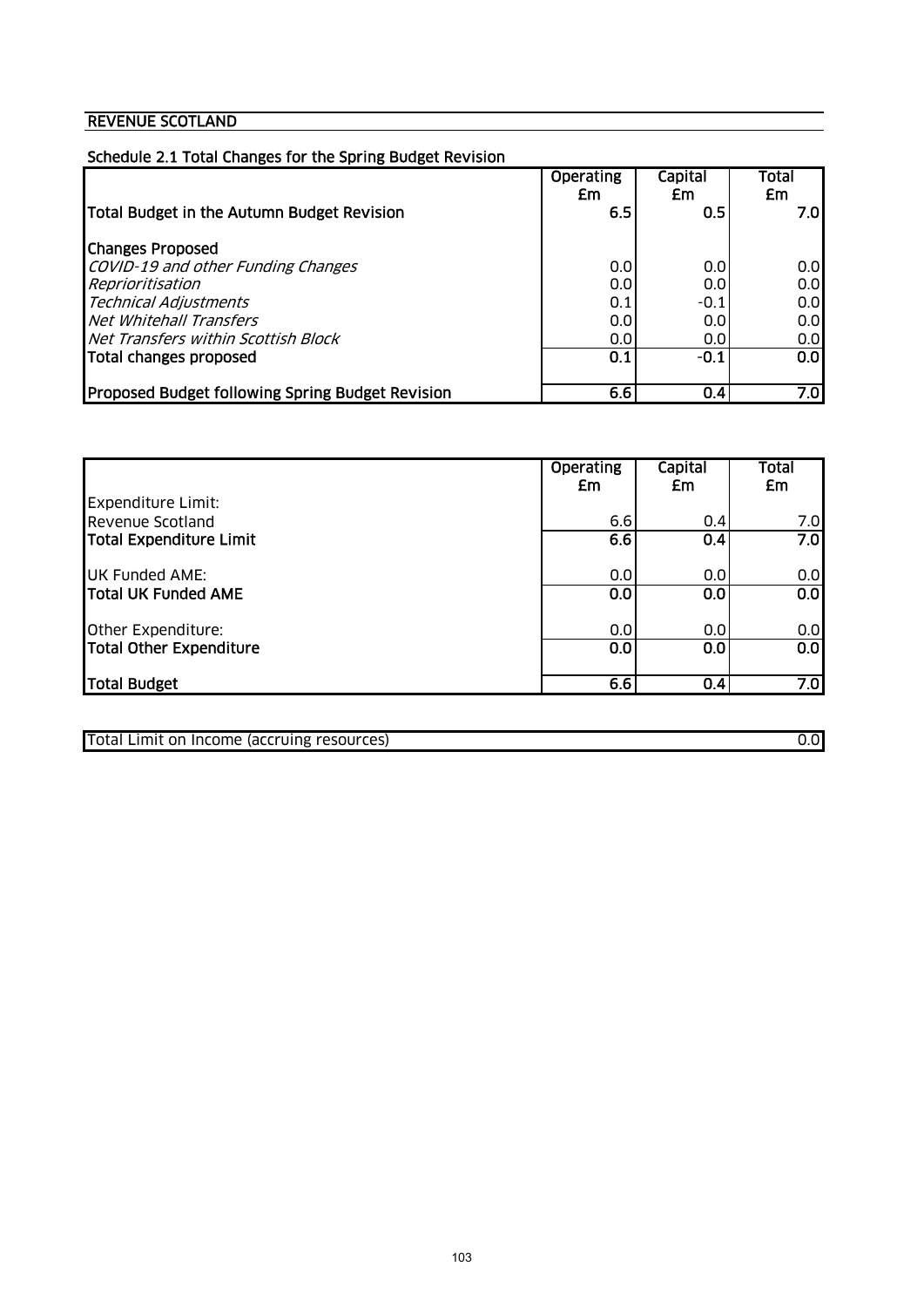## REVENUE SCOTLAND

### Schedule 2.1 Total Changes for the Spring Budget Revision

| | Operating £m | Capital £m | Total £m |
|---|---|---|---|
| **Total Budget in the Autumn Budget Revision** | **6.5** | **0.5** | **7.0** |
| | | | |
| **Changes Proposed** | | | |
| *COVID-19 and other Funding Changes* | 0.0 | 0.0 | 0.0 |
| *Reprioritisation* | 0.0 | 0.0 | 0.0 |
| *Technical Adjustments* | 0.1 | -0.1 | 0.0 |
| *Net Whitehall Transfers* | 0.0 | 0.0 | 0.0 |
| *Net Transfers within Scottish Block* | 0.0 | 0.0 | 0.0 |
| **Total changes proposed** | **0.1** | **-0.1** | **0.0** |
| | | | |
| **Proposed Budget following Spring Budget Revision** | **6.6** | **0.4** | **7.0** |

| | Operating £m | Capital £m | Total £m |
|---|---|---|---|
| Expenditure Limit: | | | |
| Revenue Scotland | 6.6 | 0.4 | 7.0 |
| **Total Expenditure Limit** | **6.6** | **0.4** | **7.0** |
| | | | |
| UK Funded AME: | 0.0 | 0.0 | 0.0 |
| **Total UK Funded AME** | **0.0** | **0.0** | **0.0** |
| | | | |
| Other Expenditure: | 0.0 | 0.0 | 0.0 |
| **Total Other Expenditure** | **0.0** | **0.0** | **0.0** |
| | | | |
| **Total Budget** | **6.6** | **0.4** | **7.0** |

| | |
|---|---|
| Total Limit on Income (accruing resources) | 0.0 |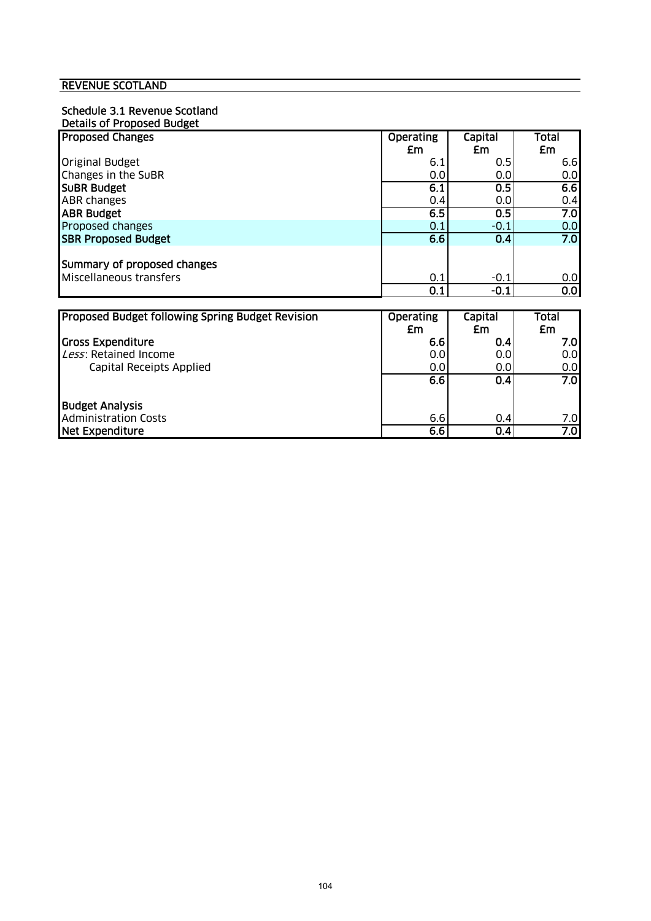## REVENUE SCOTLAND

### Schedule 3.1 Revenue Scotland
**Details of Proposed Budget**

| **Proposed Changes** | **Operating £m** | **Capital £m** | **Total £m** |
|---|---|---|---|
| Original Budget | 6.1 | 0.5 | 6.6 |
| Changes in the SuBR | 0.0 | 0.0 | 0.0 |
| **SuBR Budget** | **6.1** | **0.5** | **6.6** |
| ABR changes | 0.4 | 0.0 | 0.4 |
| **ABR Budget** | **6.5** | **0.5** | **7.0** |
| Proposed changes | 0.1 | -0.1 | 0.0 |
| **SBR Proposed Budget** | **6.6** | **0.4** | **7.0** |
| | | | |
| **Summary of proposed changes** | | | |
| Miscellaneous transfers | 0.1 | -0.1 | 0.0 |
| | **0.1** | **-0.1** | **0.0** |

| **Proposed Budget following Spring Budget Revision** | **Operating £m** | **Capital £m** | **Total £m** |
|---|---|---|---|
| **Gross Expenditure** | **6.6** | **0.4** | **7.0** |
| *Less*: Retained Income | 0.0 | 0.0 | 0.0 |
| Capital Receipts Applied | 0.0 | 0.0 | 0.0 |
| | **6.6** | **0.4** | **7.0** |
| | | | |
| **Budget Analysis** | | | |
| Administration Costs | 6.6 | 0.4 | 7.0 |
| **Net Expenditure** | **6.6** | **0.4** | **7.0** |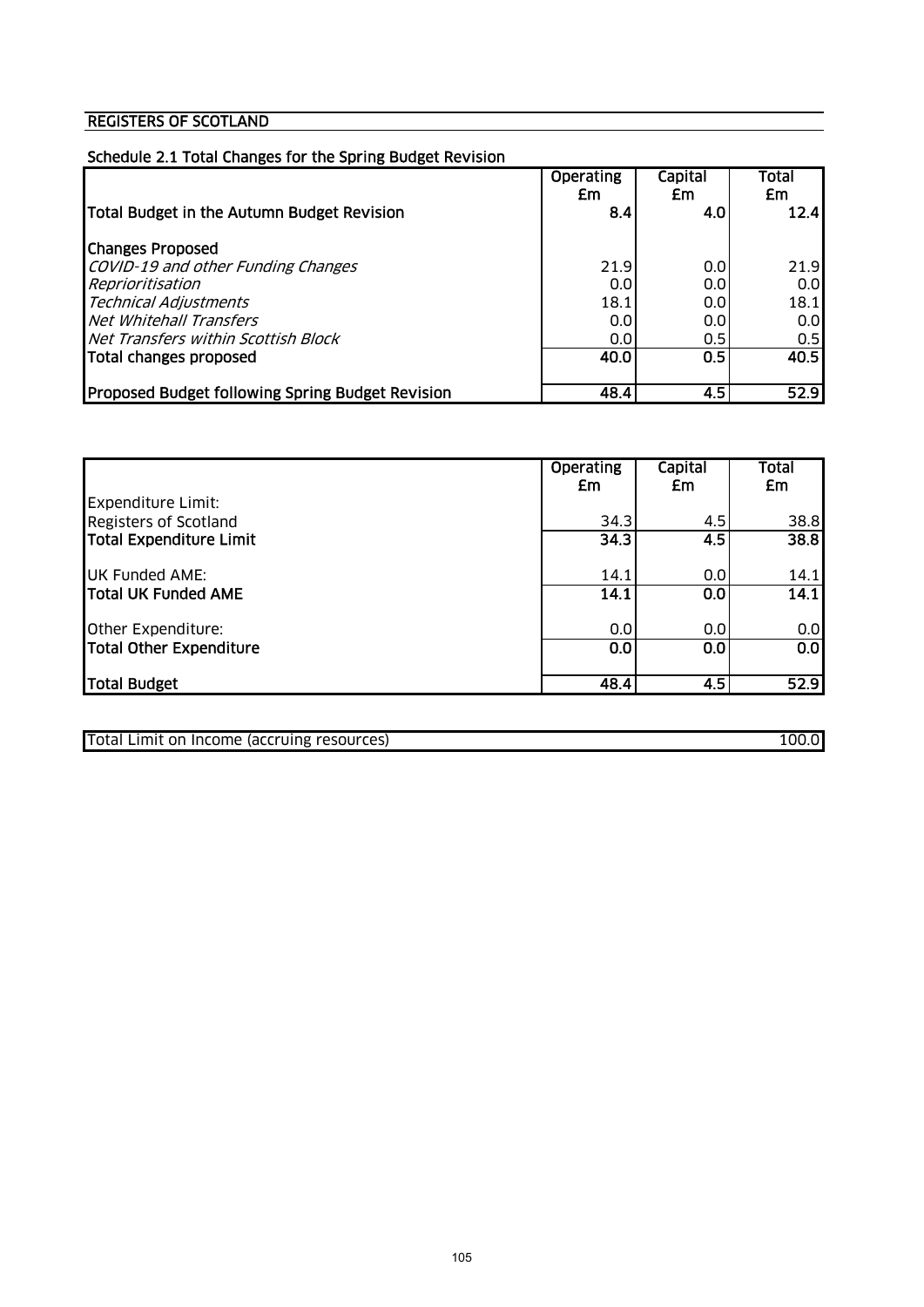## REGISTERS OF SCOTLAND

### Schedule 2.1 Total Changes for the Spring Budget Revision

| | Operating £m | Capital £m | Total £m |
|---|---|---|---|
| **Total Budget in the Autumn Budget Revision** | **8.4** | **4.0** | **12.4** |
| | | | |
| **Changes Proposed** | | | |
| *COVID-19 and other Funding Changes* | 21.9 | 0.0 | 21.9 |
| *Reprioritisation* | 0.0 | 0.0 | 0.0 |
| *Technical Adjustments* | 18.1 | 0.0 | 18.1 |
| *Net Whitehall Transfers* | 0.0 | 0.0 | 0.0 |
| *Net Transfers within Scottish Block* | 0.0 | 0.5 | 0.5 |
| **Total changes proposed** | **40.0** | **0.5** | **40.5** |
| | | | |
| **Proposed Budget following Spring Budget Revision** | **48.4** | **4.5** | **52.9** |

| | Operating £m | Capital £m | Total £m |
|---|---|---|---|
| Expenditure Limit: | | | |
| Registers of Scotland | 34.3 | 4.5 | 38.8 |
| **Total Expenditure Limit** | **34.3** | **4.5** | **38.8** |
| | | | |
| UK Funded AME: | 14.1 | 0.0 | 14.1 |
| **Total UK Funded AME** | **14.1** | **0.0** | **14.1** |
| | | | |
| Other Expenditure: | 0.0 | 0.0 | 0.0 |
| **Total Other Expenditure** | **0.0** | **0.0** | **0.0** |
| | | | |
| **Total Budget** | **48.4** | **4.5** | **52.9** |

| | |
|---|---|
| Total Limit on Income (accruing resources) | 100.0 |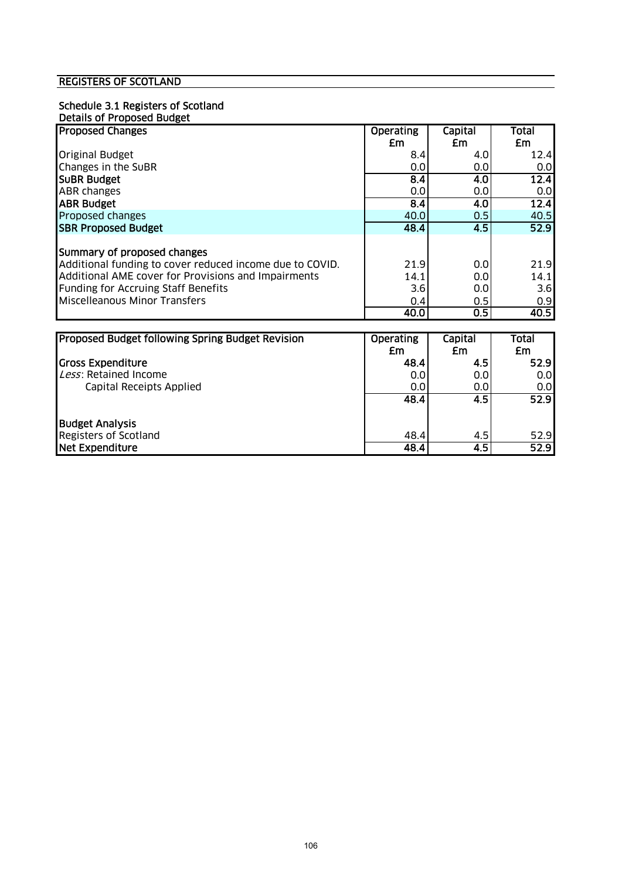## REGISTERS OF SCOTLAND

### Schedule 3.1 Registers of Scotland

Details of Proposed Budget

| Proposed Changes | Operating £m | Capital £m | Total £m |
|---|---|---|---|
| Original Budget | 8.4 | 4.0 | 12.4 |
| Changes in the SuBR | 0.0 | 0.0 | 0.0 |
| **SuBR Budget** | **8.4** | **4.0** | **12.4** |
| ABR changes | 0.0 | 0.0 | 0.0 |
| **ABR Budget** | **8.4** | **4.0** | **12.4** |
| Proposed changes | 40.0 | 0.5 | 40.5 |
| **SBR Proposed Budget** | **48.4** | **4.5** | **52.9** |
| | | | |
| **Summary of proposed changes** | | | |
| Additional funding to cover reduced income due to COVID. | 21.9 | 0.0 | 21.9 |
| Additional AME cover for Provisions and Impairments | 14.1 | 0.0 | 14.1 |
| Funding for Accruing Staff Benefits | 3.6 | 0.0 | 3.6 |
| Miscelleanous Minor Transfers | 0.4 | 0.5 | 0.9 |
| | **40.0** | **0.5** | **40.5** |

| Proposed Budget following Spring Budget Revision | Operating £m | Capital £m | Total £m |
|---|---|---|---|
| **Gross Expenditure** | **48.4** | **4.5** | **52.9** |
| *Less*: Retained Income | 0.0 | 0.0 | 0.0 |
| Capital Receipts Applied | 0.0 | 0.0 | 0.0 |
| | **48.4** | **4.5** | **52.9** |
| | | | |
| **Budget Analysis** | | | |
| Registers of Scotland | 48.4 | 4.5 | 52.9 |
| **Net Expenditure** | **48.4** | **4.5** | **52.9** |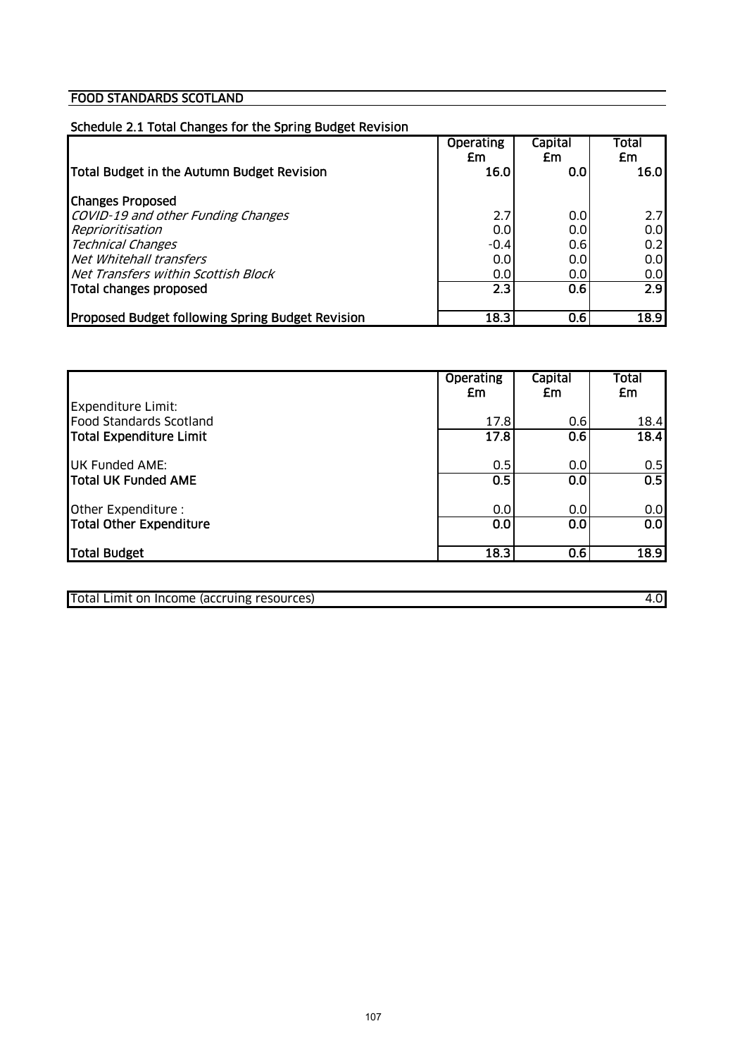## FOOD STANDARDS SCOTLAND

### Schedule 2.1 Total Changes for the Spring Budget Revision

| | Operating £m | Capital £m | Total £m |
|---|---|---|---|
| **Total Budget in the Autumn Budget Revision** | **16.0** | **0.0** | **16.0** |
| **Changes Proposed** | | | |
| *COVID-19 and other Funding Changes* | 2.7 | 0.0 | 2.7 |
| *Reprioritisation* | 0.0 | 0.0 | 0.0 |
| *Technical Changes* | -0.4 | 0.6 | 0.2 |
| *Net Whitehall transfers* | 0.0 | 0.0 | 0.0 |
| *Net Transfers within Scottish Block* | 0.0 | 0.0 | 0.0 |
| **Total changes proposed** | **2.3** | **0.6** | **2.9** |
| **Proposed Budget following Spring Budget Revision** | **18.3** | **0.6** | **18.9** |

| | Operating £m | Capital £m | Total £m |
|---|---|---|---|
| Expenditure Limit: | | | |
| Food Standards Scotland | 17.8 | 0.6 | 18.4 |
| **Total Expenditure Limit** | **17.8** | **0.6** | **18.4** |
| UK Funded AME: | 0.5 | 0.0 | 0.5 |
| **Total UK Funded AME** | **0.5** | **0.0** | **0.5** |
| Other Expenditure : | 0.0 | 0.0 | 0.0 |
| **Total Other Expenditure** | **0.0** | **0.0** | **0.0** |
| **Total Budget** | **18.3** | **0.6** | **18.9** |

| | |
|---|---|
| Total Limit on Income (accruing resources) | 4.0 |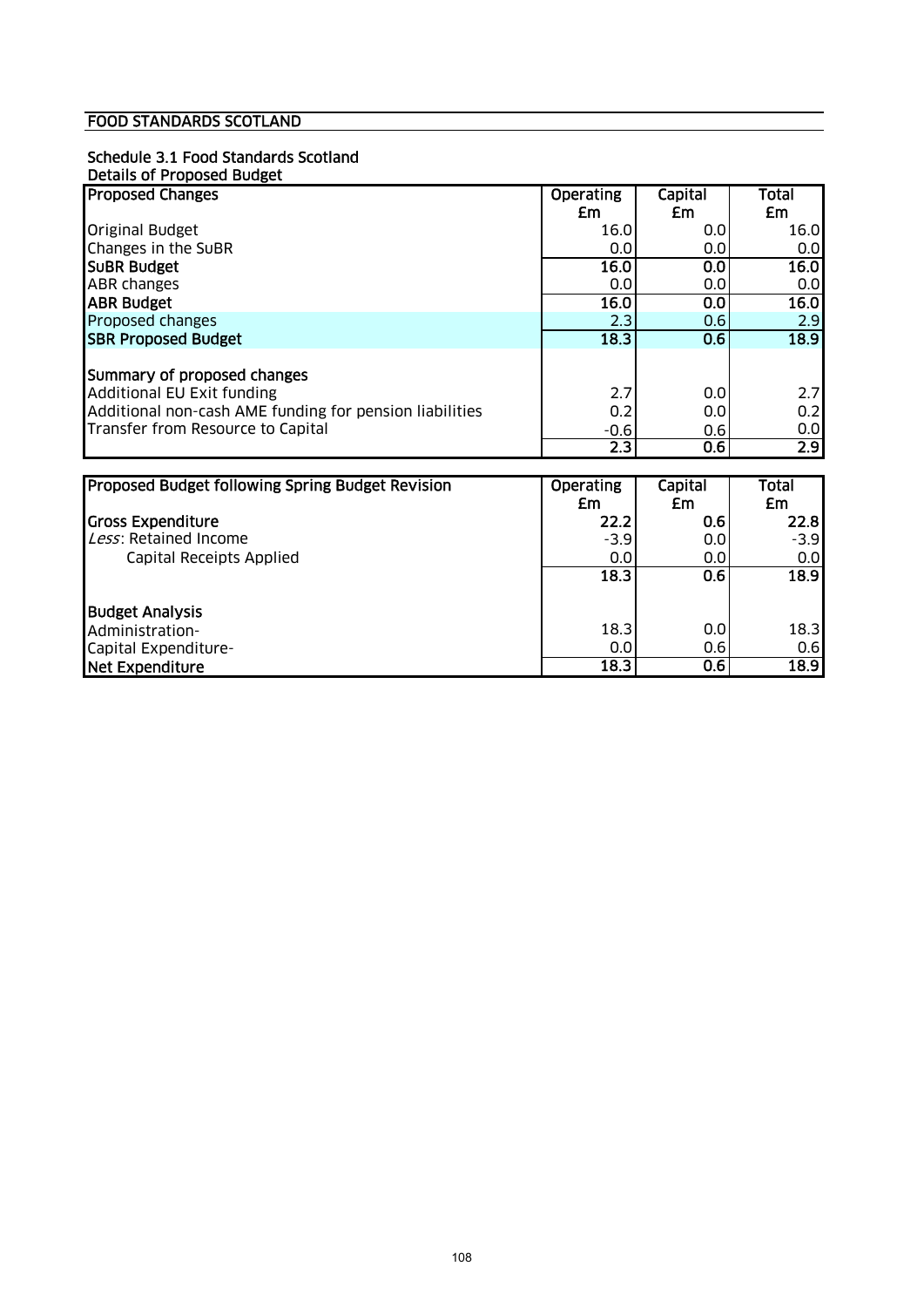## FOOD STANDARDS SCOTLAND

### Schedule 3.1 Food Standards Scotland

Details of Proposed Budget

| Proposed Changes | Operating £m | Capital £m | Total £m |
|---|---|---|---|
| Original Budget | 16.0 | 0.0 | 16.0 |
| Changes in the SuBR | 0.0 | 0.0 | 0.0 |
| **SuBR Budget** | **16.0** | **0.0** | **16.0** |
| ABR changes | 0.0 | 0.0 | 0.0 |
| **ABR Budget** | **16.0** | **0.0** | **16.0** |
| Proposed changes | 2.3 | 0.6 | 2.9 |
| **SBR Proposed Budget** | **18.3** | **0.6** | **18.9** |
| | | | |
| **Summary of proposed changes** | | | |
| Additional EU Exit funding | 2.7 | 0.0 | 2.7 |
| Additional non-cash AME funding for pension liabilities | 0.2 | 0.0 | 0.2 |
| Transfer from Resource to Capital | -0.6 | 0.6 | 0.0 |
| | 2.3 | 0.6 | 2.9 |

| Proposed Budget following Spring Budget Revision | Operating £m | Capital £m | Total £m |
|---|---|---|---|
| **Gross Expenditure** | **22.2** | **0.6** | **22.8** |
| *Less*: Retained Income | -3.9 | 0.0 | -3.9 |
| Capital Receipts Applied | 0.0 | 0.0 | 0.0 |
| | 18.3 | 0.6 | 18.9 |
| | | | |
| **Budget Analysis** | | | |
| Administration- | 18.3 | 0.0 | 18.3 |
| Capital Expenditure- | 0.0 | 0.6 | 0.6 |
| **Net Expenditure** | 18.3 | 0.6 | 18.9 |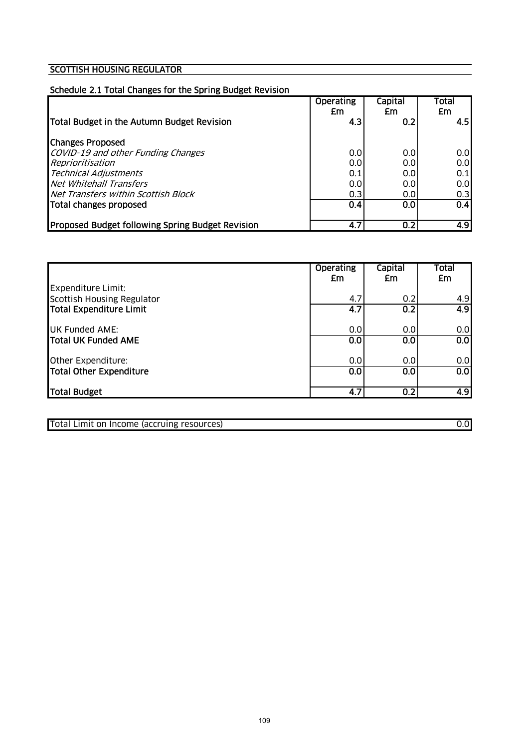## SCOTTISH HOUSING REGULATOR

### Schedule 2.1 Total Changes for the Spring Budget Revision

| | Operating £m | Capital £m | Total £m |
|---|---|---|---|
| **Total Budget in the Autumn Budget Revision** | **4.3** | **0.2** | **4.5** |
| **Changes Proposed** | | | |
| *COVID-19 and other Funding Changes* | 0.0 | 0.0 | 0.0 |
| *Reprioritisation* | 0.0 | 0.0 | 0.0 |
| *Technical Adjustments* | 0.1 | 0.0 | 0.1 |
| *Net Whitehall Transfers* | 0.0 | 0.0 | 0.0 |
| *Net Transfers within Scottish Block* | 0.3 | 0.0 | 0.3 |
| **Total changes proposed** | **0.4** | **0.0** | **0.4** |
| **Proposed Budget following Spring Budget Revision** | **4.7** | **0.2** | **4.9** |

| | Operating £m | Capital £m | Total £m |
|---|---|---|---|
| Expenditure Limit: | | | |
| Scottish Housing Regulator | 4.7 | 0.2 | 4.9 |
| **Total Expenditure Limit** | **4.7** | **0.2** | **4.9** |
| UK Funded AME: | 0.0 | 0.0 | 0.0 |
| **Total UK Funded AME** | **0.0** | **0.0** | **0.0** |
| Other Expenditure: | 0.0 | 0.0 | 0.0 |
| **Total Other Expenditure** | **0.0** | **0.0** | **0.0** |
| **Total Budget** | **4.7** | **0.2** | **4.9** |

| | |
|---|---|
| Total Limit on Income (accruing resources) | 0.0 |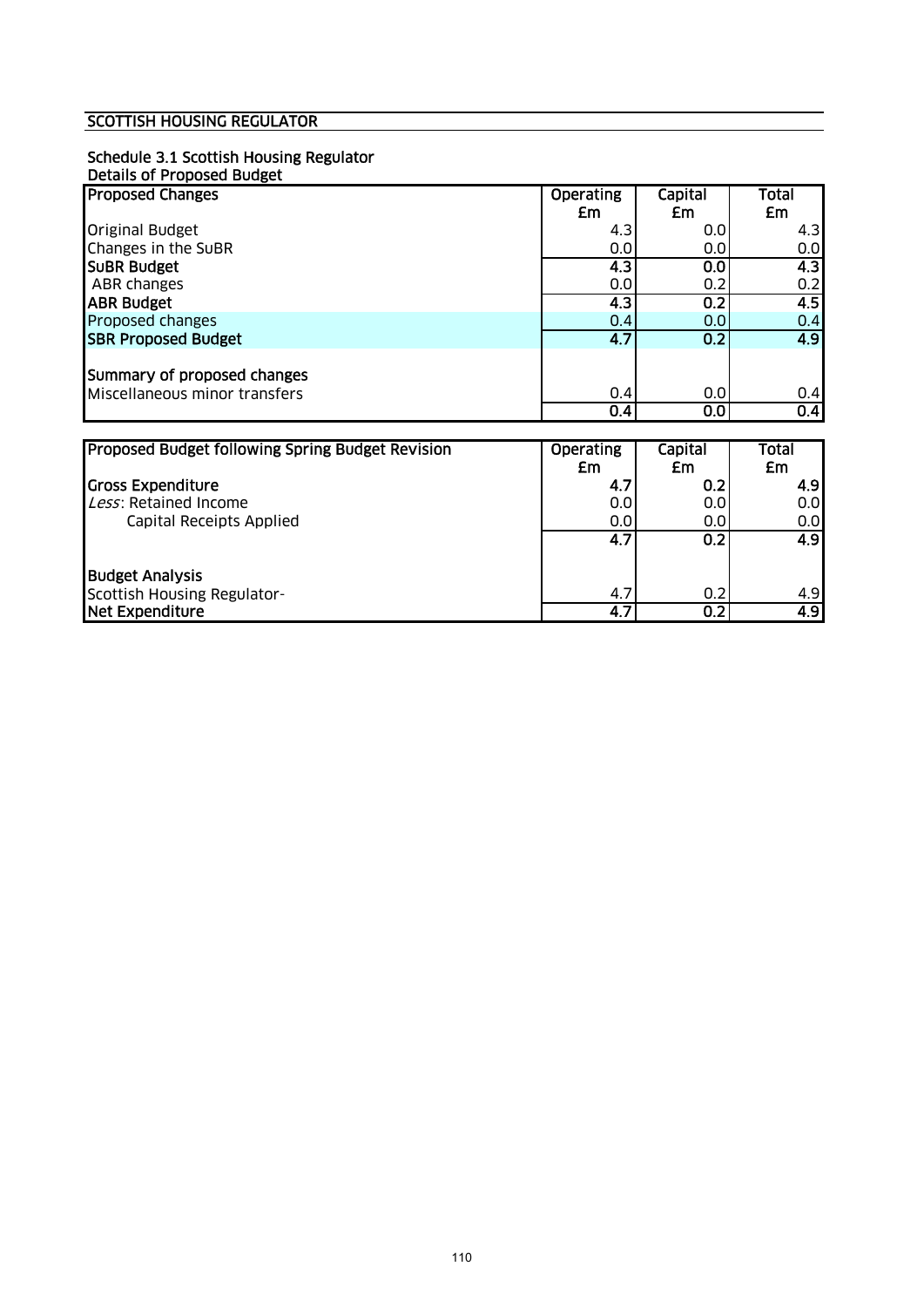## SCOTTISH HOUSING REGULATOR

### Schedule 3.1 Scottish Housing Regulator
### Details of Proposed Budget

| Proposed Changes | Operating £m | Capital £m | Total £m |
|---|---|---|---|
| Original Budget | 4.3 | 0.0 | 4.3 |
| Changes in the SuBR | 0.0 | 0.0 | 0.0 |
| **SuBR Budget** | **4.3** | **0.0** | **4.3** |
| ABR changes | 0.0 | 0.2 | 0.2 |
| **ABR Budget** | **4.3** | **0.2** | **4.5** |
| Proposed changes | 0.4 | 0.0 | 0.4 |
| **SBR Proposed Budget** | **4.7** | **0.2** | **4.9** |
| | | | |
| **Summary of proposed changes** | | | |
| Miscellaneous minor transfers | 0.4 | 0.0 | 0.4 |
| | **0.4** | **0.0** | **0.4** |

| Proposed Budget following Spring Budget Revision | Operating £m | Capital £m | Total £m |
|---|---|---|---|
| **Gross Expenditure** | **4.7** | **0.2** | **4.9** |
| *Less*: Retained Income | 0.0 | 0.0 | 0.0 |
| Capital Receipts Applied | 0.0 | 0.0 | 0.0 |
| | **4.7** | **0.2** | **4.9** |
| | | | |
| **Budget Analysis** | | | |
| Scottish Housing Regulator- | 4.7 | 0.2 | 4.9 |
| **Net Expenditure** | **4.7** | **0.2** | **4.9** |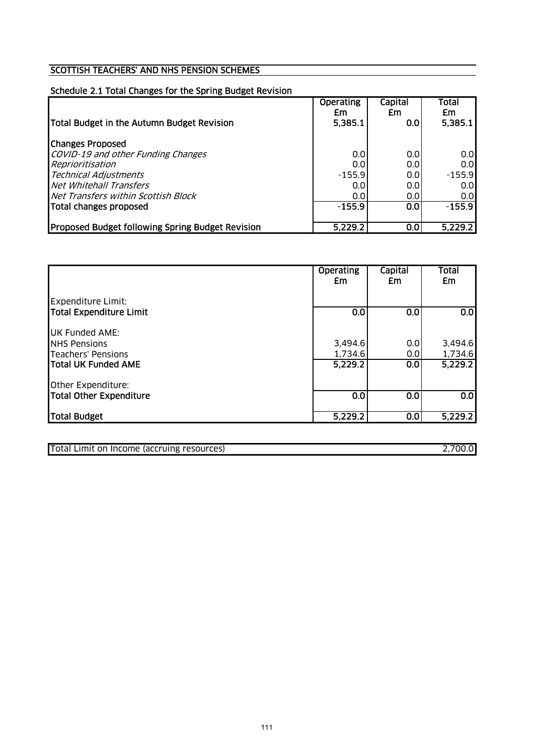## SCOTTISH TEACHERS' AND NHS PENSION SCHEMES

### Schedule 2.1 Total Changes for the Spring Budget Revision

| | Operating £m | Capital £m | Total £m |
|---|---|---|---|
| **Total Budget in the Autumn Budget Revision** | **5,385.1** | **0.0** | **5,385.1** |
| **Changes Proposed** | | | |
| *COVID-19 and other Funding Changes* | 0.0 | 0.0 | 0.0 |
| *Reprioritisation* | 0.0 | 0.0 | 0.0 |
| *Technical Adjustments* | -155.9 | 0.0 | -155.9 |
| *Net Whitehall Transfers* | 0.0 | 0.0 | 0.0 |
| *Net Transfers within Scottish Block* | 0.0 | 0.0 | 0.0 |
| **Total changes proposed** | **-155.9** | **0.0** | **-155.9** |
| **Proposed Budget following Spring Budget Revision** | **5,229.2** | **0.0** | **5,229.2** |

| | Operating £m | Capital £m | Total £m |
|---|---|---|---|
| Expenditure Limit: | | | |
| **Total Expenditure Limit** | **0.0** | **0.0** | **0.0** |
| UK Funded AME: | | | |
| NHS Pensions | 3,494.6 | 0.0 | 3,494.6 |
| Teachers' Pensions | 1,734.6 | 0.0 | 1,734.6 |
| **Total UK Funded AME** | **5,229.2** | **0.0** | **5,229.2** |
| Other Expenditure: | | | |
| **Total Other Expenditure** | **0.0** | **0.0** | **0.0** |
| **Total Budget** | **5,229.2** | **0.0** | **5,229.2** |

| | |
|---|---|
| Total Limit on Income (accruing resources) | 2,700.0 |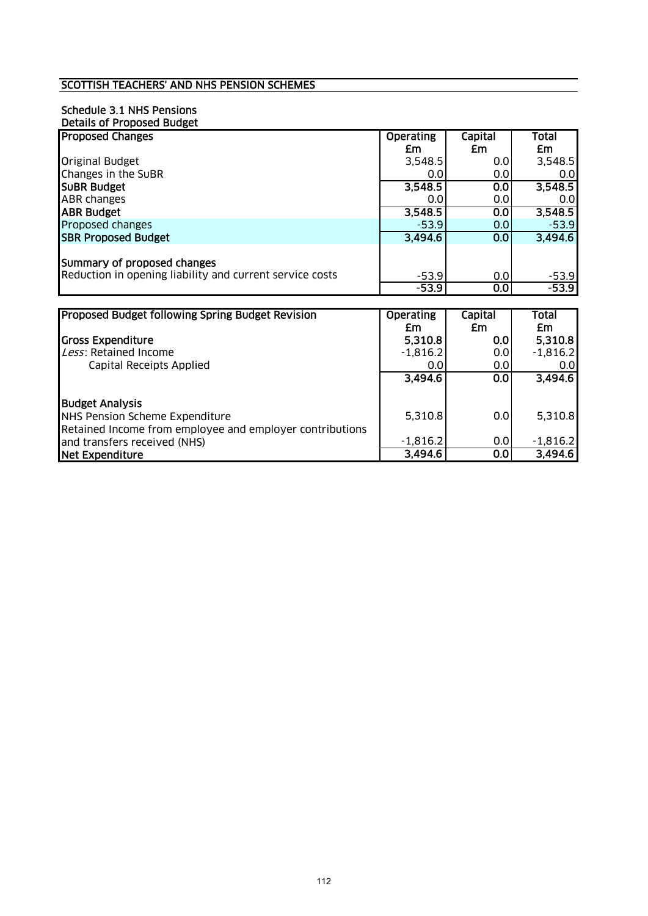## SCOTTISH TEACHERS' AND NHS PENSION SCHEMES

### Schedule 3.1 NHS Pensions

#### Details of Proposed Budget

| Proposed Changes | Operating £m | Capital £m | Total £m |
|---|---|---|---|
| Original Budget | 3,548.5 | 0.0 | 3,548.5 |
| Changes in the SuBR | 0.0 | 0.0 | 0.0 |
| **SuBR Budget** | **3,548.5** | **0.0** | **3,548.5** |
| ABR changes | 0.0 | 0.0 | 0.0 |
| **ABR Budget** | **3,548.5** | **0.0** | **3,548.5** |
| Proposed changes | -53.9 | 0.0 | -53.9 |
| **SBR Proposed Budget** | **3,494.6** | **0.0** | **3,494.6** |
| | | | |
| **Summary of proposed changes** | | | |
| Reduction in opening liability and current service costs | -53.9 | 0.0 | -53.9 |
| | -53.9 | 0.0 | -53.9 |

| Proposed Budget following Spring Budget Revision | Operating £m | Capital £m | Total £m |
|---|---|---|---|
| **Gross Expenditure** | **5,310.8** | **0.0** | **5,310.8** |
| *Less*: Retained Income | -1,816.2 | 0.0 | -1,816.2 |
| Capital Receipts Applied | 0.0 | 0.0 | 0.0 |
| | 3,494.6 | 0.0 | 3,494.6 |
| | | | |
| **Budget Analysis** | | | |
| NHS Pension Scheme Expenditure | 5,310.8 | 0.0 | 5,310.8 |
| Retained Income from employee and employer contributions and transfers received (NHS) | -1,816.2 | 0.0 | -1,816.2 |
| **Net Expenditure** | **3,494.6** | **0.0** | **3,494.6** |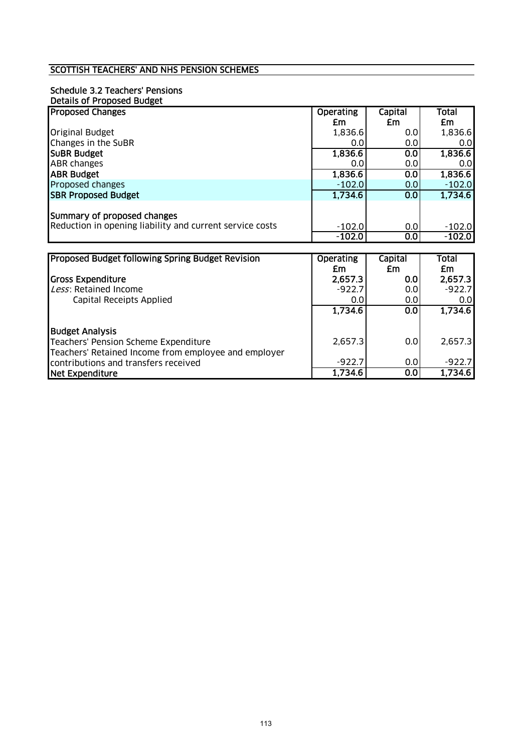## SCOTTISH TEACHERS' AND NHS PENSION SCHEMES

### Schedule 3.2 Teachers' Pensions

**Details of Proposed Budget**

| **Proposed Changes** | **Operating £m** | **Capital £m** | **Total £m** |
|---|---|---|---|
| Original Budget | 1,836.6 | 0.0 | 1,836.6 |
| Changes in the SuBR | 0.0 | 0.0 | 0.0 |
| **SuBR Budget** | **1,836.6** | **0.0** | **1,836.6** |
| ABR changes | 0.0 | 0.0 | 0.0 |
| **ABR Budget** | **1,836.6** | **0.0** | **1,836.6** |
| Proposed changes | -102.0 | 0.0 | -102.0 |
| **SBR Proposed Budget** | **1,734.6** | **0.0** | **1,734.6** |
| | | | |
| Summary of proposed changes | | | |
| Reduction in opening liability and current service costs | -102.0 | 0.0 | -102.0 |
| | -102.0 | 0.0 | -102.0 |

| **Proposed Budget following Spring Budget Revision** | **Operating £m** | **Capital £m** | **Total £m** |
|---|---|---|---|
| **Gross Expenditure** | **2,657.3** | **0.0** | **2,657.3** |
| *Less*: Retained Income | -922.7 | 0.0 | -922.7 |
| Capital Receipts Applied | 0.0 | 0.0 | 0.0 |
| | 1,734.6 | 0.0 | 1,734.6 |
| | | | |
| **Budget Analysis** | | | |
| Teachers' Pension Scheme Expenditure | 2,657.3 | 0.0 | 2,657.3 |
| Teachers' Retained Income from employee and employer contributions and transfers received | -922.7 | 0.0 | -922.7 |
| **Net Expenditure** | **1,734.6** | **0.0** | **1,734.6** |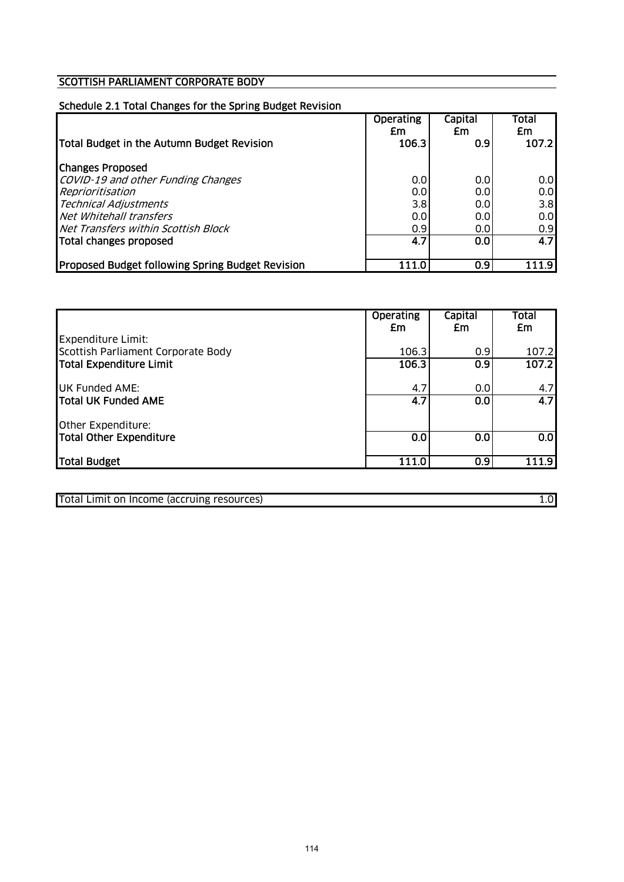## SCOTTISH PARLIAMENT CORPORATE BODY

### Schedule 2.1 Total Changes for the Spring Budget Revision

| | Operating £m | Capital £m | Total £m |
|---|---|---|---|
| **Total Budget in the Autumn Budget Revision** | **106.3** | **0.9** | **107.2** |
| **Changes Proposed** | | | |
| *COVID-19 and other Funding Changes* | 0.0 | 0.0 | 0.0 |
| *Reprioritisation* | 0.0 | 0.0 | 0.0 |
| *Technical Adjustments* | 3.8 | 0.0 | 3.8 |
| *Net Whitehall transfers* | 0.0 | 0.0 | 0.0 |
| *Net Transfers within Scottish Block* | 0.9 | 0.0 | 0.9 |
| **Total changes proposed** | **4.7** | **0.0** | **4.7** |
| **Proposed Budget following Spring Budget Revision** | **111.0** | **0.9** | **111.9** |

| | Operating £m | Capital £m | Total £m |
|---|---|---|---|
| Expenditure Limit: | | | |
| Scottish Parliament Corporate Body | 106.3 | 0.9 | 107.2 |
| **Total Expenditure Limit** | **106.3** | **0.9** | **107.2** |
| UK Funded AME: | 4.7 | 0.0 | 4.7 |
| **Total UK Funded AME** | **4.7** | **0.0** | **4.7** |
| Other Expenditure: | | | |
| **Total Other Expenditure** | **0.0** | **0.0** | **0.0** |
| **Total Budget** | **111.0** | **0.9** | **111.9** |

| | |
|---|---|
| Total Limit on Income (accruing resources) | 1.0 |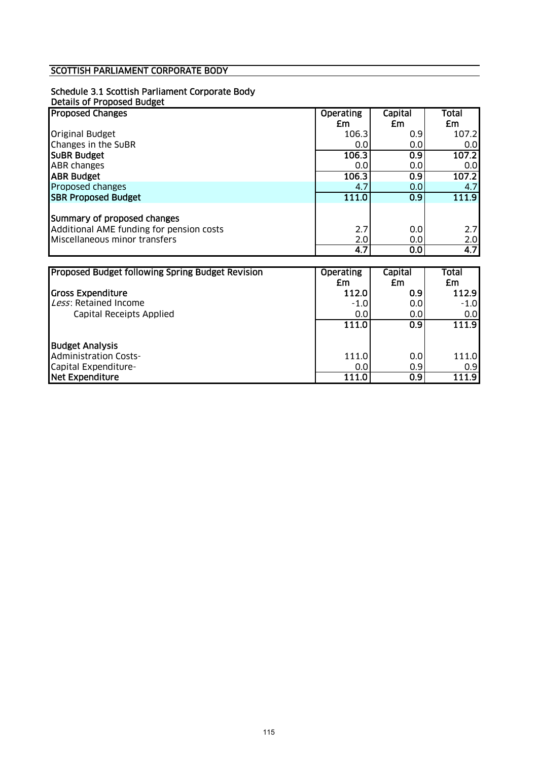## SCOTTISH PARLIAMENT CORPORATE BODY

### Schedule 3.1 Scottish Parliament Corporate Body
### Details of Proposed Budget

| Proposed Changes | Operating £m | Capital £m | Total £m |
|---|---|---|---|
| Original Budget | 106.3 | 0.9 | 107.2 |
| Changes in the SuBR | 0.0 | 0.0 | 0.0 |
| **SuBR Budget** | **106.3** | **0.9** | **107.2** |
| ABR changes | 0.0 | 0.0 | 0.0 |
| **ABR Budget** | **106.3** | **0.9** | **107.2** |
| Proposed changes | 4.7 | 0.0 | 4.7 |
| **SBR Proposed Budget** | **111.0** | **0.9** | **111.9** |
| | | | |
| **Summary of proposed changes** | | | |
| Additional AME funding for pension costs | 2.7 | 0.0 | 2.7 |
| Miscellaneous minor transfers | 2.0 | 0.0 | 2.0 |
| | **4.7** | **0.0** | **4.7** |

| Proposed Budget following Spring Budget Revision | Operating £m | Capital £m | Total £m |
|---|---|---|---|
| **Gross Expenditure** | **112.0** | **0.9** | **112.9** |
| *Less*: Retained Income | -1.0 | 0.0 | -1.0 |
| Capital Receipts Applied | 0.0 | 0.0 | 0.0 |
| | **111.0** | **0.9** | **111.9** |
| | | | |
| **Budget Analysis** | | | |
| Administration Costs- | 111.0 | 0.0 | 111.0 |
| Capital Expenditure- | 0.0 | 0.9 | 0.9 |
| **Net Expenditure** | **111.0** | **0.9** | **111.9** |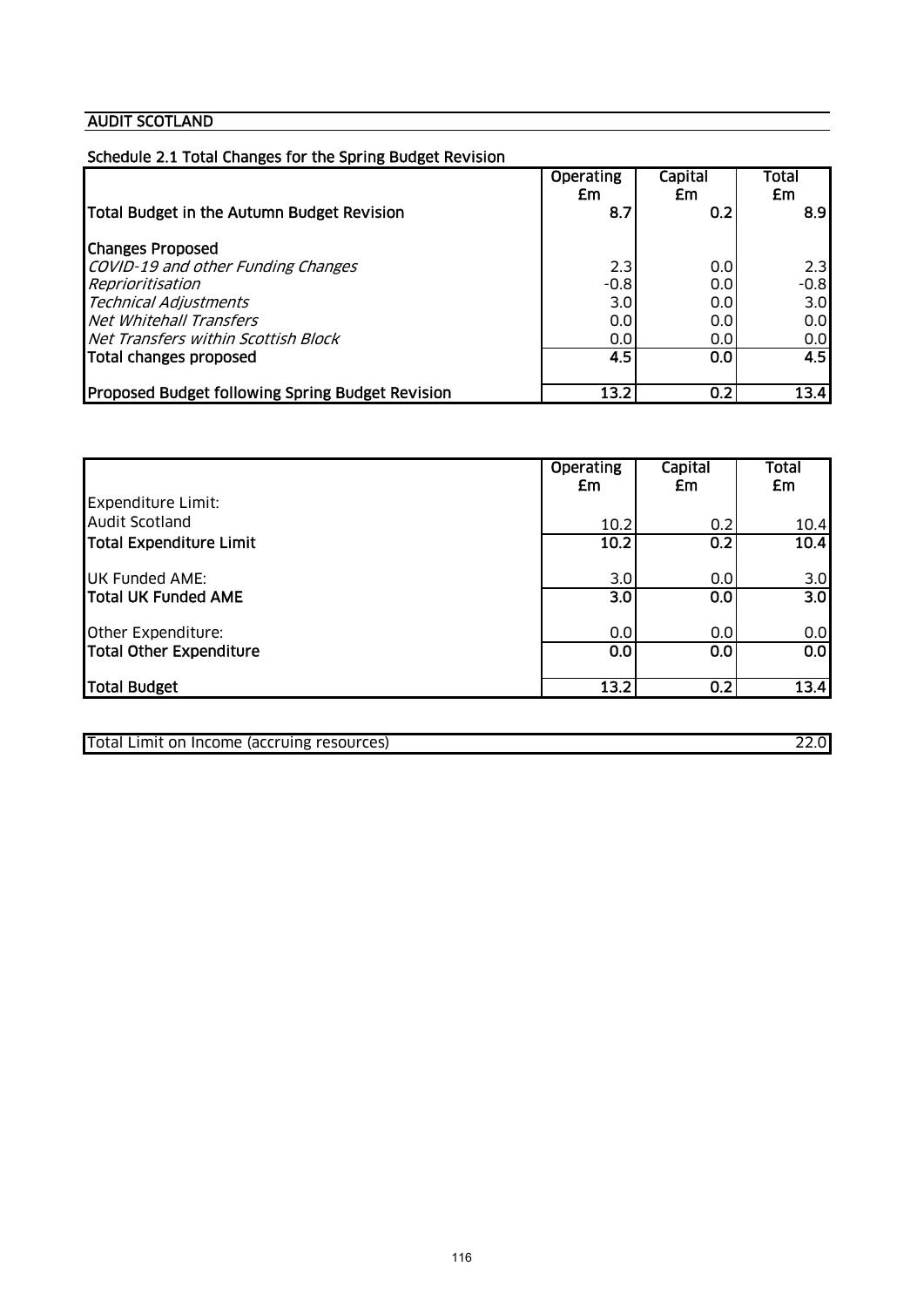## AUDIT SCOTLAND

### Schedule 2.1 Total Changes for the Spring Budget Revision

| | Operating £m | Capital £m | Total £m |
|---|---|---|---|
| **Total Budget in the Autumn Budget Revision** | **8.7** | **0.2** | **8.9** |
| | | | |
| **Changes Proposed** | | | |
| *COVID-19 and other Funding Changes* | 2.3 | 0.0 | 2.3 |
| *Reprioritisation* | -0.8 | 0.0 | -0.8 |
| *Technical Adjustments* | 3.0 | 0.0 | 3.0 |
| *Net Whitehall Transfers* | 0.0 | 0.0 | 0.0 |
| *Net Transfers within Scottish Block* | 0.0 | 0.0 | 0.0 |
| **Total changes proposed** | **4.5** | **0.0** | **4.5** |
| | | | |
| **Proposed Budget following Spring Budget Revision** | **13.2** | **0.2** | **13.4** |

| | Operating £m | Capital £m | Total £m |
|---|---|---|---|
| Expenditure Limit: | | | |
| Audit Scotland | 10.2 | 0.2 | 10.4 |
| **Total Expenditure Limit** | **10.2** | **0.2** | **10.4** |
| | | | |
| UK Funded AME: | 3.0 | 0.0 | 3.0 |
| **Total UK Funded AME** | **3.0** | **0.0** | **3.0** |
| | | | |
| Other Expenditure: | 0.0 | 0.0 | 0.0 |
| **Total Other Expenditure** | **0.0** | **0.0** | **0.0** |
| | | | |
| **Total Budget** | **13.2** | **0.2** | **13.4** |

| | |
|---|---|
| Total Limit on Income (accruing resources) | 22.0 |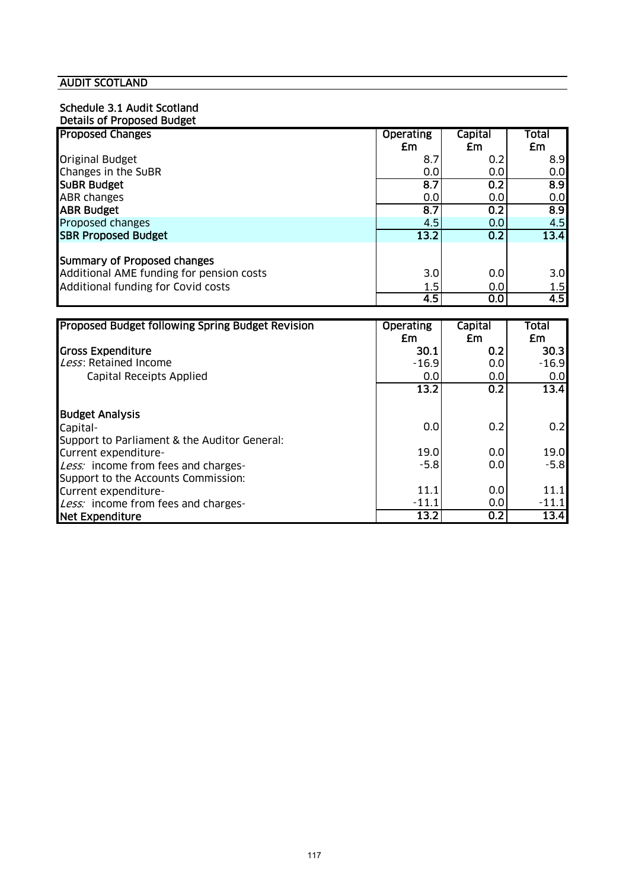## AUDIT SCOTLAND

### Schedule 3.1 Audit Scotland

**Details of Proposed Budget**

| Proposed Changes | Operating £m | Capital £m | Total £m |
|---|---|---|---|
| Original Budget | 8.7 | 0.2 | 8.9 |
| Changes in the SuBR | 0.0 | 0.0 | 0.0 |
| **SuBR Budget** | **8.7** | **0.2** | **8.9** |
| ABR changes | 0.0 | 0.0 | 0.0 |
| **ABR Budget** | **8.7** | **0.2** | **8.9** |
| Proposed changes | 4.5 | 0.0 | 4.5 |
| **SBR Proposed Budget** | **13.2** | **0.2** | **13.4** |
| | | | |
| **Summary of Proposed changes** | | | |
| Additional AME funding for pension costs | 3.0 | 0.0 | 3.0 |
| Additional funding for Covid costs | 1.5 | 0.0 | 1.5 |
| | **4.5** | **0.0** | **4.5** |

| Proposed Budget following Spring Budget Revision | Operating £m | Capital £m | Total £m |
|---|---|---|---|
| **Gross Expenditure** | **30.1** | **0.2** | **30.3** |
| *Less*: Retained Income | -16.9 | 0.0 | -16.9 |
| Capital Receipts Applied | 0.0 | 0.0 | 0.0 |
| | **13.2** | **0.2** | **13.4** |
| | | | |
| **Budget Analysis** | | | |
| Capital- | 0.0 | 0.2 | 0.2 |
| Support to Parliament & the Auditor General: | | | |
| Current expenditure- | 19.0 | 0.0 | 19.0 |
| *Less:* income from fees and charges- | -5.8 | 0.0 | -5.8 |
| Support to the Accounts Commission: | | | |
| Current expenditure- | 11.1 | 0.0 | 11.1 |
| *Less:* income from fees and charges- | -11.1 | 0.0 | -11.1 |
| **Net Expenditure** | **13.2** | **0.2** | **13.4** |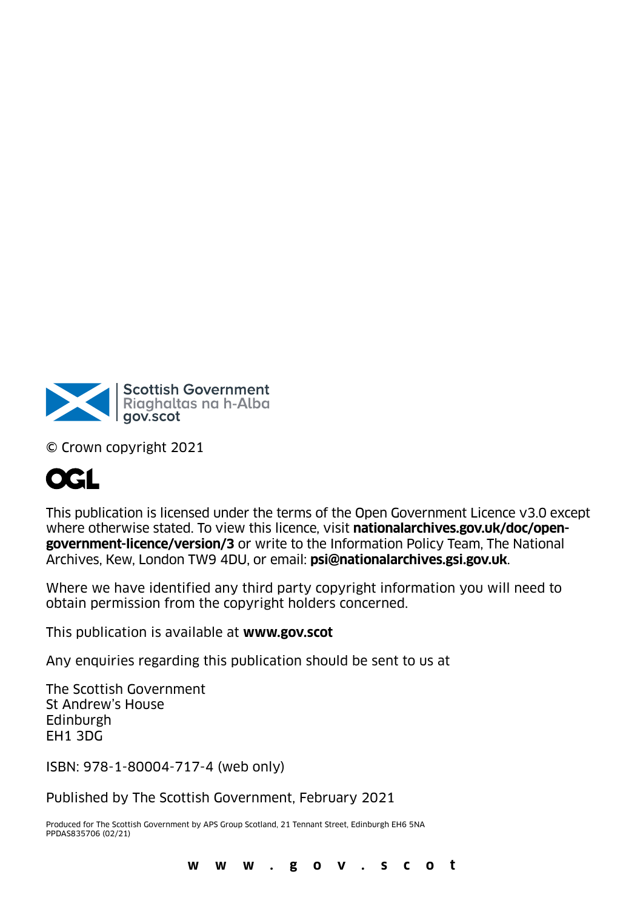Scottish Government
Riaghaltas na h-Alba
gov.scot

© Crown copyright 2021

OGL

This publication is licensed under the terms of the Open Government Licence v3.0 except where otherwise stated. To view this licence, visit **nationalarchives.gov.uk/doc/open-government-licence/version/3** or write to the Information Policy Team, The National Archives, Kew, London TW9 4DU, or email: **psi@nationalarchives.gsi.gov.uk**.

Where we have identified any third party copyright information you will need to obtain permission from the copyright holders concerned.

This publication is available at **www.gov.scot**

Any enquiries regarding this publication should be sent to us at

The Scottish Government
St Andrew's House
Edinburgh
EH1 3DG

ISBN: 978-1-80004-717-4 (web only)

Published by The Scottish Government, February 2021

Produced for The Scottish Government by APS Group Scotland, 21 Tennant Street, Edinburgh EH6 5NA
PPDAS835706 (02/21)

**w w w . g o v . s c o t**